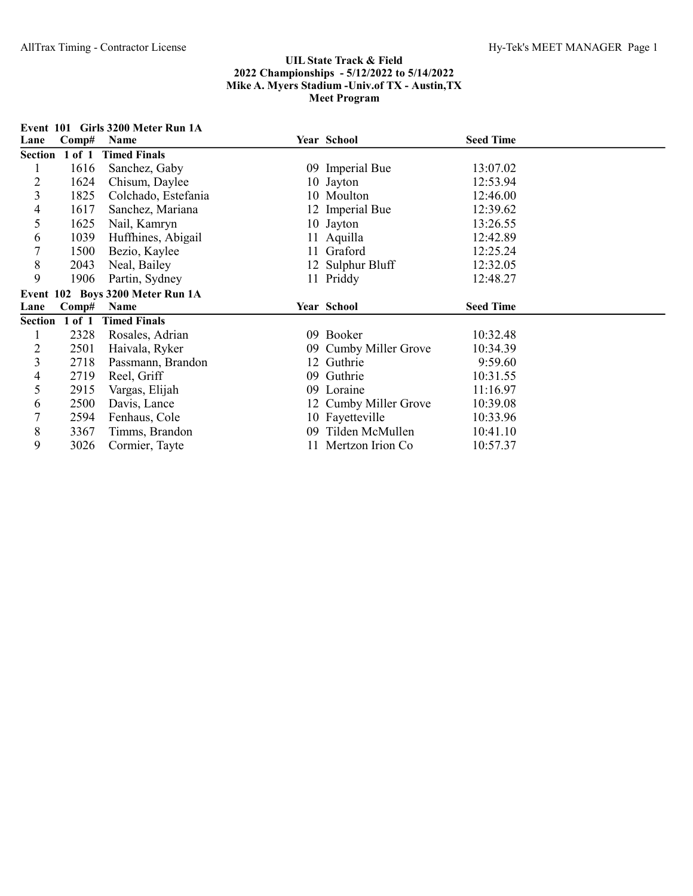# UIL State Track & Field
## 2022 Championships - 5/12/2022 to 5/14/2022
## Mike A. Myers Stadium -Univ.of TX - Austin,TX
## Meet Program

### Event 101 Girls 3200 Meter Run 1A

| Lane | Comp# | Name | Year | School | Seed Time |
|---|---|---|---|---|---|
| **Section 1 of 1** | | **Timed Finals** | | | |
| 1 | 1616 | Sanchez, Gaby | 09 | Imperial Bue | 13:07.02 |
| 2 | 1624 | Chisum, Daylee | 10 | Jayton | 12:53.94 |
| 3 | 1825 | Colchado, Estefania | 10 | Moulton | 12:46.00 |
| 4 | 1617 | Sanchez, Mariana | 12 | Imperial Bue | 12:39.62 |
| 5 | 1625 | Nail, Kamryn | 10 | Jayton | 13:26.55 |
| 6 | 1039 | Huffhines, Abigail | 11 | Aquilla | 12:42.89 |
| 7 | 1500 | Bezio, Kaylee | 11 | Graford | 12:25.24 |
| 8 | 2043 | Neal, Bailey | 12 | Sulphur Bluff | 12:32.05 |
| 9 | 1906 | Partin, Sydney | 11 | Priddy | 12:48.27 |

### Event 102 Boys 3200 Meter Run 1A

| Lane | Comp# | Name | Year | School | Seed Time |
|---|---|---|---|---|---|
| **Section 1 of 1** | | **Timed Finals** | | | |
| 1 | 2328 | Rosales, Adrian | 09 | Booker | 10:32.48 |
| 2 | 2501 | Haivala, Ryker | 09 | Cumby Miller Grove | 10:34.39 |
| 3 | 2718 | Passmann, Brandon | 12 | Guthrie | 9:59.60 |
| 4 | 2719 | Reel, Griff | 09 | Guthrie | 10:31.55 |
| 5 | 2915 | Vargas, Elijah | 09 | Loraine | 11:16.97 |
| 6 | 2500 | Davis, Lance | 12 | Cumby Miller Grove | 10:39.08 |
| 7 | 2594 | Fenhaus, Cole | 10 | Fayetteville | 10:33.96 |
| 8 | 3367 | Timms, Brandon | 09 | Tilden McMullen | 10:41.10 |
| 9 | 3026 | Cormier, Tayte | 11 | Mertzon Irion Co | 10:57.37 |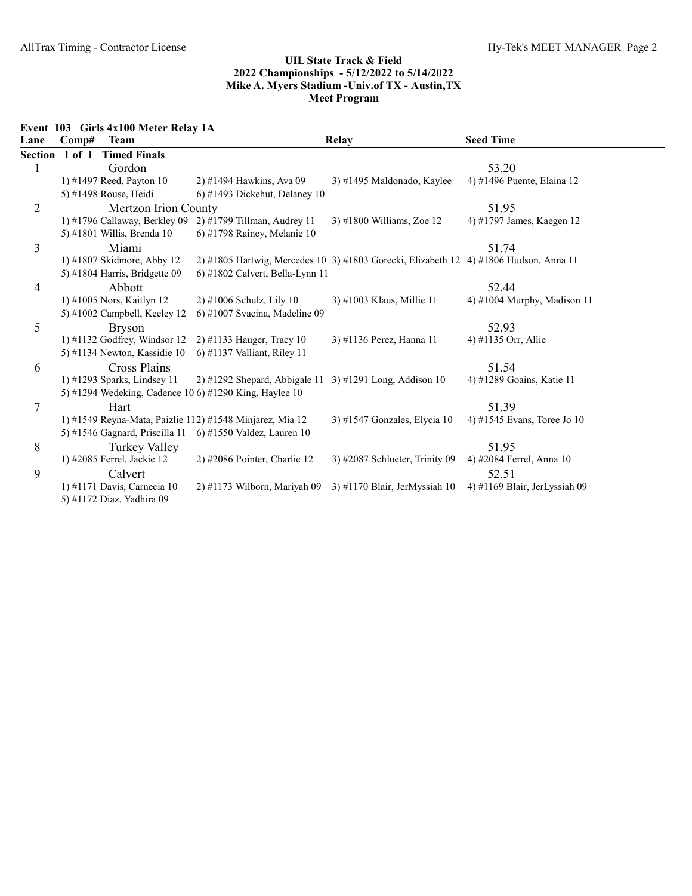# UIL State Track & Field
## 2022 Championships - 5/12/2022 to 5/14/2022
## Mike A. Myers Stadium -Univ.of TX - Austin,TX
## Meet Program

**Event 103 Girls 4x100 Meter Relay 1A**

| Lane | Comp# | Team | Relay | Seed Time |
|---|---|---|---|---|
| **Section 1 of 1 Timed Finals** | | | | |
| 1 | | Gordon | | 53.20 |
| | | 1) #1497 Reed, Payton 10; 2) #1494 Hawkins, Ava 09; 3) #1495 Maldonado, Kaylee; 4) #1496 Puente, Elaina 12; 5) #1498 Rouse, Heidi; 6) #1493 Dickehut, Delaney 10 | | |
| 2 | | Mertzon Irion County | | 51.95 |
| | | 1) #1796 Callaway, Berkley 09; 2) #1799 Tillman, Audrey 11; 3) #1800 Williams, Zoe 12; 4) #1797 James, Kaegen 12; 5) #1801 Willis, Brenda 10; 6) #1798 Rainey, Melanie 10 | | |
| 3 | | Miami | | 51.74 |
| | | 1) #1807 Skidmore, Abby 12; 2) #1805 Hartwig, Mercedes 10; 3) #1803 Gorecki, Elizabeth 12; 4) #1806 Hudson, Anna 11; 5) #1804 Harris, Bridgette 09; 6) #1802 Calvert, Bella-Lynn 11 | | |
| 4 | | Abbott | | 52.44 |
| | | 1) #1005 Nors, Kaitlyn 12; 2) #1006 Schulz, Lily 10; 3) #1003 Klaus, Millie 11; 4) #1004 Murphy, Madison 11; 5) #1002 Campbell, Keeley 12; 6) #1007 Svacina, Madeline 09 | | |
| 5 | | Bryson | | 52.93 |
| | | 1) #1132 Godfrey, Windsor 12; 2) #1133 Hauger, Tracy 10; 3) #1136 Perez, Hanna 11; 4) #1135 Orr, Allie; 5) #1134 Newton, Kassidie 10; 6) #1137 Valliant, Riley 11 | | |
| 6 | | Cross Plains | | 51.54 |
| | | 1) #1293 Sparks, Lindsey 11; 2) #1292 Shepard, Abbigale 11; 3) #1291 Long, Addison 10; 4) #1289 Goains, Katie 11; 5) #1294 Wedeking, Cadence 10; 6) #1290 King, Haylee 10 | | |
| 7 | | Hart | | 51.39 |
| | | 1) #1549 Reyna-Mata, Paizlie 11; 2) #1548 Minjarez, Mia 12; 3) #1547 Gonzales, Elycia 10; 4) #1545 Evans, Toree Jo 10; 5) #1546 Gagnard, Priscilla 11; 6) #1550 Valdez, Lauren 10 | | |
| 8 | | Turkey Valley | | 51.95 |
| | | 1) #2085 Ferrel, Jackie 12; 2) #2086 Pointer, Charlie 12; 3) #2087 Schlueter, Trinity 09; 4) #2084 Ferrel, Anna 10 | | |
| 9 | | Calvert | | 52.51 |
| | | 1) #1171 Davis, Carnecia 10; 2) #1173 Wilborn, Mariyah 09; 3) #1170 Blair, JerMyssiah 10; 4) #1169 Blair, JerLyssiah 09; 5) #1172 Diaz, Yadhira 09 | | |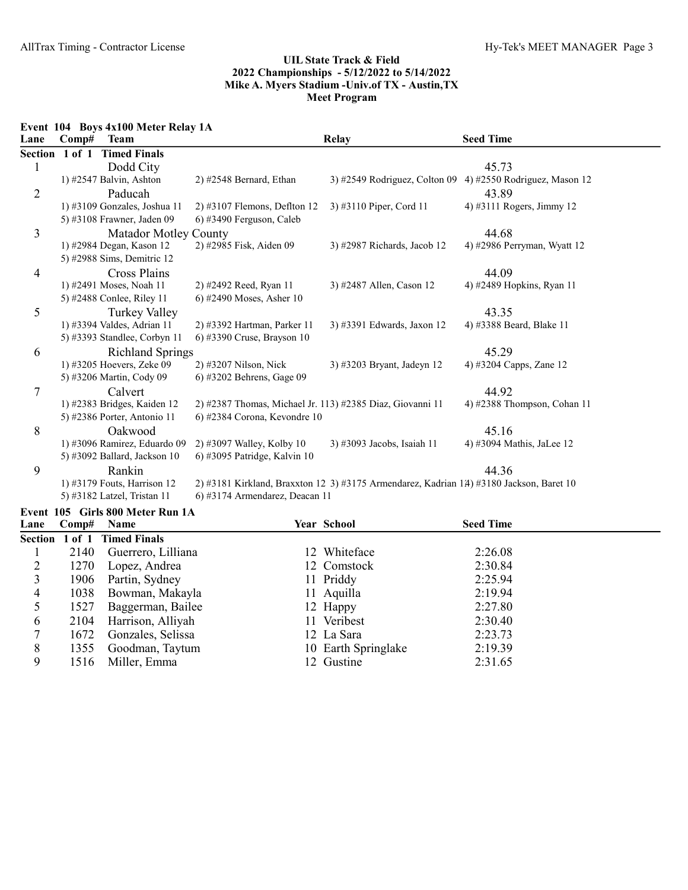## UIL State Track & Field
## 2022 Championships - 5/12/2022 to 5/14/2022
## Mike A. Myers Stadium -Univ.of TX - Austin,TX
## Meet Program

### Event 104 Boys 4x100 Meter Relay 1A

| Lane | Comp# | Team | | Relay | Seed Time |
|---|---|---|---|---|---|
| **Section 1 of 1 Timed Finals** | | | | | |
| 1 | | Dodd City | | | 45.73 |
| | 1) #2547 Balvin, Ashton | 2) #2548 Bernard, Ethan | | 3) #2549 Rodriguez, Colton 09 | 4) #2550 Rodriguez, Mason 12 |
| 2 | | Paducah | | | 43.89 |
| | 1) #3109 Gonzales, Joshua 11 | 2) #3107 Flemons, Deflton 12 | | 3) #3110 Piper, Cord 11 | 4) #3111 Rogers, Jimmy 12 |
| | 5) #3108 Frawner, Jaden 09 | 6) #3490 Ferguson, Caleb | | | |
| 3 | | Matador Motley County | | | 44.68 |
| | 1) #2984 Degan, Kason 12 | 2) #2985 Fisk, Aiden 09 | | 3) #2987 Richards, Jacob 12 | 4) #2986 Perryman, Wyatt 12 |
| | 5) #2988 Sims, Demitric 12 | | | | |
| 4 | | Cross Plains | | | 44.09 |
| | 1) #2491 Moses, Noah 11 | 2) #2492 Reed, Ryan 11 | | 3) #2487 Allen, Cason 12 | 4) #2489 Hopkins, Ryan 11 |
| | 5) #2488 Conlee, Riley 11 | 6) #2490 Moses, Asher 10 | | | |
| 5 | | Turkey Valley | | | 43.35 |
| | 1) #3394 Valdes, Adrian 11 | 2) #3392 Hartman, Parker 11 | | 3) #3391 Edwards, Jaxon 12 | 4) #3388 Beard, Blake 11 |
| | 5) #3393 Standlee, Corbyn 11 | 6) #3390 Cruse, Brayson 10 | | | |
| 6 | | Richland Springs | | | 45.29 |
| | 1) #3205 Hoevers, Zeke 09 | 2) #3207 Nilson, Nick | | 3) #3203 Bryant, Jadeyn 12 | 4) #3204 Capps, Zane 12 |
| | 5) #3206 Martin, Cody 09 | 6) #3202 Behrens, Gage 09 | | | |
| 7 | | Calvert | | | 44.92 |
| | 1) #2383 Bridges, Kaiden 12 | 2) #2387 Thomas, Michael Jr. 11 | | 3) #2385 Diaz, Giovanni 11 | 4) #2388 Thompson, Cohan 11 |
| | 5) #2386 Porter, Antonio 11 | 6) #2384 Corona, Kevondre 10 | | | |
| 8 | | Oakwood | | | 45.16 |
| | 1) #3096 Ramirez, Eduardo 09 | 2) #3097 Walley, Kolby 10 | | 3) #3093 Jacobs, Isaiah 11 | 4) #3094 Mathis, JaLee 12 |
| | 5) #3092 Ballard, Jackson 10 | 6) #3095 Patridge, Kalvin 10 | | | |
| 9 | | Rankin | | | 44.36 |
| | 1) #3179 Fouts, Harrison 12 | 2) #3181 Kirkland, Braxxton 12 | | 3) #3175 Armendarez, Kadrian 11 | 4) #3180 Jackson, Baret 10 |
| | 5) #3182 Latzel, Tristan 11 | 6) #3174 Armendarez, Deacan 11 | | | |

### Event 105 Girls 800 Meter Run 1A

| Lane | Comp# | Name | Year | School | Seed Time |
|---|---|---|---|---|---|
| **Section 1 of 1 Timed Finals** | | | | | |
| 1 | 2140 | Guerrero, Lilliana | 12 | Whiteface | 2:26.08 |
| 2 | 1270 | Lopez, Andrea | 12 | Comstock | 2:30.84 |
| 3 | 1906 | Partin, Sydney | 11 | Priddy | 2:25.94 |
| 4 | 1038 | Bowman, Makayla | 11 | Aquilla | 2:19.94 |
| 5 | 1527 | Baggerman, Bailee | 12 | Happy | 2:27.80 |
| 6 | 2104 | Harrison, Alliyah | 11 | Veribest | 2:30.40 |
| 7 | 1672 | Gonzales, Selissa | 12 | La Sara | 2:23.73 |
| 8 | 1355 | Goodman, Taytum | 10 | Earth Springlake | 2:19.39 |
| 9 | 1516 | Miller, Emma | 12 | Gustine | 2:31.65 |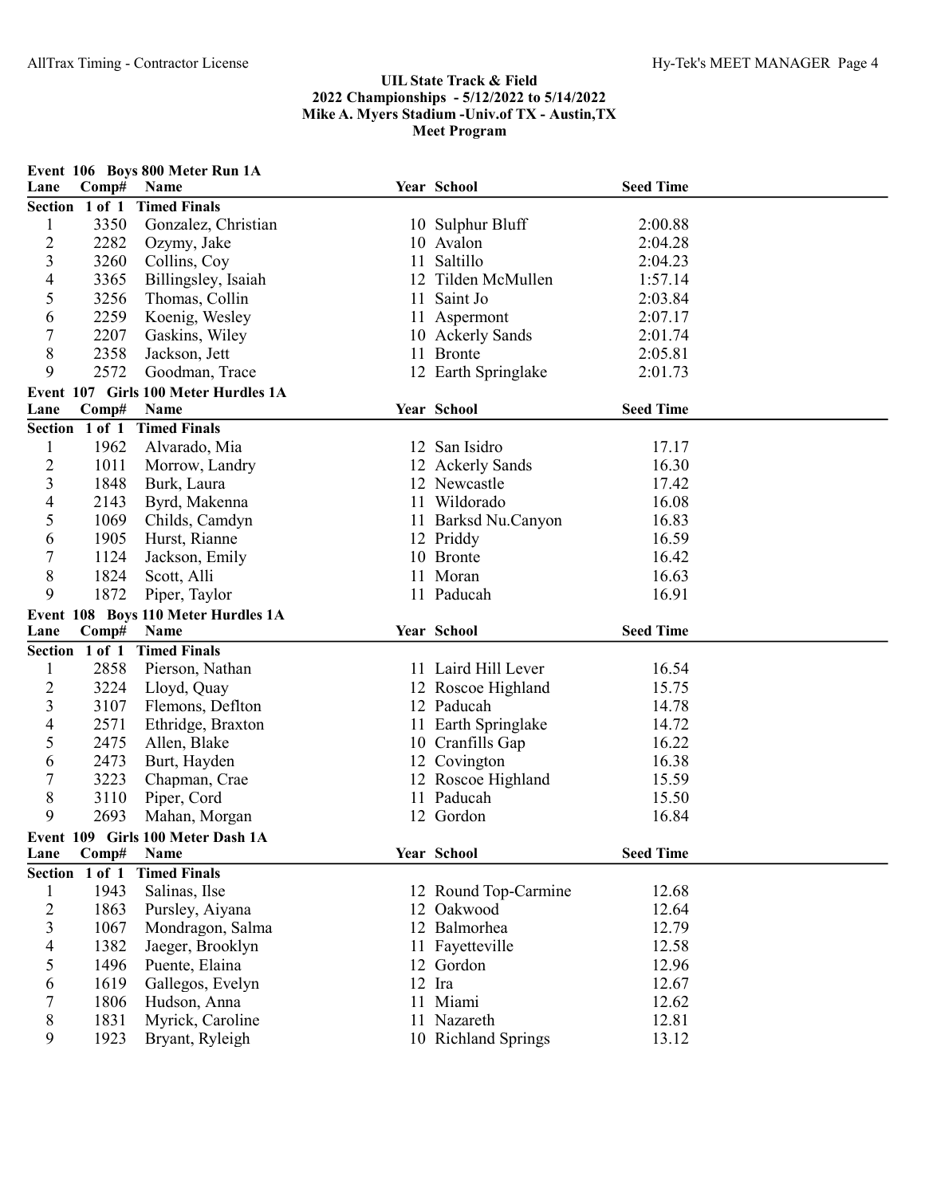## UIL State Track & Field
## 2022 Championships - 5/12/2022 to 5/14/2022
## Mike A. Myers Stadium -Univ.of TX - Austin,TX
## Meet Program

### Event 106 Boys 800 Meter Run 1A

| Lane | Comp# | Name | Year | School | Seed Time |
|---|---|---|---|---|---|
| **Section 1 of 1 Timed Finals** | | | | | |
| 1 | 3350 | Gonzalez, Christian | 10 | Sulphur Bluff | 2:00.88 |
| 2 | 2282 | Ozymy, Jake | 10 | Avalon | 2:04.28 |
| 3 | 3260 | Collins, Coy | 11 | Saltillo | 2:04.23 |
| 4 | 3365 | Billingsley, Isaiah | 12 | Tilden McMullen | 1:57.14 |
| 5 | 3256 | Thomas, Collin | 11 | Saint Jo | 2:03.84 |
| 6 | 2259 | Koenig, Wesley | 11 | Aspermont | 2:07.17 |
| 7 | 2207 | Gaskins, Wiley | 10 | Ackerly Sands | 2:01.74 |
| 8 | 2358 | Jackson, Jett | 11 | Bronte | 2:05.81 |
| 9 | 2572 | Goodman, Trace | 12 | Earth Springlake | 2:01.73 |

### Event 107 Girls 100 Meter Hurdles 1A

| Lane | Comp# | Name | Year | School | Seed Time |
|---|---|---|---|---|---|
| **Section 1 of 1 Timed Finals** | | | | | |
| 1 | 1962 | Alvarado, Mia | 12 | San Isidro | 17.17 |
| 2 | 1011 | Morrow, Landry | 12 | Ackerly Sands | 16.30 |
| 3 | 1848 | Burk, Laura | 12 | Newcastle | 17.42 |
| 4 | 2143 | Byrd, Makenna | 11 | Wildorado | 16.08 |
| 5 | 1069 | Childs, Camdyn | 11 | Barksd Nu.Canyon | 16.83 |
| 6 | 1905 | Hurst, Rianne | 12 | Priddy | 16.59 |
| 7 | 1124 | Jackson, Emily | 10 | Bronte | 16.42 |
| 8 | 1824 | Scott, Alli | 11 | Moran | 16.63 |
| 9 | 1872 | Piper, Taylor | 11 | Paducah | 16.91 |

### Event 108 Boys 110 Meter Hurdles 1A

| Lane | Comp# | Name | Year | School | Seed Time |
|---|---|---|---|---|---|
| **Section 1 of 1 Timed Finals** | | | | | |
| 1 | 2858 | Pierson, Nathan | 11 | Laird Hill Lever | 16.54 |
| 2 | 3224 | Lloyd, Quay | 12 | Roscoe Highland | 15.75 |
| 3 | 3107 | Flemons, Deflton | 12 | Paducah | 14.78 |
| 4 | 2571 | Ethridge, Braxton | 11 | Earth Springlake | 14.72 |
| 5 | 2475 | Allen, Blake | 10 | Cranfills Gap | 16.22 |
| 6 | 2473 | Burt, Hayden | 12 | Covington | 16.38 |
| 7 | 3223 | Chapman, Crae | 12 | Roscoe Highland | 15.59 |
| 8 | 3110 | Piper, Cord | 11 | Paducah | 15.50 |
| 9 | 2693 | Mahan, Morgan | 12 | Gordon | 16.84 |

### Event 109 Girls 100 Meter Dash 1A

| Lane | Comp# | Name | Year | School | Seed Time |
|---|---|---|---|---|---|
| **Section 1 of 1 Timed Finals** | | | | | |
| 1 | 1943 | Salinas, Ilse | 12 | Round Top-Carmine | 12.68 |
| 2 | 1863 | Pursley, Aiyana | 12 | Oakwood | 12.64 |
| 3 | 1067 | Mondragon, Salma | 12 | Balmorhea | 12.79 |
| 4 | 1382 | Jaeger, Brooklyn | 11 | Fayetteville | 12.58 |
| 5 | 1496 | Puente, Elaina | 12 | Gordon | 12.96 |
| 6 | 1619 | Gallegos, Evelyn | 12 | Ira | 12.67 |
| 7 | 1806 | Hudson, Anna | 11 | Miami | 12.62 |
| 8 | 1831 | Myrick, Caroline | 11 | Nazareth | 12.81 |
| 9 | 1923 | Bryant, Ryleigh | 10 | Richland Springs | 13.12 |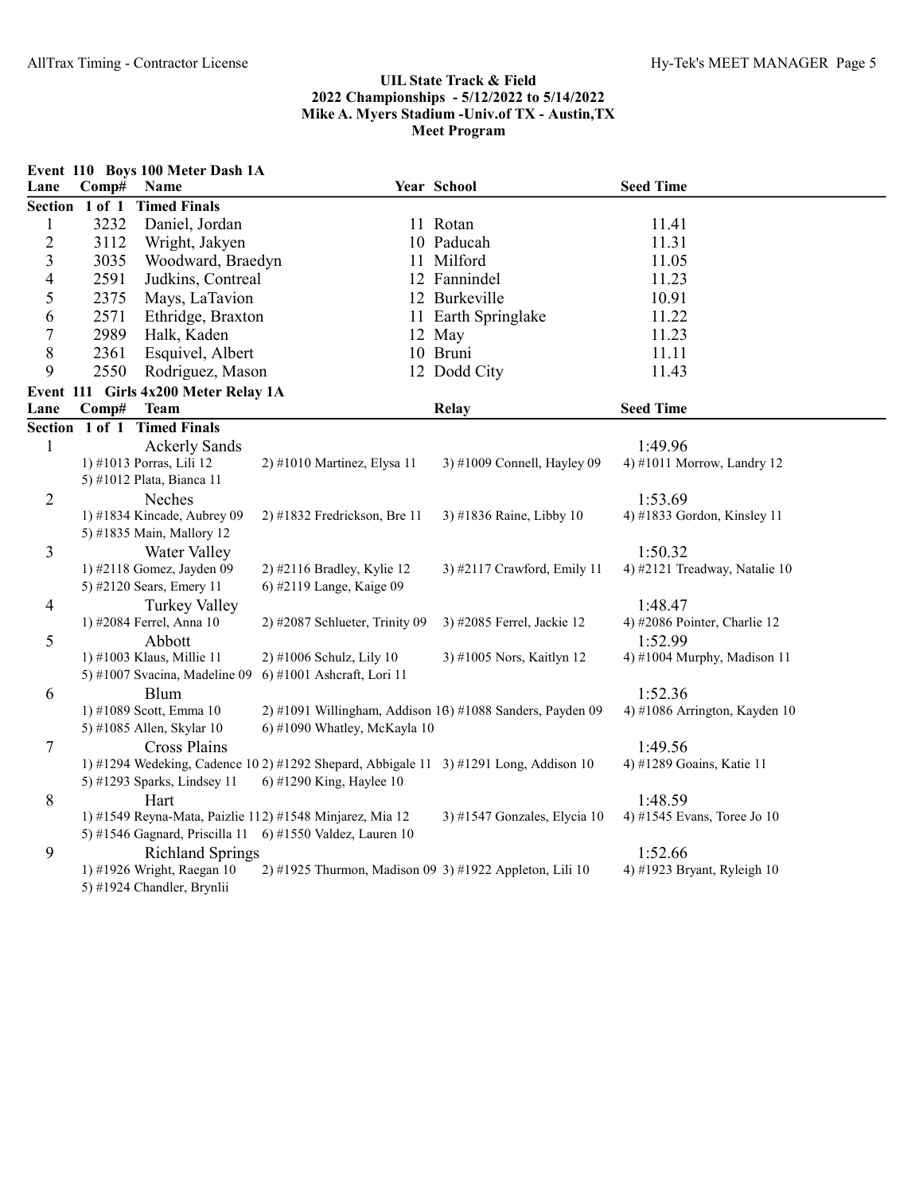**UIL State Track & Field**
**2022 Championships - 5/12/2022 to 5/14/2022**
**Mike A. Myers Stadium -Univ.of TX - Austin,TX**
**Meet Program**

## Event 110 Boys 100 Meter Dash 1A

| Lane | Comp# | Name | Year | School | Seed Time |
|---|---|---|---|---|---|
| **Section 1 of 1 Timed Finals** | | | | | |
| 1 | 3232 | Daniel, Jordan | 11 | Rotan | 11.41 |
| 2 | 3112 | Wright, Jakyen | 10 | Paducah | 11.31 |
| 3 | 3035 | Woodward, Braedyn | 11 | Milford | 11.05 |
| 4 | 2591 | Judkins, Contreal | 12 | Fannindel | 11.23 |
| 5 | 2375 | Mays, LaTavion | 12 | Burkeville | 10.91 |
| 6 | 2571 | Ethridge, Braxton | 11 | Earth Springlake | 11.22 |
| 7 | 2989 | Halk, Kaden | 12 | May | 11.23 |
| 8 | 2361 | Esquivel, Albert | 10 | Bruni | 11.11 |
| 9 | 2550 | Rodriguez, Mason | 12 | Dodd City | 11.43 |

## Event 111 Girls 4x200 Meter Relay 1A

| Lane | Comp# | Team | Relay | Seed Time |
|---|---|---|---|---|
| **Section 1 of 1 Timed Finals** | | | | |
| 1 | | Ackerly Sands | | 1:49.96 |

1) #1013 Porras, Lili 12 2) #1010 Martinez, Elysa 11 3) #1009 Connell, Hayley 09 4) #1011 Morrow, Landry 12
5) #1012 Plata, Bianca 11

| Lane | Team | Seed Time |
|---|---|---|
| 2 | Neches | 1:53.69 |

1) #1834 Kincade, Aubrey 09 2) #1832 Fredrickson, Bre 11 3) #1836 Raine, Libby 10 4) #1833 Gordon, Kinsley 11
5) #1835 Main, Mallory 12

| Lane | Team | Seed Time |
|---|---|---|
| 3 | Water Valley | 1:50.32 |

1) #2118 Gomez, Jayden 09 2) #2116 Bradley, Kylie 12 3) #2117 Crawford, Emily 11 4) #2121 Treadway, Natalie 10
5) #2120 Sears, Emery 11 6) #2119 Lange, Kaige 09

| Lane | Team | Seed Time |
|---|---|---|
| 4 | Turkey Valley | 1:48.47 |

1) #2084 Ferrel, Anna 10 2) #2087 Schlueter, Trinity 09 3) #2085 Ferrel, Jackie 12 4) #2086 Pointer, Charlie 12

| Lane | Team | Seed Time |
|---|---|---|
| 5 | Abbott | 1:52.99 |

1) #1003 Klaus, Millie 11 2) #1006 Schulz, Lily 10 3) #1005 Nors, Kaitlyn 12 4) #1004 Murphy, Madison 11
5) #1007 Svacina, Madeline 09 6) #1001 Ashcraft, Lori 11

| Lane | Team | Seed Time |
|---|---|---|
| 6 | Blum | 1:52.36 |

1) #1089 Scott, Emma 10 2) #1091 Willingham, Addison 10 3) #1088 Sanders, Payden 09 4) #1086 Arrington, Kayden 10
5) #1085 Allen, Skylar 10 6) #1090 Whatley, McKayla 10

| Lane | Team | Seed Time |
|---|---|---|
| 7 | Cross Plains | 1:49.56 |

1) #1294 Wedeking, Cadence 10 2) #1292 Shepard, Abbigale 11 3) #1291 Long, Addison 10 4) #1289 Goains, Katie 11
5) #1293 Sparks, Lindsey 11 6) #1290 King, Haylee 10

| Lane | Team | Seed Time |
|---|---|---|
| 8 | Hart | 1:48.59 |

1) #1549 Reyna-Mata, Paizlie 11 2) #1548 Minjarez, Mia 12 3) #1547 Gonzales, Elycia 10 4) #1545 Evans, Toree Jo 10
5) #1546 Gagnard, Priscilla 11 6) #1550 Valdez, Lauren 10

| Lane | Team | Seed Time |
|---|---|---|
| 9 | Richland Springs | 1:52.66 |

1) #1926 Wright, Raegan 10 2) #1925 Thurmon, Madison 09 3) #1922 Appleton, Lili 10 4) #1923 Bryant, Ryleigh 10
5) #1924 Chandler, Brynlii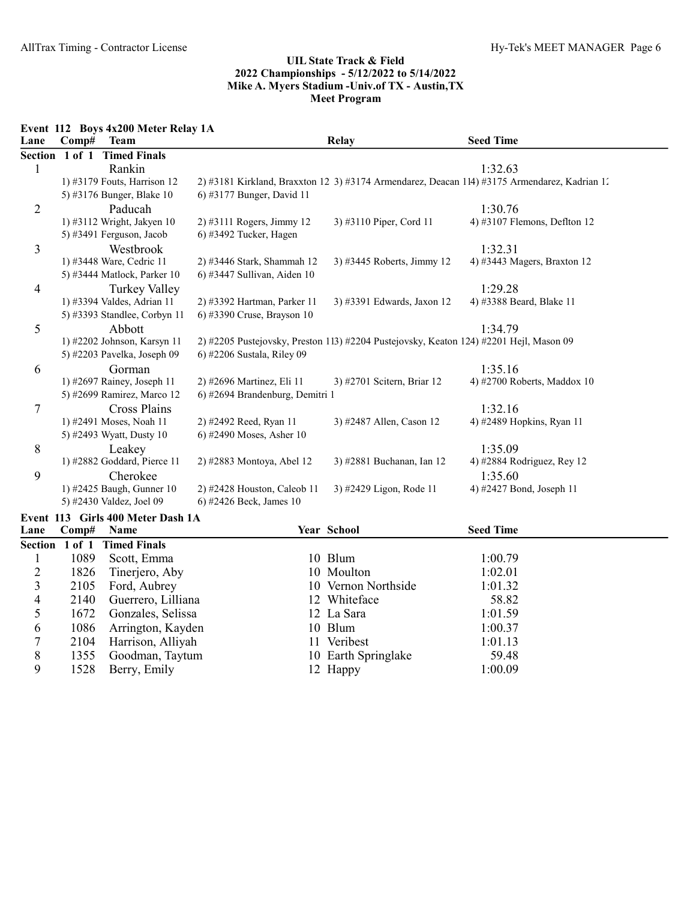## UIL State Track & Field
## 2022 Championships - 5/12/2022 to 5/14/2022
## Mike A. Myers Stadium -Univ.of TX - Austin,TX
## Meet Program

### Event 112 Boys 4x200 Meter Relay 1A

| Lane | Team | Relay | Seed Time |
|---|---|---|---|
| **Section 1 of 1 Timed Finals** | | | |
| 1 | Rankin | | 1:32.63 |
| | 1) #3179 Fouts, Harrison 12; 2) #3181 Kirkland, Braxxton 12; 3) #3174 Armendarez, Deacan 11; 4) #3175 Armendarez, Kadrian 12; 5) #3176 Bunger, Blake 10; 6) #3177 Bunger, David 11 | | |
| 2 | Paducah | | 1:30.76 |
| | 1) #3112 Wright, Jakyen 10; 2) #3111 Rogers, Jimmy 12; 3) #3110 Piper, Cord 11; 4) #3107 Flemons, Deflton 12; 5) #3491 Ferguson, Jacob; 6) #3492 Tucker, Hagen | | |
| 3 | Westbrook | | 1:32.31 |
| | 1) #3448 Ware, Cedric 11; 2) #3446 Stark, Shammah 12; 3) #3445 Roberts, Jimmy 12; 4) #3443 Magers, Braxton 12; 5) #3444 Matlock, Parker 10; 6) #3447 Sullivan, Aiden 10 | | |
| 4 | Turkey Valley | | 1:29.28 |
| | 1) #3394 Valdes, Adrian 11; 2) #3392 Hartman, Parker 11; 3) #3391 Edwards, Jaxon 12; 4) #3388 Beard, Blake 11; 5) #3393 Standlee, Corbyn 11; 6) #3390 Cruse, Brayson 10 | | |
| 5 | Abbott | | 1:34.79 |
| | 1) #2202 Johnson, Karsyn 11; 2) #2205 Pustejovsky, Preston 11; 3) #2204 Pustejovsky, Keaton 12; 4) #2201 Hejl, Mason 09; 5) #2203 Pavelka, Joseph 09; 6) #2206 Sustala, Riley 09 | | |
| 6 | Gorman | | 1:35.16 |
| | 1) #2697 Rainey, Joseph 11; 2) #2696 Martinez, Eli 11; 3) #2701 Scitern, Briar 12; 4) #2700 Roberts, Maddox 10; 5) #2699 Ramirez, Marco 12; 6) #2694 Brandenburg, Demitri 1 | | |
| 7 | Cross Plains | | 1:32.16 |
| | 1) #2491 Moses, Noah 11; 2) #2492 Reed, Ryan 11; 3) #2487 Allen, Cason 12; 4) #2489 Hopkins, Ryan 11; 5) #2493 Wyatt, Dusty 10; 6) #2490 Moses, Asher 10 | | |
| 8 | Leakey | | 1:35.09 |
| | 1) #2882 Goddard, Pierce 11; 2) #2883 Montoya, Abel 12; 3) #2881 Buchanan, Ian 12; 4) #2884 Rodriguez, Rey 12 | | |
| 9 | Cherokee | | 1:35.60 |
| | 1) #2425 Baugh, Gunner 10; 2) #2428 Houston, Caleob 11; 3) #2429 Ligon, Rode 11; 4) #2427 Bond, Joseph 11; 5) #2430 Valdez, Joel 09; 6) #2426 Beck, James 10 | | |

### Event 113 Girls 400 Meter Dash 1A

| Lane | Comp# | Name | Year | School | Seed Time |
|---|---|---|---|---|---|
| **Section 1 of 1 Timed Finals** | | | | | |
| 1 | 1089 | Scott, Emma | 10 | Blum | 1:00.79 |
| 2 | 1826 | Tinerjero, Aby | 10 | Moulton | 1:02.01 |
| 3 | 2105 | Ford, Aubrey | 10 | Vernon Northside | 1:01.32 |
| 4 | 2140 | Guerrero, Lilliana | 12 | Whiteface | 58.82 |
| 5 | 1672 | Gonzales, Selissa | 12 | La Sara | 1:01.59 |
| 6 | 1086 | Arrington, Kayden | 10 | Blum | 1:00.37 |
| 7 | 2104 | Harrison, Alliyah | 11 | Veribest | 1:01.13 |
| 8 | 1355 | Goodman, Taytum | 10 | Earth Springlake | 59.48 |
| 9 | 1528 | Berry, Emily | 12 | Happy | 1:00.09 |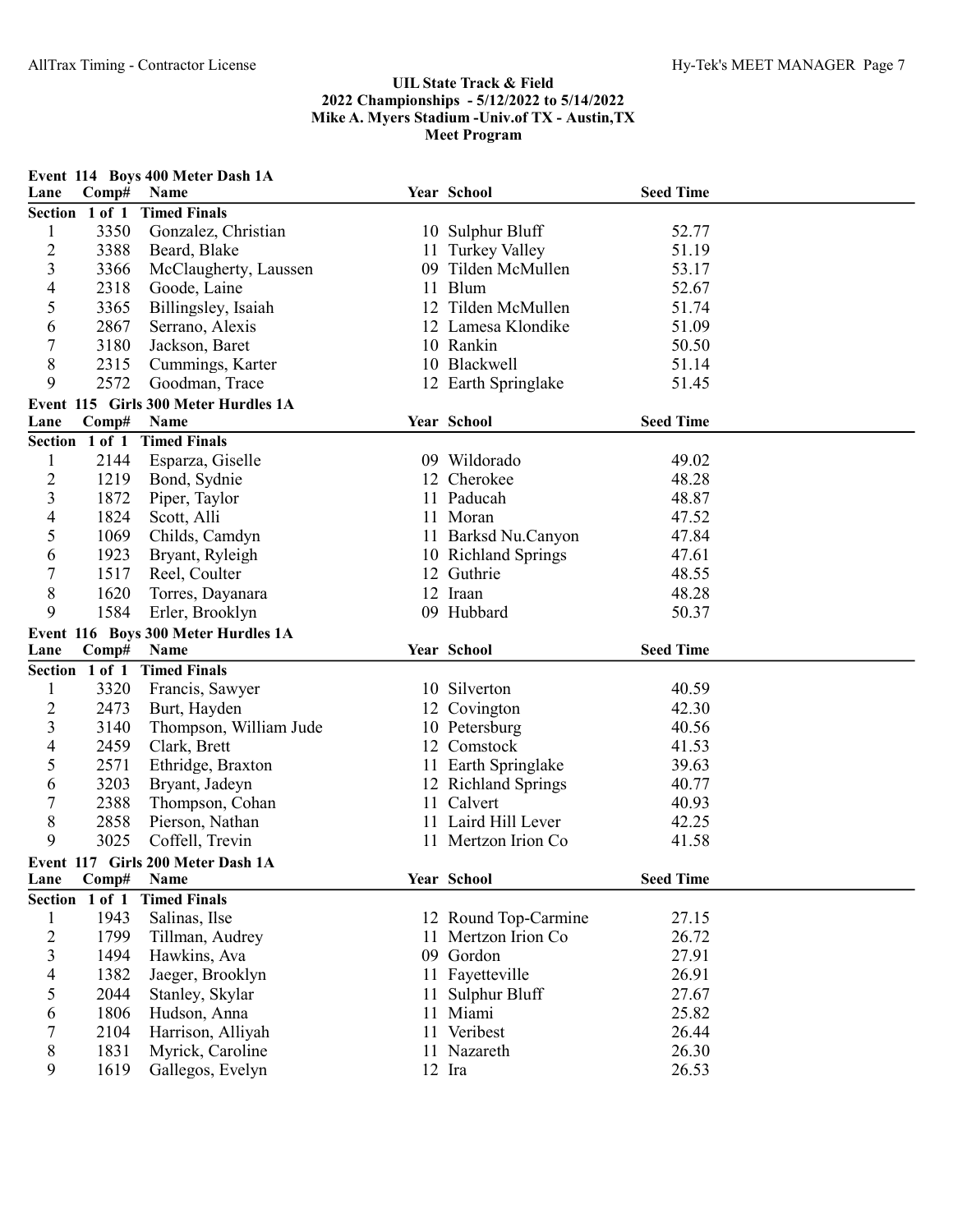## UIL State Track & Field
## 2022 Championships - 5/12/2022 to 5/14/2022
## Mike A. Myers Stadium -Univ.of TX - Austin,TX
## Meet Program

### Event 114 Boys 400 Meter Dash 1A

| Lane | Comp# | Name | Year | School | Seed Time |
|---|---|---|---|---|---|
| **Section 1 of 1 Timed Finals** | | | | | |
| 1 | 3350 | Gonzalez, Christian | 10 | Sulphur Bluff | 52.77 |
| 2 | 3388 | Beard, Blake | 11 | Turkey Valley | 51.19 |
| 3 | 3366 | McClaugherty, Laussen | 09 | Tilden McMullen | 53.17 |
| 4 | 2318 | Goode, Laine | 11 | Blum | 52.67 |
| 5 | 3365 | Billingsley, Isaiah | 12 | Tilden McMullen | 51.74 |
| 6 | 2867 | Serrano, Alexis | 12 | Lamesa Klondike | 51.09 |
| 7 | 3180 | Jackson, Baret | 10 | Rankin | 50.50 |
| 8 | 2315 | Cummings, Karter | 10 | Blackwell | 51.14 |
| 9 | 2572 | Goodman, Trace | 12 | Earth Springlake | 51.45 |

### Event 115 Girls 300 Meter Hurdles 1A

| Lane | Comp# | Name | Year | School | Seed Time |
|---|---|---|---|---|---|
| **Section 1 of 1 Timed Finals** | | | | | |
| 1 | 2144 | Esparza, Giselle | 09 | Wildorado | 49.02 |
| 2 | 1219 | Bond, Sydnie | 12 | Cherokee | 48.28 |
| 3 | 1872 | Piper, Taylor | 11 | Paducah | 48.87 |
| 4 | 1824 | Scott, Alli | 11 | Moran | 47.52 |
| 5 | 1069 | Childs, Camdyn | 11 | Barksd Nu.Canyon | 47.84 |
| 6 | 1923 | Bryant, Ryleigh | 10 | Richland Springs | 47.61 |
| 7 | 1517 | Reel, Coulter | 12 | Guthrie | 48.55 |
| 8 | 1620 | Torres, Dayanara | 12 | Iraan | 48.28 |
| 9 | 1584 | Erler, Brooklyn | 09 | Hubbard | 50.37 |

### Event 116 Boys 300 Meter Hurdles 1A

| Lane | Comp# | Name | Year | School | Seed Time |
|---|---|---|---|---|---|
| **Section 1 of 1 Timed Finals** | | | | | |
| 1 | 3320 | Francis, Sawyer | 10 | Silverton | 40.59 |
| 2 | 2473 | Burt, Hayden | 12 | Covington | 42.30 |
| 3 | 3140 | Thompson, William Jude | 10 | Petersburg | 40.56 |
| 4 | 2459 | Clark, Brett | 12 | Comstock | 41.53 |
| 5 | 2571 | Ethridge, Braxton | 11 | Earth Springlake | 39.63 |
| 6 | 3203 | Bryant, Jadeyn | 12 | Richland Springs | 40.77 |
| 7 | 2388 | Thompson, Cohan | 11 | Calvert | 40.93 |
| 8 | 2858 | Pierson, Nathan | 11 | Laird Hill Lever | 42.25 |
| 9 | 3025 | Coffell, Trevin | 11 | Mertzon Irion Co | 41.58 |

### Event 117 Girls 200 Meter Dash 1A

| Lane | Comp# | Name | Year | School | Seed Time |
|---|---|---|---|---|---|
| **Section 1 of 1 Timed Finals** | | | | | |
| 1 | 1943 | Salinas, Ilse | 12 | Round Top-Carmine | 27.15 |
| 2 | 1799 | Tillman, Audrey | 11 | Mertzon Irion Co | 26.72 |
| 3 | 1494 | Hawkins, Ava | 09 | Gordon | 27.91 |
| 4 | 1382 | Jaeger, Brooklyn | 11 | Fayetteville | 26.91 |
| 5 | 2044 | Stanley, Skylar | 11 | Sulphur Bluff | 27.67 |
| 6 | 1806 | Hudson, Anna | 11 | Miami | 25.82 |
| 7 | 2104 | Harrison, Alliyah | 11 | Veribest | 26.44 |
| 8 | 1831 | Myrick, Caroline | 11 | Nazareth | 26.30 |
| 9 | 1619 | Gallegos, Evelyn | 12 | Ira | 26.53 |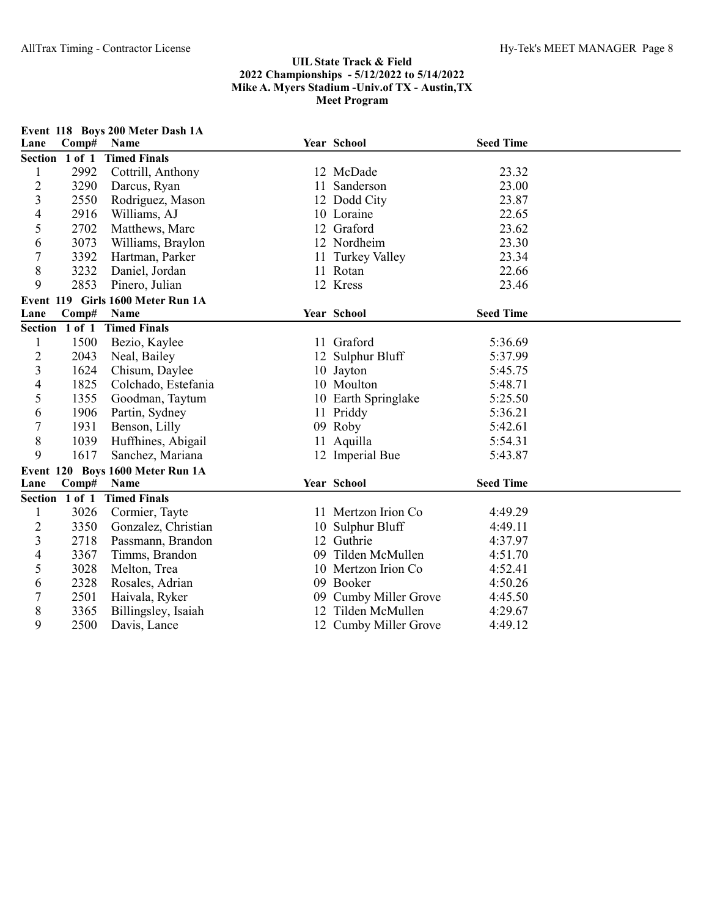## UIL State Track & Field
## 2022 Championships - 5/12/2022 to 5/14/2022
## Mike A. Myers Stadium -Univ.of TX - Austin,TX
## Meet Program

### Event 118 Boys 200 Meter Dash 1A

| Lane | Comp# | Name | Year | School | Seed Time |
|---|---|---|---|---|---|
| **Section 1 of 1** | | **Timed Finals** | | | |
| 1 | 2992 | Cottrill, Anthony | 12 | McDade | 23.32 |
| 2 | 3290 | Darcus, Ryan | 11 | Sanderson | 23.00 |
| 3 | 2550 | Rodriguez, Mason | 12 | Dodd City | 23.87 |
| 4 | 2916 | Williams, AJ | 10 | Loraine | 22.65 |
| 5 | 2702 | Matthews, Marc | 12 | Graford | 23.62 |
| 6 | 3073 | Williams, Braylon | 12 | Nordheim | 23.30 |
| 7 | 3392 | Hartman, Parker | 11 | Turkey Valley | 23.34 |
| 8 | 3232 | Daniel, Jordan | 11 | Rotan | 22.66 |
| 9 | 2853 | Pinero, Julian | 12 | Kress | 23.46 |

### Event 119 Girls 1600 Meter Run 1A

| Lane | Comp# | Name | Year | School | Seed Time |
|---|---|---|---|---|---|
| **Section 1 of 1** | | **Timed Finals** | | | |
| 1 | 1500 | Bezio, Kaylee | 11 | Graford | 5:36.69 |
| 2 | 2043 | Neal, Bailey | 12 | Sulphur Bluff | 5:37.99 |
| 3 | 1624 | Chisum, Daylee | 10 | Jayton | 5:45.75 |
| 4 | 1825 | Colchado, Estefania | 10 | Moulton | 5:48.71 |
| 5 | 1355 | Goodman, Taytum | 10 | Earth Springlake | 5:25.50 |
| 6 | 1906 | Partin, Sydney | 11 | Priddy | 5:36.21 |
| 7 | 1931 | Benson, Lilly | 09 | Roby | 5:42.61 |
| 8 | 1039 | Huffhines, Abigail | 11 | Aquilla | 5:54.31 |
| 9 | 1617 | Sanchez, Mariana | 12 | Imperial Bue | 5:43.87 |

### Event 120 Boys 1600 Meter Run 1A

| Lane | Comp# | Name | Year | School | Seed Time |
|---|---|---|---|---|---|
| **Section 1 of 1** | | **Timed Finals** | | | |
| 1 | 3026 | Cormier, Tayte | 11 | Mertzon Irion Co | 4:49.29 |
| 2 | 3350 | Gonzalez, Christian | 10 | Sulphur Bluff | 4:49.11 |
| 3 | 2718 | Passmann, Brandon | 12 | Guthrie | 4:37.97 |
| 4 | 3367 | Timms, Brandon | 09 | Tilden McMullen | 4:51.70 |
| 5 | 3028 | Melton, Trea | 10 | Mertzon Irion Co | 4:52.41 |
| 6 | 2328 | Rosales, Adrian | 09 | Booker | 4:50.26 |
| 7 | 2501 | Haivala, Ryker | 09 | Cumby Miller Grove | 4:45.50 |
| 8 | 3365 | Billingsley, Isaiah | 12 | Tilden McMullen | 4:29.67 |
| 9 | 2500 | Davis, Lance | 12 | Cumby Miller Grove | 4:49.12 |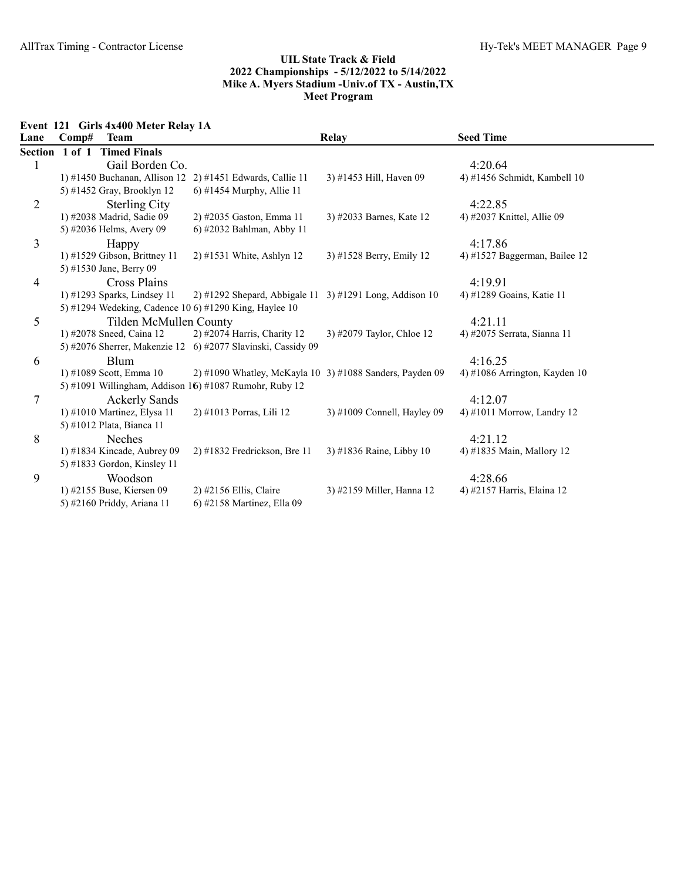**UIL State Track & Field**
**2022 Championships - 5/12/2022 to 5/14/2022**
**Mike A. Myers Stadium -Univ.of TX - Austin,TX**
**Meet Program**

## Event 121 Girls 4x400 Meter Relay 1A

| Lane | Comp# | Team | Relay | Seed Time |
|---|---|---|---|---|
| **Section 1 of 1 Timed Finals** | | | | |
| 1 | | Gail Borden Co. | | 4:20.64 |
| | | 1) #1450 Buchanan, Allison 12 2) #1451 Edwards, Callie 11 | 3) #1453 Hill, Haven 09 | 4) #1456 Schmidt, Kambell 10 |
| | | 5) #1452 Gray, Brooklyn 12 6) #1454 Murphy, Allie 11 | | |
| 2 | | Sterling City | | 4:22.85 |
| | | 1) #2038 Madrid, Sadie 09 2) #2035 Gaston, Emma 11 | 3) #2033 Barnes, Kate 12 | 4) #2037 Knittel, Allie 09 |
| | | 5) #2036 Helms, Avery 09 6) #2032 Bahlman, Abby 11 | | |
| 3 | | Happy | | 4:17.86 |
| | | 1) #1529 Gibson, Brittney 11 2) #1531 White, Ashlyn 12 | 3) #1528 Berry, Emily 12 | 4) #1527 Baggerman, Bailee 12 |
| | | 5) #1530 Jane, Berry 09 | | |
| 4 | | Cross Plains | | 4:19.91 |
| | | 1) #1293 Sparks, Lindsey 11 2) #1292 Shepard, Abbigale 11 | 3) #1291 Long, Addison 10 | 4) #1289 Goains, Katie 11 |
| | | 5) #1294 Wedeking, Cadence 10 6) #1290 King, Haylee 10 | | |
| 5 | | Tilden McMullen County | | 4:21.11 |
| | | 1) #2078 Sneed, Caina 12 2) #2074 Harris, Charity 12 | 3) #2079 Taylor, Chloe 12 | 4) #2075 Serrata, Sianna 11 |
| | | 5) #2076 Sherrer, Makenzie 12 6) #2077 Slavinski, Cassidy 09 | | |
| 6 | | Blum | | 4:16.25 |
| | | 1) #1089 Scott, Emma 10 2) #1090 Whatley, McKayla 10 | 3) #1088 Sanders, Payden 09 | 4) #1086 Arrington, Kayden 10 |
| | | 5) #1091 Willingham, Addison 10 6) #1087 Rumohr, Ruby 12 | | |
| 7 | | Ackerly Sands | | 4:12.07 |
| | | 1) #1010 Martinez, Elysa 11 2) #1013 Porras, Lili 12 | 3) #1009 Connell, Hayley 09 | 4) #1011 Morrow, Landry 12 |
| | | 5) #1012 Plata, Bianca 11 | | |
| 8 | | Neches | | 4:21.12 |
| | | 1) #1834 Kincade, Aubrey 09 2) #1832 Fredrickson, Bre 11 | 3) #1836 Raine, Libby 10 | 4) #1835 Main, Mallory 12 |
| | | 5) #1833 Gordon, Kinsley 11 | | |
| 9 | | Woodson | | 4:28.66 |
| | | 1) #2155 Buse, Kiersen 09 2) #2156 Ellis, Claire | 3) #2159 Miller, Hanna 12 | 4) #2157 Harris, Elaina 12 |
| | | 5) #2160 Priddy, Ariana 11 6) #2158 Martinez, Ella 09 | | |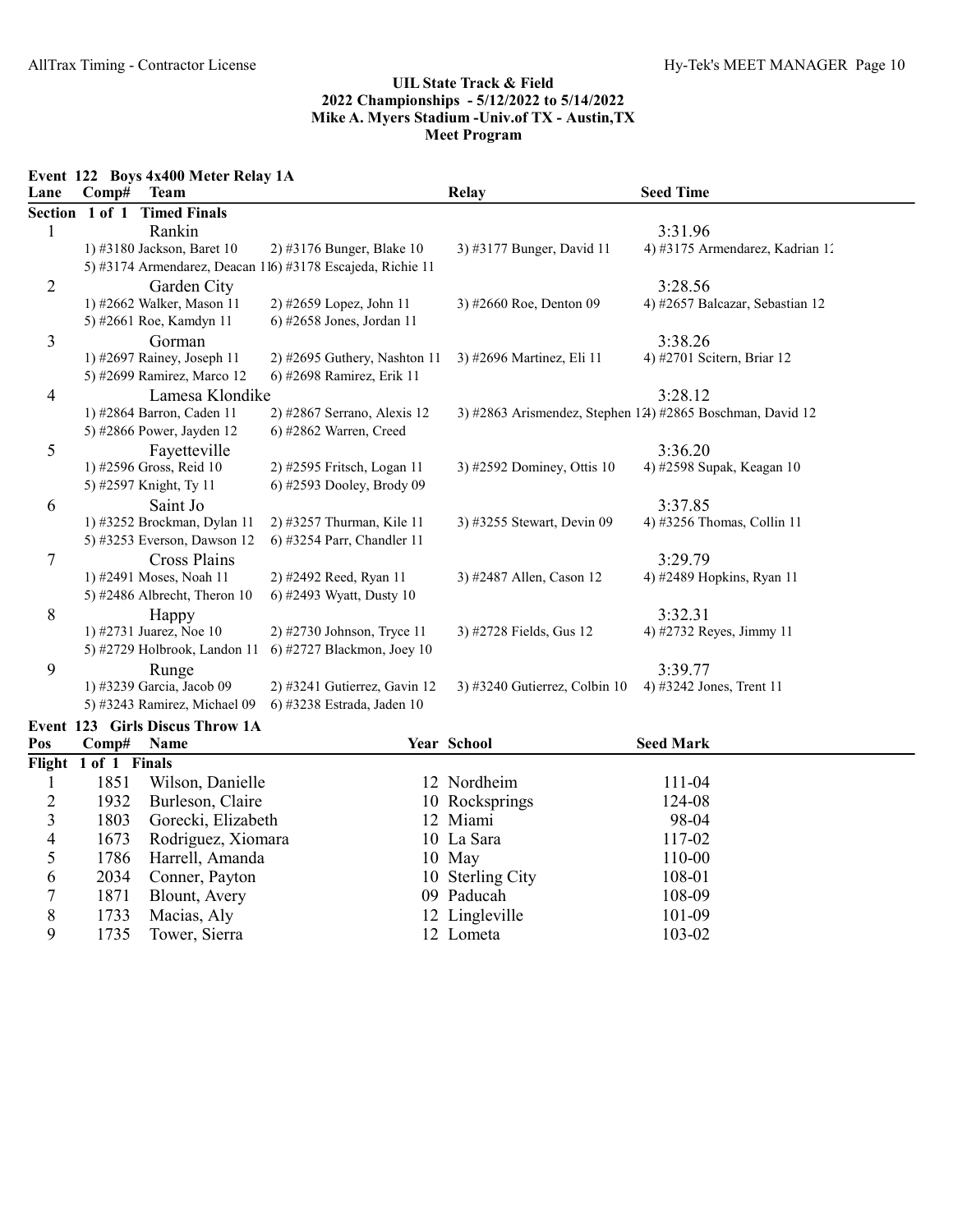# UIL State Track & Field
## 2022 Championships - 5/12/2022 to 5/14/2022
## Mike A. Myers Stadium -Univ.of TX - Austin,TX
## Meet Program

### Event 122 Boys 4x400 Meter Relay 1A

| Lane | Comp# | Team | Relay | Seed Time |
|---|---|---|---|---|
| **Section 1 of 1 Timed Finals** | | | | |
| 1 | | Rankin | | 3:31.96 |
| | | 1) #3180 Jackson, Baret 10; 2) #3176 Bunger, Blake 10; 3) #3177 Bunger, David 11; 4) #3175 Armendarez, Kadrian 12; 5) #3174 Armendarez, Deacan 11; 6) #3178 Escajeda, Richie 11 | | |
| 2 | | Garden City | | 3:28.56 |
| | | 1) #2662 Walker, Mason 11; 2) #2659 Lopez, John 11; 3) #2660 Roe, Denton 09; 4) #2657 Balcazar, Sebastian 12; 5) #2661 Roe, Kamdyn 11; 6) #2658 Jones, Jordan 11 | | |
| 3 | | Gorman | | 3:38.26 |
| | | 1) #2697 Rainey, Joseph 11; 2) #2695 Guthery, Nashton 11; 3) #2696 Martinez, Eli 11; 4) #2701 Scitern, Briar 12; 5) #2699 Ramirez, Marco 12; 6) #2698 Ramirez, Erik 11 | | |
| 4 | | Lamesa Klondike | | 3:28.12 |
| | | 1) #2864 Barron, Caden 11; 2) #2867 Serrano, Alexis 12; 3) #2863 Arismendez, Stephen 12; 4) #2865 Boschman, David 12; 5) #2866 Power, Jayden 12; 6) #2862 Warren, Creed | | |
| 5 | | Fayetteville | | 3:36.20 |
| | | 1) #2596 Gross, Reid 10; 2) #2595 Fritsch, Logan 11; 3) #2592 Dominey, Ottis 10; 4) #2598 Supak, Keagan 10; 5) #2597 Knight, Ty 11; 6) #2593 Dooley, Brody 09 | | |
| 6 | | Saint Jo | | 3:37.85 |
| | | 1) #3252 Brockman, Dylan 11; 2) #3257 Thurman, Kile 11; 3) #3255 Stewart, Devin 09; 4) #3256 Thomas, Collin 11; 5) #3253 Everson, Dawson 12; 6) #3254 Parr, Chandler 11 | | |
| 7 | | Cross Plains | | 3:29.79 |
| | | 1) #2491 Moses, Noah 11; 2) #2492 Reed, Ryan 11; 3) #2487 Allen, Cason 12; 4) #2489 Hopkins, Ryan 11; 5) #2486 Albrecht, Theron 10; 6) #2493 Wyatt, Dusty 10 | | |
| 8 | | Happy | | 3:32.31 |
| | | 1) #2731 Juarez, Noe 10; 2) #2730 Johnson, Tryce 11; 3) #2728 Fields, Gus 12; 4) #2732 Reyes, Jimmy 11; 5) #2729 Holbrook, Landon 11; 6) #2727 Blackmon, Joey 10 | | |
| 9 | | Runge | | 3:39.77 |
| | | 1) #3239 Garcia, Jacob 09; 2) #3241 Gutierrez, Gavin 12; 3) #3240 Gutierrez, Colbin 10; 4) #3242 Jones, Trent 11; 5) #3243 Ramirez, Michael 09; 6) #3238 Estrada, Jaden 10 | | |

### Event 123 Girls Discus Throw 1A

| Pos | Comp# | Name | Year | School | Seed Mark |
|---|---|---|---|---|---|
| **Flight 1 of 1 Finals** | | | | | |
| 1 | 1851 | Wilson, Danielle | 12 | Nordheim | 111-04 |
| 2 | 1932 | Burleson, Claire | 10 | Rocksprings | 124-08 |
| 3 | 1803 | Gorecki, Elizabeth | 12 | Miami | 98-04 |
| 4 | 1673 | Rodriguez, Xiomara | 10 | La Sara | 117-02 |
| 5 | 1786 | Harrell, Amanda | 10 | May | 110-00 |
| 6 | 2034 | Conner, Payton | 10 | Sterling City | 108-01 |
| 7 | 1871 | Blount, Avery | 09 | Paducah | 108-09 |
| 8 | 1733 | Macias, Aly | 12 | Lingleville | 101-09 |
| 9 | 1735 | Tower, Sierra | 12 | Lometa | 103-02 |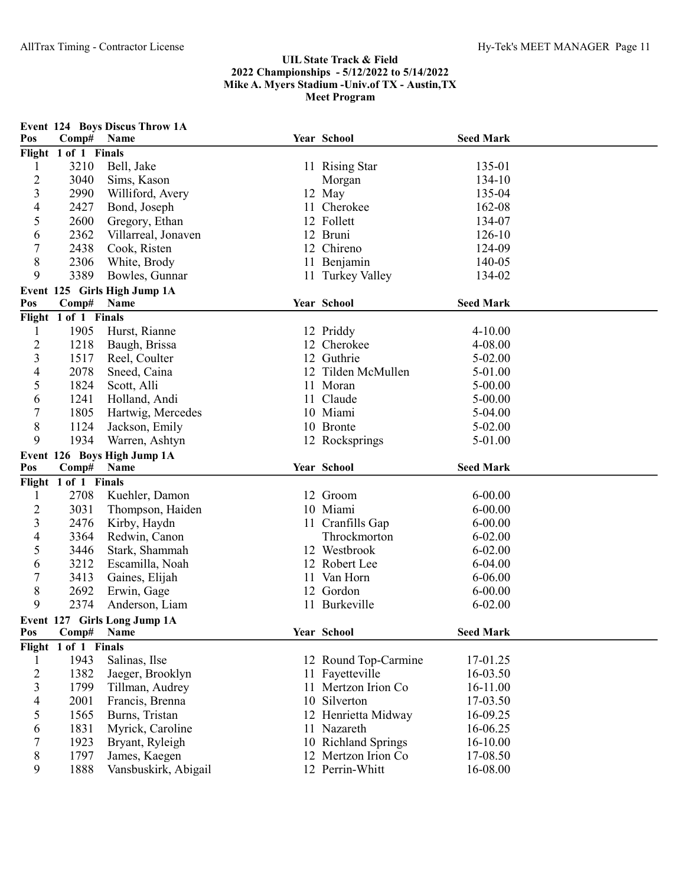## UIL State Track & Field
## 2022 Championships - 5/12/2022 to 5/14/2022
## Mike A. Myers Stadium -Univ.of TX - Austin,TX
## Meet Program

### Event 124 Boys Discus Throw 1A

| Pos | Comp# | Name | Year | School | Seed Mark |
|---|---|---|---|---|---|
| **Flight 1 of 1 Finals** | | | | | |
| 1 | 3210 | Bell, Jake | 11 | Rising Star | 135-01 |
| 2 | 3040 | Sims, Kason | | Morgan | 134-10 |
| 3 | 2990 | Williford, Avery | 12 | May | 135-04 |
| 4 | 2427 | Bond, Joseph | 11 | Cherokee | 162-08 |
| 5 | 2600 | Gregory, Ethan | 12 | Follett | 134-07 |
| 6 | 2362 | Villarreal, Jonaven | 12 | Bruni | 126-10 |
| 7 | 2438 | Cook, Risten | 12 | Chireno | 124-09 |
| 8 | 2306 | White, Brody | 11 | Benjamin | 140-05 |
| 9 | 3389 | Bowles, Gunnar | 11 | Turkey Valley | 134-02 |

### Event 125 Girls High Jump 1A

| Pos | Comp# | Name | Year | School | Seed Mark |
|---|---|---|---|---|---|
| **Flight 1 of 1 Finals** | | | | | |
| 1 | 1905 | Hurst, Rianne | 12 | Priddy | 4-10.00 |
| 2 | 1218 | Baugh, Brissa | 12 | Cherokee | 4-08.00 |
| 3 | 1517 | Reel, Coulter | 12 | Guthrie | 5-02.00 |
| 4 | 2078 | Sneed, Caina | 12 | Tilden McMullen | 5-01.00 |
| 5 | 1824 | Scott, Alli | 11 | Moran | 5-00.00 |
| 6 | 1241 | Holland, Andi | 11 | Claude | 5-00.00 |
| 7 | 1805 | Hartwig, Mercedes | 10 | Miami | 5-04.00 |
| 8 | 1124 | Jackson, Emily | 10 | Bronte | 5-02.00 |
| 9 | 1934 | Warren, Ashtyn | 12 | Rocksprings | 5-01.00 |

### Event 126 Boys High Jump 1A

| Pos | Comp# | Name | Year | School | Seed Mark |
|---|---|---|---|---|---|
| **Flight 1 of 1 Finals** | | | | | |
| 1 | 2708 | Kuehler, Damon | 12 | Groom | 6-00.00 |
| 2 | 3031 | Thompson, Haiden | 10 | Miami | 6-00.00 |
| 3 | 2476 | Kirby, Haydn | 11 | Cranfills Gap | 6-00.00 |
| 4 | 3364 | Redwin, Canon | | Throckmorton | 6-02.00 |
| 5 | 3446 | Stark, Shammah | 12 | Westbrook | 6-02.00 |
| 6 | 3212 | Escamilla, Noah | 12 | Robert Lee | 6-04.00 |
| 7 | 3413 | Gaines, Elijah | 11 | Van Horn | 6-06.00 |
| 8 | 2692 | Erwin, Gage | 12 | Gordon | 6-00.00 |
| 9 | 2374 | Anderson, Liam | 11 | Burkeville | 6-02.00 |

### Event 127 Girls Long Jump 1A

| Pos | Comp# | Name | Year | School | Seed Mark |
|---|---|---|---|---|---|
| **Flight 1 of 1 Finals** | | | | | |
| 1 | 1943 | Salinas, Ilse | 12 | Round Top-Carmine | 17-01.25 |
| 2 | 1382 | Jaeger, Brooklyn | 11 | Fayetteville | 16-03.50 |
| 3 | 1799 | Tillman, Audrey | 11 | Mertzon Irion Co | 16-11.00 |
| 4 | 2001 | Francis, Brenna | 10 | Silverton | 17-03.50 |
| 5 | 1565 | Burns, Tristan | 12 | Henrietta Midway | 16-09.25 |
| 6 | 1831 | Myrick, Caroline | 11 | Nazareth | 16-06.25 |
| 7 | 1923 | Bryant, Ryleigh | 10 | Richland Springs | 16-10.00 |
| 8 | 1797 | James, Kaegen | 12 | Mertzon Irion Co | 17-08.50 |
| 9 | 1888 | Vansbuskirk, Abigail | 12 | Perrin-Whitt | 16-08.00 |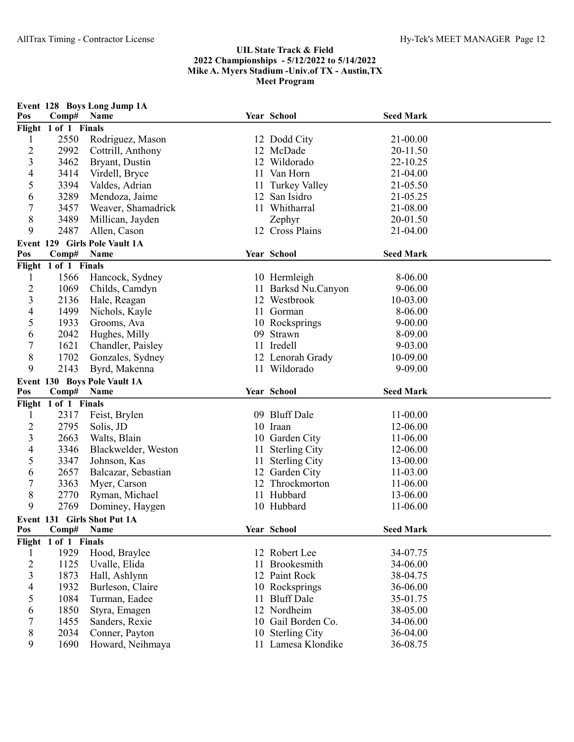## UIL State Track & Field
## 2022 Championships - 5/12/2022 to 5/14/2022
## Mike A. Myers Stadium -Univ.of TX - Austin,TX
## Meet Program

### Event 128 Boys Long Jump 1A

| Pos | Comp# | Name | Year | School | Seed Mark |
|---|---|---|---|---|---|
| **Flight 1 of 1 Finals** | | | | | |
| 1 | 2550 | Rodriguez, Mason | 12 | Dodd City | 21-00.00 |
| 2 | 2992 | Cottrill, Anthony | 12 | McDade | 20-11.50 |
| 3 | 3462 | Bryant, Dustin | 12 | Wildorado | 22-10.25 |
| 4 | 3414 | Virdell, Bryce | 11 | Van Horn | 21-04.00 |
| 5 | 3394 | Valdes, Adrian | 11 | Turkey Valley | 21-05.50 |
| 6 | 3289 | Mendoza, Jaime | 12 | San Isidro | 21-05.25 |
| 7 | 3457 | Weaver, Shamadrick | 11 | Whitharral | 21-08.00 |
| 8 | 3489 | Millican, Jayden | | Zephyr | 20-01.50 |
| 9 | 2487 | Allen, Cason | 12 | Cross Plains | 21-04.00 |

### Event 129 Girls Pole Vault 1A

| Pos | Comp# | Name | Year | School | Seed Mark |
|---|---|---|---|---|---|
| **Flight 1 of 1 Finals** | | | | | |
| 1 | 1566 | Hancock, Sydney | 10 | Hermleigh | 8-06.00 |
| 2 | 1069 | Childs, Camdyn | 11 | Barksd Nu.Canyon | 9-06.00 |
| 3 | 2136 | Hale, Reagan | 12 | Westbrook | 10-03.00 |
| 4 | 1499 | Nichols, Kayle | 11 | Gorman | 8-06.00 |
| 5 | 1933 | Grooms, Ava | 10 | Rocksprings | 9-00.00 |
| 6 | 2042 | Hughes, Milly | 09 | Strawn | 8-09.00 |
| 7 | 1621 | Chandler, Paisley | 11 | Iredell | 9-03.00 |
| 8 | 1702 | Gonzales, Sydney | 12 | Lenorah Grady | 10-09.00 |
| 9 | 2143 | Byrd, Makenna | 11 | Wildorado | 9-09.00 |

### Event 130 Boys Pole Vault 1A

| Pos | Comp# | Name | Year | School | Seed Mark |
|---|---|---|---|---|---|
| **Flight 1 of 1 Finals** | | | | | |
| 1 | 2317 | Feist, Brylen | 09 | Bluff Dale | 11-00.00 |
| 2 | 2795 | Solis, JD | 10 | Iraan | 12-06.00 |
| 3 | 2663 | Walts, Blain | 10 | Garden City | 11-06.00 |
| 4 | 3346 | Blackwelder, Weston | 11 | Sterling City | 12-06.00 |
| 5 | 3347 | Johnson, Kas | 11 | Sterling City | 13-00.00 |
| 6 | 2657 | Balcazar, Sebastian | 12 | Garden City | 11-03.00 |
| 7 | 3363 | Myer, Carson | 12 | Throckmorton | 11-06.00 |
| 8 | 2770 | Ryman, Michael | 11 | Hubbard | 13-06.00 |
| 9 | 2769 | Dominey, Haygen | 10 | Hubbard | 11-06.00 |

### Event 131 Girls Shot Put 1A

| Pos | Comp# | Name | Year | School | Seed Mark |
|---|---|---|---|---|---|
| **Flight 1 of 1 Finals** | | | | | |
| 1 | 1929 | Hood, Braylee | 12 | Robert Lee | 34-07.75 |
| 2 | 1125 | Uvalle, Elida | 11 | Brookesmith | 34-06.00 |
| 3 | 1873 | Hall, Ashlynn | 12 | Paint Rock | 38-04.75 |
| 4 | 1932 | Burleson, Claire | 10 | Rocksprings | 36-06.00 |
| 5 | 1084 | Turman, Eadee | 11 | Bluff Dale | 35-01.75 |
| 6 | 1850 | Styra, Emagen | 12 | Nordheim | 38-05.00 |
| 7 | 1455 | Sanders, Rexie | 10 | Gail Borden Co. | 34-06.00 |
| 8 | 2034 | Conner, Payton | 10 | Sterling City | 36-04.00 |
| 9 | 1690 | Howard, Neihmaya | 11 | Lamesa Klondike | 36-08.75 |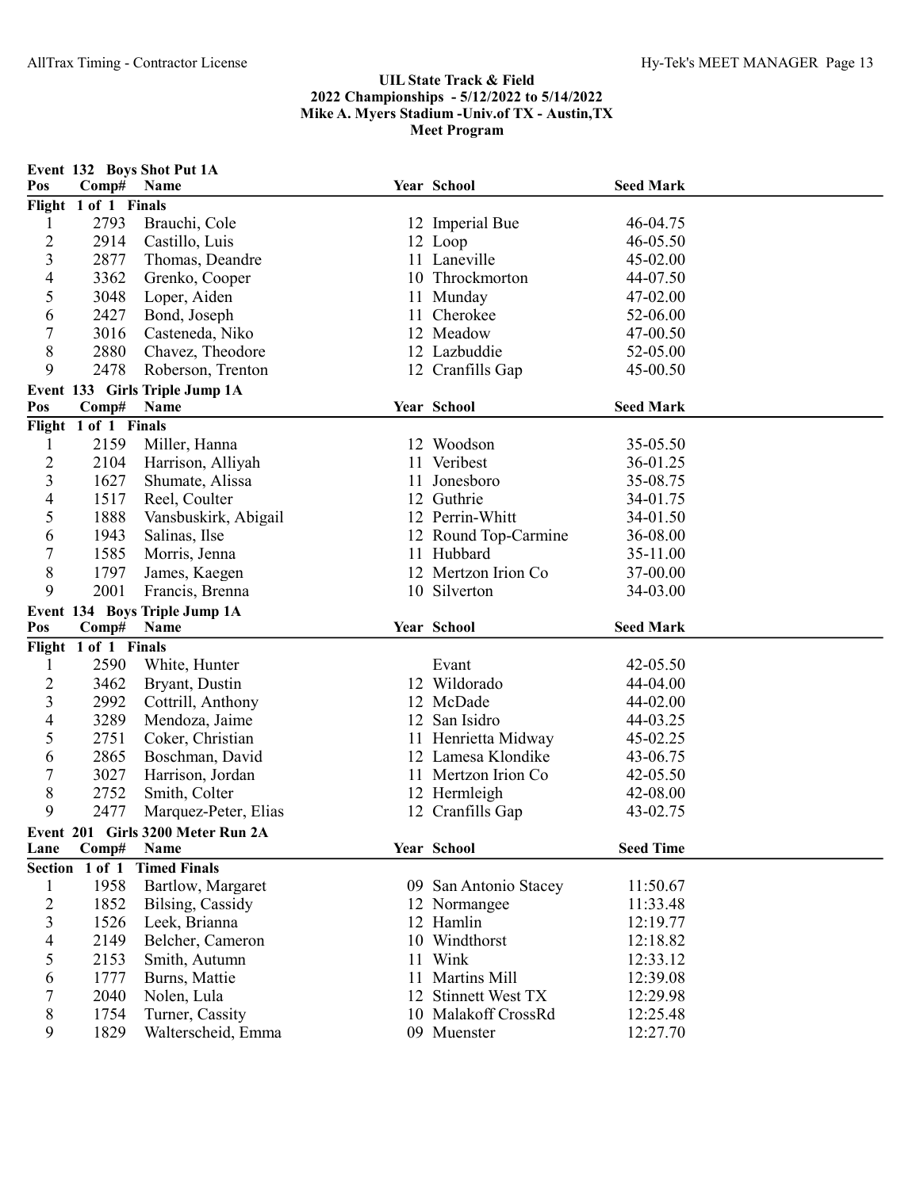## UIL State Track & Field
## 2022 Championships - 5/12/2022 to 5/14/2022
## Mike A. Myers Stadium -Univ.of TX - Austin,TX
## Meet Program

### Event 132 Boys Shot Put 1A

| Pos | Comp# | Name | Year | School | Seed Mark |
|---|---|---|---|---|---|
| **Flight 1 of 1 Finals** | | | | | |
| 1 | 2793 | Brauchi, Cole | 12 | Imperial Bue | 46-04.75 |
| 2 | 2914 | Castillo, Luis | 12 | Loop | 46-05.50 |
| 3 | 2877 | Thomas, Deandre | 11 | Laneville | 45-02.00 |
| 4 | 3362 | Grenko, Cooper | 10 | Throckmorton | 44-07.50 |
| 5 | 3048 | Loper, Aiden | 11 | Munday | 47-02.00 |
| 6 | 2427 | Bond, Joseph | 11 | Cherokee | 52-06.00 |
| 7 | 3016 | Casteneda, Niko | 12 | Meadow | 47-00.50 |
| 8 | 2880 | Chavez, Theodore | 12 | Lazbuddie | 52-05.00 |
| 9 | 2478 | Roberson, Trenton | 12 | Cranfills Gap | 45-00.50 |

### Event 133 Girls Triple Jump 1A

| Pos | Comp# | Name | Year | School | Seed Mark |
|---|---|---|---|---|---|
| **Flight 1 of 1 Finals** | | | | | |
| 1 | 2159 | Miller, Hanna | 12 | Woodson | 35-05.50 |
| 2 | 2104 | Harrison, Alliyah | 11 | Veribest | 36-01.25 |
| 3 | 1627 | Shumate, Alissa | 11 | Jonesboro | 35-08.75 |
| 4 | 1517 | Reel, Coulter | 12 | Guthrie | 34-01.75 |
| 5 | 1888 | Vansbuskirk, Abigail | 12 | Perrin-Whitt | 34-01.50 |
| 6 | 1943 | Salinas, Ilse | 12 | Round Top-Carmine | 36-08.00 |
| 7 | 1585 | Morris, Jenna | 11 | Hubbard | 35-11.00 |
| 8 | 1797 | James, Kaegen | 12 | Mertzon Irion Co | 37-00.00 |
| 9 | 2001 | Francis, Brenna | 10 | Silverton | 34-03.00 |

### Event 134 Boys Triple Jump 1A

| Pos | Comp# | Name | Year | School | Seed Mark |
|---|---|---|---|---|---|
| **Flight 1 of 1 Finals** | | | | | |
| 1 | 2590 | White, Hunter | | Evant | 42-05.50 |
| 2 | 3462 | Bryant, Dustin | 12 | Wildorado | 44-04.00 |
| 3 | 2992 | Cottrill, Anthony | 12 | McDade | 44-02.00 |
| 4 | 3289 | Mendoza, Jaime | 12 | San Isidro | 44-03.25 |
| 5 | 2751 | Coker, Christian | 11 | Henrietta Midway | 45-02.25 |
| 6 | 2865 | Boschman, David | 12 | Lamesa Klondike | 43-06.75 |
| 7 | 3027 | Harrison, Jordan | 11 | Mertzon Irion Co | 42-05.50 |
| 8 | 2752 | Smith, Colter | 12 | Hermleigh | 42-08.00 |
| 9 | 2477 | Marquez-Peter, Elias | 12 | Cranfills Gap | 43-02.75 |

### Event 201 Girls 3200 Meter Run 2A

| Lane | Comp# | Name | Year | School | Seed Time |
|---|---|---|---|---|---|
| **Section 1 of 1 Timed Finals** | | | | | |
| 1 | 1958 | Bartlow, Margaret | 09 | San Antonio Stacey | 11:50.67 |
| 2 | 1852 | Bilsing, Cassidy | 12 | Normangee | 11:33.48 |
| 3 | 1526 | Leek, Brianna | 12 | Hamlin | 12:19.77 |
| 4 | 2149 | Belcher, Cameron | 10 | Windthorst | 12:18.82 |
| 5 | 2153 | Smith, Autumn | 11 | Wink | 12:33.12 |
| 6 | 1777 | Burns, Mattie | 11 | Martins Mill | 12:39.08 |
| 7 | 2040 | Nolen, Lula | 12 | Stinnett West TX | 12:29.98 |
| 8 | 1754 | Turner, Cassity | 10 | Malakoff CrossRd | 12:25.48 |
| 9 | 1829 | Walterscheid, Emma | 09 | Muenster | 12:27.70 |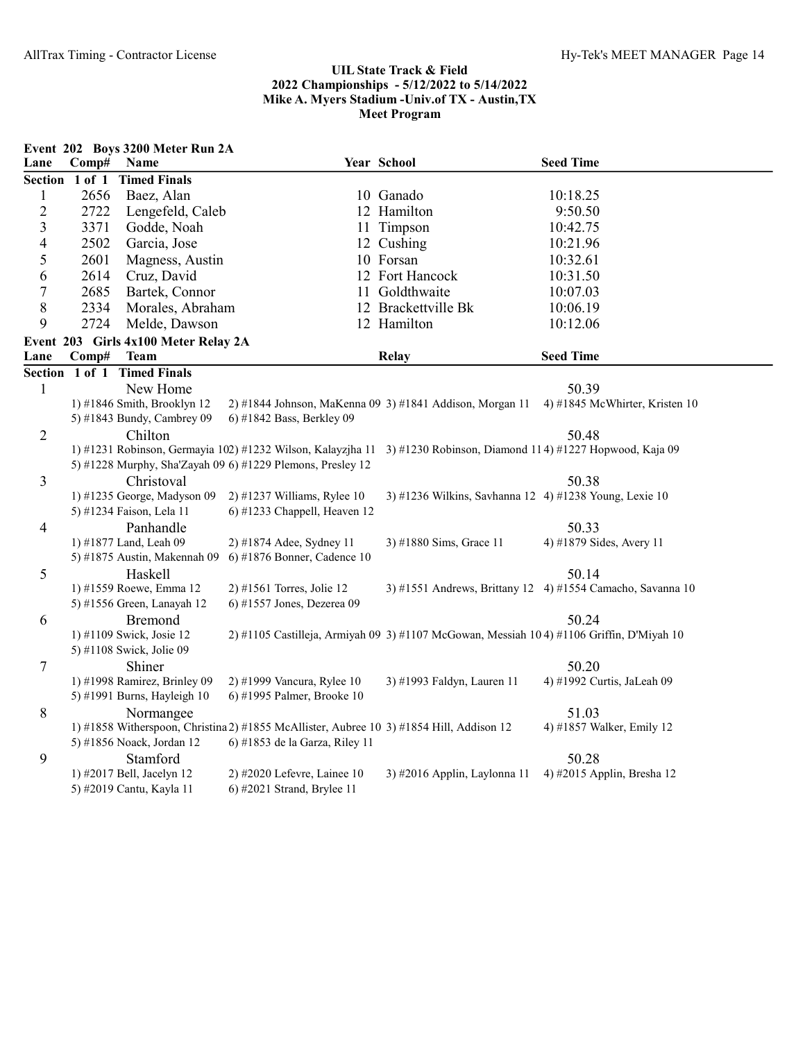## UIL State Track & Field
## 2022 Championships - 5/12/2022 to 5/14/2022
## Mike A. Myers Stadium -Univ.of TX - Austin,TX
## Meet Program

### Event 202 Boys 3200 Meter Run 2A

| Lane | Comp# | Name | Year | School | Seed Time |
|---|---|---|---|---|---|
| **Section 1 of 1 Timed Finals** | | | | | |
| 1 | 2656 | Baez, Alan | 10 | Ganado | 10:18.25 |
| 2 | 2722 | Lengefeld, Caleb | 12 | Hamilton | 9:50.50 |
| 3 | 3371 | Godde, Noah | 11 | Timpson | 10:42.75 |
| 4 | 2502 | Garcia, Jose | 12 | Cushing | 10:21.96 |
| 5 | 2601 | Magness, Austin | 10 | Forsan | 10:32.61 |
| 6 | 2614 | Cruz, David | 12 | Fort Hancock | 10:31.50 |
| 7 | 2685 | Bartek, Connor | 11 | Goldthwaite | 10:07.03 |
| 8 | 2334 | Morales, Abraham | 12 | Brackettville Bk | 10:06.19 |
| 9 | 2724 | Melde, Dawson | 12 | Hamilton | 10:12.06 |

### Event 203 Girls 4x100 Meter Relay 2A

| Lane | Comp# | Team | Relay | Seed Time |
|---|---|---|---|---|
| **Section 1 of 1 Timed Finals** | | | | |
| 1 | | New Home | | 50.39 |
| | | 1) #1846 Smith, Brooklyn 12; 2) #1844 Johnson, MaKenna 09; 3) #1841 Addison, Morgan 11; 4) #1845 McWhirter, Kristen 10; 5) #1843 Bundy, Cambrey 09; 6) #1842 Bass, Berkley 09 | | |
| 2 | | Chilton | | 50.48 |
| | | 1) #1231 Robinson, Germayia 10; 2) #1232 Wilson, Kalayzjha 11; 3) #1230 Robinson, Diamond 11; 4) #1227 Hopwood, Kaja 09; 5) #1228 Murphy, Sha'Zayah 09; 6) #1229 Plemons, Presley 12 | | |
| 3 | | Christoval | | 50.38 |
| | | 1) #1235 George, Madyson 09; 2) #1237 Williams, Rylee 10; 3) #1236 Wilkins, Savhanna 12; 4) #1238 Young, Lexie 10; 5) #1234 Faison, Lela 11; 6) #1233 Chappell, Heaven 12 | | |
| 4 | | Panhandle | | 50.33 |
| | | 1) #1877 Land, Leah 09; 2) #1874 Adee, Sydney 11; 3) #1880 Sims, Grace 11; 4) #1879 Sides, Avery 11; 5) #1875 Austin, Makennah 09; 6) #1876 Bonner, Cadence 10 | | |
| 5 | | Haskell | | 50.14 |
| | | 1) #1559 Roewe, Emma 12; 2) #1561 Torres, Jolie 12; 3) #1551 Andrews, Brittany 12; 4) #1554 Camacho, Savanna 10; 5) #1556 Green, Lanayah 12; 6) #1557 Jones, Dezerea 09 | | |
| 6 | | Bremond | | 50.24 |
| | | 1) #1109 Swick, Josie 12; 2) #1105 Castilleja, Armiyah 09; 3) #1107 McGowan, Messiah 10; 4) #1106 Griffin, D'Miyah 10; 5) #1108 Swick, Jolie 09 | | |
| 7 | | Shiner | | 50.20 |
| | | 1) #1998 Ramirez, Brinley 09; 2) #1999 Vancura, Rylee 10; 3) #1993 Faldyn, Lauren 11; 4) #1992 Curtis, JaLeah 09; 5) #1991 Burns, Hayleigh 10; 6) #1995 Palmer, Brooke 10 | | |
| 8 | | Normangee | | 51.03 |
| | | 1) #1858 Witherspoon, Christina; 2) #1855 McAllister, Aubree 10; 3) #1854 Hill, Addison 12; 4) #1857 Walker, Emily 12; 5) #1856 Noack, Jordan 12; 6) #1853 de la Garza, Riley 11 | | |
| 9 | | Stamford | | 50.28 |
| | | 1) #2017 Bell, Jacelyn 12; 2) #2020 Lefevre, Lainee 10; 3) #2016 Applin, Laylonna 11; 4) #2015 Applin, Bresha 12; 5) #2019 Cantu, Kayla 11; 6) #2021 Strand, Brylee 11 | | |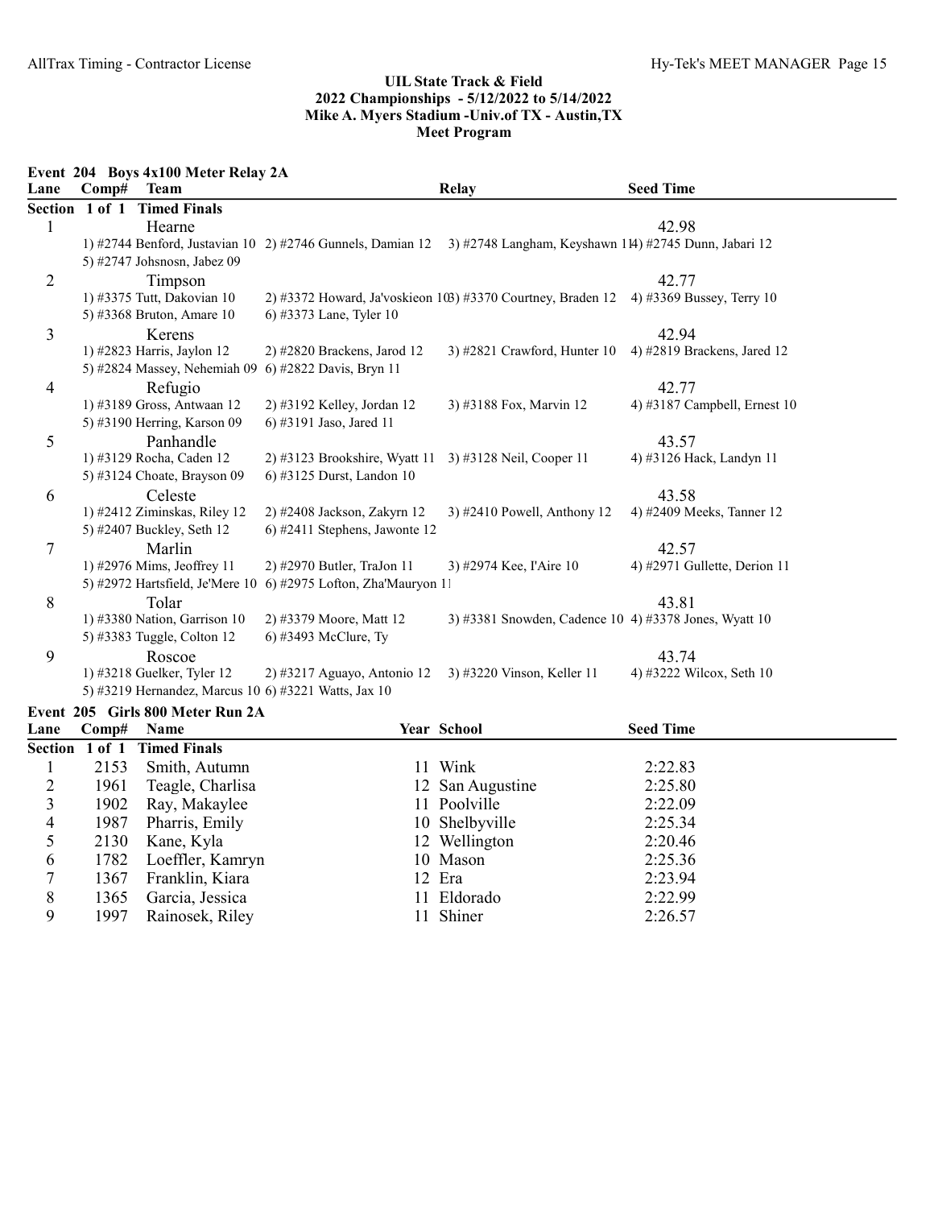## UIL State Track & Field
## 2022 Championships - 5/12/2022 to 5/14/2022
## Mike A. Myers Stadium -Univ.of TX - Austin,TX
## Meet Program

### Event 204 Boys 4x100 Meter Relay 2A

| Lane | Comp# | Team | Relay | Seed Time |
|---|---|---|---|---|
| **Section 1 of 1 Timed Finals** | | | | |
| 1 | | Hearne | | 42.98 |
| | | 1) #2744 Benford, Justavian 10 2) #2746 Gunnels, Damian 12 3) #2748 Langham, Keyshawn 11 4) #2745 Dunn, Jabari 12 5) #2747 Johsnosn, Jabez 09 | | |
| 2 | | Timpson | | 42.77 |
| | | 1) #3375 Tutt, Dakovian 10 2) #3372 Howard, Ja'voskieon 10 3) #3370 Courtney, Braden 12 4) #3369 Bussey, Terry 10 5) #3368 Bruton, Amare 10 6) #3373 Lane, Tyler 10 | | |
| 3 | | Kerens | | 42.94 |
| | | 1) #2823 Harris, Jaylon 12 2) #2820 Brackens, Jarod 12 3) #2821 Crawford, Hunter 10 4) #2819 Brackens, Jared 12 5) #2824 Massey, Nehemiah 09 6) #2822 Davis, Bryn 11 | | |
| 4 | | Refugio | | 42.77 |
| | | 1) #3189 Gross, Antwaan 12 2) #3192 Kelley, Jordan 12 3) #3188 Fox, Marvin 12 4) #3187 Campbell, Ernest 10 5) #3190 Herring, Karson 09 6) #3191 Jaso, Jared 11 | | |
| 5 | | Panhandle | | 43.57 |
| | | 1) #3129 Rocha, Caden 12 2) #3123 Brookshire, Wyatt 11 3) #3128 Neil, Cooper 11 4) #3126 Hack, Landyn 11 5) #3124 Choate, Brayson 09 6) #3125 Durst, Landon 10 | | |
| 6 | | Celeste | | 43.58 |
| | | 1) #2412 Ziminskas, Riley 12 2) #2408 Jackson, Zakyrn 12 3) #2410 Powell, Anthony 12 4) #2409 Meeks, Tanner 12 5) #2407 Buckley, Seth 12 6) #2411 Stephens, Jawonte 12 | | |
| 7 | | Marlin | | 42.57 |
| | | 1) #2976 Mims, Jeoffrey 11 2) #2970 Butler, TraJon 11 3) #2974 Kee, I'Aire 10 4) #2971 Gullette, Derion 11 5) #2972 Hartsfield, Je'Mere 10 6) #2975 Lofton, Zha'Mauryon 11 | | |
| 8 | | Tolar | | 43.81 |
| | | 1) #3380 Nation, Garrison 10 2) #3379 Moore, Matt 12 3) #3381 Snowden, Cadence 10 4) #3378 Jones, Wyatt 10 5) #3383 Tuggle, Colton 12 6) #3493 McClure, Ty | | |
| 9 | | Roscoe | | 43.74 |
| | | 1) #3218 Guelker, Tyler 12 2) #3217 Aguayo, Antonio 12 3) #3220 Vinson, Keller 11 4) #3222 Wilcox, Seth 10 5) #3219 Hernandez, Marcus 10 6) #3221 Watts, Jax 10 | | |

### Event 205 Girls 800 Meter Run 2A

| Lane | Comp# | Name | Year | School | Seed Time |
|---|---|---|---|---|---|
| **Section 1 of 1 Timed Finals** | | | | | |
| 1 | 2153 | Smith, Autumn | 11 | Wink | 2:22.83 |
| 2 | 1961 | Teagle, Charlisa | 12 | San Augustine | 2:25.80 |
| 3 | 1902 | Ray, Makaylee | 11 | Poolville | 2:22.09 |
| 4 | 1987 | Pharris, Emily | 10 | Shelbyville | 2:25.34 |
| 5 | 2130 | Kane, Kyla | 12 | Wellington | 2:20.46 |
| 6 | 1782 | Loeffler, Kamryn | 10 | Mason | 2:25.36 |
| 7 | 1367 | Franklin, Kiara | 12 | Era | 2:23.94 |
| 8 | 1365 | Garcia, Jessica | 11 | Eldorado | 2:22.99 |
| 9 | 1997 | Rainosek, Riley | 11 | Shiner | 2:26.57 |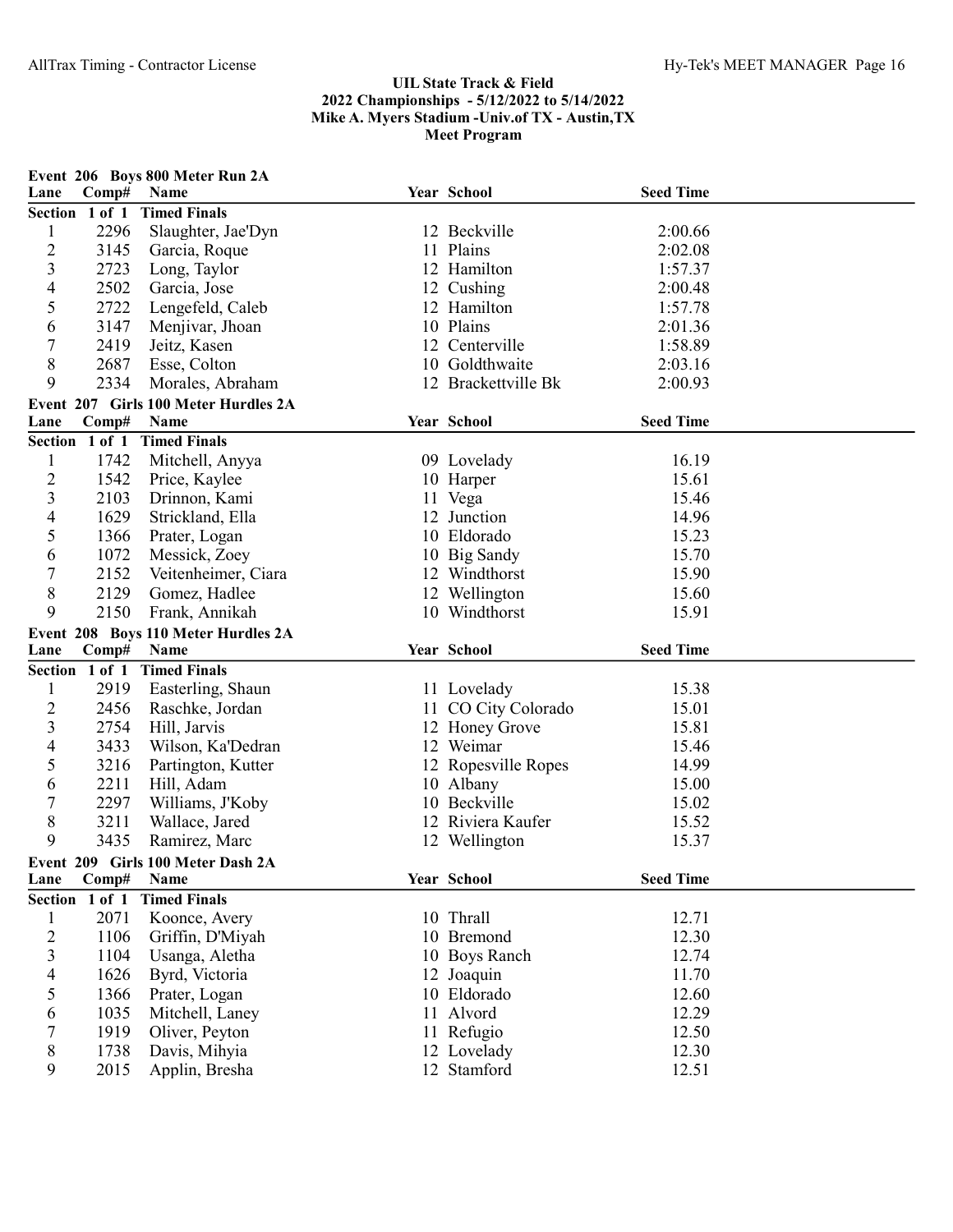## UIL State Track & Field
## 2022 Championships - 5/12/2022 to 5/14/2022
## Mike A. Myers Stadium -Univ.of TX - Austin,TX
## Meet Program

### Event 206 Boys 800 Meter Run 2A

| Lane | Comp# | Name | Year | School | Seed Time |
|---|---|---|---|---|---|
| **Section 1 of 1 Timed Finals** | | | | | |
| 1 | 2296 | Slaughter, Jae'Dyn | 12 | Beckville | 2:00.66 |
| 2 | 3145 | Garcia, Roque | 11 | Plains | 2:02.08 |
| 3 | 2723 | Long, Taylor | 12 | Hamilton | 1:57.37 |
| 4 | 2502 | Garcia, Jose | 12 | Cushing | 2:00.48 |
| 5 | 2722 | Lengefeld, Caleb | 12 | Hamilton | 1:57.78 |
| 6 | 3147 | Menjivar, Jhoan | 10 | Plains | 2:01.36 |
| 7 | 2419 | Jeitz, Kasen | 12 | Centerville | 1:58.89 |
| 8 | 2687 | Esse, Colton | 10 | Goldthwaite | 2:03.16 |
| 9 | 2334 | Morales, Abraham | 12 | Brackettville Bk | 2:00.93 |

### Event 207 Girls 100 Meter Hurdles 2A

| Lane | Comp# | Name | Year | School | Seed Time |
|---|---|---|---|---|---|
| **Section 1 of 1 Timed Finals** | | | | | |
| 1 | 1742 | Mitchell, Anyya | 09 | Lovelady | 16.19 |
| 2 | 1542 | Price, Kaylee | 10 | Harper | 15.61 |
| 3 | 2103 | Drinnon, Kami | 11 | Vega | 15.46 |
| 4 | 1629 | Strickland, Ella | 12 | Junction | 14.96 |
| 5 | 1366 | Prater, Logan | 10 | Eldorado | 15.23 |
| 6 | 1072 | Messick, Zoey | 10 | Big Sandy | 15.70 |
| 7 | 2152 | Veitenheimer, Ciara | 12 | Windthorst | 15.90 |
| 8 | 2129 | Gomez, Hadlee | 12 | Wellington | 15.60 |
| 9 | 2150 | Frank, Annikah | 10 | Windthorst | 15.91 |

### Event 208 Boys 110 Meter Hurdles 2A

| Lane | Comp# | Name | Year | School | Seed Time |
|---|---|---|---|---|---|
| **Section 1 of 1 Timed Finals** | | | | | |
| 1 | 2919 | Easterling, Shaun | 11 | Lovelady | 15.38 |
| 2 | 2456 | Raschke, Jordan | 11 | CO City Colorado | 15.01 |
| 3 | 2754 | Hill, Jarvis | 12 | Honey Grove | 15.81 |
| 4 | 3433 | Wilson, Ka'Dedran | 12 | Weimar | 15.46 |
| 5 | 3216 | Partington, Kutter | 12 | Ropesville Ropes | 14.99 |
| 6 | 2211 | Hill, Adam | 10 | Albany | 15.00 |
| 7 | 2297 | Williams, J'Koby | 10 | Beckville | 15.02 |
| 8 | 3211 | Wallace, Jared | 12 | Riviera Kaufer | 15.52 |
| 9 | 3435 | Ramirez, Marc | 12 | Wellington | 15.37 |

### Event 209 Girls 100 Meter Dash 2A

| Lane | Comp# | Name | Year | School | Seed Time |
|---|---|---|---|---|---|
| **Section 1 of 1 Timed Finals** | | | | | |
| 1 | 2071 | Koonce, Avery | 10 | Thrall | 12.71 |
| 2 | 1106 | Griffin, D'Miyah | 10 | Bremond | 12.30 |
| 3 | 1104 | Usanga, Aletha | 10 | Boys Ranch | 12.74 |
| 4 | 1626 | Byrd, Victoria | 12 | Joaquin | 11.70 |
| 5 | 1366 | Prater, Logan | 10 | Eldorado | 12.60 |
| 6 | 1035 | Mitchell, Laney | 11 | Alvord | 12.29 |
| 7 | 1919 | Oliver, Peyton | 11 | Refugio | 12.50 |
| 8 | 1738 | Davis, Mihyia | 12 | Lovelady | 12.30 |
| 9 | 2015 | Applin, Bresha | 12 | Stamford | 12.51 |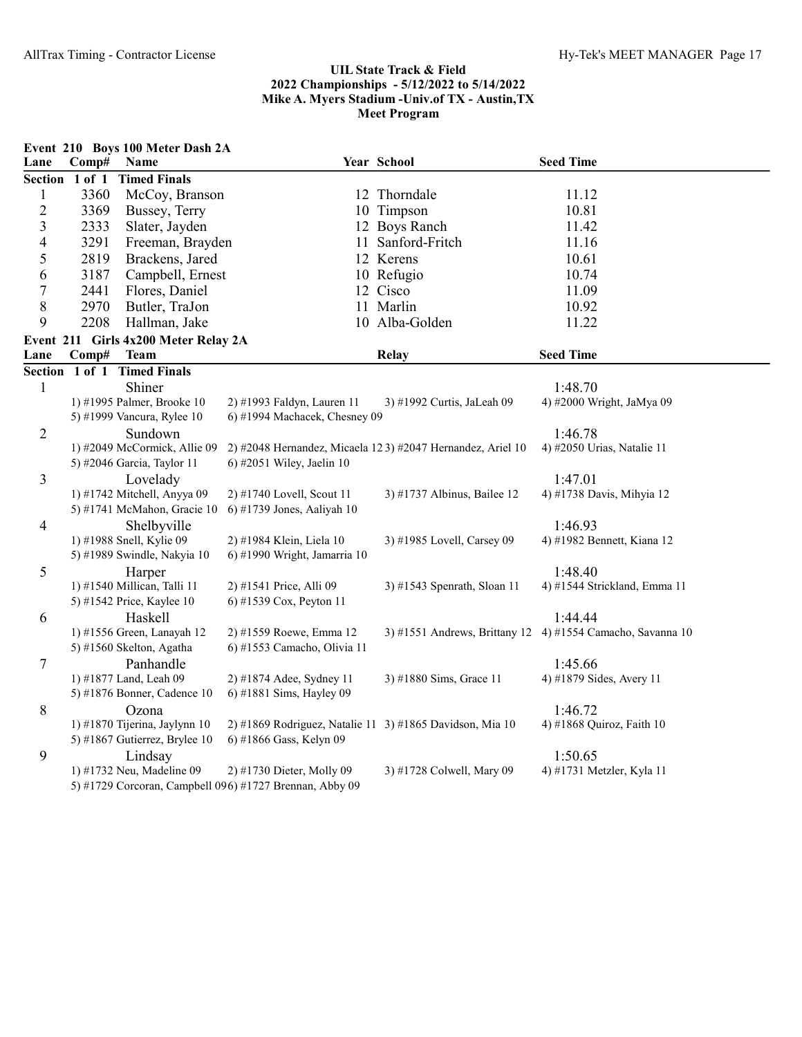## UIL State Track & Field
## 2022 Championships - 5/12/2022 to 5/14/2022
## Mike A. Myers Stadium -Univ.of TX - Austin,TX
## Meet Program

### Event 210 Boys 100 Meter Dash 2A

| Lane | Comp# | Name | Year | School | Seed Time |
|---|---|---|---|---|---|
| **Section 1 of 1 Timed Finals** | | | | | |
| 1 | 3360 | McCoy, Branson | 12 | Thorndale | 11.12 |
| 2 | 3369 | Bussey, Terry | 10 | Timpson | 10.81 |
| 3 | 2333 | Slater, Jayden | 12 | Boys Ranch | 11.42 |
| 4 | 3291 | Freeman, Brayden | 11 | Sanford-Fritch | 11.16 |
| 5 | 2819 | Brackens, Jared | 12 | Kerens | 10.61 |
| 6 | 3187 | Campbell, Ernest | 10 | Refugio | 10.74 |
| 7 | 2441 | Flores, Daniel | 12 | Cisco | 11.09 |
| 8 | 2970 | Butler, TraJon | 11 | Marlin | 10.92 |
| 9 | 2208 | Hallman, Jake | 10 | Alba-Golden | 11.22 |

### Event 211 Girls 4x200 Meter Relay 2A

| Lane | Comp# | Team | Relay | Seed Time |
|---|---|---|---|---|
| **Section 1 of 1 Timed Finals** | | | | |
| 1 | | Shiner | | 1:48.70 |

1) #1995 Palmer, Brooke 10 2) #1993 Faldyn, Lauren 11 3) #1992 Curtis, JaLeah 09 4) #2000 Wright, JaMya 09
5) #1999 Vancura, Rylee 10 6) #1994 Machacek, Chesney 09

| Lane | Comp# | Team | Relay | Seed Time |
|---|---|---|---|---|
| 2 | | Sundown | | 1:46.78 |

1) #2049 McCormick, Allie 09 2) #2048 Hernandez, Micaela 12 3) #2047 Hernandez, Ariel 10 4) #2050 Urias, Natalie 11
5) #2046 Garcia, Taylor 11 6) #2051 Wiley, Jaelin 10

| Lane | Comp# | Team | Relay | Seed Time |
|---|---|---|---|---|
| 3 | | Lovelady | | 1:47.01 |

1) #1742 Mitchell, Anyya 09 2) #1740 Lovell, Scout 11 3) #1737 Albinus, Bailee 12 4) #1738 Davis, Mihyia 12
5) #1741 McMahon, Gracie 10 6) #1739 Jones, Aaliyah 10

| Lane | Comp# | Team | Relay | Seed Time |
|---|---|---|---|---|
| 4 | | Shelbyville | | 1:46.93 |

1) #1988 Snell, Kylie 09 2) #1984 Klein, Liela 10 3) #1985 Lovell, Carsey 09 4) #1982 Bennett, Kiana 12
5) #1989 Swindle, Nakyia 10 6) #1990 Wright, Jamarria 10

| Lane | Comp# | Team | Relay | Seed Time |
|---|---|---|---|---|
| 5 | | Harper | | 1:48.40 |

1) #1540 Millican, Talli 11 2) #1541 Price, Alli 09 3) #1543 Spenrath, Sloan 11 4) #1544 Strickland, Emma 11
5) #1542 Price, Kaylee 10 6) #1539 Cox, Peyton 11

| Lane | Comp# | Team | Relay | Seed Time |
|---|---|---|---|---|
| 6 | | Haskell | | 1:44.44 |

1) #1556 Green, Lanayah 12 2) #1559 Roewe, Emma 12 3) #1551 Andrews, Brittany 12 4) #1554 Camacho, Savanna 10
5) #1560 Skelton, Agatha 6) #1553 Camacho, Olivia 11

| Lane | Comp# | Team | Relay | Seed Time |
|---|---|---|---|---|
| 7 | | Panhandle | | 1:45.66 |

1) #1877 Land, Leah 09 2) #1874 Adee, Sydney 11 3) #1880 Sims, Grace 11 4) #1879 Sides, Avery 11
5) #1876 Bonner, Cadence 10 6) #1881 Sims, Hayley 09

| Lane | Comp# | Team | Relay | Seed Time |
|---|---|---|---|---|
| 8 | | Ozona | | 1:46.72 |

1) #1870 Tijerina, Jaylynn 10 2) #1869 Rodriguez, Natalie 11 3) #1865 Davidson, Mia 10 4) #1868 Quiroz, Faith 10
5) #1867 Gutierrez, Brylee 10 6) #1866 Gass, Kelyn 09

| Lane | Comp# | Team | Relay | Seed Time |
|---|---|---|---|---|
| 9 | | Lindsay | | 1:50.65 |

1) #1732 Neu, Madeline 09 2) #1730 Dieter, Molly 09 3) #1728 Colwell, Mary 09 4) #1731 Metzler, Kyla 11
5) #1729 Corcoran, Campbell 09 6) #1727 Brennan, Abby 09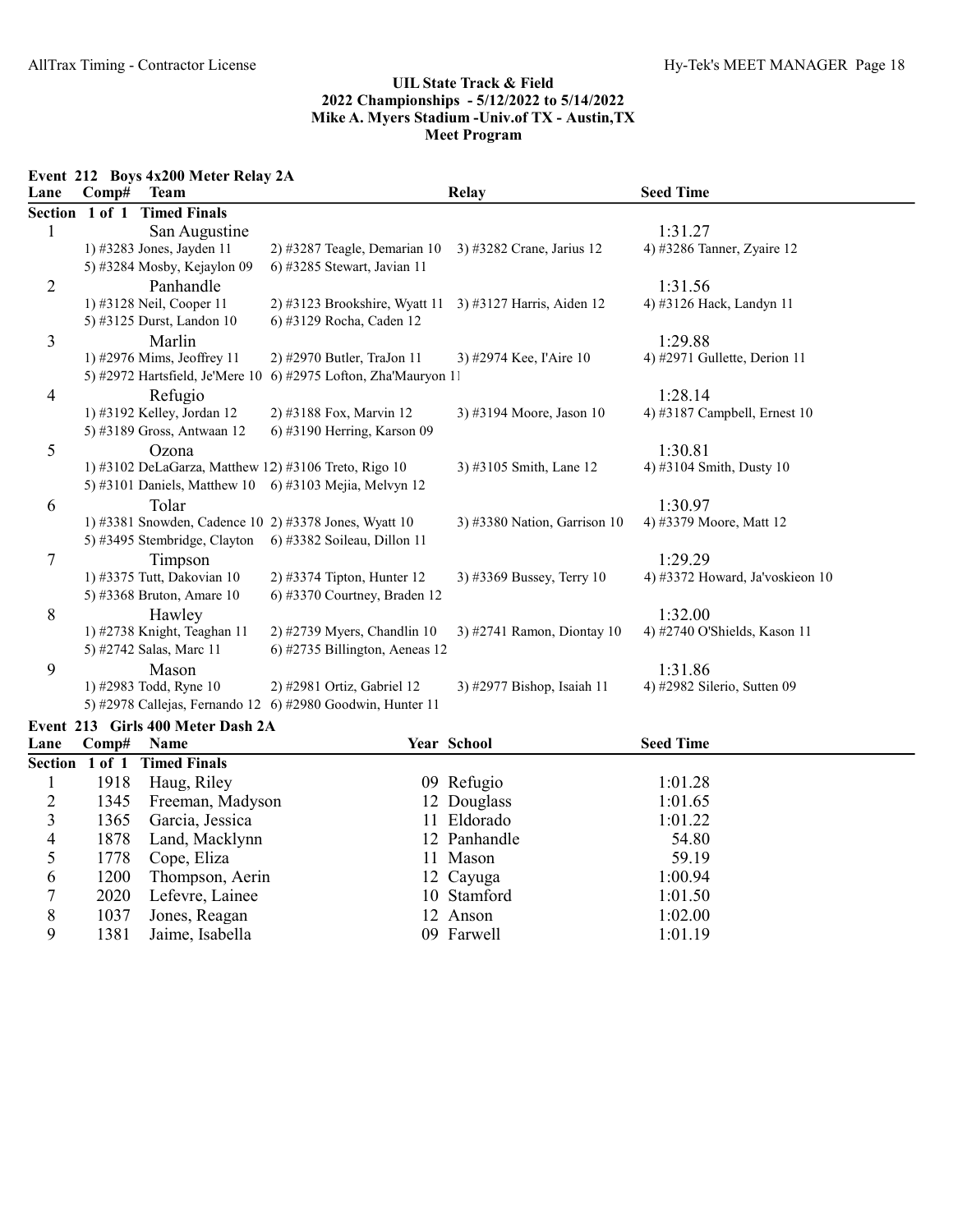## UIL State Track & Field
## 2022 Championships - 5/12/2022 to 5/14/2022
## Mike A. Myers Stadium -Univ.of TX - Austin,TX
## Meet Program

### Event 212 Boys 4x200 Meter Relay 2A

| Lane | Comp# | Team | Relay | Seed Time |
|---|---|---|---|---|
| **Section 1 of 1 Timed Finals** | | | | |
| 1 | | San Augustine | | 1:31.27 |
| | | 1) #3283 Jones, Jayden 11; 2) #3287 Teagle, Demarian 10; 3) #3282 Crane, Jarius 12; 4) #3286 Tanner, Zyaire 12; 5) #3284 Mosby, Kejaylon 09; 6) #3285 Stewart, Javian 11 | | |
| 2 | | Panhandle | | 1:31.56 |
| | | 1) #3128 Neil, Cooper 11; 2) #3123 Brookshire, Wyatt 11; 3) #3127 Harris, Aiden 12; 4) #3126 Hack, Landyn 11; 5) #3125 Durst, Landon 10; 6) #3129 Rocha, Caden 12 | | |
| 3 | | Marlin | | 1:29.88 |
| | | 1) #2976 Mims, Jeoffrey 11; 2) #2970 Butler, TraJon 11; 3) #2974 Kee, I'Aire 10; 4) #2971 Gullette, Derion 11; 5) #2972 Hartsfield, Je'Mere 10; 6) #2975 Lofton, Zha'Mauryon 11 | | |
| 4 | | Refugio | | 1:28.14 |
| | | 1) #3192 Kelley, Jordan 12; 2) #3188 Fox, Marvin 12; 3) #3194 Moore, Jason 10; 4) #3187 Campbell, Ernest 10; 5) #3189 Gross, Antwaan 12; 6) #3190 Herring, Karson 09 | | |
| 5 | | Ozona | | 1:30.81 |
| | | 1) #3102 DeLaGarza, Matthew 12; 2) #3106 Treto, Rigo 10; 3) #3105 Smith, Lane 12; 4) #3104 Smith, Dusty 10; 5) #3101 Daniels, Matthew 10; 6) #3103 Mejia, Melvyn 12 | | |
| 6 | | Tolar | | 1:30.97 |
| | | 1) #3381 Snowden, Cadence 10; 2) #3378 Jones, Wyatt 10; 3) #3380 Nation, Garrison 10; 4) #3379 Moore, Matt 12; 5) #3495 Stembridge, Clayton; 6) #3382 Soileau, Dillon 11 | | |
| 7 | | Timpson | | 1:29.29 |
| | | 1) #3375 Tutt, Dakovian 10; 2) #3374 Tipton, Hunter 12; 3) #3369 Bussey, Terry 10; 4) #3372 Howard, Ja'voskieon 10; 5) #3368 Bruton, Amare 10; 6) #3370 Courtney, Braden 12 | | |
| 8 | | Hawley | | 1:32.00 |
| | | 1) #2738 Knight, Teaghan 11; 2) #2739 Myers, Chandlin 10; 3) #2741 Ramon, Diontay 10; 4) #2740 O'Shields, Kason 11; 5) #2742 Salas, Marc 11; 6) #2735 Billington, Aeneas 12 | | |
| 9 | | Mason | | 1:31.86 |
| | | 1) #2983 Todd, Ryne 10; 2) #2981 Ortiz, Gabriel 12; 3) #2977 Bishop, Isaiah 11; 4) #2982 Silerio, Sutten 09; 5) #2978 Callejas, Fernando 12; 6) #2980 Goodwin, Hunter 11 | | |

### Event 213 Girls 400 Meter Dash 2A

| Lane | Comp# | Name | Year | School | Seed Time |
|---|---|---|---|---|---|
| **Section 1 of 1 Timed Finals** | | | | | |
| 1 | 1918 | Haug, Riley | 09 | Refugio | 1:01.28 |
| 2 | 1345 | Freeman, Madyson | 12 | Douglass | 1:01.65 |
| 3 | 1365 | Garcia, Jessica | 11 | Eldorado | 1:01.22 |
| 4 | 1878 | Land, Macklynn | 12 | Panhandle | 54.80 |
| 5 | 1778 | Cope, Eliza | 11 | Mason | 59.19 |
| 6 | 1200 | Thompson, Aerin | 12 | Cayuga | 1:00.94 |
| 7 | 2020 | Lefevre, Lainee | 10 | Stamford | 1:01.50 |
| 8 | 1037 | Jones, Reagan | 12 | Anson | 1:02.00 |
| 9 | 1381 | Jaime, Isabella | 09 | Farwell | 1:01.19 |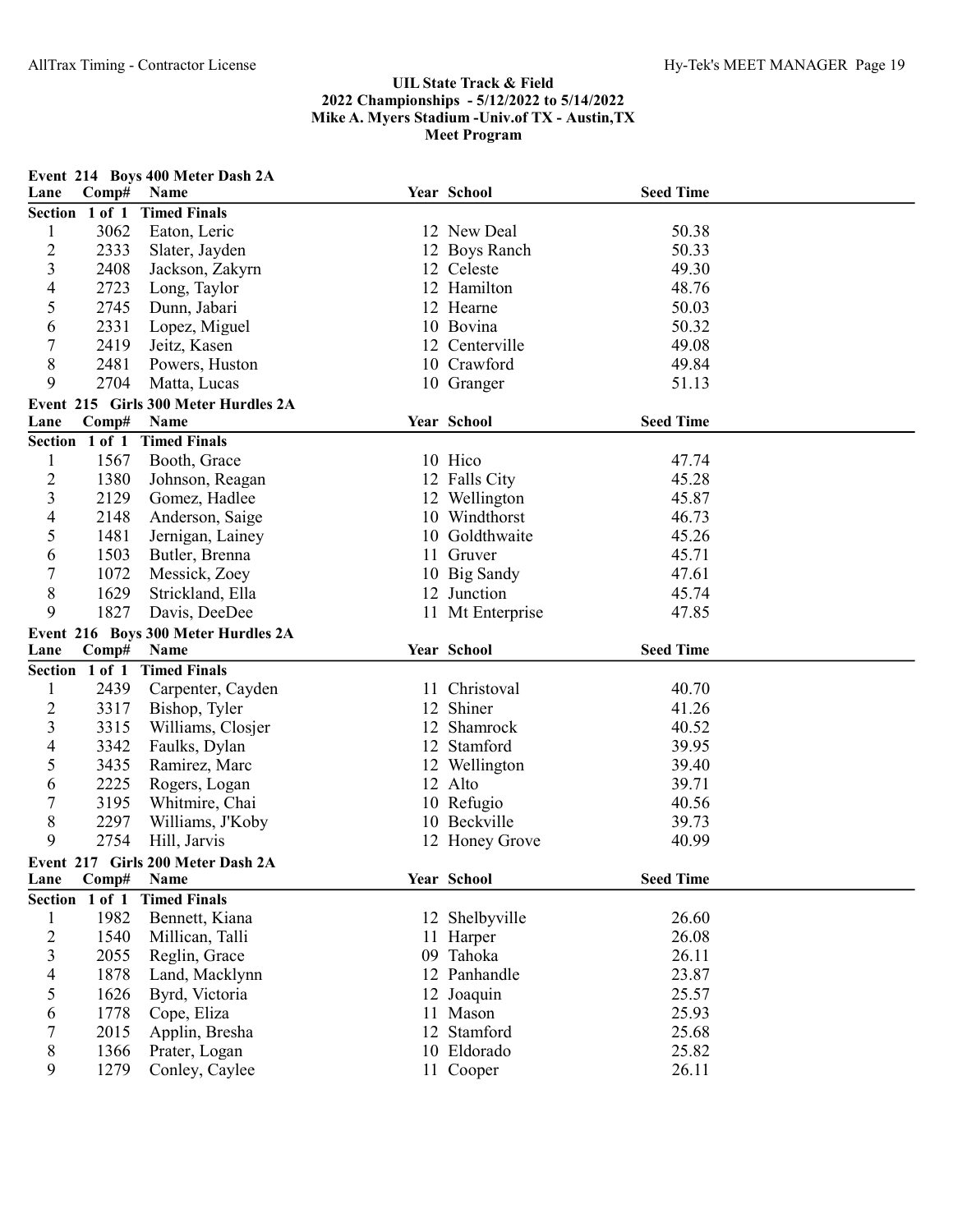**UIL State Track & Field**
**2022 Championships - 5/12/2022 to 5/14/2022**
**Mike A. Myers Stadium -Univ.of TX - Austin,TX**
**Meet Program**

### Event 214 Boys 400 Meter Dash 2A

| Lane | Comp# | Name | Year | School | Seed Time |
|---|---|---|---|---|---|
| **Section 1 of 1 Timed Finals** | | | | | |
| 1 | 3062 | Eaton, Leric | 12 | New Deal | 50.38 |
| 2 | 2333 | Slater, Jayden | 12 | Boys Ranch | 50.33 |
| 3 | 2408 | Jackson, Zakyrn | 12 | Celeste | 49.30 |
| 4 | 2723 | Long, Taylor | 12 | Hamilton | 48.76 |
| 5 | 2745 | Dunn, Jabari | 12 | Hearne | 50.03 |
| 6 | 2331 | Lopez, Miguel | 10 | Bovina | 50.32 |
| 7 | 2419 | Jeitz, Kasen | 12 | Centerville | 49.08 |
| 8 | 2481 | Powers, Huston | 10 | Crawford | 49.84 |
| 9 | 2704 | Matta, Lucas | 10 | Granger | 51.13 |

### Event 215 Girls 300 Meter Hurdles 2A

| Lane | Comp# | Name | Year | School | Seed Time |
|---|---|---|---|---|---|
| **Section 1 of 1 Timed Finals** | | | | | |
| 1 | 1567 | Booth, Grace | 10 | Hico | 47.74 |
| 2 | 1380 | Johnson, Reagan | 12 | Falls City | 45.28 |
| 3 | 2129 | Gomez, Hadlee | 12 | Wellington | 45.87 |
| 4 | 2148 | Anderson, Saige | 10 | Windthorst | 46.73 |
| 5 | 1481 | Jernigan, Lainey | 10 | Goldthwaite | 45.26 |
| 6 | 1503 | Butler, Brenna | 11 | Gruver | 45.71 |
| 7 | 1072 | Messick, Zoey | 10 | Big Sandy | 47.61 |
| 8 | 1629 | Strickland, Ella | 12 | Junction | 45.74 |
| 9 | 1827 | Davis, DeeDee | 11 | Mt Enterprise | 47.85 |

### Event 216 Boys 300 Meter Hurdles 2A

| Lane | Comp# | Name | Year | School | Seed Time |
|---|---|---|---|---|---|
| **Section 1 of 1 Timed Finals** | | | | | |
| 1 | 2439 | Carpenter, Cayden | 11 | Christoval | 40.70 |
| 2 | 3317 | Bishop, Tyler | 12 | Shiner | 41.26 |
| 3 | 3315 | Williams, Closjer | 12 | Shamrock | 40.52 |
| 4 | 3342 | Faulks, Dylan | 12 | Stamford | 39.95 |
| 5 | 3435 | Ramirez, Marc | 12 | Wellington | 39.40 |
| 6 | 2225 | Rogers, Logan | 12 | Alto | 39.71 |
| 7 | 3195 | Whitmire, Chai | 10 | Refugio | 40.56 |
| 8 | 2297 | Williams, J'Koby | 10 | Beckville | 39.73 |
| 9 | 2754 | Hill, Jarvis | 12 | Honey Grove | 40.99 |

### Event 217 Girls 200 Meter Dash 2A

| Lane | Comp# | Name | Year | School | Seed Time |
|---|---|---|---|---|---|
| **Section 1 of 1 Timed Finals** | | | | | |
| 1 | 1982 | Bennett, Kiana | 12 | Shelbyville | 26.60 |
| 2 | 1540 | Millican, Talli | 11 | Harper | 26.08 |
| 3 | 2055 | Reglin, Grace | 09 | Tahoka | 26.11 |
| 4 | 1878 | Land, Macklynn | 12 | Panhandle | 23.87 |
| 5 | 1626 | Byrd, Victoria | 12 | Joaquin | 25.57 |
| 6 | 1778 | Cope, Eliza | 11 | Mason | 25.93 |
| 7 | 2015 | Applin, Bresha | 12 | Stamford | 25.68 |
| 8 | 1366 | Prater, Logan | 10 | Eldorado | 25.82 |
| 9 | 1279 | Conley, Caylee | 11 | Cooper | 26.11 |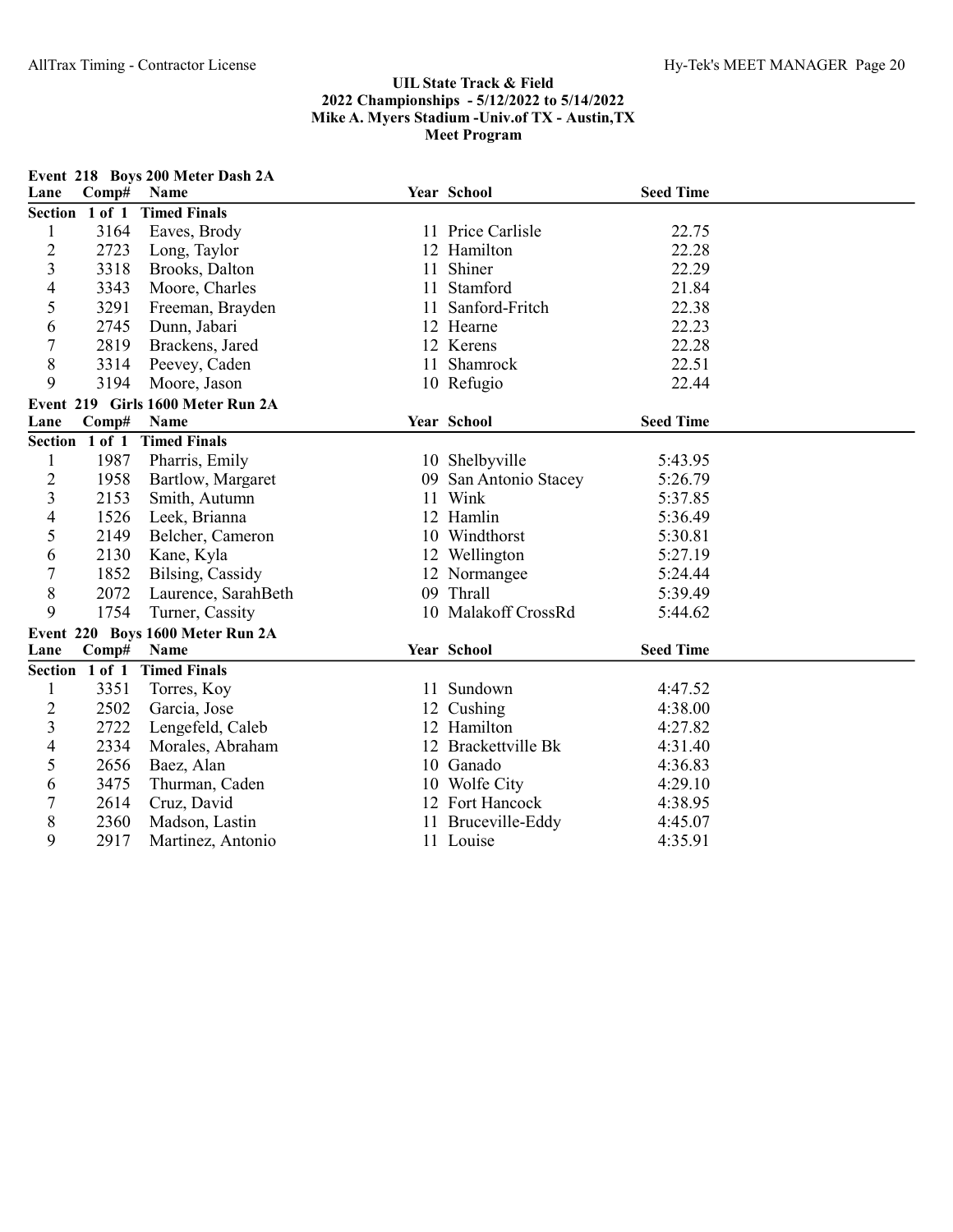# UIL State Track & Field
## 2022 Championships - 5/12/2022 to 5/14/2022
## Mike A. Myers Stadium -Univ.of TX - Austin,TX
## Meet Program

### Event 218 Boys 200 Meter Dash 2A

| Lane | Comp# | Name | Year | School | Seed Time |
|---|---|---|---|---|---|
| **Section 1 of 1 Timed Finals** | | | | | |
| 1 | 3164 | Eaves, Brody | 11 | Price Carlisle | 22.75 |
| 2 | 2723 | Long, Taylor | 12 | Hamilton | 22.28 |
| 3 | 3318 | Brooks, Dalton | 11 | Shiner | 22.29 |
| 4 | 3343 | Moore, Charles | 11 | Stamford | 21.84 |
| 5 | 3291 | Freeman, Brayden | 11 | Sanford-Fritch | 22.38 |
| 6 | 2745 | Dunn, Jabari | 12 | Hearne | 22.23 |
| 7 | 2819 | Brackens, Jared | 12 | Kerens | 22.28 |
| 8 | 3314 | Peevey, Caden | 11 | Shamrock | 22.51 |
| 9 | 3194 | Moore, Jason | 10 | Refugio | 22.44 |

### Event 219 Girls 1600 Meter Run 2A

| Lane | Comp# | Name | Year | School | Seed Time |
|---|---|---|---|---|---|
| **Section 1 of 1 Timed Finals** | | | | | |
| 1 | 1987 | Pharris, Emily | 10 | Shelbyville | 5:43.95 |
| 2 | 1958 | Bartlow, Margaret | 09 | San Antonio Stacey | 5:26.79 |
| 3 | 2153 | Smith, Autumn | 11 | Wink | 5:37.85 |
| 4 | 1526 | Leek, Brianna | 12 | Hamlin | 5:36.49 |
| 5 | 2149 | Belcher, Cameron | 10 | Windthorst | 5:30.81 |
| 6 | 2130 | Kane, Kyla | 12 | Wellington | 5:27.19 |
| 7 | 1852 | Bilsing, Cassidy | 12 | Normangee | 5:24.44 |
| 8 | 2072 | Laurence, SarahBeth | 09 | Thrall | 5:39.49 |
| 9 | 1754 | Turner, Cassity | 10 | Malakoff CrossRd | 5:44.62 |

### Event 220 Boys 1600 Meter Run 2A

| Lane | Comp# | Name | Year | School | Seed Time |
|---|---|---|---|---|---|
| **Section 1 of 1 Timed Finals** | | | | | |
| 1 | 3351 | Torres, Koy | 11 | Sundown | 4:47.52 |
| 2 | 2502 | Garcia, Jose | 12 | Cushing | 4:38.00 |
| 3 | 2722 | Lengefeld, Caleb | 12 | Hamilton | 4:27.82 |
| 4 | 2334 | Morales, Abraham | 12 | Brackettville Bk | 4:31.40 |
| 5 | 2656 | Baez, Alan | 10 | Ganado | 4:36.83 |
| 6 | 3475 | Thurman, Caden | 10 | Wolfe City | 4:29.10 |
| 7 | 2614 | Cruz, David | 12 | Fort Hancock | 4:38.95 |
| 8 | 2360 | Madson, Lastin | 11 | Bruceville-Eddy | 4:45.07 |
| 9 | 2917 | Martinez, Antonio | 11 | Louise | 4:35.91 |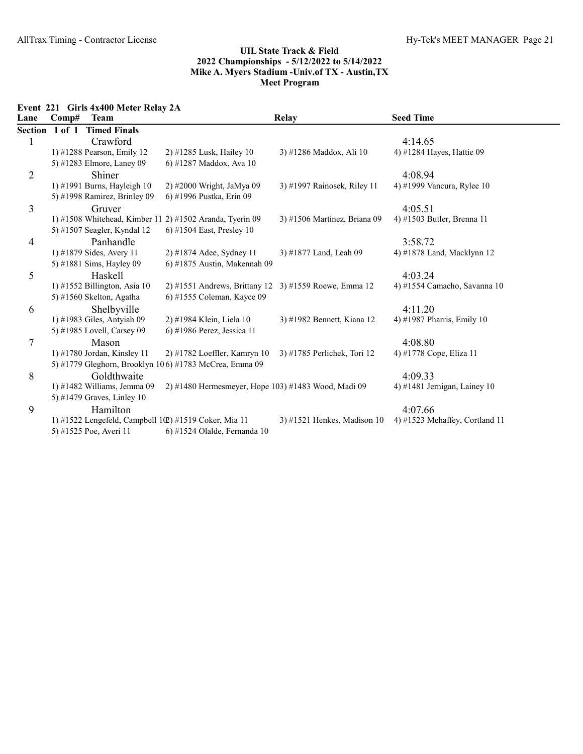## UIL State Track & Field
## 2022 Championships - 5/12/2022 to 5/14/2022
## Mike A. Myers Stadium -Univ.of TX - Austin,TX
## Meet Program

### Event 221 Girls 4x400 Meter Relay 2A

| Lane | Comp# | Team | Relay | Seed Time |
|---|---|---|---|---|
| **Section 1 of 1 Timed Finals** | | | | |
| 1 | | Crawford | | 4:14.65 |
| | 1) #1288 Pearson, Emily 12 | 2) #1285 Lusk, Hailey 10 | 3) #1286 Maddox, Ali 10 | 4) #1284 Hayes, Hattie 09 |
| | 5) #1283 Elmore, Laney 09 | 6) #1287 Maddox, Ava 10 | | |
| 2 | | Shiner | | 4:08.94 |
| | 1) #1991 Burns, Hayleigh 10 | 2) #2000 Wright, JaMya 09 | 3) #1997 Rainosek, Riley 11 | 4) #1999 Vancura, Rylee 10 |
| | 5) #1998 Ramirez, Brinley 09 | 6) #1996 Pustka, Erin 09 | | |
| 3 | | Gruver | | 4:05.51 |
| | 1) #1508 Whitehead, Kimber 11 | 2) #1502 Aranda, Tyerin 09 | 3) #1506 Martinez, Briana 09 | 4) #1503 Butler, Brenna 11 |
| | 5) #1507 Seagler, Kyndal 12 | 6) #1504 East, Presley 10 | | |
| 4 | | Panhandle | | 3:58.72 |
| | 1) #1879 Sides, Avery 11 | 2) #1874 Adee, Sydney 11 | 3) #1877 Land, Leah 09 | 4) #1878 Land, Macklynn 12 |
| | 5) #1881 Sims, Hayley 09 | 6) #1875 Austin, Makennah 09 | | |
| 5 | | Haskell | | 4:03.24 |
| | 1) #1552 Billington, Asia 10 | 2) #1551 Andrews, Brittany 12 | 3) #1559 Roewe, Emma 12 | 4) #1554 Camacho, Savanna 10 |
| | 5) #1560 Skelton, Agatha | 6) #1555 Coleman, Kayce 09 | | |
| 6 | | Shelbyville | | 4:11.20 |
| | 1) #1983 Giles, Antyiah 09 | 2) #1984 Klein, Liela 10 | 3) #1982 Bennett, Kiana 12 | 4) #1987 Pharris, Emily 10 |
| | 5) #1985 Lovell, Carsey 09 | 6) #1986 Perez, Jessica 11 | | |
| 7 | | Mason | | 4:08.80 |
| | 1) #1780 Jordan, Kinsley 11 | 2) #1782 Loeffler, Kamryn 10 | 3) #1785 Perlichek, Tori 12 | 4) #1778 Cope, Eliza 11 |
| | 5) #1779 Gleghorn, Brooklyn 10 | 6) #1783 McCrea, Emma 09 | | |
| 8 | | Goldthwaite | | 4:09.33 |
| | 1) #1482 Williams, Jemma 09 | 2) #1480 Hermesmeyer, Hope 10 | 3) #1483 Wood, Madi 09 | 4) #1481 Jernigan, Lainey 10 |
| | 5) #1479 Graves, Linley 10 | | | |
| 9 | | Hamilton | | 4:07.66 |
| | 1) #1522 Lengefeld, Campbell 10 | 2) #1519 Coker, Mia 11 | 3) #1521 Henkes, Madison 10 | 4) #1523 Mehaffey, Cortland 11 |
| | 5) #1525 Poe, Averi 11 | 6) #1524 Olalde, Fernanda 10 | | |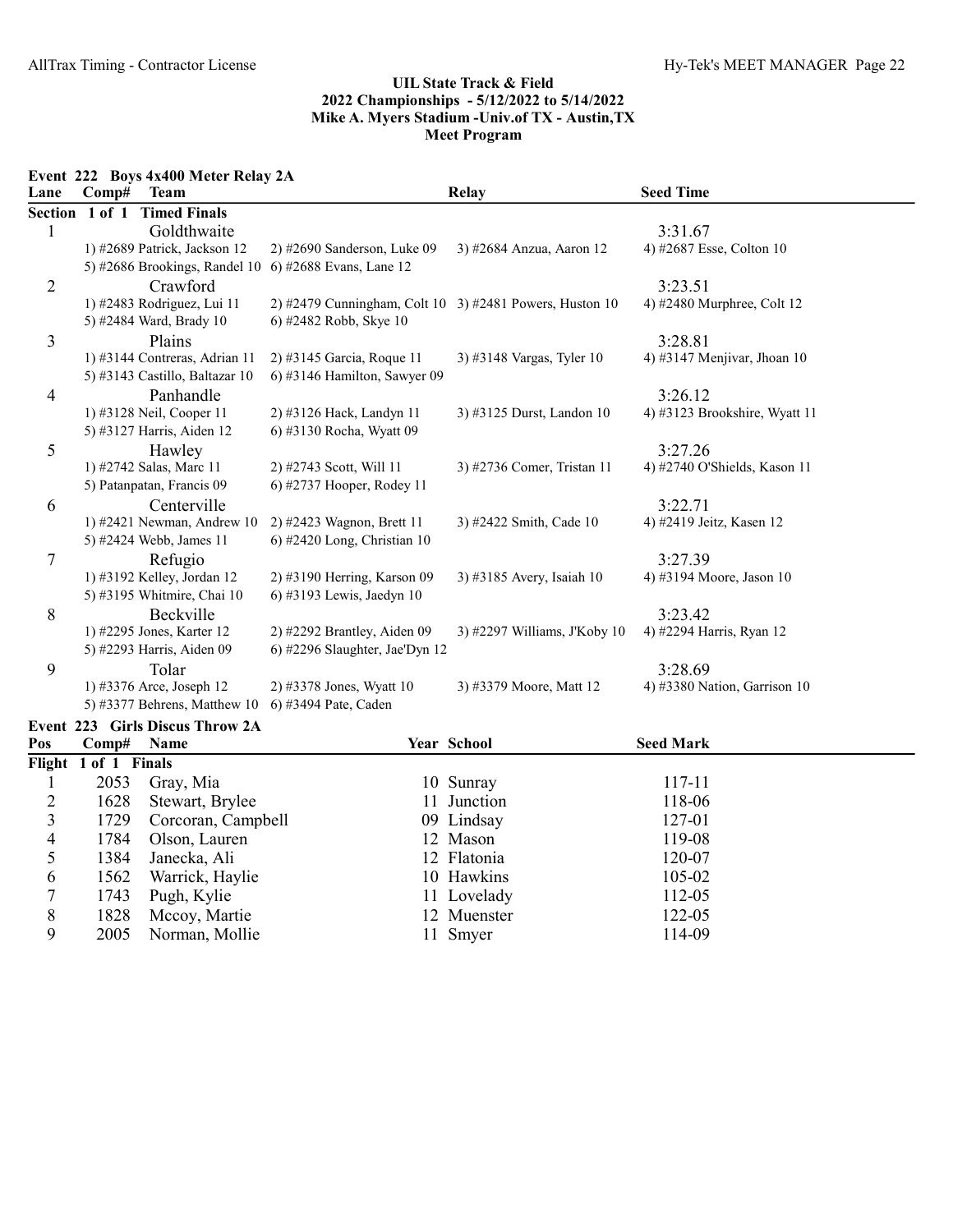## UIL State Track & Field
## 2022 Championships - 5/12/2022 to 5/14/2022
## Mike A. Myers Stadium -Univ.of TX - Austin,TX
## Meet Program

### Event 222 Boys 4x400 Meter Relay 2A

| Lane | Comp# | Team | Relay | Seed Time |
|---|---|---|---|---|
| **Section 1 of 1 Timed Finals** | | | | |
| 1 | | Goldthwaite | | 3:31.67 |
| | | 1) #2689 Patrick, Jackson 12; 2) #2690 Sanderson, Luke 09; 3) #2684 Anzua, Aaron 12; 4) #2687 Esse, Colton 10; 5) #2686 Brookings, Randel 10; 6) #2688 Evans, Lane 12 | | |
| 2 | | Crawford | | 3:23.51 |
| | | 1) #2483 Rodriguez, Lui 11; 2) #2479 Cunningham, Colt 10; 3) #2481 Powers, Huston 10; 4) #2480 Murphree, Colt 12; 5) #2484 Ward, Brady 10; 6) #2482 Robb, Skye 10 | | |
| 3 | | Plains | | 3:28.81 |
| | | 1) #3144 Contreras, Adrian 11; 2) #3145 Garcia, Roque 11; 3) #3148 Vargas, Tyler 10; 4) #3147 Menjivar, Jhoan 10; 5) #3143 Castillo, Baltazar 10; 6) #3146 Hamilton, Sawyer 09 | | |
| 4 | | Panhandle | | 3:26.12 |
| | | 1) #3128 Neil, Cooper 11; 2) #3126 Hack, Landyn 11; 3) #3125 Durst, Landon 10; 4) #3123 Brookshire, Wyatt 11; 5) #3127 Harris, Aiden 12; 6) #3130 Rocha, Wyatt 09 | | |
| 5 | | Hawley | | 3:27.26 |
| | | 1) #2742 Salas, Marc 11; 2) #2743 Scott, Will 11; 3) #2736 Comer, Tristan 11; 4) #2740 O'Shields, Kason 11; 5) Patanpatan, Francis 09; 6) #2737 Hooper, Rodey 11 | | |
| 6 | | Centerville | | 3:22.71 |
| | | 1) #2421 Newman, Andrew 10; 2) #2423 Wagnon, Brett 11; 3) #2422 Smith, Cade 10; 4) #2419 Jeitz, Kasen 12; 5) #2424 Webb, James 11; 6) #2420 Long, Christian 10 | | |
| 7 | | Refugio | | 3:27.39 |
| | | 1) #3192 Kelley, Jordan 12; 2) #3190 Herring, Karson 09; 3) #3185 Avery, Isaiah 10; 4) #3194 Moore, Jason 10; 5) #3195 Whitmire, Chai 10; 6) #3193 Lewis, Jaedyn 10 | | |
| 8 | | Beckville | | 3:23.42 |
| | | 1) #2295 Jones, Karter 12; 2) #2292 Brantley, Aiden 09; 3) #2297 Williams, J'Koby 10; 4) #2294 Harris, Ryan 12; 5) #2293 Harris, Aiden 09; 6) #2296 Slaughter, Jae'Dyn 12 | | |
| 9 | | Tolar | | 3:28.69 |
| | | 1) #3376 Arce, Joseph 12; 2) #3378 Jones, Wyatt 10; 3) #3379 Moore, Matt 12; 4) #3380 Nation, Garrison 10; 5) #3377 Behrens, Matthew 10; 6) #3494 Pate, Caden | | |

### Event 223 Girls Discus Throw 2A

| Pos | Comp# | Name | Year | School | Seed Mark |
|---|---|---|---|---|---|
| **Flight 1 of 1 Finals** | | | | | |
| 1 | 2053 | Gray, Mia | 10 | Sunray | 117-11 |
| 2 | 1628 | Stewart, Brylee | 11 | Junction | 118-06 |
| 3 | 1729 | Corcoran, Campbell | 09 | Lindsay | 127-01 |
| 4 | 1784 | Olson, Lauren | 12 | Mason | 119-08 |
| 5 | 1384 | Janecka, Ali | 12 | Flatonia | 120-07 |
| 6 | 1562 | Warrick, Haylie | 10 | Hawkins | 105-02 |
| 7 | 1743 | Pugh, Kylie | 11 | Lovelady | 112-05 |
| 8 | 1828 | Mccoy, Martie | 12 | Muenster | 122-05 |
| 9 | 2005 | Norman, Mollie | 11 | Smyer | 114-09 |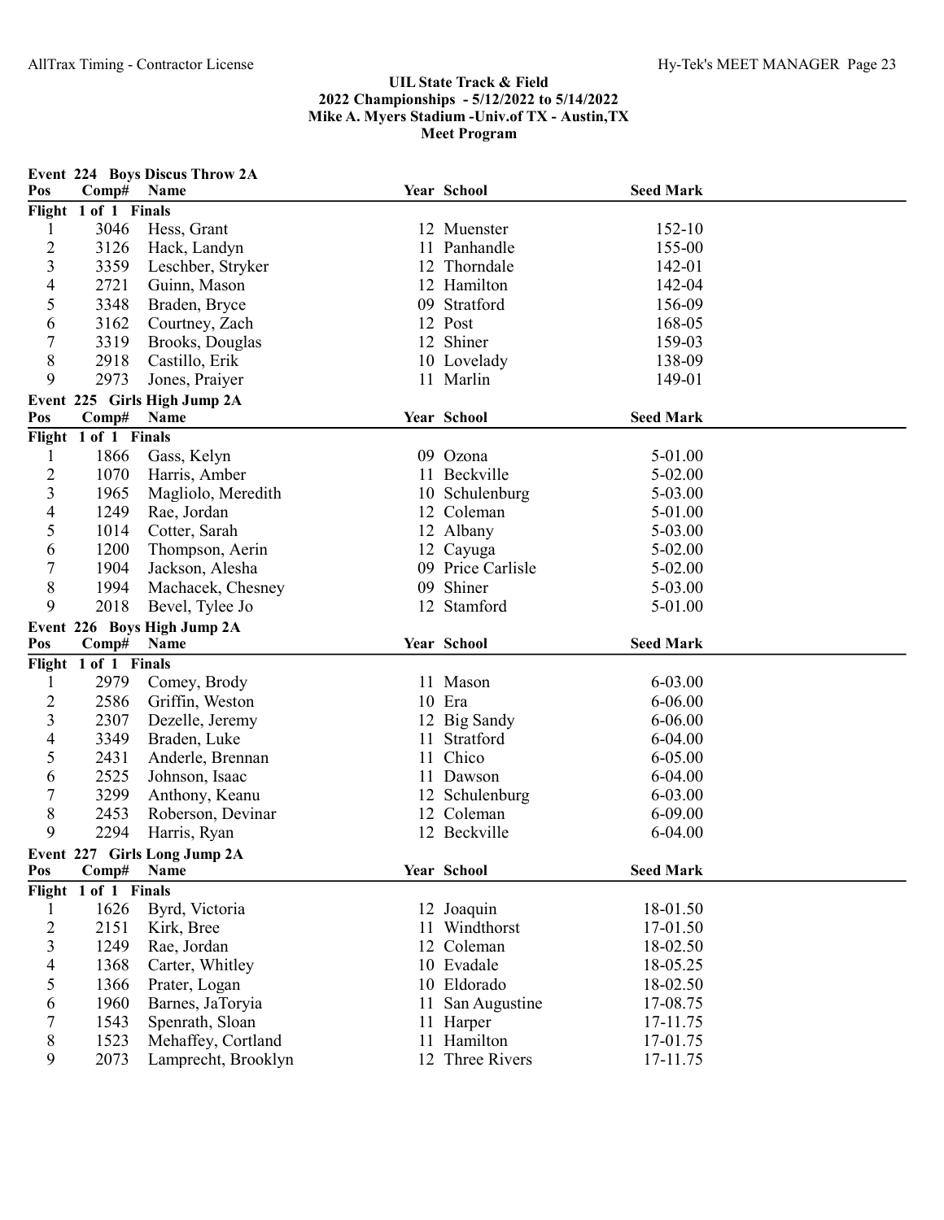## UIL State Track & Field
## 2022 Championships - 5/12/2022 to 5/14/2022
## Mike A. Myers Stadium -Univ.of TX - Austin,TX
## Meet Program

### Event 224 Boys Discus Throw 2A

| Pos | Comp# | Name | Year | School | Seed Mark |
|---|---|---|---|---|---|
| **Flight 1 of 1 Finals** | | | | | |
| 1 | 3046 | Hess, Grant | 12 | Muenster | 152-10 |
| 2 | 3126 | Hack, Landyn | 11 | Panhandle | 155-00 |
| 3 | 3359 | Leschber, Stryker | 12 | Thorndale | 142-01 |
| 4 | 2721 | Guinn, Mason | 12 | Hamilton | 142-04 |
| 5 | 3348 | Braden, Bryce | 09 | Stratford | 156-09 |
| 6 | 3162 | Courtney, Zach | 12 | Post | 168-05 |
| 7 | 3319 | Brooks, Douglas | 12 | Shiner | 159-03 |
| 8 | 2918 | Castillo, Erik | 10 | Lovelady | 138-09 |
| 9 | 2973 | Jones, Praiyer | 11 | Marlin | 149-01 |

### Event 225 Girls High Jump 2A

| Pos | Comp# | Name | Year | School | Seed Mark |
|---|---|---|---|---|---|
| **Flight 1 of 1 Finals** | | | | | |
| 1 | 1866 | Gass, Kelyn | 09 | Ozona | 5-01.00 |
| 2 | 1070 | Harris, Amber | 11 | Beckville | 5-02.00 |
| 3 | 1965 | Magliolo, Meredith | 10 | Schulenburg | 5-03.00 |
| 4 | 1249 | Rae, Jordan | 12 | Coleman | 5-01.00 |
| 5 | 1014 | Cotter, Sarah | 12 | Albany | 5-03.00 |
| 6 | 1200 | Thompson, Aerin | 12 | Cayuga | 5-02.00 |
| 7 | 1904 | Jackson, Alesha | 09 | Price Carlisle | 5-02.00 |
| 8 | 1994 | Machacek, Chesney | 09 | Shiner | 5-03.00 |
| 9 | 2018 | Bevel, Tylee Jo | 12 | Stamford | 5-01.00 |

### Event 226 Boys High Jump 2A

| Pos | Comp# | Name | Year | School | Seed Mark |
|---|---|---|---|---|---|
| **Flight 1 of 1 Finals** | | | | | |
| 1 | 2979 | Comey, Brody | 11 | Mason | 6-03.00 |
| 2 | 2586 | Griffin, Weston | 10 | Era | 6-06.00 |
| 3 | 2307 | Dezelle, Jeremy | 12 | Big Sandy | 6-06.00 |
| 4 | 3349 | Braden, Luke | 11 | Stratford | 6-04.00 |
| 5 | 2431 | Anderle, Brennan | 11 | Chico | 6-05.00 |
| 6 | 2525 | Johnson, Isaac | 11 | Dawson | 6-04.00 |
| 7 | 3299 | Anthony, Keanu | 12 | Schulenburg | 6-03.00 |
| 8 | 2453 | Roberson, Devinar | 12 | Coleman | 6-09.00 |
| 9 | 2294 | Harris, Ryan | 12 | Beckville | 6-04.00 |

### Event 227 Girls Long Jump 2A

| Pos | Comp# | Name | Year | School | Seed Mark |
|---|---|---|---|---|---|
| **Flight 1 of 1 Finals** | | | | | |
| 1 | 1626 | Byrd, Victoria | 12 | Joaquin | 18-01.50 |
| 2 | 2151 | Kirk, Bree | 11 | Windthorst | 17-01.50 |
| 3 | 1249 | Rae, Jordan | 12 | Coleman | 18-02.50 |
| 4 | 1368 | Carter, Whitley | 10 | Evadale | 18-05.25 |
| 5 | 1366 | Prater, Logan | 10 | Eldorado | 18-02.50 |
| 6 | 1960 | Barnes, JaToryia | 11 | San Augustine | 17-08.75 |
| 7 | 1543 | Spenrath, Sloan | 11 | Harper | 17-11.75 |
| 8 | 1523 | Mehaffey, Cortland | 11 | Hamilton | 17-01.75 |
| 9 | 2073 | Lamprecht, Brooklyn | 12 | Three Rivers | 17-11.75 |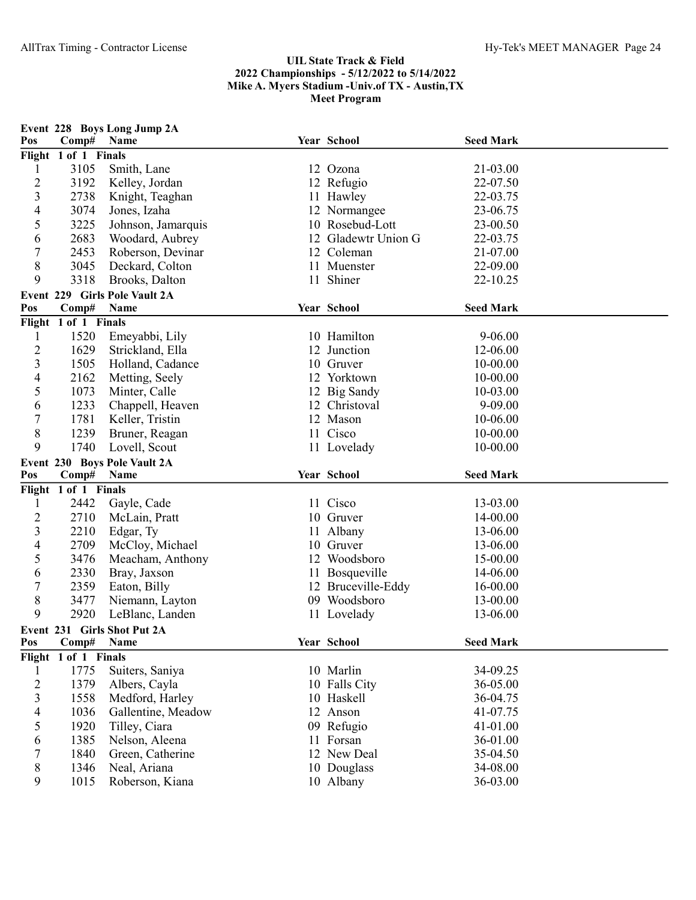## UIL State Track & Field
## 2022 Championships - 5/12/2022 to 5/14/2022
## Mike A. Myers Stadium -Univ.of TX - Austin,TX
## Meet Program

### Event 228 Boys Long Jump 2A

| Pos | Comp# | Name | Year | School | Seed Mark |
|---|---|---|---|---|---|
| **Flight 1 of 1 Finals** | | | | | |
| 1 | 3105 | Smith, Lane | 12 | Ozona | 21-03.00 |
| 2 | 3192 | Kelley, Jordan | 12 | Refugio | 22-07.50 |
| 3 | 2738 | Knight, Teaghan | 11 | Hawley | 22-03.75 |
| 4 | 3074 | Jones, Izaha | 12 | Normangee | 23-06.75 |
| 5 | 3225 | Johnson, Jamarquis | 10 | Rosebud-Lott | 23-00.50 |
| 6 | 2683 | Woodard, Aubrey | 12 | Gladewtr Union G | 22-03.75 |
| 7 | 2453 | Roberson, Devinar | 12 | Coleman | 21-07.00 |
| 8 | 3045 | Deckard, Colton | 11 | Muenster | 22-09.00 |
| 9 | 3318 | Brooks, Dalton | 11 | Shiner | 22-10.25 |

### Event 229 Girls Pole Vault 2A

| Pos | Comp# | Name | Year | School | Seed Mark |
|---|---|---|---|---|---|
| **Flight 1 of 1 Finals** | | | | | |
| 1 | 1520 | Emeyabbi, Lily | 10 | Hamilton | 9-06.00 |
| 2 | 1629 | Strickland, Ella | 12 | Junction | 12-06.00 |
| 3 | 1505 | Holland, Cadance | 10 | Gruver | 10-00.00 |
| 4 | 2162 | Metting, Seely | 12 | Yorktown | 10-00.00 |
| 5 | 1073 | Minter, Calle | 12 | Big Sandy | 10-03.00 |
| 6 | 1233 | Chappell, Heaven | 12 | Christoval | 9-09.00 |
| 7 | 1781 | Keller, Tristin | 12 | Mason | 10-06.00 |
| 8 | 1239 | Bruner, Reagan | 11 | Cisco | 10-00.00 |
| 9 | 1740 | Lovell, Scout | 11 | Lovelady | 10-00.00 |

### Event 230 Boys Pole Vault 2A

| Pos | Comp# | Name | Year | School | Seed Mark |
|---|---|---|---|---|---|
| **Flight 1 of 1 Finals** | | | | | |
| 1 | 2442 | Gayle, Cade | 11 | Cisco | 13-03.00 |
| 2 | 2710 | McLain, Pratt | 10 | Gruver | 14-00.00 |
| 3 | 2210 | Edgar, Ty | 11 | Albany | 13-06.00 |
| 4 | 2709 | McCloy, Michael | 10 | Gruver | 13-06.00 |
| 5 | 3476 | Meacham, Anthony | 12 | Woodsboro | 15-00.00 |
| 6 | 2330 | Bray, Jaxson | 11 | Bosqueville | 14-06.00 |
| 7 | 2359 | Eaton, Billy | 12 | Bruceville-Eddy | 16-00.00 |
| 8 | 3477 | Niemann, Layton | 09 | Woodsboro | 13-00.00 |
| 9 | 2920 | LeBlanc, Landen | 11 | Lovelady | 13-06.00 |

### Event 231 Girls Shot Put 2A

| Pos | Comp# | Name | Year | School | Seed Mark |
|---|---|---|---|---|---|
| **Flight 1 of 1 Finals** | | | | | |
| 1 | 1775 | Suiters, Saniya | 10 | Marlin | 34-09.25 |
| 2 | 1379 | Albers, Cayla | 10 | Falls City | 36-05.00 |
| 3 | 1558 | Medford, Harley | 10 | Haskell | 36-04.75 |
| 4 | 1036 | Gallentine, Meadow | 12 | Anson | 41-07.75 |
| 5 | 1920 | Tilley, Ciara | 09 | Refugio | 41-01.00 |
| 6 | 1385 | Nelson, Aleena | 11 | Forsan | 36-01.00 |
| 7 | 1840 | Green, Catherine | 12 | New Deal | 35-04.50 |
| 8 | 1346 | Neal, Ariana | 10 | Douglass | 34-08.00 |
| 9 | 1015 | Roberson, Kiana | 10 | Albany | 36-03.00 |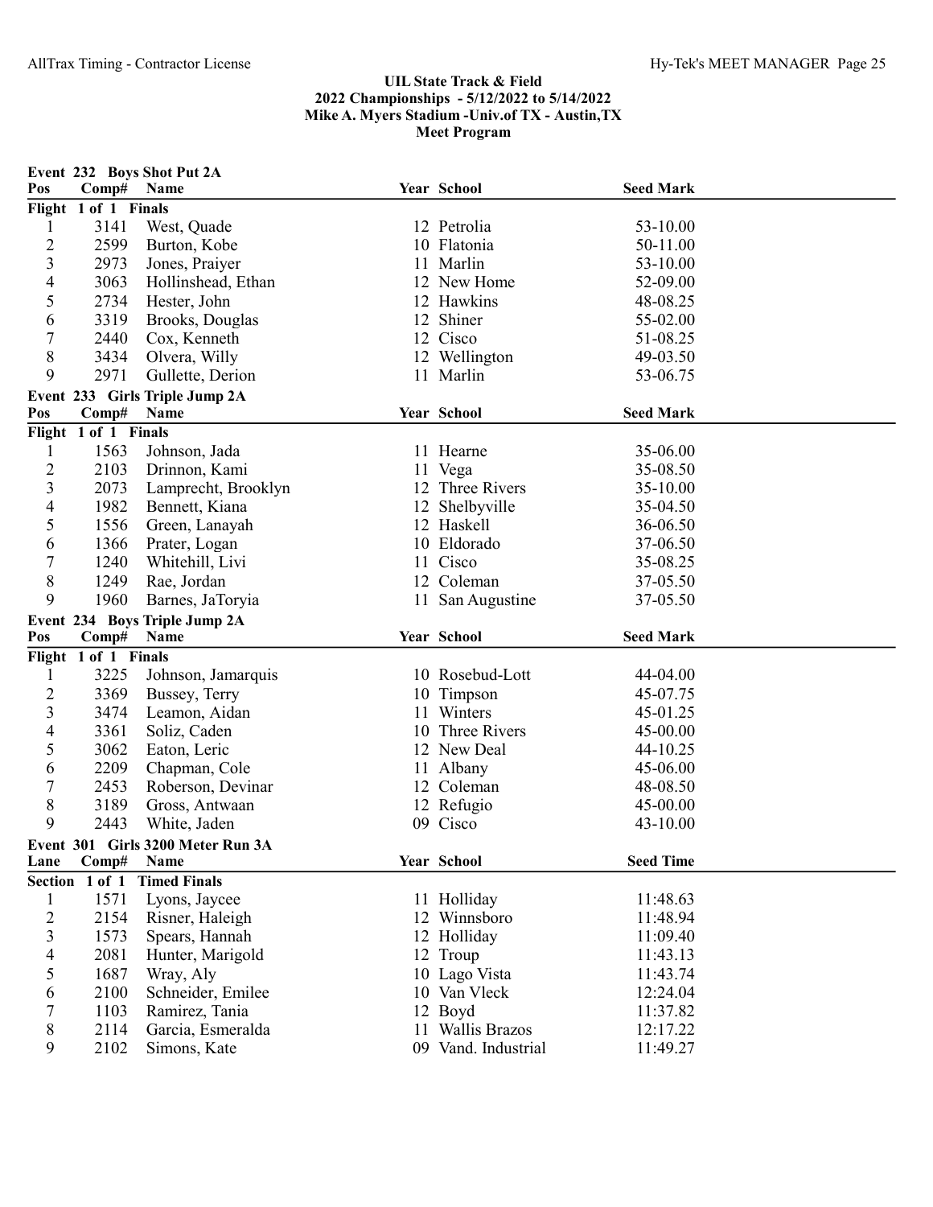## UIL State Track & Field
## 2022 Championships - 5/12/2022 to 5/14/2022
## Mike A. Myers Stadium -Univ.of TX - Austin,TX
## Meet Program

### Event 232 Boys Shot Put 2A

| Pos | Comp# | Name | Year | School | Seed Mark |
|---|---|---|---|---|---|
| **Flight 1 of 1 Finals** | | | | | |
| 1 | 3141 | West, Quade | 12 | Petrolia | 53-10.00 |
| 2 | 2599 | Burton, Kobe | 10 | Flatonia | 50-11.00 |
| 3 | 2973 | Jones, Praiyer | 11 | Marlin | 53-10.00 |
| 4 | 3063 | Hollinshead, Ethan | 12 | New Home | 52-09.00 |
| 5 | 2734 | Hester, John | 12 | Hawkins | 48-08.25 |
| 6 | 3319 | Brooks, Douglas | 12 | Shiner | 55-02.00 |
| 7 | 2440 | Cox, Kenneth | 12 | Cisco | 51-08.25 |
| 8 | 3434 | Olvera, Willy | 12 | Wellington | 49-03.50 |
| 9 | 2971 | Gullette, Derion | 11 | Marlin | 53-06.75 |

### Event 233 Girls Triple Jump 2A

| Pos | Comp# | Name | Year | School | Seed Mark |
|---|---|---|---|---|---|
| **Flight 1 of 1 Finals** | | | | | |
| 1 | 1563 | Johnson, Jada | 11 | Hearne | 35-06.00 |
| 2 | 2103 | Drinnon, Kami | 11 | Vega | 35-08.50 |
| 3 | 2073 | Lamprecht, Brooklyn | 12 | Three Rivers | 35-10.00 |
| 4 | 1982 | Bennett, Kiana | 12 | Shelbyville | 35-04.50 |
| 5 | 1556 | Green, Lanayah | 12 | Haskell | 36-06.50 |
| 6 | 1366 | Prater, Logan | 10 | Eldorado | 37-06.50 |
| 7 | 1240 | Whitehill, Livi | 11 | Cisco | 35-08.25 |
| 8 | 1249 | Rae, Jordan | 12 | Coleman | 37-05.50 |
| 9 | 1960 | Barnes, JaToryia | 11 | San Augustine | 37-05.50 |

### Event 234 Boys Triple Jump 2A

| Pos | Comp# | Name | Year | School | Seed Mark |
|---|---|---|---|---|---|
| **Flight 1 of 1 Finals** | | | | | |
| 1 | 3225 | Johnson, Jamarquis | 10 | Rosebud-Lott | 44-04.00 |
| 2 | 3369 | Bussey, Terry | 10 | Timpson | 45-07.75 |
| 3 | 3474 | Leamon, Aidan | 11 | Winters | 45-01.25 |
| 4 | 3361 | Soliz, Caden | 10 | Three Rivers | 45-00.00 |
| 5 | 3062 | Eaton, Leric | 12 | New Deal | 44-10.25 |
| 6 | 2209 | Chapman, Cole | 11 | Albany | 45-06.00 |
| 7 | 2453 | Roberson, Devinar | 12 | Coleman | 48-08.50 |
| 8 | 3189 | Gross, Antwaan | 12 | Refugio | 45-00.00 |
| 9 | 2443 | White, Jaden | 09 | Cisco | 43-10.00 |

### Event 301 Girls 3200 Meter Run 3A

| Lane | Comp# | Name | Year | School | Seed Time |
|---|---|---|---|---|---|
| **Section 1 of 1 Timed Finals** | | | | | |
| 1 | 1571 | Lyons, Jaycee | 11 | Holliday | 11:48.63 |
| 2 | 2154 | Risner, Haleigh | 12 | Winnsboro | 11:48.94 |
| 3 | 1573 | Spears, Hannah | 12 | Holliday | 11:09.40 |
| 4 | 2081 | Hunter, Marigold | 12 | Troup | 11:43.13 |
| 5 | 1687 | Wray, Aly | 10 | Lago Vista | 11:43.74 |
| 6 | 2100 | Schneider, Emilee | 10 | Van Vleck | 12:24.04 |
| 7 | 1103 | Ramirez, Tania | 12 | Boyd | 11:37.82 |
| 8 | 2114 | Garcia, Esmeralda | 11 | Wallis Brazos | 12:17.22 |
| 9 | 2102 | Simons, Kate | 09 | Vand. Industrial | 11:49.27 |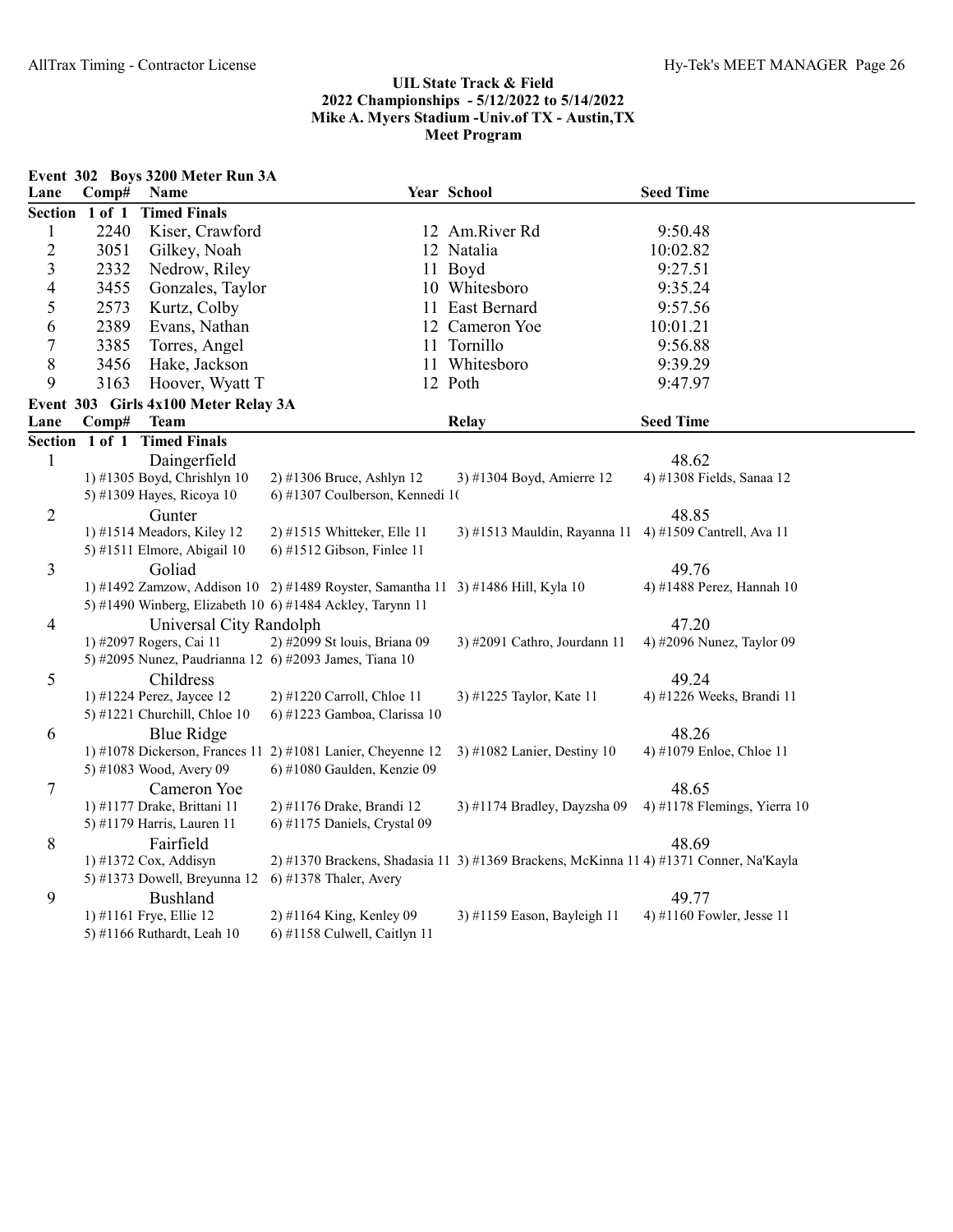**UIL State Track & Field**
**2022 Championships - 5/12/2022 to 5/14/2022**
**Mike A. Myers Stadium -Univ.of TX - Austin,TX**
**Meet Program**

### Event 302 Boys 3200 Meter Run 3A

| Lane | Comp# | Name | Year | School | Seed Time |
|---|---|---|---|---|---|
| **Section 1 of 1 Timed Finals** | | | | | |
| 1 | 2240 | Kiser, Crawford | 12 | Am.River Rd | 9:50.48 |
| 2 | 3051 | Gilkey, Noah | 12 | Natalia | 10:02.82 |
| 3 | 2332 | Nedrow, Riley | 11 | Boyd | 9:27.51 |
| 4 | 3455 | Gonzales, Taylor | 10 | Whitesboro | 9:35.24 |
| 5 | 2573 | Kurtz, Colby | 11 | East Bernard | 9:57.56 |
| 6 | 2389 | Evans, Nathan | 12 | Cameron Yoe | 10:01.21 |
| 7 | 3385 | Torres, Angel | 11 | Tornillo | 9:56.88 |
| 8 | 3456 | Hake, Jackson | 11 | Whitesboro | 9:39.29 |
| 9 | 3163 | Hoover, Wyatt T | 12 | Poth | 9:47.97 |

### Event 303 Girls 4x100 Meter Relay 3A

| Lane | Team | Relay | Seed Time |
|---|---|---|---|
| **Section 1 of 1 Timed Finals** | | | |
| 1 | Daingerfield | | 48.62 |
| | 1) #1305 Boyd, Chrishlyn 10; 2) #1306 Bruce, Ashlyn 12; 3) #1304 Boyd, Amierre 12; 4) #1308 Fields, Sanaa 12; 5) #1309 Hayes, Ricoya 10; 6) #1307 Coulberson, Kennedi 1( | | |
| 2 | Gunter | | 48.85 |
| | 1) #1514 Meadors, Kiley 12; 2) #1515 Whitteker, Elle 11; 3) #1513 Mauldin, Rayanna 11; 4) #1509 Cantrell, Ava 11; 5) #1511 Elmore, Abigail 10; 6) #1512 Gibson, Finlee 11 | | |
| 3 | Goliad | | 49.76 |
| | 1) #1492 Zamzow, Addison 10; 2) #1489 Royster, Samantha 11; 3) #1486 Hill, Kyla 10; 4) #1488 Perez, Hannah 10; 5) #1490 Winberg, Elizabeth 10; 6) #1484 Ackley, Tarynn 11 | | |
| 4 | Universal City Randolph | | 47.20 |
| | 1) #2097 Rogers, Cai 11; 2) #2099 St louis, Briana 09; 3) #2091 Cathro, Jourdann 11; 4) #2096 Nunez, Taylor 09; 5) #2095 Nunez, Paudrianna 12; 6) #2093 James, Tiana 10 | | |
| 5 | Childress | | 49.24 |
| | 1) #1224 Perez, Jaycee 12; 2) #1220 Carroll, Chloe 11; 3) #1225 Taylor, Kate 11; 4) #1226 Weeks, Brandi 11; 5) #1221 Churchill, Chloe 10; 6) #1223 Gamboa, Clarissa 10 | | |
| 6 | Blue Ridge | | 48.26 |
| | 1) #1078 Dickerson, Frances 11; 2) #1081 Lanier, Cheyenne 12; 3) #1082 Lanier, Destiny 10; 4) #1079 Enloe, Chloe 11; 5) #1083 Wood, Avery 09; 6) #1080 Gaulden, Kenzie 09 | | |
| 7 | Cameron Yoe | | 48.65 |
| | 1) #1177 Drake, Brittani 11; 2) #1176 Drake, Brandi 12; 3) #1174 Bradley, Dayzsha 09; 4) #1178 Flemings, Yierra 10; 5) #1179 Harris, Lauren 11; 6) #1175 Daniels, Crystal 09 | | |
| 8 | Fairfield | | 48.69 |
| | 1) #1372 Cox, Addisyn; 2) #1370 Brackens, Shadasia 11; 3) #1369 Brackens, McKinna 11; 4) #1371 Conner, Na'Kayla; 5) #1373 Dowell, Breyunna 12; 6) #1378 Thaler, Avery | | |
| 9 | Bushland | | 49.77 |
| | 1) #1161 Frye, Ellie 12; 2) #1164 King, Kenley 09; 3) #1159 Eason, Bayleigh 11; 4) #1160 Fowler, Jesse 11; 5) #1166 Ruthardt, Leah 10; 6) #1158 Culwell, Caitlyn 11 | | |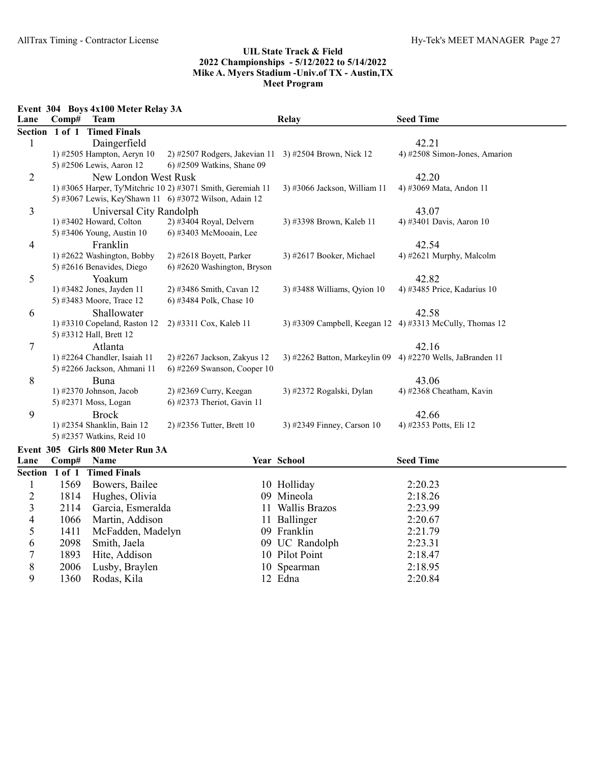# UIL State Track & Field
## 2022 Championships - 5/12/2022 to 5/14/2022
## Mike A. Myers Stadium -Univ.of TX - Austin,TX
## Meet Program

### Event 304 Boys 4x100 Meter Relay 3A

| Lane | Comp# | Team | Relay | Seed Time |
|---|---|---|---|---|
| **Section 1 of 1 Timed Finals** | | | | |
| 1 | | Daingerfield | | 42.21 |
| | | 1) #2505 Hampton, Aeryn 10; 2) #2507 Rodgers, Jakevian 11; 3) #2504 Brown, Nick 12; 4) #2508 Simon-Jones, Amarion; 5) #2506 Lewis, Aaron 12; 6) #2509 Watkins, Shane 09 | | |
| 2 | | New London West Rusk | | 42.20 |
| | | 1) #3065 Harper, Ty'Mitchric 10; 2) #3071 Smith, Geremiah 11; 3) #3066 Jackson, William 11; 4) #3069 Mata, Andon 11; 5) #3067 Lewis, Key'Shawn 11; 6) #3072 Wilson, Adain 12 | | |
| 3 | | Universal City Randolph | | 43.07 |
| | | 1) #3402 Howard, Colton; 2) #3404 Royal, Delvern; 3) #3398 Brown, Kaleb 11; 4) #3401 Davis, Aaron 10; 5) #3406 Young, Austin 10; 6) #3403 McMooain, Lee | | |
| 4 | | Franklin | | 42.54 |
| | | 1) #2622 Washington, Bobby; 2) #2618 Boyett, Parker; 3) #2617 Booker, Michael; 4) #2621 Murphy, Malcolm; 5) #2616 Benavides, Diego; 6) #2620 Washington, Bryson | | |
| 5 | | Yoakum | | 42.82 |
| | | 1) #3482 Jones, Jayden 11; 2) #3486 Smith, Cavan 12; 3) #3488 Williams, Qyion 10; 4) #3485 Price, Kadarius 10; 5) #3483 Moore, Trace 12; 6) #3484 Polk, Chase 10 | | |
| 6 | | Shallowater | | 42.58 |
| | | 1) #3310 Copeland, Raston 12; 2) #3311 Cox, Kaleb 11; 3) #3309 Campbell, Keegan 12; 4) #3313 McCully, Thomas 12; 5) #3312 Hall, Brett 12 | | |
| 7 | | Atlanta | | 42.16 |
| | | 1) #2264 Chandler, Isaiah 11; 2) #2267 Jackson, Zakyus 12; 3) #2262 Batton, Markeylin 09; 4) #2270 Wells, JaBranden 11; 5) #2266 Jackson, Ahmani 11; 6) #2269 Swanson, Cooper 10 | | |
| 8 | | Buna | | 43.06 |
| | | 1) #2370 Johnson, Jacob; 2) #2369 Curry, Keegan; 3) #2372 Rogalski, Dylan; 4) #2368 Cheatham, Kavin; 5) #2371 Moss, Logan; 6) #2373 Theriot, Gavin 11 | | |
| 9 | | Brock | | 42.66 |
| | | 1) #2354 Shanklin, Bain 12; 2) #2356 Tutter, Brett 10; 3) #2349 Finney, Carson 10; 4) #2353 Potts, Eli 12; 5) #2357 Watkins, Reid 10 | | |

### Event 305 Girls 800 Meter Run 3A

| Lane | Comp# | Name | Year | School | Seed Time |
|---|---|---|---|---|---|
| **Section 1 of 1 Timed Finals** | | | | | |
| 1 | 1569 | Bowers, Bailee | 10 | Holliday | 2:20.23 |
| 2 | 1814 | Hughes, Olivia | 09 | Mineola | 2:18.26 |
| 3 | 2114 | Garcia, Esmeralda | 11 | Wallis Brazos | 2:23.99 |
| 4 | 1066 | Martin, Addison | 11 | Ballinger | 2:20.67 |
| 5 | 1411 | McFadden, Madelyn | 09 | Franklin | 2:21.79 |
| 6 | 2098 | Smith, Jaela | 09 | UC Randolph | 2:23.31 |
| 7 | 1893 | Hite, Addison | 10 | Pilot Point | 2:18.47 |
| 8 | 2006 | Lusby, Braylen | 10 | Spearman | 2:18.95 |
| 9 | 1360 | Rodas, Kila | 12 | Edna | 2:20.84 |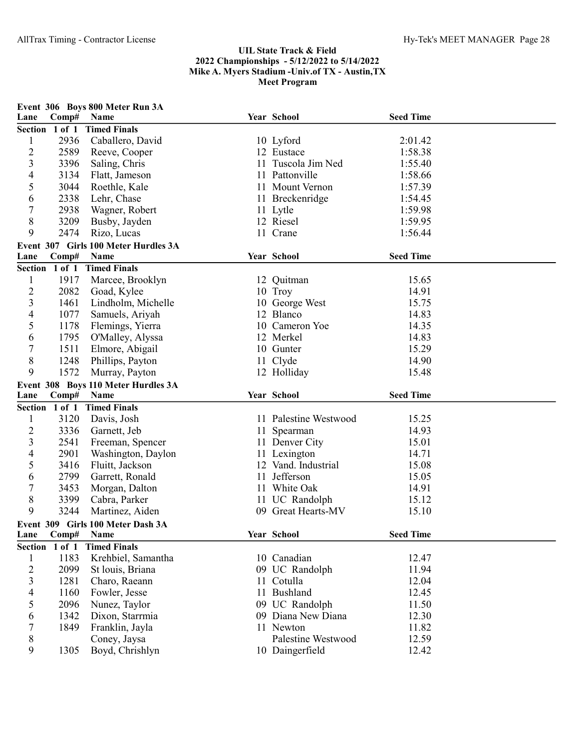## UIL State Track & Field
## 2022 Championships - 5/12/2022 to 5/14/2022
## Mike A. Myers Stadium -Univ.of TX - Austin,TX
## Meet Program

### Event 306 Boys 800 Meter Run 3A

| Lane | Comp# | Name | Year | School | Seed Time |
|---|---|---|---|---|---|
| **Section 1 of 1 Timed Finals** | | | | | |
| 1 | 2936 | Caballero, David | 10 | Lyford | 2:01.42 |
| 2 | 2589 | Reeve, Cooper | 12 | Eustace | 1:58.38 |
| 3 | 3396 | Saling, Chris | 11 | Tuscola Jim Ned | 1:55.40 |
| 4 | 3134 | Flatt, Jameson | 11 | Pattonville | 1:58.66 |
| 5 | 3044 | Roethle, Kale | 11 | Mount Vernon | 1:57.39 |
| 6 | 2338 | Lehr, Chase | 11 | Breckenridge | 1:54.45 |
| 7 | 2938 | Wagner, Robert | 11 | Lytle | 1:59.98 |
| 8 | 3209 | Busby, Jayden | 12 | Riesel | 1:59.95 |
| 9 | 2474 | Rizo, Lucas | 11 | Crane | 1:56.44 |

### Event 307 Girls 100 Meter Hurdles 3A

| Lane | Comp# | Name | Year | School | Seed Time |
|---|---|---|---|---|---|
| **Section 1 of 1 Timed Finals** | | | | | |
| 1 | 1917 | Marcee, Brooklyn | 12 | Quitman | 15.65 |
| 2 | 2082 | Goad, Kylee | 10 | Troy | 14.91 |
| 3 | 1461 | Lindholm, Michelle | 10 | George West | 15.75 |
| 4 | 1077 | Samuels, Ariyah | 12 | Blanco | 14.83 |
| 5 | 1178 | Flemings, Yierra | 10 | Cameron Yoe | 14.35 |
| 6 | 1795 | O'Malley, Alyssa | 12 | Merkel | 14.83 |
| 7 | 1511 | Elmore, Abigail | 10 | Gunter | 15.29 |
| 8 | 1248 | Phillips, Payton | 11 | Clyde | 14.90 |
| 9 | 1572 | Murray, Payton | 12 | Holliday | 15.48 |

### Event 308 Boys 110 Meter Hurdles 3A

| Lane | Comp# | Name | Year | School | Seed Time |
|---|---|---|---|---|---|
| **Section 1 of 1 Timed Finals** | | | | | |
| 1 | 3120 | Davis, Josh | 11 | Palestine Westwood | 15.25 |
| 2 | 3336 | Garnett, Jeb | 11 | Spearman | 14.93 |
| 3 | 2541 | Freeman, Spencer | 11 | Denver City | 15.01 |
| 4 | 2901 | Washington, Daylon | 11 | Lexington | 14.71 |
| 5 | 3416 | Fluitt, Jackson | 12 | Vand. Industrial | 15.08 |
| 6 | 2799 | Garrett, Ronald | 11 | Jefferson | 15.05 |
| 7 | 3453 | Morgan, Dalton | 11 | White Oak | 14.91 |
| 8 | 3399 | Cabra, Parker | 11 | UC Randolph | 15.12 |
| 9 | 3244 | Martinez, Aiden | 09 | Great Hearts-MV | 15.10 |

### Event 309 Girls 100 Meter Dash 3A

| Lane | Comp# | Name | Year | School | Seed Time |
|---|---|---|---|---|---|
| **Section 1 of 1 Timed Finals** | | | | | |
| 1 | 1183 | Krehbiel, Samantha | 10 | Canadian | 12.47 |
| 2 | 2099 | St louis, Briana | 09 | UC Randolph | 11.94 |
| 3 | 1281 | Charo, Raeann | 11 | Cotulla | 12.04 |
| 4 | 1160 | Fowler, Jesse | 11 | Bushland | 12.45 |
| 5 | 2096 | Nunez, Taylor | 09 | UC Randolph | 11.50 |
| 6 | 1342 | Dixon, Starrmia | 09 | Diana New Diana | 12.30 |
| 7 | 1849 | Franklin, Jayla | 11 | Newton | 11.82 |
| 8 | | Coney, Jaysa | | Palestine Westwood | 12.59 |
| 9 | 1305 | Boyd, Chrishlyn | 10 | Daingerfield | 12.42 |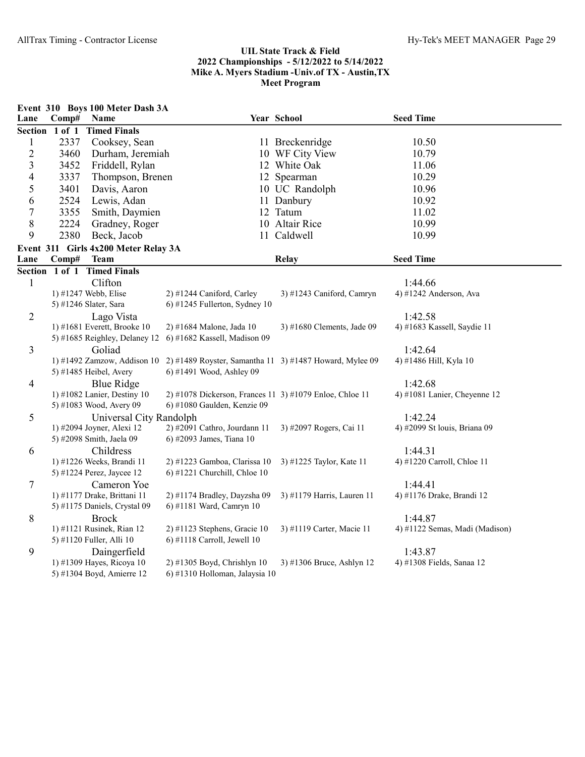## UIL State Track & Field
## 2022 Championships - 5/12/2022 to 5/14/2022
## Mike A. Myers Stadium -Univ.of TX - Austin,TX
## Meet Program

### Event 310 Boys 100 Meter Dash 3A

| Lane | Comp# | Name | Year | School | Seed Time |
|---|---|---|---|---|---|
| **Section 1 of 1 Timed Finals** | | | | | |
| 1 | 2337 | Cooksey, Sean | 11 | Breckenridge | 10.50 |
| 2 | 3460 | Durham, Jeremiah | 10 | WF City View | 10.79 |
| 3 | 3452 | Friddell, Rylan | 12 | White Oak | 11.06 |
| 4 | 3337 | Thompson, Brenen | 12 | Spearman | 10.29 |
| 5 | 3401 | Davis, Aaron | 10 | UC Randolph | 10.96 |
| 6 | 2524 | Lewis, Adan | 11 | Danbury | 10.92 |
| 7 | 3355 | Smith, Daymien | 12 | Tatum | 11.02 |
| 8 | 2224 | Gradney, Roger | 10 | Altair Rice | 10.99 |
| 9 | 2380 | Beck, Jacob | 11 | Caldwell | 10.99 |

### Event 311 Girls 4x200 Meter Relay 3A

| Lane | Team | Relay | Seed Time |
|---|---|---|---|
| **Section 1 of 1 Timed Finals** | | | |
| 1 | Clifton | | 1:44.66 |
| | 1) #1247 Webb, Elise; 2) #1244 Caniford, Carley; 3) #1243 Caniford, Camryn; 4) #1242 Anderson, Ava; 5) #1246 Slater, Sara; 6) #1245 Fullerton, Sydney 10 | | |
| 2 | Lago Vista | | 1:42.58 |
| | 1) #1681 Everett, Brooke 10; 2) #1684 Malone, Jada 10; 3) #1680 Clements, Jade 09; 4) #1683 Kassell, Saydie 11; 5) #1685 Reighley, Delaney 12; 6) #1682 Kassell, Madison 09 | | |
| 3 | Goliad | | 1:42.64 |
| | 1) #1492 Zamzow, Addison 10; 2) #1489 Royster, Samantha 11; 3) #1487 Howard, Mylee 09; 4) #1486 Hill, Kyla 10; 5) #1485 Heibel, Avery; 6) #1491 Wood, Ashley 09 | | |
| 4 | Blue Ridge | | 1:42.68 |
| | 1) #1082 Lanier, Destiny 10; 2) #1078 Dickerson, Frances 11; 3) #1079 Enloe, Chloe 11; 4) #1081 Lanier, Cheyenne 12; 5) #1083 Wood, Avery 09; 6) #1080 Gaulden, Kenzie 09 | | |
| 5 | Universal City Randolph | | 1:42.24 |
| | 1) #2094 Joyner, Alexi 12; 2) #2091 Cathro, Jourdann 11; 3) #2097 Rogers, Cai 11; 4) #2099 St louis, Briana 09; 5) #2098 Smith, Jaela 09; 6) #2093 James, Tiana 10 | | |
| 6 | Childress | | 1:44.31 |
| | 1) #1226 Weeks, Brandi 11; 2) #1223 Gamboa, Clarissa 10; 3) #1225 Taylor, Kate 11; 4) #1220 Carroll, Chloe 11; 5) #1224 Perez, Jaycee 12; 6) #1221 Churchill, Chloe 10 | | |
| 7 | Cameron Yoe | | 1:44.41 |
| | 1) #1177 Drake, Brittani 11; 2) #1174 Bradley, Dayzsha 09; 3) #1179 Harris, Lauren 11; 4) #1176 Drake, Brandi 12; 5) #1175 Daniels, Crystal 09; 6) #1181 Ward, Camryn 10 | | |
| 8 | Brock | | 1:44.87 |
| | 1) #1121 Rusinek, Rian 12; 2) #1123 Stephens, Gracie 10; 3) #1119 Carter, Macie 11; 4) #1122 Semas, Madi (Madison); 5) #1120 Fuller, Alli 10; 6) #1118 Carroll, Jewell 10 | | |
| 9 | Daingerfield | | 1:43.87 |
| | 1) #1309 Hayes, Ricoya 10; 2) #1305 Boyd, Chrishlyn 10; 3) #1306 Bruce, Ashlyn 12; 4) #1308 Fields, Sanaa 12; 5) #1304 Boyd, Amierre 12; 6) #1310 Holloman, Jalaysia 10 | | |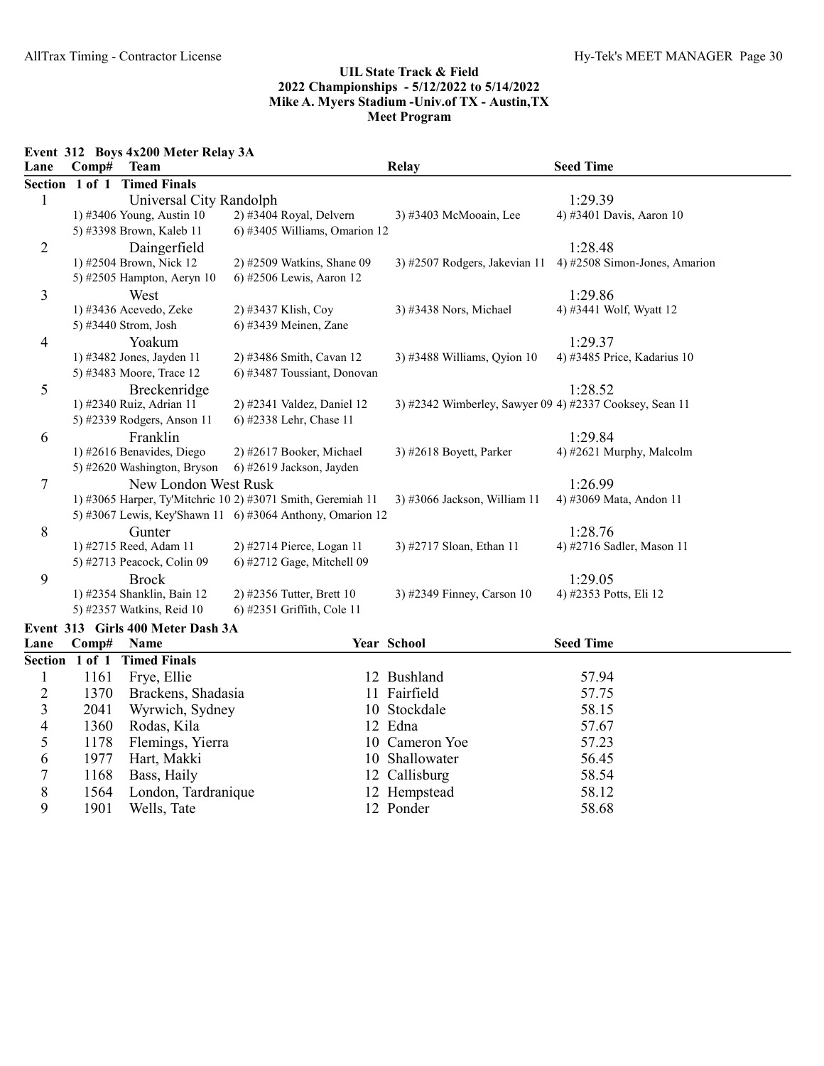## UIL State Track & Field
## 2022 Championships - 5/12/2022 to 5/14/2022
## Mike A. Myers Stadium -Univ.of TX - Austin,TX
## Meet Program

### Event 312 Boys 4x200 Meter Relay 3A

| Lane | Comp# | Team | Relay | Seed Time |
|---|---|---|---|---|
| **Section 1 of 1 Timed Finals** | | | | |
| 1 | | Universal City Randolph | | 1:29.39 |
| | | 1) #3406 Young, Austin 10; 2) #3404 Royal, Delvern; 3) #3403 McMooain, Lee; 4) #3401 Davis, Aaron 10; 5) #3398 Brown, Kaleb 11; 6) #3405 Williams, Omarion 12 | | |
| 2 | | Daingerfield | | 1:28.48 |
| | | 1) #2504 Brown, Nick 12; 2) #2509 Watkins, Shane 09; 3) #2507 Rodgers, Jakevian 11; 4) #2508 Simon-Jones, Amarion; 5) #2505 Hampton, Aeryn 10; 6) #2506 Lewis, Aaron 12 | | |
| 3 | | West | | 1:29.86 |
| | | 1) #3436 Acevedo, Zeke; 2) #3437 Klish, Coy; 3) #3438 Nors, Michael; 4) #3441 Wolf, Wyatt 12; 5) #3440 Strom, Josh; 6) #3439 Meinen, Zane | | |
| 4 | | Yoakum | | 1:29.37 |
| | | 1) #3482 Jones, Jayden 11; 2) #3486 Smith, Cavan 12; 3) #3488 Williams, Qyion 10; 4) #3485 Price, Kadarius 10; 5) #3483 Moore, Trace 12; 6) #3487 Toussiant, Donovan | | |
| 5 | | Breckenridge | | 1:28.52 |
| | | 1) #2340 Ruiz, Adrian 11; 2) #2341 Valdez, Daniel 12; 3) #2342 Wimberley, Sawyer 09; 4) #2337 Cooksey, Sean 11; 5) #2339 Rodgers, Anson 11; 6) #2338 Lehr, Chase 11 | | |
| 6 | | Franklin | | 1:29.84 |
| | | 1) #2616 Benavides, Diego; 2) #2617 Booker, Michael; 3) #2618 Boyett, Parker; 4) #2621 Murphy, Malcolm; 5) #2620 Washington, Bryson; 6) #2619 Jackson, Jayden | | |
| 7 | | New London West Rusk | | 1:26.99 |
| | | 1) #3065 Harper, Ty'Mitchric 10; 2) #3071 Smith, Geremiah 11; 3) #3066 Jackson, William 11; 4) #3069 Mata, Andon 11; 5) #3067 Lewis, Key'Shawn 11; 6) #3064 Anthony, Omarion 12 | | |
| 8 | | Gunter | | 1:28.76 |
| | | 1) #2715 Reed, Adam 11; 2) #2714 Pierce, Logan 11; 3) #2717 Sloan, Ethan 11; 4) #2716 Sadler, Mason 11; 5) #2713 Peacock, Colin 09; 6) #2712 Gage, Mitchell 09 | | |
| 9 | | Brock | | 1:29.05 |
| | | 1) #2354 Shanklin, Bain 12; 2) #2356 Tutter, Brett 10; 3) #2349 Finney, Carson 10; 4) #2353 Potts, Eli 12; 5) #2357 Watkins, Reid 10; 6) #2351 Griffith, Cole 11 | | |

### Event 313 Girls 400 Meter Dash 3A

| Lane | Comp# | Name | Year | School | Seed Time |
|---|---|---|---|---|---|
| **Section 1 of 1 Timed Finals** | | | | | |
| 1 | 1161 | Frye, Ellie | 12 | Bushland | 57.94 |
| 2 | 1370 | Brackens, Shadasia | 11 | Fairfield | 57.75 |
| 3 | 2041 | Wyrwich, Sydney | 10 | Stockdale | 58.15 |
| 4 | 1360 | Rodas, Kila | 12 | Edna | 57.67 |
| 5 | 1178 | Flemings, Yierra | 10 | Cameron Yoe | 57.23 |
| 6 | 1977 | Hart, Makki | 10 | Shallowater | 56.45 |
| 7 | 1168 | Bass, Haily | 12 | Callisburg | 58.54 |
| 8 | 1564 | London, Tardranique | 12 | Hempstead | 58.12 |
| 9 | 1901 | Wells, Tate | 12 | Ponder | 58.68 |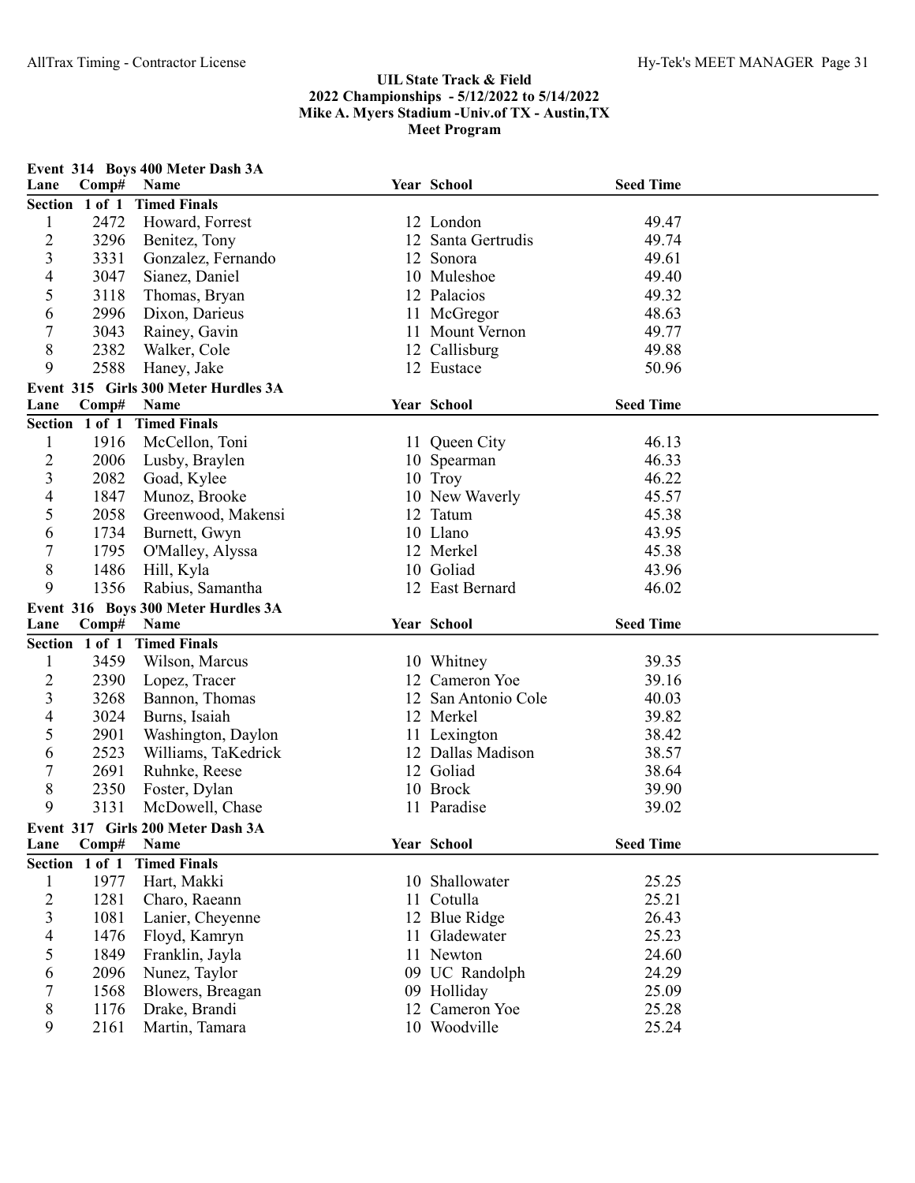## UIL State Track & Field
## 2022 Championships - 5/12/2022 to 5/14/2022
## Mike A. Myers Stadium -Univ.of TX - Austin,TX
## Meet Program

### Event 314 Boys 400 Meter Dash 3A

| Lane | Comp# | Name | Year | School | Seed Time |
|---|---|---|---|---|---|
| **Section 1 of 1 Timed Finals** | | | | | |
| 1 | 2472 | Howard, Forrest | 12 | London | 49.47 |
| 2 | 3296 | Benitez, Tony | 12 | Santa Gertrudis | 49.74 |
| 3 | 3331 | Gonzalez, Fernando | 12 | Sonora | 49.61 |
| 4 | 3047 | Sianez, Daniel | 10 | Muleshoe | 49.40 |
| 5 | 3118 | Thomas, Bryan | 12 | Palacios | 49.32 |
| 6 | 2996 | Dixon, Darieus | 11 | McGregor | 48.63 |
| 7 | 3043 | Rainey, Gavin | 11 | Mount Vernon | 49.77 |
| 8 | 2382 | Walker, Cole | 12 | Callisburg | 49.88 |
| 9 | 2588 | Haney, Jake | 12 | Eustace | 50.96 |

### Event 315 Girls 300 Meter Hurdles 3A

| Lane | Comp# | Name | Year | School | Seed Time |
|---|---|---|---|---|---|
| **Section 1 of 1 Timed Finals** | | | | | |
| 1 | 1916 | McCellon, Toni | 11 | Queen City | 46.13 |
| 2 | 2006 | Lusby, Braylen | 10 | Spearman | 46.33 |
| 3 | 2082 | Goad, Kylee | 10 | Troy | 46.22 |
| 4 | 1847 | Munoz, Brooke | 10 | New Waverly | 45.57 |
| 5 | 2058 | Greenwood, Makensi | 12 | Tatum | 45.38 |
| 6 | 1734 | Burnett, Gwyn | 10 | Llano | 43.95 |
| 7 | 1795 | O'Malley, Alyssa | 12 | Merkel | 45.38 |
| 8 | 1486 | Hill, Kyla | 10 | Goliad | 43.96 |
| 9 | 1356 | Rabius, Samantha | 12 | East Bernard | 46.02 |

### Event 316 Boys 300 Meter Hurdles 3A

| Lane | Comp# | Name | Year | School | Seed Time |
|---|---|---|---|---|---|
| **Section 1 of 1 Timed Finals** | | | | | |
| 1 | 3459 | Wilson, Marcus | 10 | Whitney | 39.35 |
| 2 | 2390 | Lopez, Tracer | 12 | Cameron Yoe | 39.16 |
| 3 | 3268 | Bannon, Thomas | 12 | San Antonio Cole | 40.03 |
| 4 | 3024 | Burns, Isaiah | 12 | Merkel | 39.82 |
| 5 | 2901 | Washington, Daylon | 11 | Lexington | 38.42 |
| 6 | 2523 | Williams, TaKedrick | 12 | Dallas Madison | 38.57 |
| 7 | 2691 | Ruhnke, Reese | 12 | Goliad | 38.64 |
| 8 | 2350 | Foster, Dylan | 10 | Brock | 39.90 |
| 9 | 3131 | McDowell, Chase | 11 | Paradise | 39.02 |

### Event 317 Girls 200 Meter Dash 3A

| Lane | Comp# | Name | Year | School | Seed Time |
|---|---|---|---|---|---|
| **Section 1 of 1 Timed Finals** | | | | | |
| 1 | 1977 | Hart, Makki | 10 | Shallowater | 25.25 |
| 2 | 1281 | Charo, Raeann | 11 | Cotulla | 25.21 |
| 3 | 1081 | Lanier, Cheyenne | 12 | Blue Ridge | 26.43 |
| 4 | 1476 | Floyd, Kamryn | 11 | Gladewater | 25.23 |
| 5 | 1849 | Franklin, Jayla | 11 | Newton | 24.60 |
| 6 | 2096 | Nunez, Taylor | 09 | UC Randolph | 24.29 |
| 7 | 1568 | Blowers, Breagan | 09 | Holliday | 25.09 |
| 8 | 1176 | Drake, Brandi | 12 | Cameron Yoe | 25.28 |
| 9 | 2161 | Martin, Tamara | 10 | Woodville | 25.24 |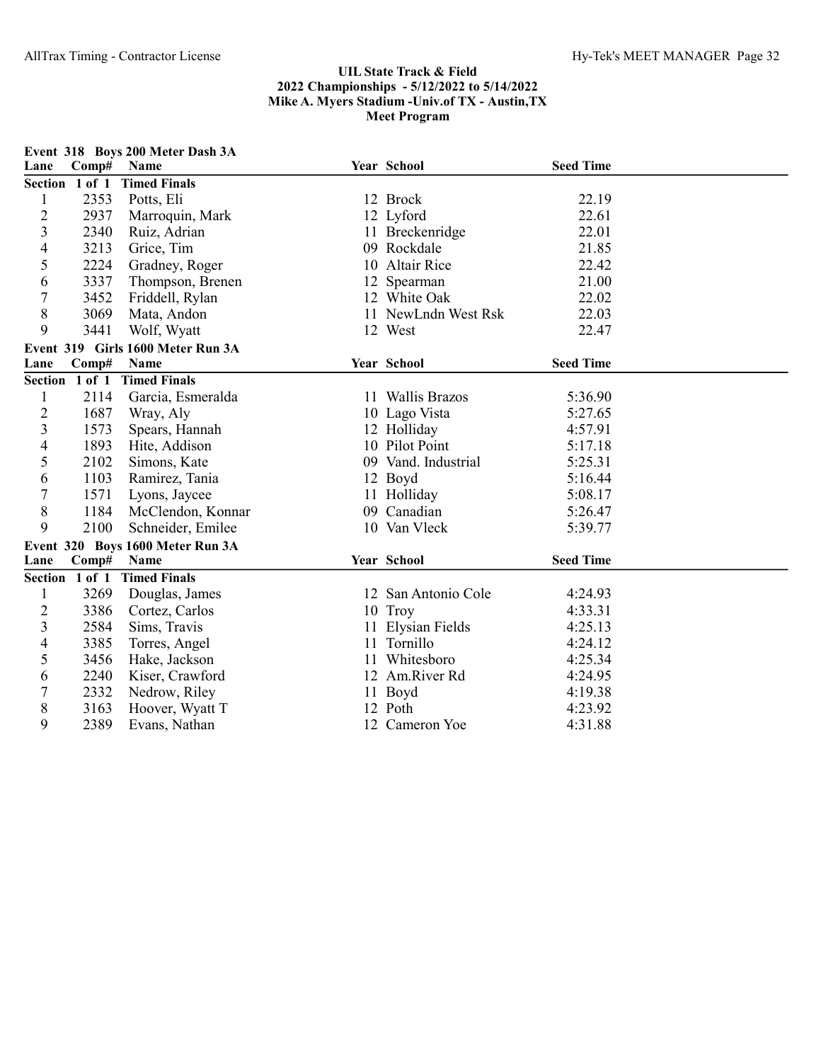**UIL State Track & Field**
**2022 Championships - 5/12/2022 to 5/14/2022**
**Mike A. Myers Stadium -Univ.of TX - Austin,TX**
**Meet Program**

### Event 318 Boys 200 Meter Dash 3A

| Lane | Comp# | Name | Year | School | Seed Time |
|---|---|---|---|---|---|
| **Section 1 of 1 Timed Finals** | | | | | |
| 1 | 2353 | Potts, Eli | 12 | Brock | 22.19 |
| 2 | 2937 | Marroquin, Mark | 12 | Lyford | 22.61 |
| 3 | 2340 | Ruiz, Adrian | 11 | Breckenridge | 22.01 |
| 4 | 3213 | Grice, Tim | 09 | Rockdale | 21.85 |
| 5 | 2224 | Gradney, Roger | 10 | Altair Rice | 22.42 |
| 6 | 3337 | Thompson, Brenen | 12 | Spearman | 21.00 |
| 7 | 3452 | Friddell, Rylan | 12 | White Oak | 22.02 |
| 8 | 3069 | Mata, Andon | 11 | NewLndn West Rsk | 22.03 |
| 9 | 3441 | Wolf, Wyatt | 12 | West | 22.47 |

### Event 319 Girls 1600 Meter Run 3A

| Lane | Comp# | Name | Year | School | Seed Time |
|---|---|---|---|---|---|
| **Section 1 of 1 Timed Finals** | | | | | |
| 1 | 2114 | Garcia, Esmeralda | 11 | Wallis Brazos | 5:36.90 |
| 2 | 1687 | Wray, Aly | 10 | Lago Vista | 5:27.65 |
| 3 | 1573 | Spears, Hannah | 12 | Holliday | 4:57.91 |
| 4 | 1893 | Hite, Addison | 10 | Pilot Point | 5:17.18 |
| 5 | 2102 | Simons, Kate | 09 | Vand. Industrial | 5:25.31 |
| 6 | 1103 | Ramirez, Tania | 12 | Boyd | 5:16.44 |
| 7 | 1571 | Lyons, Jaycee | 11 | Holliday | 5:08.17 |
| 8 | 1184 | McClendon, Konnar | 09 | Canadian | 5:26.47 |
| 9 | 2100 | Schneider, Emilee | 10 | Van Vleck | 5:39.77 |

### Event 320 Boys 1600 Meter Run 3A

| Lane | Comp# | Name | Year | School | Seed Time |
|---|---|---|---|---|---|
| **Section 1 of 1 Timed Finals** | | | | | |
| 1 | 3269 | Douglas, James | 12 | San Antonio Cole | 4:24.93 |
| 2 | 3386 | Cortez, Carlos | 10 | Troy | 4:33.31 |
| 3 | 2584 | Sims, Travis | 11 | Elysian Fields | 4:25.13 |
| 4 | 3385 | Torres, Angel | 11 | Tornillo | 4:24.12 |
| 5 | 3456 | Hake, Jackson | 11 | Whitesboro | 4:25.34 |
| 6 | 2240 | Kiser, Crawford | 12 | Am.River Rd | 4:24.95 |
| 7 | 2332 | Nedrow, Riley | 11 | Boyd | 4:19.38 |
| 8 | 3163 | Hoover, Wyatt T | 12 | Poth | 4:23.92 |
| 9 | 2389 | Evans, Nathan | 12 | Cameron Yoe | 4:31.88 |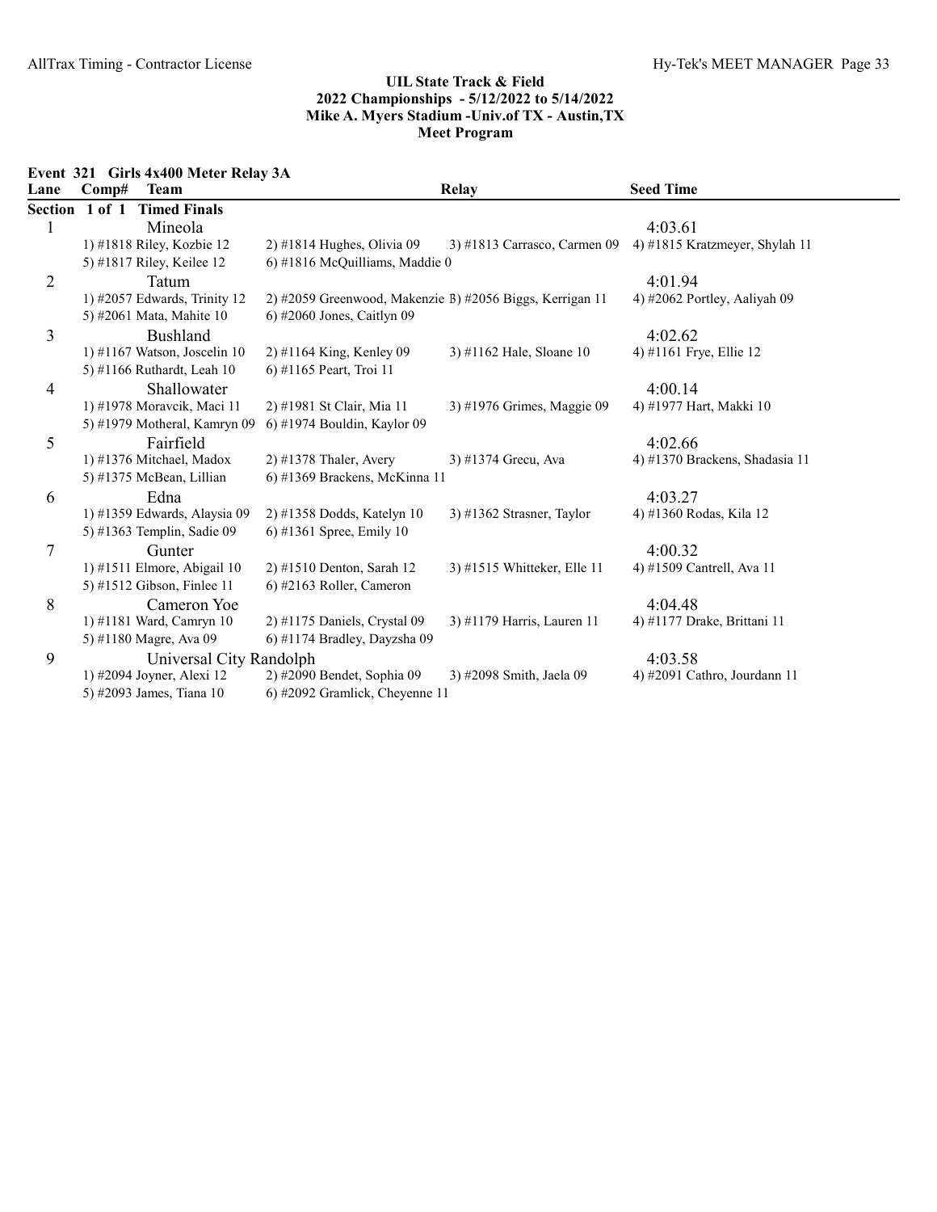## UIL State Track & Field
## 2022 Championships - 5/12/2022 to 5/14/2022
## Mike A. Myers Stadium -Univ.of TX - Austin,TX
## Meet Program

### Event 321 Girls 4x400 Meter Relay 3A

| Lane | Comp# | Team | Relay | Seed Time |
|---|---|---|---|---|
| **Section 1 of 1 Timed Finals** | | | | |
| 1 | | Mineola | | 4:03.61 |
| | | 1) #1818 Riley, Kozbie 12 | 2) #1814 Hughes, Olivia 09 | 3) #1813 Carrasco, Carmen 09 | 4) #1815 Kratzmeyer, Shylah 11 |
| | | 5) #1817 Riley, Keilee 12 | 6) #1816 McQuilliams, Maddie 0 | |
| 2 | | Tatum | | 4:01.94 |
| | | 1) #2057 Edwards, Trinity 12 | 2) #2059 Greenwood, Makenzie 1 3) #2056 Biggs, Kerrigan 11 | 4) #2062 Portley, Aaliyah 09 |
| | | 5) #2061 Mata, Mahite 10 | 6) #2060 Jones, Caitlyn 09 | |
| 3 | | Bushland | | 4:02.62 |
| | | 1) #1167 Watson, Joscelin 10 | 2) #1164 King, Kenley 09 3) #1162 Hale, Sloane 10 | 4) #1161 Frye, Ellie 12 |
| | | 5) #1166 Ruthardt, Leah 10 | 6) #1165 Peart, Troi 11 | |
| 4 | | Shallowater | | 4:00.14 |
| | | 1) #1978 Moravcik, Maci 11 | 2) #1981 St Clair, Mia 11 3) #1976 Grimes, Maggie 09 | 4) #1977 Hart, Makki 10 |
| | | 5) #1979 Motheral, Kamryn 09 | 6) #1974 Bouldin, Kaylor 09 | |
| 5 | | Fairfield | | 4:02.66 |
| | | 1) #1376 Mitchael, Madox | 2) #1378 Thaler, Avery 3) #1374 Grecu, Ava | 4) #1370 Brackens, Shadasia 11 |
| | | 5) #1375 McBean, Lillian | 6) #1369 Brackens, McKinna 11 | |
| 6 | | Edna | | 4:03.27 |
| | | 1) #1359 Edwards, Alaysia 09 | 2) #1358 Dodds, Katelyn 10 3) #1362 Strasner, Taylor | 4) #1360 Rodas, Kila 12 |
| | | 5) #1363 Templin, Sadie 09 | 6) #1361 Spree, Emily 10 | |
| 7 | | Gunter | | 4:00.32 |
| | | 1) #1511 Elmore, Abigail 10 | 2) #1510 Denton, Sarah 12 3) #1515 Whitteker, Elle 11 | 4) #1509 Cantrell, Ava 11 |
| | | 5) #1512 Gibson, Finlee 11 | 6) #2163 Roller, Cameron | |
| 8 | | Cameron Yoe | | 4:04.48 |
| | | 1) #1181 Ward, Camryn 10 | 2) #1175 Daniels, Crystal 09 3) #1179 Harris, Lauren 11 | 4) #1177 Drake, Brittani 11 |
| | | 5) #1180 Magre, Ava 09 | 6) #1174 Bradley, Dayzsha 09 | |
| 9 | | Universal City Randolph | | 4:03.58 |
| | | 1) #2094 Joyner, Alexi 12 | 2) #2090 Bendet, Sophia 09 3) #2098 Smith, Jaela 09 | 4) #2091 Cathro, Jourdann 11 |
| | | 5) #2093 James, Tiana 10 | 6) #2092 Gramlick, Cheyenne 11 | |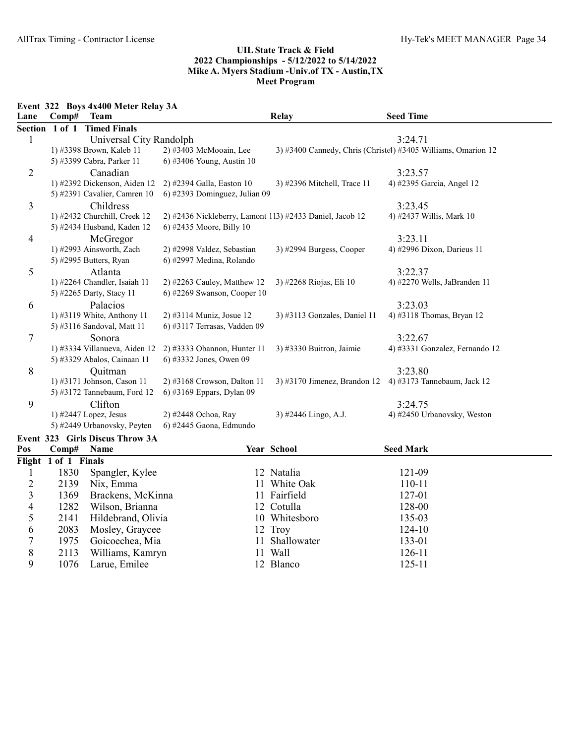UIL State Track & Field
2022 Championships - 5/12/2022 to 5/14/2022
Mike A. Myers Stadium -Univ.of TX - Austin,TX
Meet Program

## Event 322 Boys 4x400 Meter Relay 3A

| Lane | Comp# | Team | Relay | Seed Time |
|---|---|---|---|---|
| **Section 1 of 1 Timed Finals** | | | | |
| 1 | | Universal City Randolph | | 3:24.71 |
| | | 1) #3398 Brown, Kaleb 11; 2) #3403 McMooain, Lee; 3) #3400 Cannedy, Chris (Christ 4) #3405 Williams, Omarion 12; 5) #3399 Cabra, Parker 11; 6) #3406 Young, Austin 10 | | |
| 2 | | Canadian | | 3:23.57 |
| | | 1) #2392 Dickenson, Aiden 12; 2) #2394 Galla, Easton 10; 3) #2396 Mitchell, Trace 11; 4) #2395 Garcia, Angel 12; 5) #2391 Cavalier, Camren 10; 6) #2393 Dominguez, Julian 09 | | |
| 3 | | Childress | | 3:23.45 |
| | | 1) #2432 Churchill, Creek 12; 2) #2436 Nickleberry, Lamont 11 3) #2433 Daniel, Jacob 12; 4) #2437 Willis, Mark 10; 5) #2434 Husband, Kaden 12; 6) #2435 Moore, Billy 10 | | |
| 4 | | McGregor | | 3:23.11 |
| | | 1) #2993 Ainsworth, Zach; 2) #2998 Valdez, Sebastian; 3) #2994 Burgess, Cooper; 4) #2996 Dixon, Darieus 11; 5) #2995 Butters, Ryan; 6) #2997 Medina, Rolando | | |
| 5 | | Atlanta | | 3:22.37 |
| | | 1) #2264 Chandler, Isaiah 11; 2) #2263 Cauley, Matthew 12; 3) #2268 Riojas, Eli 10; 4) #2270 Wells, JaBranden 11; 5) #2265 Darty, Stacy 11; 6) #2269 Swanson, Cooper 10 | | |
| 6 | | Palacios | | 3:23.03 |
| | | 1) #3119 White, Anthony 11; 2) #3114 Muniz, Josue 12; 3) #3113 Gonzales, Daniel 11; 4) #3118 Thomas, Bryan 12; 5) #3116 Sandoval, Matt 11; 6) #3117 Terrasas, Vadden 09 | | |
| 7 | | Sonora | | 3:22.67 |
| | | 1) #3334 Villanueva, Aiden 12; 2) #3333 Obannon, Hunter 11; 3) #3330 Buitron, Jaimie; 4) #3331 Gonzalez, Fernando 12; 5) #3329 Abalos, Cainaan 11; 6) #3332 Jones, Owen 09 | | |
| 8 | | Quitman | | 3:23.80 |
| | | 1) #3171 Johnson, Cason 11; 2) #3168 Crowson, Dalton 11; 3) #3170 Jimenez, Brandon 12; 4) #3173 Tannebaum, Jack 12; 5) #3172 Tannebaum, Ford 12; 6) #3169 Eppars, Dylan 09 | | |
| 9 | | Clifton | | 3:24.75 |
| | | 1) #2447 Lopez, Jesus; 2) #2448 Ochoa, Ray; 3) #2446 Lingo, A.J.; 4) #2450 Urbanovsky, Weston; 5) #2449 Urbanovsky, Peyten; 6) #2445 Gaona, Edmundo | | |

## Event 323 Girls Discus Throw 3A

| Pos | Comp# | Name | Year | School | Seed Mark |
|---|---|---|---|---|---|
| **Flight 1 of 1 Finals** | | | | | |
| 1 | 1830 | Spangler, Kylee | 12 | Natalia | 121-09 |
| 2 | 2139 | Nix, Emma | 11 | White Oak | 110-11 |
| 3 | 1369 | Brackens, McKinna | 11 | Fairfield | 127-01 |
| 4 | 1282 | Wilson, Brianna | 12 | Cotulla | 128-00 |
| 5 | 2141 | Hildebrand, Olivia | 10 | Whitesboro | 135-03 |
| 6 | 2083 | Mosley, Graycee | 12 | Troy | 124-10 |
| 7 | 1975 | Goicoechea, Mia | 11 | Shallowater | 133-01 |
| 8 | 2113 | Williams, Kamryn | 11 | Wall | 126-11 |
| 9 | 1076 | Larue, Emilee | 12 | Blanco | 125-11 |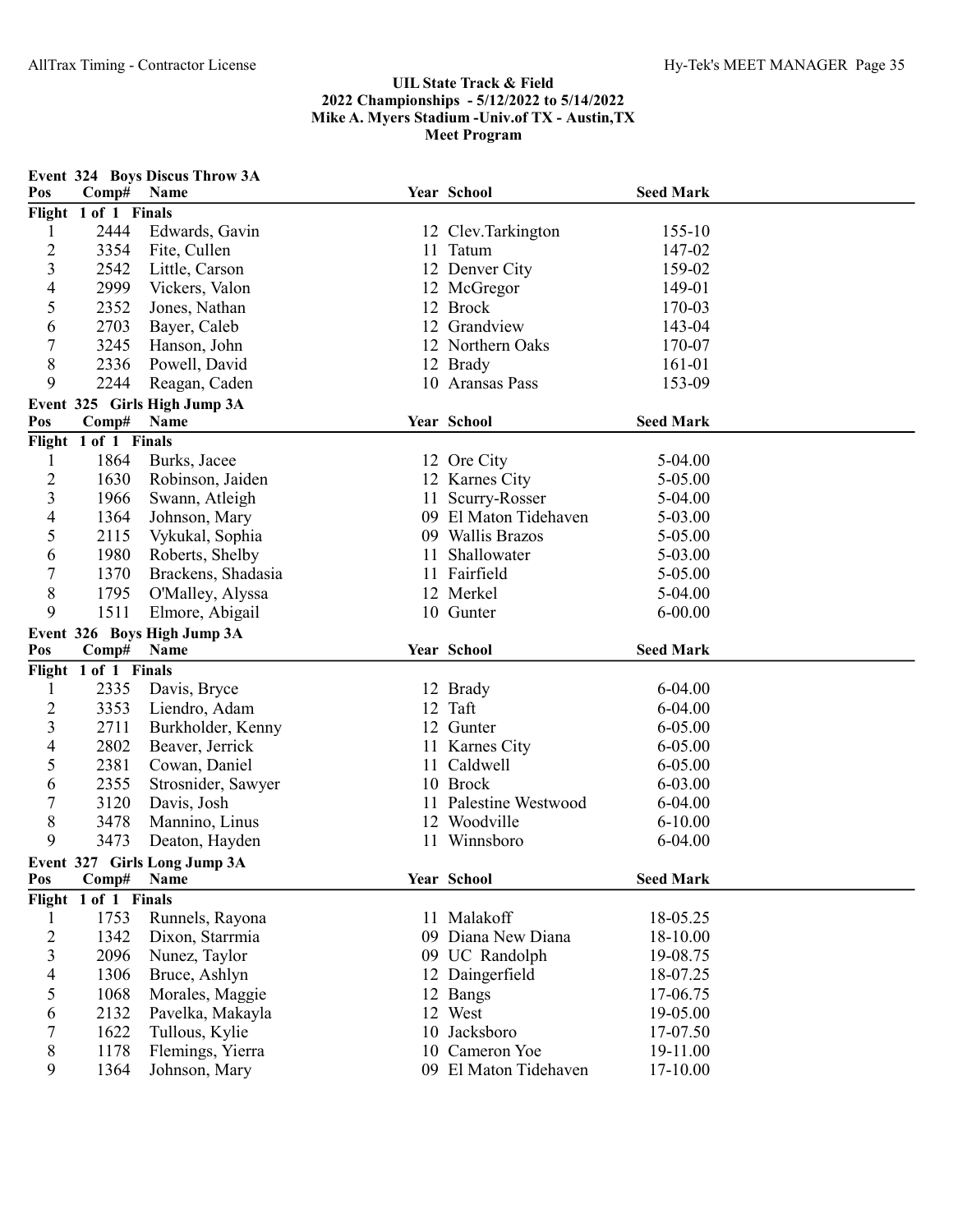**UIL State Track & Field**
**2022 Championships - 5/12/2022 to 5/14/2022**
**Mike A. Myers Stadium -Univ.of TX - Austin,TX**
**Meet Program**

### Event 324 Boys Discus Throw 3A

| Pos | Comp# | Name | Year | School | Seed Mark |
|---|---|---|---|---|---|
| **Flight 1 of 1 Finals** | | | | | |
| 1 | 2444 | Edwards, Gavin | 12 | Clev.Tarkington | 155-10 |
| 2 | 3354 | Fite, Cullen | 11 | Tatum | 147-02 |
| 3 | 2542 | Little, Carson | 12 | Denver City | 159-02 |
| 4 | 2999 | Vickers, Valon | 12 | McGregor | 149-01 |
| 5 | 2352 | Jones, Nathan | 12 | Brock | 170-03 |
| 6 | 2703 | Bayer, Caleb | 12 | Grandview | 143-04 |
| 7 | 3245 | Hanson, John | 12 | Northern Oaks | 170-07 |
| 8 | 2336 | Powell, David | 12 | Brady | 161-01 |
| 9 | 2244 | Reagan, Caden | 10 | Aransas Pass | 153-09 |

### Event 325 Girls High Jump 3A

| Pos | Comp# | Name | Year | School | Seed Mark |
|---|---|---|---|---|---|
| **Flight 1 of 1 Finals** | | | | | |
| 1 | 1864 | Burks, Jacee | 12 | Ore City | 5-04.00 |
| 2 | 1630 | Robinson, Jaiden | 12 | Karnes City | 5-05.00 |
| 3 | 1966 | Swann, Atleigh | 11 | Scurry-Rosser | 5-04.00 |
| 4 | 1364 | Johnson, Mary | 09 | El Maton Tidehaven | 5-03.00 |
| 5 | 2115 | Vykukal, Sophia | 09 | Wallis Brazos | 5-05.00 |
| 6 | 1980 | Roberts, Shelby | 11 | Shallowater | 5-03.00 |
| 7 | 1370 | Brackens, Shadasia | 11 | Fairfield | 5-05.00 |
| 8 | 1795 | O'Malley, Alyssa | 12 | Merkel | 5-04.00 |
| 9 | 1511 | Elmore, Abigail | 10 | Gunter | 6-00.00 |

### Event 326 Boys High Jump 3A

| Pos | Comp# | Name | Year | School | Seed Mark |
|---|---|---|---|---|---|
| **Flight 1 of 1 Finals** | | | | | |
| 1 | 2335 | Davis, Bryce | 12 | Brady | 6-04.00 |
| 2 | 3353 | Liendro, Adam | 12 | Taft | 6-04.00 |
| 3 | 2711 | Burkholder, Kenny | 12 | Gunter | 6-05.00 |
| 4 | 2802 | Beaver, Jerrick | 11 | Karnes City | 6-05.00 |
| 5 | 2381 | Cowan, Daniel | 11 | Caldwell | 6-05.00 |
| 6 | 2355 | Strosnider, Sawyer | 10 | Brock | 6-03.00 |
| 7 | 3120 | Davis, Josh | 11 | Palestine Westwood | 6-04.00 |
| 8 | 3478 | Mannino, Linus | 12 | Woodville | 6-10.00 |
| 9 | 3473 | Deaton, Hayden | 11 | Winnsboro | 6-04.00 |

### Event 327 Girls Long Jump 3A

| Pos | Comp# | Name | Year | School | Seed Mark |
|---|---|---|---|---|---|
| **Flight 1 of 1 Finals** | | | | | |
| 1 | 1753 | Runnels, Rayona | 11 | Malakoff | 18-05.25 |
| 2 | 1342 | Dixon, Starrmia | 09 | Diana New Diana | 18-10.00 |
| 3 | 2096 | Nunez, Taylor | 09 | UC Randolph | 19-08.75 |
| 4 | 1306 | Bruce, Ashlyn | 12 | Daingerfield | 18-07.25 |
| 5 | 1068 | Morales, Maggie | 12 | Bangs | 17-06.75 |
| 6 | 2132 | Pavelka, Makayla | 12 | West | 19-05.00 |
| 7 | 1622 | Tullous, Kylie | 10 | Jacksboro | 17-07.50 |
| 8 | 1178 | Flemings, Yierra | 10 | Cameron Yoe | 19-11.00 |
| 9 | 1364 | Johnson, Mary | 09 | El Maton Tidehaven | 17-10.00 |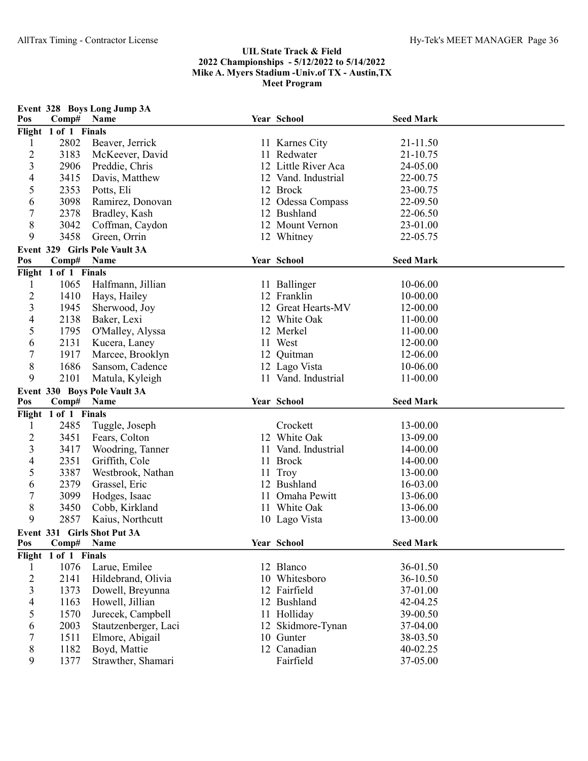## UIL State Track & Field
## 2022 Championships - 5/12/2022 to 5/14/2022
## Mike A. Myers Stadium -Univ.of TX - Austin,TX
## Meet Program

### Event 328 Boys Long Jump 3A

| Pos | Comp# | Name | Year | School | Seed Mark |
|---|---|---|---|---|---|
| **Flight 1 of 1 Finals** | | | | | |
| 1 | 2802 | Beaver, Jerrick | 11 | Karnes City | 21-11.50 |
| 2 | 3183 | McKeever, David | 11 | Redwater | 21-10.75 |
| 3 | 2906 | Preddie, Chris | 12 | Little River Aca | 24-05.00 |
| 4 | 3415 | Davis, Matthew | 12 | Vand. Industrial | 22-00.75 |
| 5 | 2353 | Potts, Eli | 12 | Brock | 23-00.75 |
| 6 | 3098 | Ramirez, Donovan | 12 | Odessa Compass | 22-09.50 |
| 7 | 2378 | Bradley, Kash | 12 | Bushland | 22-06.50 |
| 8 | 3042 | Coffman, Caydon | 12 | Mount Vernon | 23-01.00 |
| 9 | 3458 | Green, Orrin | 12 | Whitney | 22-05.75 |

### Event 329 Girls Pole Vault 3A

| Pos | Comp# | Name | Year | School | Seed Mark |
|---|---|---|---|---|---|
| **Flight 1 of 1 Finals** | | | | | |
| 1 | 1065 | Halfmann, Jillian | 11 | Ballinger | 10-06.00 |
| 2 | 1410 | Hays, Hailey | 12 | Franklin | 10-00.00 |
| 3 | 1945 | Sherwood, Joy | 12 | Great Hearts-MV | 12-00.00 |
| 4 | 2138 | Baker, Lexi | 12 | White Oak | 11-00.00 |
| 5 | 1795 | O'Malley, Alyssa | 12 | Merkel | 11-00.00 |
| 6 | 2131 | Kucera, Laney | 11 | West | 12-00.00 |
| 7 | 1917 | Marcee, Brooklyn | 12 | Quitman | 12-06.00 |
| 8 | 1686 | Sansom, Cadence | 12 | Lago Vista | 10-06.00 |
| 9 | 2101 | Matula, Kyleigh | 11 | Vand. Industrial | 11-00.00 |

### Event 330 Boys Pole Vault 3A

| Pos | Comp# | Name | Year | School | Seed Mark |
|---|---|---|---|---|---|
| **Flight 1 of 1 Finals** | | | | | |
| 1 | 2485 | Tuggle, Joseph | | Crockett | 13-00.00 |
| 2 | 3451 | Fears, Colton | 12 | White Oak | 13-09.00 |
| 3 | 3417 | Woodring, Tanner | 11 | Vand. Industrial | 14-00.00 |
| 4 | 2351 | Griffith, Cole | 11 | Brock | 14-00.00 |
| 5 | 3387 | Westbrook, Nathan | 11 | Troy | 13-00.00 |
| 6 | 2379 | Grassel, Eric | 12 | Bushland | 16-03.00 |
| 7 | 3099 | Hodges, Isaac | 11 | Omaha Pewitt | 13-06.00 |
| 8 | 3450 | Cobb, Kirkland | 11 | White Oak | 13-06.00 |
| 9 | 2857 | Kaius, Northcutt | 10 | Lago Vista | 13-00.00 |

### Event 331 Girls Shot Put 3A

| Pos | Comp# | Name | Year | School | Seed Mark |
|---|---|---|---|---|---|
| **Flight 1 of 1 Finals** | | | | | |
| 1 | 1076 | Larue, Emilee | 12 | Blanco | 36-01.50 |
| 2 | 2141 | Hildebrand, Olivia | 10 | Whitesboro | 36-10.50 |
| 3 | 1373 | Dowell, Breyunna | 12 | Fairfield | 37-01.00 |
| 4 | 1163 | Howell, Jillian | 12 | Bushland | 42-04.25 |
| 5 | 1570 | Jurecek, Campbell | 11 | Holliday | 39-00.50 |
| 6 | 2003 | Stautzenberger, Laci | 12 | Skidmore-Tynan | 37-04.00 |
| 7 | 1511 | Elmore, Abigail | 10 | Gunter | 38-03.50 |
| 8 | 1182 | Boyd, Mattie | 12 | Canadian | 40-02.25 |
| 9 | 1377 | Strawther, Shamari | | Fairfield | 37-05.00 |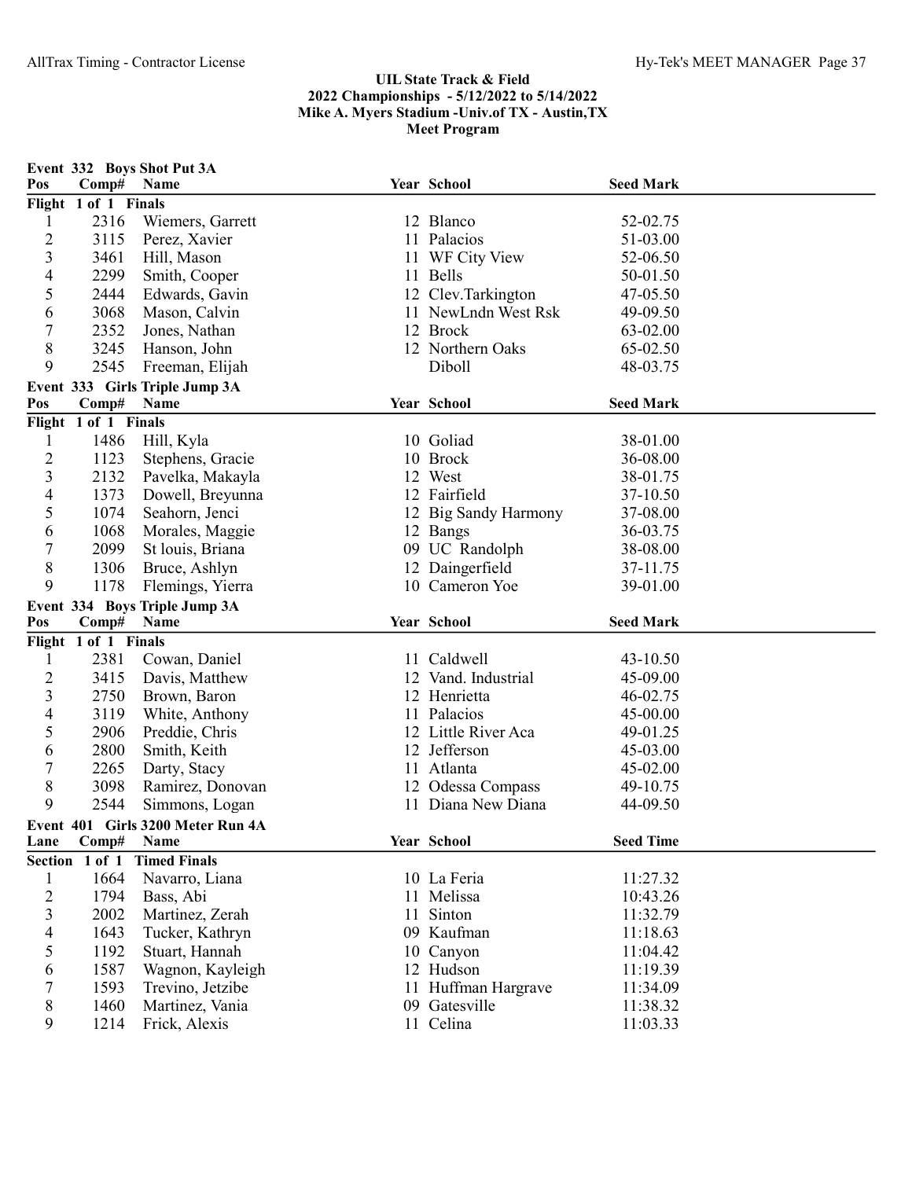## UIL State Track & Field
## 2022 Championships - 5/12/2022 to 5/14/2022
## Mike A. Myers Stadium -Univ.of TX - Austin,TX
## Meet Program

### Event 332 Boys Shot Put 3A

| Pos | Comp# | Name | Year | School | Seed Mark |
|---|---|---|---|---|---|
| **Flight 1 of 1 Finals** | | | | | |
| 1 | 2316 | Wiemers, Garrett | 12 | Blanco | 52-02.75 |
| 2 | 3115 | Perez, Xavier | 11 | Palacios | 51-03.00 |
| 3 | 3461 | Hill, Mason | 11 | WF City View | 52-06.50 |
| 4 | 2299 | Smith, Cooper | 11 | Bells | 50-01.50 |
| 5 | 2444 | Edwards, Gavin | 12 | Clev.Tarkington | 47-05.50 |
| 6 | 3068 | Mason, Calvin | 11 | NewLndn West Rsk | 49-09.50 |
| 7 | 2352 | Jones, Nathan | 12 | Brock | 63-02.00 |
| 8 | 3245 | Hanson, John | 12 | Northern Oaks | 65-02.50 |
| 9 | 2545 | Freeman, Elijah | | Diboll | 48-03.75 |

### Event 333 Girls Triple Jump 3A

| Pos | Comp# | Name | Year | School | Seed Mark |
|---|---|---|---|---|---|
| **Flight 1 of 1 Finals** | | | | | |
| 1 | 1486 | Hill, Kyla | 10 | Goliad | 38-01.00 |
| 2 | 1123 | Stephens, Gracie | 10 | Brock | 36-08.00 |
| 3 | 2132 | Pavelka, Makayla | 12 | West | 38-01.75 |
| 4 | 1373 | Dowell, Breyunna | 12 | Fairfield | 37-10.50 |
| 5 | 1074 | Seahorn, Jenci | 12 | Big Sandy Harmony | 37-08.00 |
| 6 | 1068 | Morales, Maggie | 12 | Bangs | 36-03.75 |
| 7 | 2099 | St louis, Briana | 09 | UC Randolph | 38-08.00 |
| 8 | 1306 | Bruce, Ashlyn | 12 | Daingerfield | 37-11.75 |
| 9 | 1178 | Flemings, Yierra | 10 | Cameron Yoe | 39-01.00 |

### Event 334 Boys Triple Jump 3A

| Pos | Comp# | Name | Year | School | Seed Mark |
|---|---|---|---|---|---|
| **Flight 1 of 1 Finals** | | | | | |
| 1 | 2381 | Cowan, Daniel | 11 | Caldwell | 43-10.50 |
| 2 | 3415 | Davis, Matthew | 12 | Vand. Industrial | 45-09.00 |
| 3 | 2750 | Brown, Baron | 12 | Henrietta | 46-02.75 |
| 4 | 3119 | White, Anthony | 11 | Palacios | 45-00.00 |
| 5 | 2906 | Preddie, Chris | 12 | Little River Aca | 49-01.25 |
| 6 | 2800 | Smith, Keith | 12 | Jefferson | 45-03.00 |
| 7 | 2265 | Darty, Stacy | 11 | Atlanta | 45-02.00 |
| 8 | 3098 | Ramirez, Donovan | 12 | Odessa Compass | 49-10.75 |
| 9 | 2544 | Simmons, Logan | 11 | Diana New Diana | 44-09.50 |

### Event 401 Girls 3200 Meter Run 4A

| Lane | Comp# | Name | Year | School | Seed Time |
|---|---|---|---|---|---|
| **Section 1 of 1 Timed Finals** | | | | | |
| 1 | 1664 | Navarro, Liana | 10 | La Feria | 11:27.32 |
| 2 | 1794 | Bass, Abi | 11 | Melissa | 10:43.26 |
| 3 | 2002 | Martinez, Zerah | 11 | Sinton | 11:32.79 |
| 4 | 1643 | Tucker, Kathryn | 09 | Kaufman | 11:18.63 |
| 5 | 1192 | Stuart, Hannah | 10 | Canyon | 11:04.42 |
| 6 | 1587 | Wagnon, Kayleigh | 12 | Hudson | 11:19.39 |
| 7 | 1593 | Trevino, Jetzibe | 11 | Huffman Hargrave | 11:34.09 |
| 8 | 1460 | Martinez, Vania | 09 | Gatesville | 11:38.32 |
| 9 | 1214 | Frick, Alexis | 11 | Celina | 11:03.33 |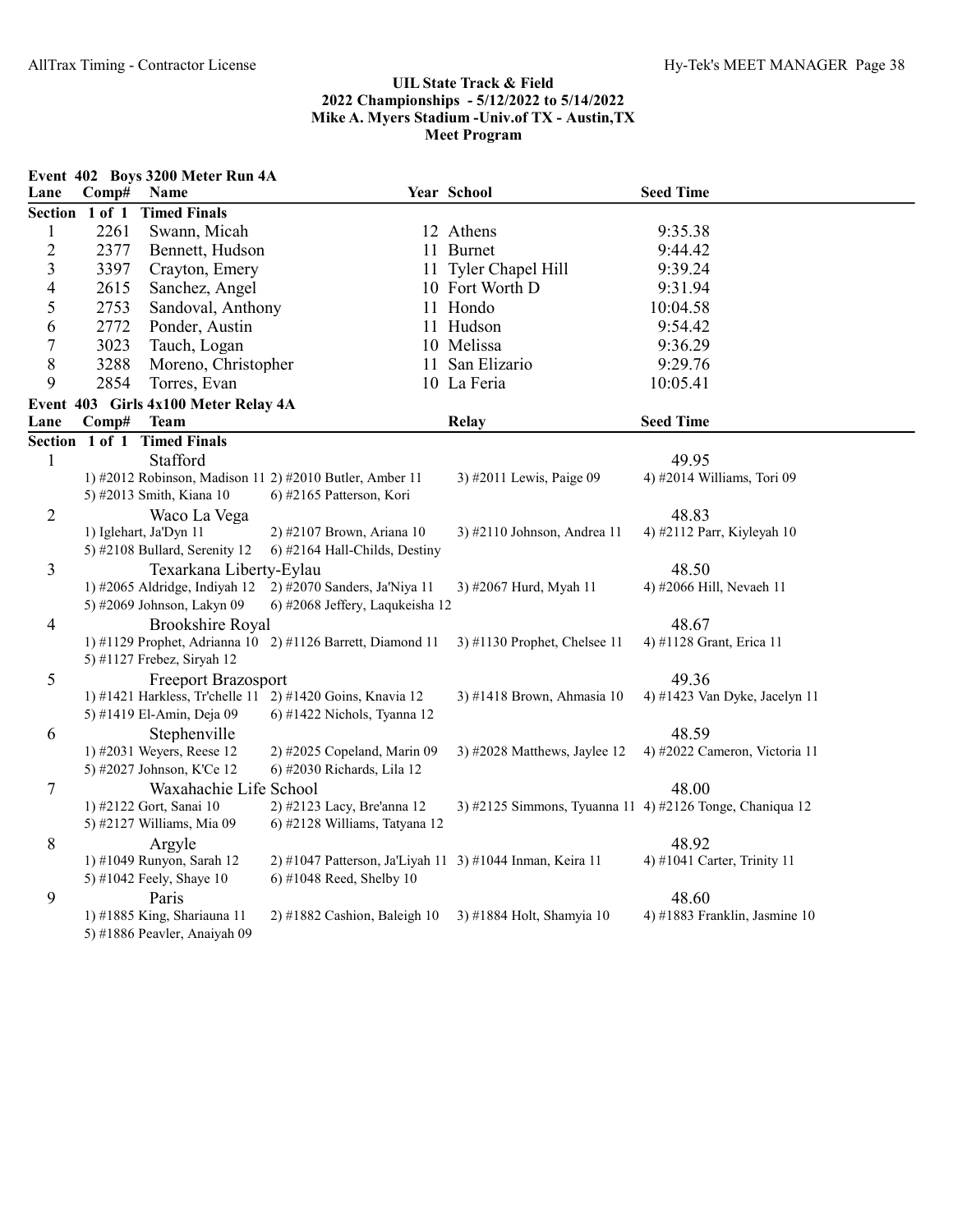## UIL State Track & Field
## 2022 Championships - 5/12/2022 to 5/14/2022
## Mike A. Myers Stadium -Univ.of TX - Austin,TX
## Meet Program

### Event 402 Boys 3200 Meter Run 4A

| Lane | Comp# | Name | Year | School | Seed Time |
|---|---|---|---|---|---|
| **Section 1 of 1 Timed Finals** | | | | | |
| 1 | 2261 | Swann, Micah | 12 | Athens | 9:35.38 |
| 2 | 2377 | Bennett, Hudson | 11 | Burnet | 9:44.42 |
| 3 | 3397 | Crayton, Emery | 11 | Tyler Chapel Hill | 9:39.24 |
| 4 | 2615 | Sanchez, Angel | 10 | Fort Worth D | 9:31.94 |
| 5 | 2753 | Sandoval, Anthony | 11 | Hondo | 10:04.58 |
| 6 | 2772 | Ponder, Austin | 11 | Hudson | 9:54.42 |
| 7 | 3023 | Tauch, Logan | 10 | Melissa | 9:36.29 |
| 8 | 3288 | Moreno, Christopher | 11 | San Elizario | 9:29.76 |
| 9 | 2854 | Torres, Evan | 10 | La Feria | 10:05.41 |

### Event 403 Girls 4x100 Meter Relay 4A

| Lane | Team | Relay | Seed Time |
|---|---|---|---|
| **Section 1 of 1 Timed Finals** | | | |
| 1 | Stafford | | 49.95 |
| | 1) #2012 Robinson, Madison 11 2) #2010 Butler, Amber 11 3) #2011 Lewis, Paige 09 4) #2014 Williams, Tori 09 5) #2013 Smith, Kiana 10 6) #2165 Patterson, Kori | | |
| 2 | Waco La Vega | | 48.83 |
| | 1) Iglehart, Ja'Dyn 11 2) #2107 Brown, Ariana 10 3) #2110 Johnson, Andrea 11 4) #2112 Parr, Kiyleyah 10 5) #2108 Bullard, Serenity 12 6) #2164 Hall-Childs, Destiny | | |
| 3 | Texarkana Liberty-Eylau | | 48.50 |
| | 1) #2065 Aldridge, Indiyah 12 2) #2070 Sanders, Ja'Niya 11 3) #2067 Hurd, Myah 11 4) #2066 Hill, Nevaeh 11 5) #2069 Johnson, Lakyn 09 6) #2068 Jeffery, Laqukeisha 12 | | |
| 4 | Brookshire Royal | | 48.67 |
| | 1) #1129 Prophet, Adrianna 10 2) #1126 Barrett, Diamond 11 3) #1130 Prophet, Chelsee 11 4) #1128 Grant, Erica 11 5) #1127 Frebez, Siryah 12 | | |
| 5 | Freeport Brazosport | | 49.36 |
| | 1) #1421 Harkless, Tr'chelle 11 2) #1420 Goins, Knavia 12 3) #1418 Brown, Ahmasia 10 4) #1423 Van Dyke, Jacelyn 11 5) #1419 El-Amin, Deja 09 6) #1422 Nichols, Tyanna 12 | | |
| 6 | Stephenville | | 48.59 |
| | 1) #2031 Weyers, Reese 12 2) #2025 Copeland, Marin 09 3) #2028 Matthews, Jaylee 12 4) #2022 Cameron, Victoria 11 5) #2027 Johnson, K'Ce 12 6) #2030 Richards, Lila 12 | | |
| 7 | Waxahachie Life School | | 48.00 |
| | 1) #2122 Gort, Sanai 10 2) #2123 Lacy, Bre'anna 12 3) #2125 Simmons, Tyuanna 11 4) #2126 Tonge, Chaniqua 12 5) #2127 Williams, Mia 09 6) #2128 Williams, Tatyana 12 | | |
| 8 | Argyle | | 48.92 |
| | 1) #1049 Runyon, Sarah 12 2) #1047 Patterson, Ja'Liyah 11 3) #1044 Inman, Keira 11 4) #1041 Carter, Trinity 11 5) #1042 Feely, Shaye 10 6) #1048 Reed, Shelby 10 | | |
| 9 | Paris | | 48.60 |
| | 1) #1885 King, Shariauna 11 2) #1882 Cashion, Baleigh 10 3) #1884 Holt, Shamyia 10 4) #1883 Franklin, Jasmine 10 5) #1886 Peavler, Anaiyah 09 | | |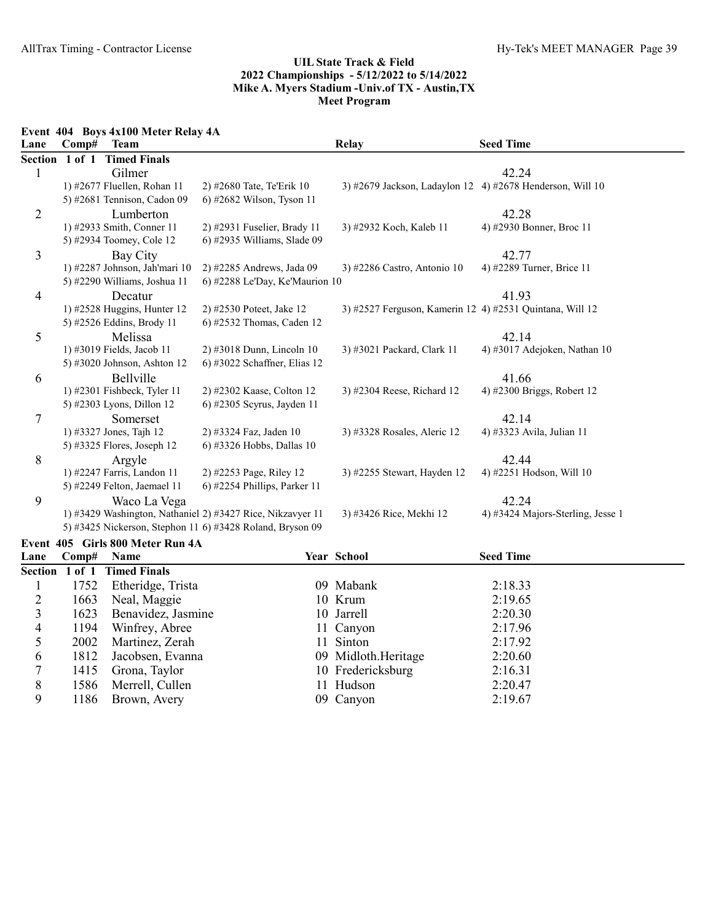## UIL State Track & Field
## 2022 Championships - 5/12/2022 to 5/14/2022
## Mike A. Myers Stadium -Univ.of TX - Austin,TX
## Meet Program

### Event 404 Boys 4x100 Meter Relay 4A

| Lane | Comp# | Team | Relay | Seed Time |
|---|---|---|---|---|
| **Section 1 of 1 Timed Finals** | | | | |
| 1 | | Gilmer | | 42.24 |
| | | 1) #2677 Fluellen, Rohan 11; 2) #2680 Tate, Te'Erik 10; 3) #2679 Jackson, Ladaylon 12; 4) #2678 Henderson, Will 10; 5) #2681 Tennison, Cadon 09; 6) #2682 Wilson, Tyson 11 | | |
| 2 | | Lumberton | | 42.28 |
| | | 1) #2933 Smith, Conner 11; 2) #2931 Fuselier, Brady 11; 3) #2932 Koch, Kaleb 11; 4) #2930 Bonner, Broc 11; 5) #2934 Toomey, Cole 12; 6) #2935 Williams, Slade 09 | | |
| 3 | | Bay City | | 42.77 |
| | | 1) #2287 Johnson, Jah'mari 10; 2) #2285 Andrews, Jada 09; 3) #2286 Castro, Antonio 10; 4) #2289 Turner, Brice 11; 5) #2290 Williams, Joshua 11; 6) #2288 Le'Day, Ke'Maurion 10 | | |
| 4 | | Decatur | | 41.93 |
| | | 1) #2528 Huggins, Hunter 12; 2) #2530 Poteet, Jake 12; 3) #2527 Ferguson, Kamerin 12; 4) #2531 Quintana, Will 12; 5) #2526 Eddins, Brody 11; 6) #2532 Thomas, Caden 12 | | |
| 5 | | Melissa | | 42.14 |
| | | 1) #3019 Fields, Jacob 11; 2) #3018 Dunn, Lincoln 10; 3) #3021 Packard, Clark 11; 4) #3017 Adejoken, Nathan 10; 5) #3020 Johnson, Ashton 12; 6) #3022 Schaffner, Elias 12 | | |
| 6 | | Bellville | | 41.66 |
| | | 1) #2301 Fishbeck, Tyler 11; 2) #2302 Kaase, Colton 12; 3) #2304 Reese, Richard 12; 4) #2300 Briggs, Robert 12; 5) #2303 Lyons, Dillon 12; 6) #2305 Scyrus, Jayden 11 | | |
| 7 | | Somerset | | 42.14 |
| | | 1) #3327 Jones, Tajh 12; 2) #3324 Faz, Jaden 10; 3) #3328 Rosales, Aleric 12; 4) #3323 Avila, Julian 11; 5) #3325 Flores, Joseph 12; 6) #3326 Hobbs, Dallas 10 | | |
| 8 | | Argyle | | 42.44 |
| | | 1) #2247 Farris, Landon 11; 2) #2253 Page, Riley 12; 3) #2255 Stewart, Hayden 12; 4) #2251 Hodson, Will 10; 5) #2249 Felton, Jaemael 11; 6) #2254 Phillips, Parker 11 | | |
| 9 | | Waco La Vega | | 42.24 |
| | | 1) #3429 Washington, Nathaniel 12; 2) #3427 Rice, Nikzavyer 11; 3) #3426 Rice, Mekhi 12; 4) #3424 Majors-Sterling, Jesse 1; 5) #3425 Nickerson, Stephon 11; 6) #3428 Roland, Bryson 09 | | |

### Event 405 Girls 800 Meter Run 4A

| Lane | Comp# | Name | Year | School | Seed Time |
|---|---|---|---|---|---|
| **Section 1 of 1 Timed Finals** | | | | | |
| 1 | 1752 | Etheridge, Trista | 09 | Mabank | 2:18.33 |
| 2 | 1663 | Neal, Maggie | 10 | Krum | 2:19.65 |
| 3 | 1623 | Benavidez, Jasmine | 10 | Jarrell | 2:20.30 |
| 4 | 1194 | Winfrey, Abree | 11 | Canyon | 2:17.96 |
| 5 | 2002 | Martinez, Zerah | 11 | Sinton | 2:17.92 |
| 6 | 1812 | Jacobsen, Evanna | 09 | Midloth.Heritage | 2:20.60 |
| 7 | 1415 | Grona, Taylor | 10 | Fredericksburg | 2:16.31 |
| 8 | 1586 | Merrell, Cullen | 11 | Hudson | 2:20.47 |
| 9 | 1186 | Brown, Avery | 09 | Canyon | 2:19.67 |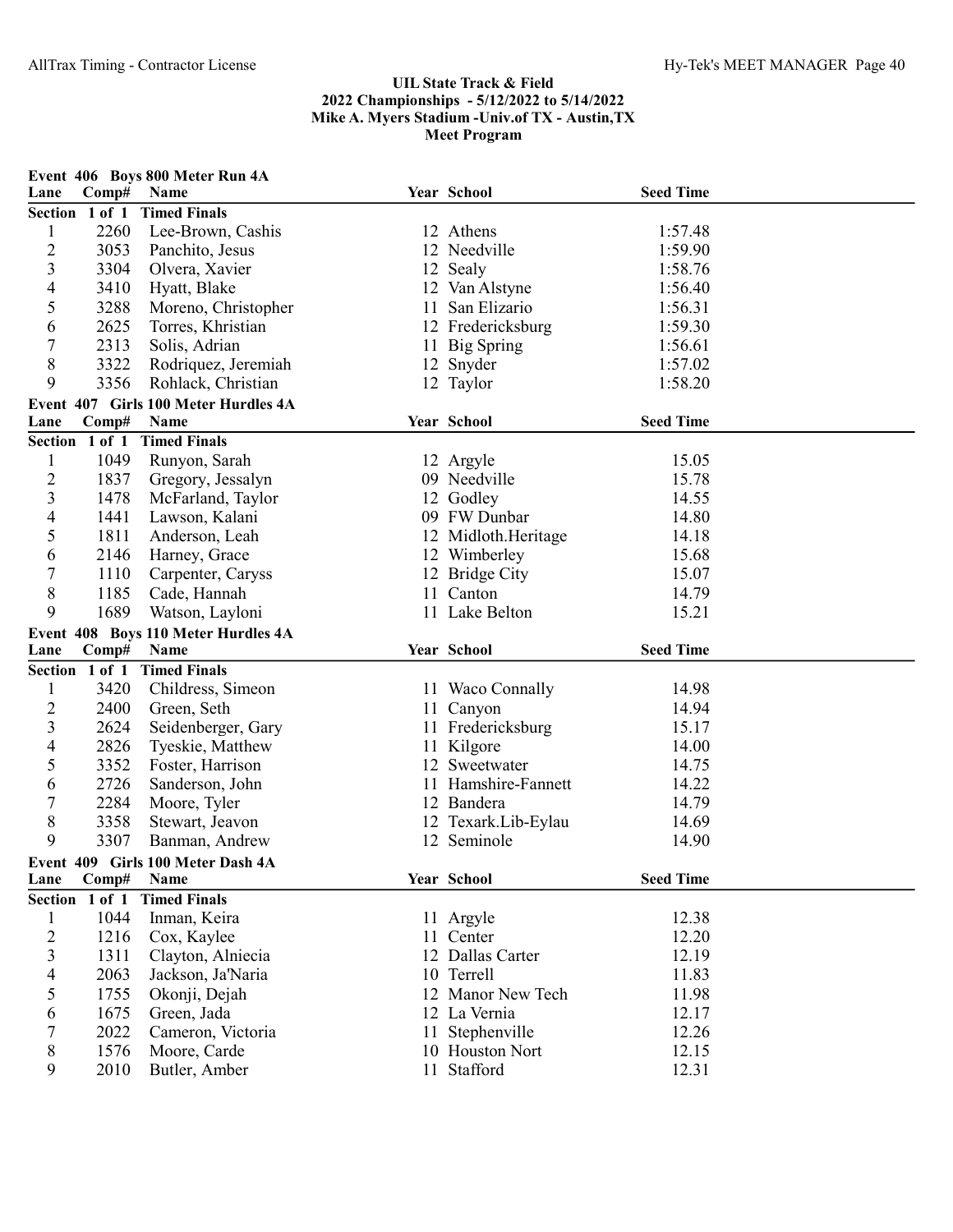**UIL State Track & Field**
**2022 Championships - 5/12/2022 to 5/14/2022**
**Mike A. Myers Stadium -Univ.of TX - Austin,TX**
**Meet Program**

### Event 406 Boys 800 Meter Run 4A

| Lane | Comp# | Name | Year | School | Seed Time |
|---|---|---|---|---|---|
| **Section 1 of 1** | | **Timed Finals** | | | |
| 1 | 2260 | Lee-Brown, Cashis | 12 | Athens | 1:57.48 |
| 2 | 3053 | Panchito, Jesus | 12 | Needville | 1:59.90 |
| 3 | 3304 | Olvera, Xavier | 12 | Sealy | 1:58.76 |
| 4 | 3410 | Hyatt, Blake | 12 | Van Alstyne | 1:56.40 |
| 5 | 3288 | Moreno, Christopher | 11 | San Elizario | 1:56.31 |
| 6 | 2625 | Torres, Khristian | 12 | Fredericksburg | 1:59.30 |
| 7 | 2313 | Solis, Adrian | 11 | Big Spring | 1:56.61 |
| 8 | 3322 | Rodriquez, Jeremiah | 12 | Snyder | 1:57.02 |
| 9 | 3356 | Rohlack, Christian | 12 | Taylor | 1:58.20 |

### Event 407 Girls 100 Meter Hurdles 4A

| Lane | Comp# | Name | Year | School | Seed Time |
|---|---|---|---|---|---|
| **Section 1 of 1** | | **Timed Finals** | | | |
| 1 | 1049 | Runyon, Sarah | 12 | Argyle | 15.05 |
| 2 | 1837 | Gregory, Jessalyn | 09 | Needville | 15.78 |
| 3 | 1478 | McFarland, Taylor | 12 | Godley | 14.55 |
| 4 | 1441 | Lawson, Kalani | 09 | FW Dunbar | 14.80 |
| 5 | 1811 | Anderson, Leah | 12 | Midloth.Heritage | 14.18 |
| 6 | 2146 | Harney, Grace | 12 | Wimberley | 15.68 |
| 7 | 1110 | Carpenter, Caryss | 12 | Bridge City | 15.07 |
| 8 | 1185 | Cade, Hannah | 11 | Canton | 14.79 |
| 9 | 1689 | Watson, Layloni | 11 | Lake Belton | 15.21 |

### Event 408 Boys 110 Meter Hurdles 4A

| Lane | Comp# | Name | Year | School | Seed Time |
|---|---|---|---|---|---|
| **Section 1 of 1** | | **Timed Finals** | | | |
| 1 | 3420 | Childress, Simeon | 11 | Waco Connally | 14.98 |
| 2 | 2400 | Green, Seth | 11 | Canyon | 14.94 |
| 3 | 2624 | Seidenberger, Gary | 11 | Fredericksburg | 15.17 |
| 4 | 2826 | Tyeskie, Matthew | 11 | Kilgore | 14.00 |
| 5 | 3352 | Foster, Harrison | 12 | Sweetwater | 14.75 |
| 6 | 2726 | Sanderson, John | 11 | Hamshire-Fannett | 14.22 |
| 7 | 2284 | Moore, Tyler | 12 | Bandera | 14.79 |
| 8 | 3358 | Stewart, Jeavon | 12 | Texark.Lib-Eylau | 14.69 |
| 9 | 3307 | Banman, Andrew | 12 | Seminole | 14.90 |

### Event 409 Girls 100 Meter Dash 4A

| Lane | Comp# | Name | Year | School | Seed Time |
|---|---|---|---|---|---|
| **Section 1 of 1** | | **Timed Finals** | | | |
| 1 | 1044 | Inman, Keira | 11 | Argyle | 12.38 |
| 2 | 1216 | Cox, Kaylee | 11 | Center | 12.20 |
| 3 | 1311 | Clayton, Alniecia | 12 | Dallas Carter | 12.19 |
| 4 | 2063 | Jackson, Ja'Naria | 10 | Terrell | 11.83 |
| 5 | 1755 | Okonji, Dejah | 12 | Manor New Tech | 11.98 |
| 6 | 1675 | Green, Jada | 12 | La Vernia | 12.17 |
| 7 | 2022 | Cameron, Victoria | 11 | Stephenville | 12.26 |
| 8 | 1576 | Moore, Carde | 10 | Houston Nort | 12.15 |
| 9 | 2010 | Butler, Amber | 11 | Stafford | 12.31 |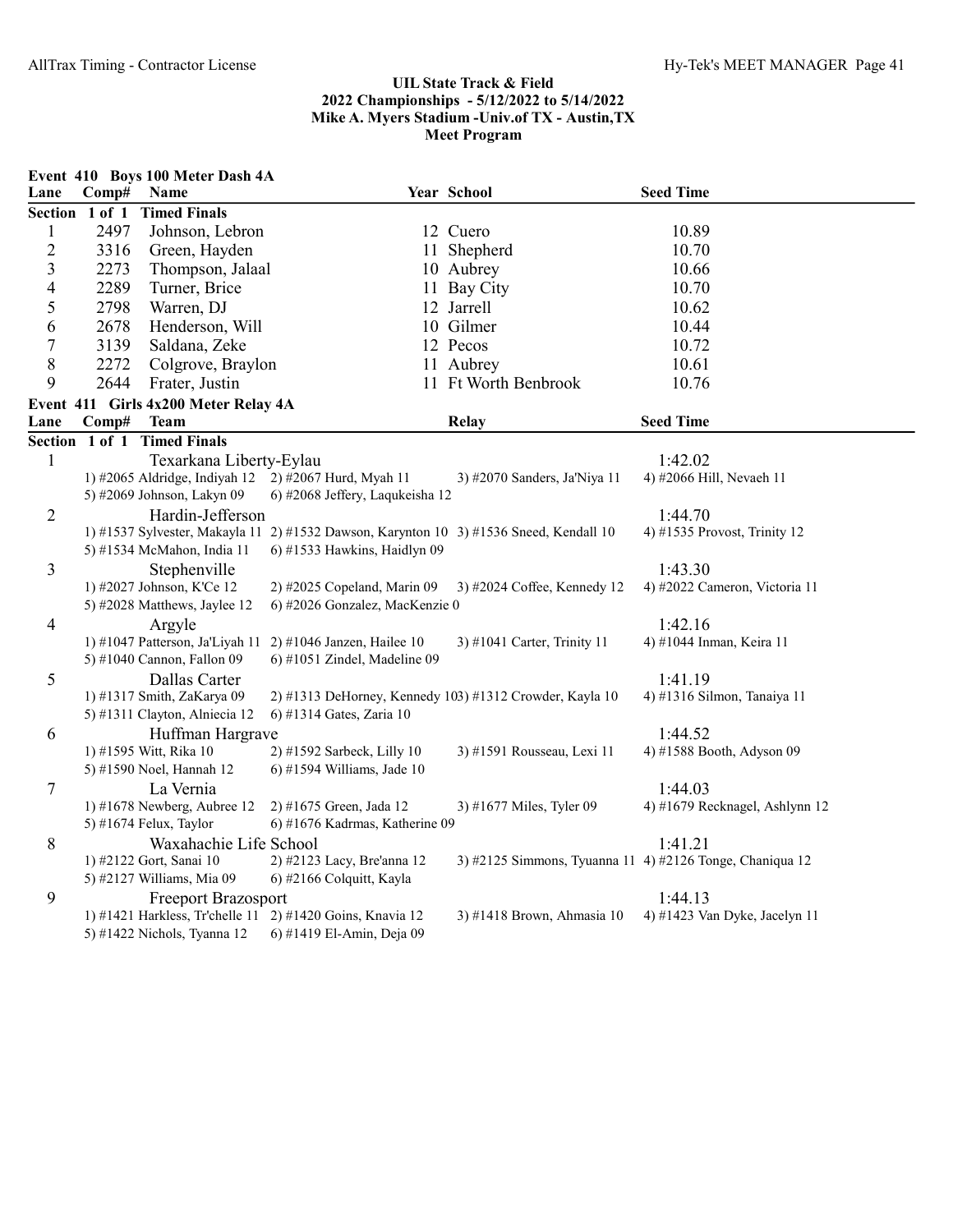## UIL State Track & Field
## 2022 Championships - 5/12/2022 to 5/14/2022
## Mike A. Myers Stadium -Univ.of TX - Austin,TX
## Meet Program

### Event 410 Boys 100 Meter Dash 4A

| Lane | Comp# | Name | Year | School | Seed Time |
|---|---|---|---|---|---|
| **Section 1 of 1 Timed Finals** | | | | | |
| 1 | 2497 | Johnson, Lebron | 12 | Cuero | 10.89 |
| 2 | 3316 | Green, Hayden | 11 | Shepherd | 10.70 |
| 3 | 2273 | Thompson, Jalaal | 10 | Aubrey | 10.66 |
| 4 | 2289 | Turner, Brice | 11 | Bay City | 10.70 |
| 5 | 2798 | Warren, DJ | 12 | Jarrell | 10.62 |
| 6 | 2678 | Henderson, Will | 10 | Gilmer | 10.44 |
| 7 | 3139 | Saldana, Zeke | 12 | Pecos | 10.72 |
| 8 | 2272 | Colgrove, Braylon | 11 | Aubrey | 10.61 |
| 9 | 2644 | Frater, Justin | 11 | Ft Worth Benbrook | 10.76 |

### Event 411 Girls 4x200 Meter Relay 4A

| Lane | Comp# | Team | Relay | Seed Time |
|---|---|---|---|---|
| **Section 1 of 1 Timed Finals** | | | | |
| 1 | | Texarkana Liberty-Eylau | | 1:42.02 |
| | | 1) #2065 Aldridge, Indiyah 12 2) #2067 Hurd, Myah 11 3) #2070 Sanders, Ja'Niya 11 4) #2066 Hill, Nevaeh 11 5) #2069 Johnson, Lakyn 09 6) #2068 Jeffery, Laqukeisha 12 | | |
| 2 | | Hardin-Jefferson | | 1:44.70 |
| | | 1) #1537 Sylvester, Makayla 11 2) #1532 Dawson, Karynton 10 3) #1536 Sneed, Kendall 10 4) #1535 Provost, Trinity 12 5) #1534 McMahon, India 11 6) #1533 Hawkins, Haidlyn 09 | | |
| 3 | | Stephenville | | 1:43.30 |
| | | 1) #2027 Johnson, K'Ce 12 2) #2025 Copeland, Marin 09 3) #2024 Coffee, Kennedy 12 4) #2022 Cameron, Victoria 11 5) #2028 Matthews, Jaylee 12 6) #2026 Gonzalez, MacKenzie 0 | | |
| 4 | | Argyle | | 1:42.16 |
| | | 1) #1047 Patterson, Ja'Liyah 11 2) #1046 Janzen, Hailee 10 3) #1041 Carter, Trinity 11 4) #1044 Inman, Keira 11 5) #1040 Cannon, Fallon 09 6) #1051 Zindel, Madeline 09 | | |
| 5 | | Dallas Carter | | 1:41.19 |
| | | 1) #1317 Smith, ZaKarya 09 2) #1313 DeHorney, Kennedy 10 3) #1312 Crowder, Kayla 10 4) #1316 Silmon, Tanaiya 11 5) #1311 Clayton, Alniecia 12 6) #1314 Gates, Zaria 10 | | |
| 6 | | Huffman Hargrave | | 1:44.52 |
| | | 1) #1595 Witt, Rika 10 2) #1592 Sarbeck, Lilly 10 3) #1591 Rousseau, Lexi 11 4) #1588 Booth, Adyson 09 5) #1590 Noel, Hannah 12 6) #1594 Williams, Jade 10 | | |
| 7 | | La Vernia | | 1:44.03 |
| | | 1) #1678 Newberg, Aubree 12 2) #1675 Green, Jada 12 3) #1677 Miles, Tyler 09 4) #1679 Recknagel, Ashlynn 12 5) #1674 Felux, Taylor 6) #1676 Kadrmas, Katherine 09 | | |
| 8 | | Waxahachie Life School | | 1:41.21 |
| | | 1) #2122 Gort, Sanai 10 2) #2123 Lacy, Bre'anna 12 3) #2125 Simmons, Tyuanna 11 4) #2126 Tonge, Chaniqua 12 5) #2127 Williams, Mia 09 6) #2166 Colquitt, Kayla | | |
| 9 | | Freeport Brazosport | | 1:44.13 |
| | | 1) #1421 Harkless, Tr'chelle 11 2) #1420 Goins, Knavia 12 3) #1418 Brown, Ahmasia 10 4) #1423 Van Dyke, Jacelyn 11 5) #1422 Nichols, Tyanna 12 6) #1419 El-Amin, Deja 09 | | |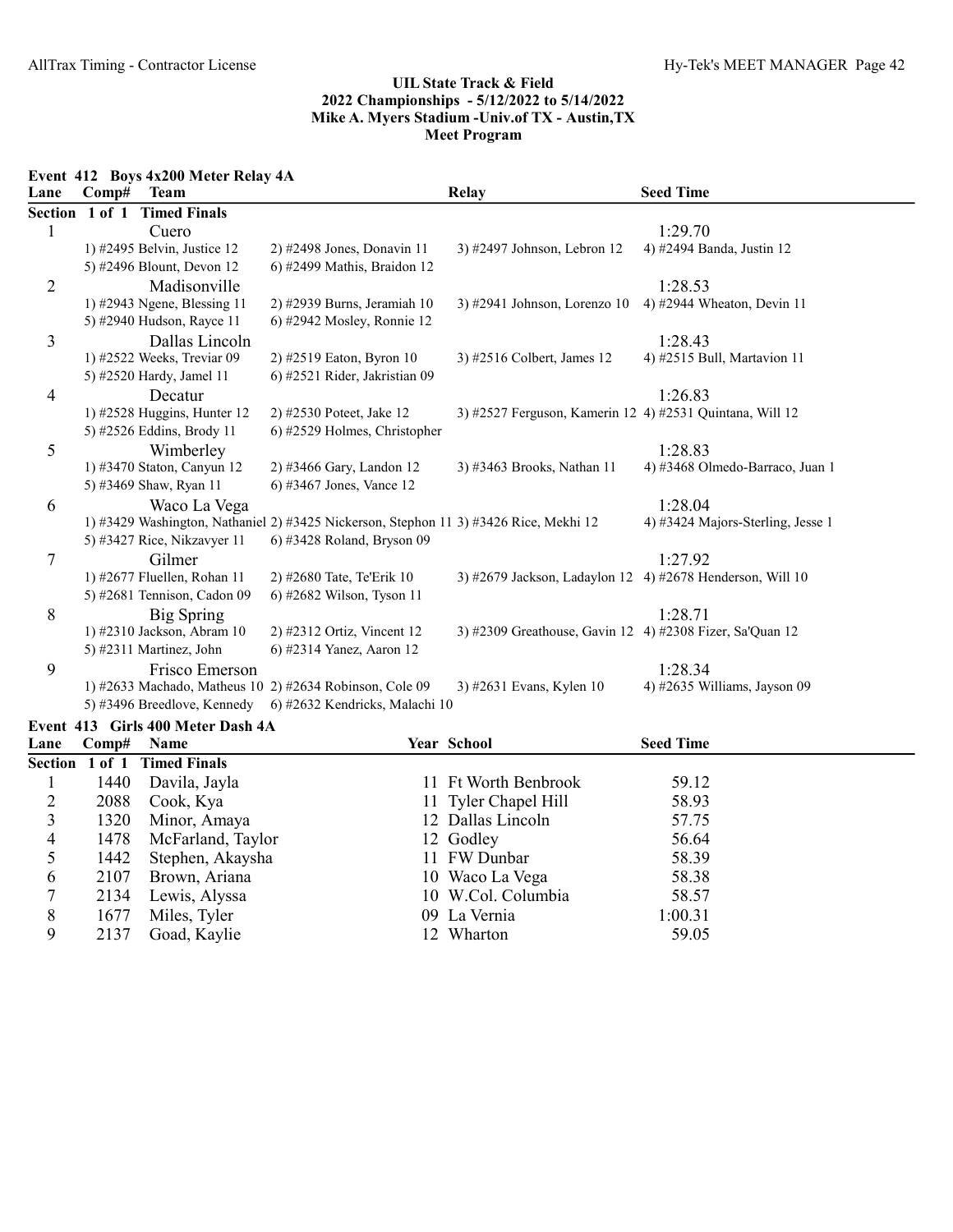## UIL State Track & Field
## 2022 Championships - 5/12/2022 to 5/14/2022
## Mike A. Myers Stadium -Univ.of TX - Austin,TX
## Meet Program

### Event 412 Boys 4x200 Meter Relay 4A

| Lane | Comp# | Team | | Relay | Seed Time |
|---|---|---|---|---|---|
| **Section 1 of 1 Timed Finals** | | | | | |
| 1 | | Cuero | | | 1:29.70 |
| | | 1) #2495 Belvin, Justice 12 | 2) #2498 Jones, Donavin 11 | 3) #2497 Johnson, Lebron 12 | 4) #2494 Banda, Justin 12 |
| | | 5) #2496 Blount, Devon 12 | 6) #2499 Mathis, Braidon 12 | | |
| 2 | | Madisonville | | | 1:28.53 |
| | | 1) #2943 Ngene, Blessing 11 | 2) #2939 Burns, Jeramiah 10 | 3) #2941 Johnson, Lorenzo 10 | 4) #2944 Wheaton, Devin 11 |
| | | 5) #2940 Hudson, Rayce 11 | 6) #2942 Mosley, Ronnie 12 | | |
| 3 | | Dallas Lincoln | | | 1:28.43 |
| | | 1) #2522 Weeks, Treviar 09 | 2) #2519 Eaton, Byron 10 | 3) #2516 Colbert, James 12 | 4) #2515 Bull, Martavion 11 |
| | | 5) #2520 Hardy, Jamel 11 | 6) #2521 Rider, Jakristian 09 | | |
| 4 | | Decatur | | | 1:26.83 |
| | | 1) #2528 Huggins, Hunter 12 | 2) #2530 Poteet, Jake 12 | 3) #2527 Ferguson, Kamerin 12 | 4) #2531 Quintana, Will 12 |
| | | 5) #2526 Eddins, Brody 11 | 6) #2529 Holmes, Christopher | | |
| 5 | | Wimberley | | | 1:28.83 |
| | | 1) #3470 Staton, Canyun 12 | 2) #3466 Gary, Landon 12 | 3) #3463 Brooks, Nathan 11 | 4) #3468 Olmedo-Barraco, Juan 1 |
| | | 5) #3469 Shaw, Ryan 11 | 6) #3467 Jones, Vance 12 | | |
| 6 | | Waco La Vega | | | 1:28.04 |
| | | 1) #3429 Washington, Nathaniel | 2) #3425 Nickerson, Stephon 11 | 3) #3426 Rice, Mekhi 12 | 4) #3424 Majors-Sterling, Jesse 1 |
| | | 5) #3427 Rice, Nikzavyer 11 | 6) #3428 Roland, Bryson 09 | | |
| 7 | | Gilmer | | | 1:27.92 |
| | | 1) #2677 Fluellen, Rohan 11 | 2) #2680 Tate, Te'Erik 10 | 3) #2679 Jackson, Ladaylon 12 | 4) #2678 Henderson, Will 10 |
| | | 5) #2681 Tennison, Cadon 09 | 6) #2682 Wilson, Tyson 11 | | |
| 8 | | Big Spring | | | 1:28.71 |
| | | 1) #2310 Jackson, Abram 10 | 2) #2312 Ortiz, Vincent 12 | 3) #2309 Greathouse, Gavin 12 | 4) #2308 Fizer, Sa'Quan 12 |
| | | 5) #2311 Martinez, John | 6) #2314 Yanez, Aaron 12 | | |
| 9 | | Frisco Emerson | | | 1:28.34 |
| | | 1) #2633 Machado, Matheus 10 | 2) #2634 Robinson, Cole 09 | 3) #2631 Evans, Kylen 10 | 4) #2635 Williams, Jayson 09 |
| | | 5) #3496 Breedlove, Kennedy | 6) #2632 Kendricks, Malachi 10 | | |

### Event 413 Girls 400 Meter Dash 4A

| Lane | Comp# | Name | Year | School | Seed Time |
|---|---|---|---|---|---|
| **Section 1 of 1 Timed Finals** | | | | | |
| 1 | 1440 | Davila, Jayla | 11 | Ft Worth Benbrook | 59.12 |
| 2 | 2088 | Cook, Kya | 11 | Tyler Chapel Hill | 58.93 |
| 3 | 1320 | Minor, Amaya | 12 | Dallas Lincoln | 57.75 |
| 4 | 1478 | McFarland, Taylor | 12 | Godley | 56.64 |
| 5 | 1442 | Stephen, Akaysha | 11 | FW Dunbar | 58.39 |
| 6 | 2107 | Brown, Ariana | 10 | Waco La Vega | 58.38 |
| 7 | 2134 | Lewis, Alyssa | 10 | W.Col. Columbia | 58.57 |
| 8 | 1677 | Miles, Tyler | 09 | La Vernia | 1:00.31 |
| 9 | 2137 | Goad, Kaylie | 12 | Wharton | 59.05 |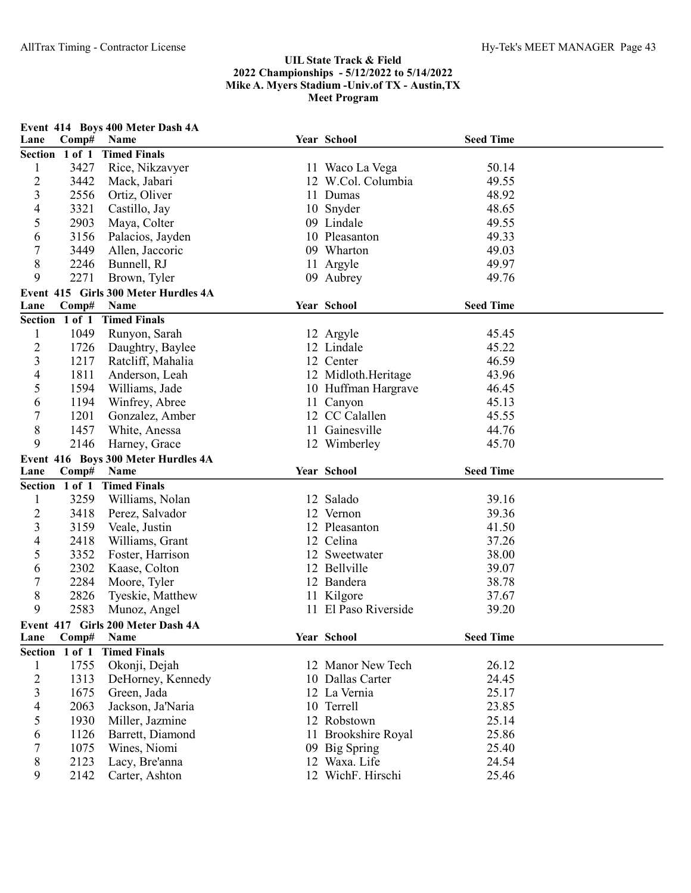## UIL State Track & Field
## 2022 Championships - 5/12/2022 to 5/14/2022
## Mike A. Myers Stadium -Univ.of TX - Austin,TX
## Meet Program

### Event 414 Boys 400 Meter Dash 4A

**Section 1 of 1 Timed Finals**

| Lane | Comp# | Name | Year | School | Seed Time |
|---|---|---|---|---|---|
| 1 | 3427 | Rice, Nikzavyer | 11 | Waco La Vega | 50.14 |
| 2 | 3442 | Mack, Jabari | 12 | W.Col. Columbia | 49.55 |
| 3 | 2556 | Ortiz, Oliver | 11 | Dumas | 48.92 |
| 4 | 3321 | Castillo, Jay | 10 | Snyder | 48.65 |
| 5 | 2903 | Maya, Colter | 09 | Lindale | 49.55 |
| 6 | 3156 | Palacios, Jayden | 10 | Pleasanton | 49.33 |
| 7 | 3449 | Allen, Jaccoric | 09 | Wharton | 49.03 |
| 8 | 2246 | Bunnell, RJ | 11 | Argyle | 49.97 |
| 9 | 2271 | Brown, Tyler | 09 | Aubrey | 49.76 |

### Event 415 Girls 300 Meter Hurdles 4A

**Section 1 of 1 Timed Finals**

| Lane | Comp# | Name | Year | School | Seed Time |
|---|---|---|---|---|---|
| 1 | 1049 | Runyon, Sarah | 12 | Argyle | 45.45 |
| 2 | 1726 | Daughtry, Baylee | 12 | Lindale | 45.22 |
| 3 | 1217 | Ratcliff, Mahalia | 12 | Center | 46.59 |
| 4 | 1811 | Anderson, Leah | 12 | Midloth.Heritage | 43.96 |
| 5 | 1594 | Williams, Jade | 10 | Huffman Hargrave | 46.45 |
| 6 | 1194 | Winfrey, Abree | 11 | Canyon | 45.13 |
| 7 | 1201 | Gonzalez, Amber | 12 | CC Calallen | 45.55 |
| 8 | 1457 | White, Anessa | 11 | Gainesville | 44.76 |
| 9 | 2146 | Harney, Grace | 12 | Wimberley | 45.70 |

### Event 416 Boys 300 Meter Hurdles 4A

**Section 1 of 1 Timed Finals**

| Lane | Comp# | Name | Year | School | Seed Time |
|---|---|---|---|---|---|
| 1 | 3259 | Williams, Nolan | 12 | Salado | 39.16 |
| 2 | 3418 | Perez, Salvador | 12 | Vernon | 39.36 |
| 3 | 3159 | Veale, Justin | 12 | Pleasanton | 41.50 |
| 4 | 2418 | Williams, Grant | 12 | Celina | 37.26 |
| 5 | 3352 | Foster, Harrison | 12 | Sweetwater | 38.00 |
| 6 | 2302 | Kaase, Colton | 12 | Bellville | 39.07 |
| 7 | 2284 | Moore, Tyler | 12 | Bandera | 38.78 |
| 8 | 2826 | Tyeskie, Matthew | 11 | Kilgore | 37.67 |
| 9 | 2583 | Munoz, Angel | 11 | El Paso Riverside | 39.20 |

### Event 417 Girls 200 Meter Dash 4A

**Section 1 of 1 Timed Finals**

| Lane | Comp# | Name | Year | School | Seed Time |
|---|---|---|---|---|---|
| 1 | 1755 | Okonji, Dejah | 12 | Manor New Tech | 26.12 |
| 2 | 1313 | DeHorney, Kennedy | 10 | Dallas Carter | 24.45 |
| 3 | 1675 | Green, Jada | 12 | La Vernia | 25.17 |
| 4 | 2063 | Jackson, Ja'Naria | 10 | Terrell | 23.85 |
| 5 | 1930 | Miller, Jazmine | 12 | Robstown | 25.14 |
| 6 | 1126 | Barrett, Diamond | 11 | Brookshire Royal | 25.86 |
| 7 | 1075 | Wines, Niomi | 09 | Big Spring | 25.40 |
| 8 | 2123 | Lacy, Bre'anna | 12 | Waxa. Life | 24.54 |
| 9 | 2142 | Carter, Ashton | 12 | WichF. Hirschi | 25.46 |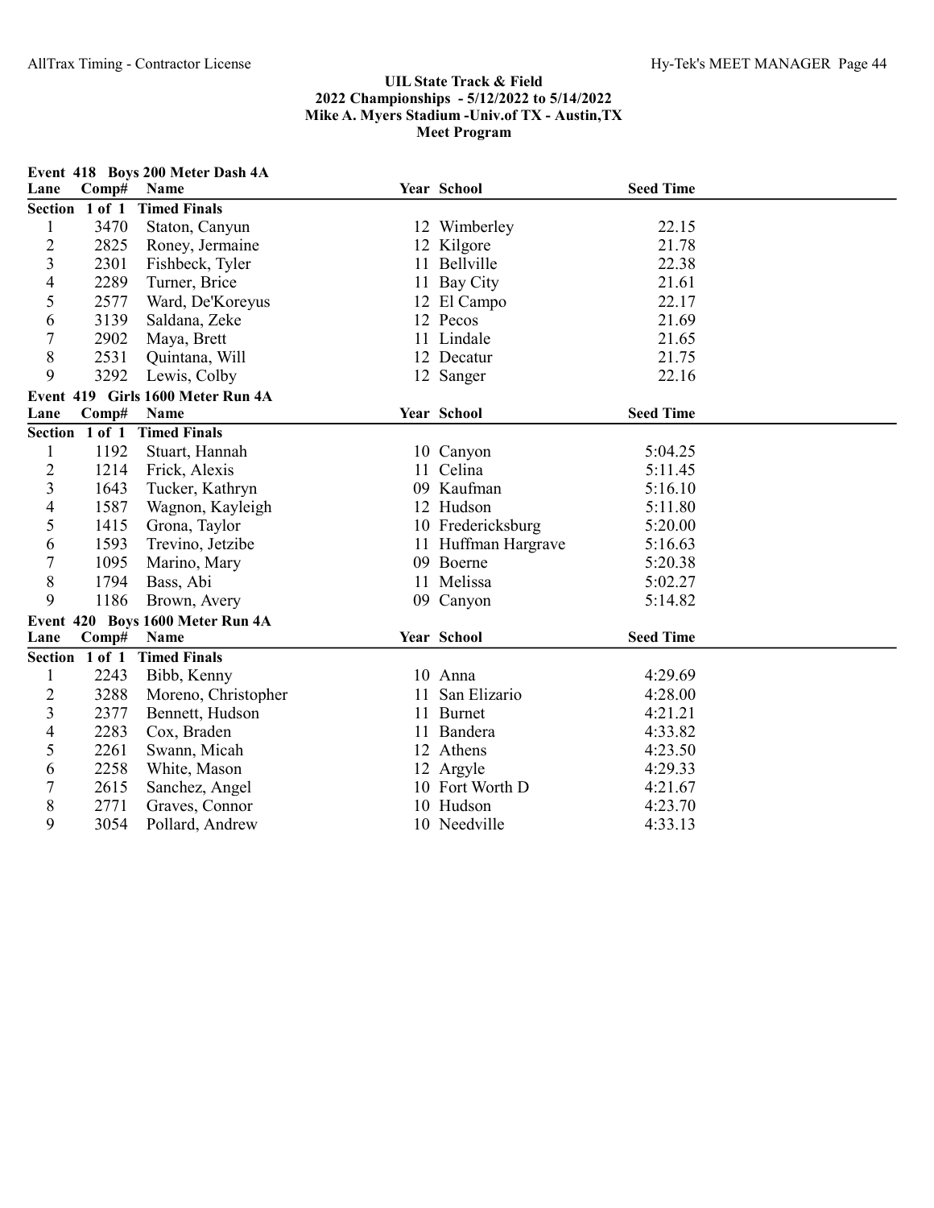## UIL State Track & Field
## 2022 Championships - 5/12/2022 to 5/14/2022
## Mike A. Myers Stadium -Univ.of TX - Austin,TX
## Meet Program

### Event 418 Boys 200 Meter Dash 4A

| Lane | Comp# | Name | Year | School | Seed Time |
|---|---|---|---|---|---|
| **Section 1 of 1 Timed Finals** | | | | | |
| 1 | 3470 | Staton, Canyun | 12 | Wimberley | 22.15 |
| 2 | 2825 | Roney, Jermaine | 12 | Kilgore | 21.78 |
| 3 | 2301 | Fishbeck, Tyler | 11 | Bellville | 22.38 |
| 4 | 2289 | Turner, Brice | 11 | Bay City | 21.61 |
| 5 | 2577 | Ward, De'Koreyus | 12 | El Campo | 22.17 |
| 6 | 3139 | Saldana, Zeke | 12 | Pecos | 21.69 |
| 7 | 2902 | Maya, Brett | 11 | Lindale | 21.65 |
| 8 | 2531 | Quintana, Will | 12 | Decatur | 21.75 |
| 9 | 3292 | Lewis, Colby | 12 | Sanger | 22.16 |

### Event 419 Girls 1600 Meter Run 4A

| Lane | Comp# | Name | Year | School | Seed Time |
|---|---|---|---|---|---|
| **Section 1 of 1 Timed Finals** | | | | | |
| 1 | 1192 | Stuart, Hannah | 10 | Canyon | 5:04.25 |
| 2 | 1214 | Frick, Alexis | 11 | Celina | 5:11.45 |
| 3 | 1643 | Tucker, Kathryn | 09 | Kaufman | 5:16.10 |
| 4 | 1587 | Wagnon, Kayleigh | 12 | Hudson | 5:11.80 |
| 5 | 1415 | Grona, Taylor | 10 | Fredericksburg | 5:20.00 |
| 6 | 1593 | Trevino, Jetzibe | 11 | Huffman Hargrave | 5:16.63 |
| 7 | 1095 | Marino, Mary | 09 | Boerne | 5:20.38 |
| 8 | 1794 | Bass, Abi | 11 | Melissa | 5:02.27 |
| 9 | 1186 | Brown, Avery | 09 | Canyon | 5:14.82 |

### Event 420 Boys 1600 Meter Run 4A

| Lane | Comp# | Name | Year | School | Seed Time |
|---|---|---|---|---|---|
| **Section 1 of 1 Timed Finals** | | | | | |
| 1 | 2243 | Bibb, Kenny | 10 | Anna | 4:29.69 |
| 2 | 3288 | Moreno, Christopher | 11 | San Elizario | 4:28.00 |
| 3 | 2377 | Bennett, Hudson | 11 | Burnet | 4:21.21 |
| 4 | 2283 | Cox, Braden | 11 | Bandera | 4:33.82 |
| 5 | 2261 | Swann, Micah | 12 | Athens | 4:23.50 |
| 6 | 2258 | White, Mason | 12 | Argyle | 4:29.33 |
| 7 | 2615 | Sanchez, Angel | 10 | Fort Worth D | 4:21.67 |
| 8 | 2771 | Graves, Connor | 10 | Hudson | 4:23.70 |
| 9 | 3054 | Pollard, Andrew | 10 | Needville | 4:33.13 |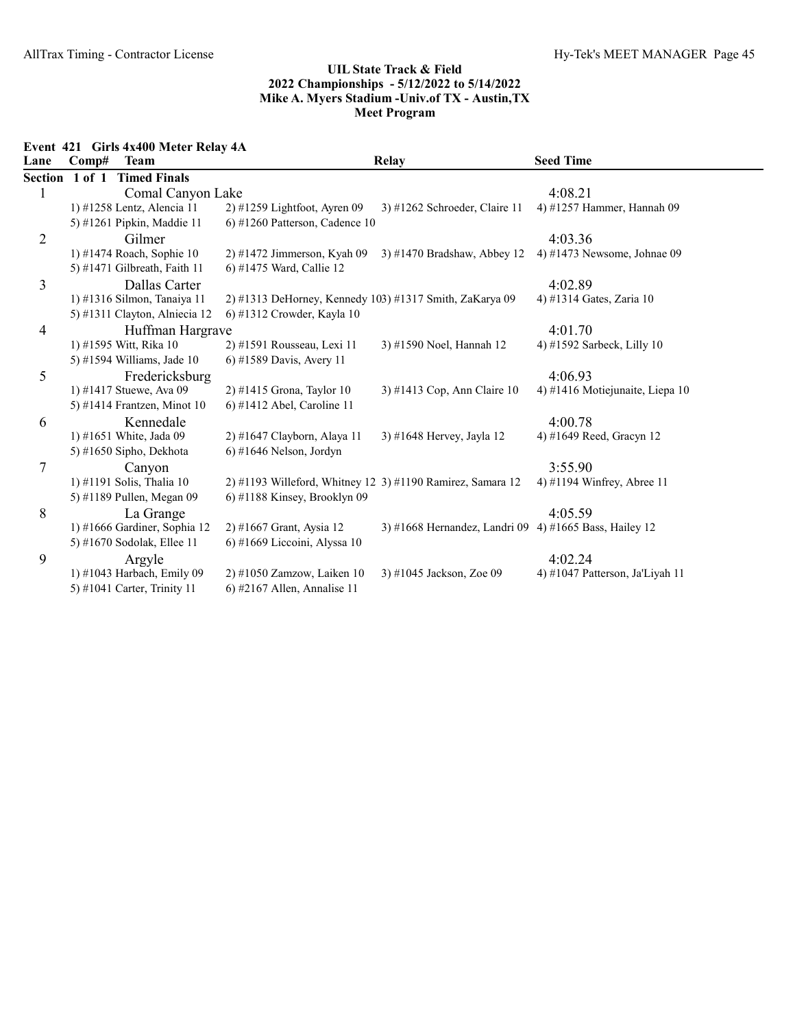## UIL State Track & Field
## 2022 Championships - 5/12/2022 to 5/14/2022
## Mike A. Myers Stadium -Univ.of TX - Austin,TX
## Meet Program

### Event 421 Girls 4x400 Meter Relay 4A

| Lane | Comp# Team | Relay | | Seed Time |
|---|---|---|---|---|
| **Section 1 of 1 Timed Finals** | | | | |
| 1 | Comal Canyon Lake | | | 4:08.21 |
| | 1) #1258 Lentz, Alencia 11 | 2) #1259 Lightfoot, Ayren 09 | 3) #1262 Schroeder, Claire 11 | 4) #1257 Hammer, Hannah 09 |
| | 5) #1261 Pipkin, Maddie 11 | 6) #1260 Patterson, Cadence 10 | | |
| 2 | Gilmer | | | 4:03.36 |
| | 1) #1474 Roach, Sophie 10 | 2) #1472 Jimmerson, Kyah 09 | 3) #1470 Bradshaw, Abbey 12 | 4) #1473 Newsome, Johnae 09 |
| | 5) #1471 Gilbreath, Faith 11 | 6) #1475 Ward, Callie 12 | | |
| 3 | Dallas Carter | | | 4:02.89 |
| | 1) #1316 Silmon, Tanaiya 11 | 2) #1313 DeHorney, Kennedy 10 | 3) #1317 Smith, ZaKarya 09 | 4) #1314 Gates, Zaria 10 |
| | 5) #1311 Clayton, Alniecia 12 | 6) #1312 Crowder, Kayla 10 | | |
| 4 | Huffman Hargrave | | | 4:01.70 |
| | 1) #1595 Witt, Rika 10 | 2) #1591 Rousseau, Lexi 11 | 3) #1590 Noel, Hannah 12 | 4) #1592 Sarbeck, Lilly 10 |
| | 5) #1594 Williams, Jade 10 | 6) #1589 Davis, Avery 11 | | |
| 5 | Fredericksburg | | | 4:06.93 |
| | 1) #1417 Stuewe, Ava 09 | 2) #1415 Grona, Taylor 10 | 3) #1413 Cop, Ann Claire 10 | 4) #1416 Motiejunaite, Liepa 10 |
| | 5) #1414 Frantzen, Minot 10 | 6) #1412 Abel, Caroline 11 | | |
| 6 | Kennedale | | | 4:00.78 |
| | 1) #1651 White, Jada 09 | 2) #1647 Clayborn, Alaya 11 | 3) #1648 Hervey, Jayla 12 | 4) #1649 Reed, Gracyn 12 |
| | 5) #1650 Sipho, Dekhota | 6) #1646 Nelson, Jordyn | | |
| 7 | Canyon | | | 3:55.90 |
| | 1) #1191 Solis, Thalia 10 | 2) #1193 Willeford, Whitney 12 | 3) #1190 Ramirez, Samara 12 | 4) #1194 Winfrey, Abree 11 |
| | 5) #1189 Pullen, Megan 09 | 6) #1188 Kinsey, Brooklyn 09 | | |
| 8 | La Grange | | | 4:05.59 |
| | 1) #1666 Gardiner, Sophia 12 | 2) #1667 Grant, Aysia 12 | 3) #1668 Hernandez, Landri 09 | 4) #1665 Bass, Hailey 12 |
| | 5) #1670 Sodolak, Ellee 11 | 6) #1669 Liccoini, Alyssa 10 | | |
| 9 | Argyle | | | 4:02.24 |
| | 1) #1043 Harbach, Emily 09 | 2) #1050 Zamzow, Laiken 10 | 3) #1045 Jackson, Zoe 09 | 4) #1047 Patterson, Ja'Liyah 11 |
| | 5) #1041 Carter, Trinity 11 | 6) #2167 Allen, Annalise 11 | | |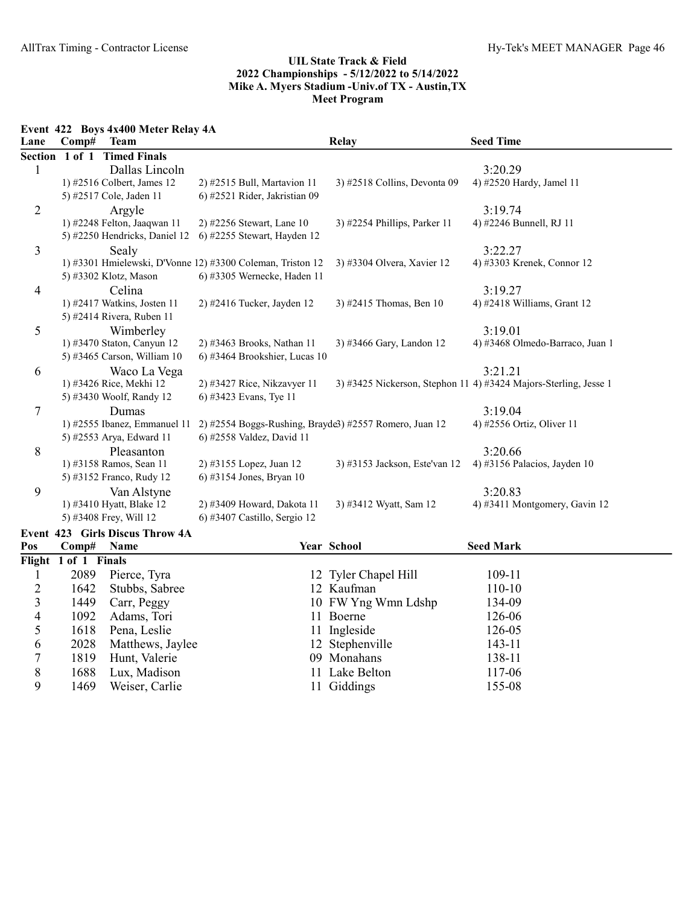## UIL State Track & Field
## 2022 Championships - 5/12/2022 to 5/14/2022
## Mike A. Myers Stadium -Univ.of TX - Austin,TX
## Meet Program

### Event 422 Boys 4x400 Meter Relay 4A

| Lane | Comp# | Team | | Relay | Seed Time |
|---|---|---|---|---|---|
| **Section 1 of 1 Timed Finals** | | | | | |
| 1 | | Dallas Lincoln | | | 3:20.29 |
| | 1) #2516 Colbert, James 12 | 2) #2515 Bull, Martavion 11 | | 3) #2518 Collins, Devonta 09 | 4) #2520 Hardy, Jamel 11 |
| | 5) #2517 Cole, Jaden 11 | 6) #2521 Rider, Jakristian 09 | | | |
| 2 | | Argyle | | | 3:19.74 |
| | 1) #2248 Felton, Jaaqwan 11 | 2) #2256 Stewart, Lane 10 | | 3) #2254 Phillips, Parker 11 | 4) #2246 Bunnell, RJ 11 |
| | 5) #2250 Hendricks, Daniel 12 | 6) #2255 Stewart, Hayden 12 | | | |
| 3 | | Sealy | | | 3:22.27 |
| | 1) #3301 Hmielewski, D'Vonne 12 | 2) #3300 Coleman, Triston 12 | | 3) #3304 Olvera, Xavier 12 | 4) #3303 Krenek, Connor 12 |
| | 5) #3302 Klotz, Mason | 6) #3305 Wernecke, Haden 11 | | | |
| 4 | | Celina | | | 3:19.27 |
| | 1) #2417 Watkins, Josten 11 | 2) #2416 Tucker, Jayden 12 | | 3) #2415 Thomas, Ben 10 | 4) #2418 Williams, Grant 12 |
| | 5) #2414 Rivera, Ruben 11 | | | | |
| 5 | | Wimberley | | | 3:19.01 |
| | 1) #3470 Staton, Canyun 12 | 2) #3463 Brooks, Nathan 11 | | 3) #3466 Gary, Landon 12 | 4) #3468 Olmedo-Barraco, Juan 1 |
| | 5) #3465 Carson, William 10 | 6) #3464 Brookshier, Lucas 10 | | | |
| 6 | | Waco La Vega | | | 3:21.21 |
| | 1) #3426 Rice, Mekhi 12 | 2) #3427 Rice, Nikzavyer 11 | | 3) #3425 Nickerson, Stephon 11 | 4) #3424 Majors-Sterling, Jesse 1 |
| | 5) #3430 Woolf, Randy 12 | 6) #3423 Evans, Tye 11 | | | |
| 7 | | Dumas | | | 3:19.04 |
| | 1) #2555 Ibanez, Emmanuel 11 | 2) #2554 Boggs-Rushing, Brayde | | 3) #2557 Romero, Juan 12 | 4) #2556 Ortiz, Oliver 11 |
| | 5) #2553 Arya, Edward 11 | 6) #2558 Valdez, David 11 | | | |
| 8 | | Pleasanton | | | 3:20.66 |
| | 1) #3158 Ramos, Sean 11 | 2) #3155 Lopez, Juan 12 | | 3) #3153 Jackson, Este'van 12 | 4) #3156 Palacios, Jayden 10 |
| | 5) #3152 Franco, Rudy 12 | 6) #3154 Jones, Bryan 10 | | | |
| 9 | | Van Alstyne | | | 3:20.83 |
| | 1) #3410 Hyatt, Blake 12 | 2) #3409 Howard, Dakota 11 | | 3) #3412 Wyatt, Sam 12 | 4) #3411 Montgomery, Gavin 12 |
| | 5) #3408 Frey, Will 12 | 6) #3407 Castillo, Sergio 12 | | | |

### Event 423 Girls Discus Throw 4A

| Pos | Comp# | Name | Year | School | Seed Mark |
|---|---|---|---|---|---|
| **Flight 1 of 1 Finals** | | | | | |
| 1 | 2089 | Pierce, Tyra | 12 | Tyler Chapel Hill | 109-11 |
| 2 | 1642 | Stubbs, Sabree | 12 | Kaufman | 110-10 |
| 3 | 1449 | Carr, Peggy | 10 | FW Yng Wmn Ldshp | 134-09 |
| 4 | 1092 | Adams, Tori | 11 | Boerne | 126-06 |
| 5 | 1618 | Pena, Leslie | 11 | Ingleside | 126-05 |
| 6 | 2028 | Matthews, Jaylee | 12 | Stephenville | 143-11 |
| 7 | 1819 | Hunt, Valerie | 09 | Monahans | 138-11 |
| 8 | 1688 | Lux, Madison | 11 | Lake Belton | 117-06 |
| 9 | 1469 | Weiser, Carlie | 11 | Giddings | 155-08 |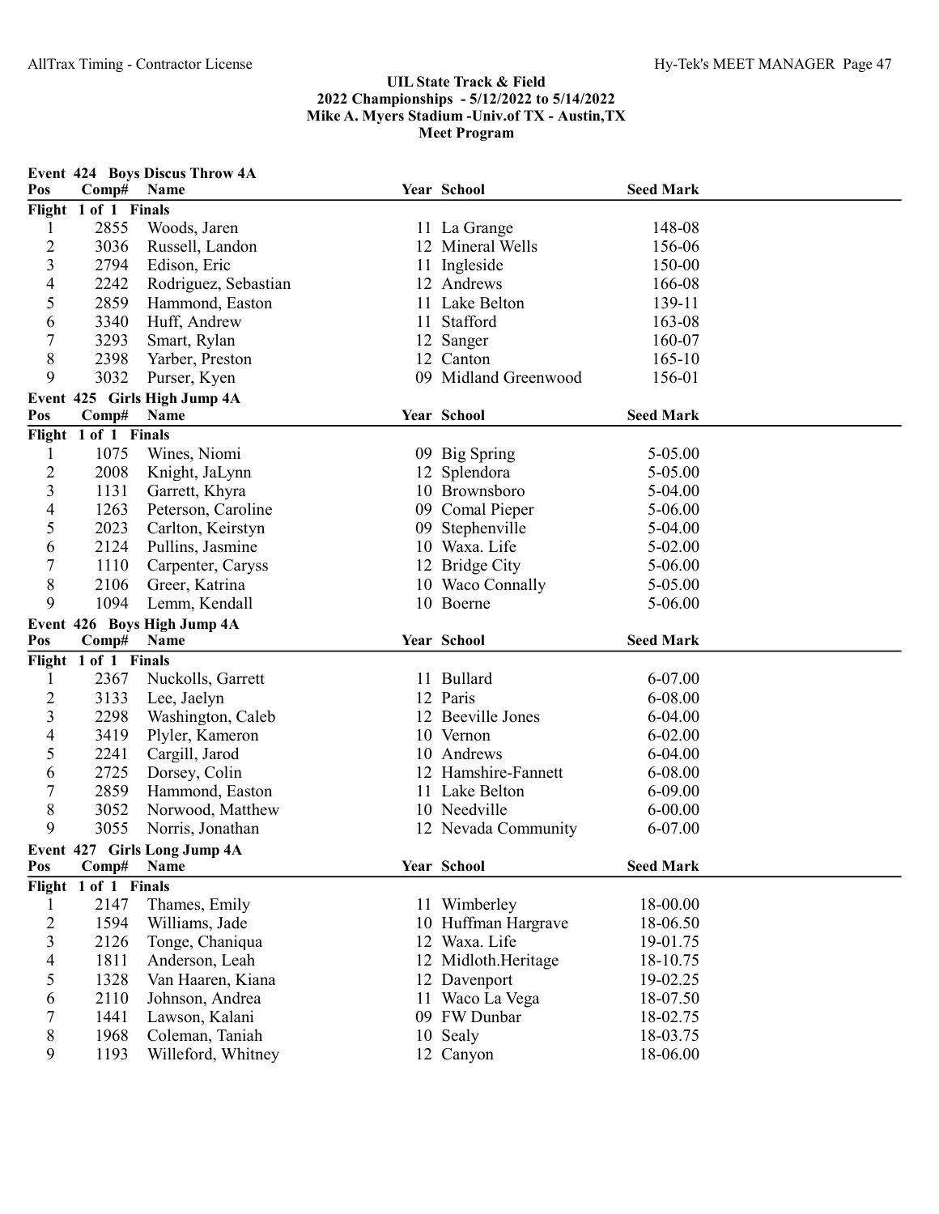## UIL State Track & Field
## 2022 Championships - 5/12/2022 to 5/14/2022
## Mike A. Myers Stadium -Univ.of TX - Austin,TX
## Meet Program

### Event 424 Boys Discus Throw 4A

| Pos | Comp# | Name | Year | School | Seed Mark |
|---|---|---|---|---|---|
| **Flight 1 of 1 Finals** | | | | | |
| 1 | 2855 | Woods, Jaren | 11 | La Grange | 148-08 |
| 2 | 3036 | Russell, Landon | 12 | Mineral Wells | 156-06 |
| 3 | 2794 | Edison, Eric | 11 | Ingleside | 150-00 |
| 4 | 2242 | Rodriguez, Sebastian | 12 | Andrews | 166-08 |
| 5 | 2859 | Hammond, Easton | 11 | Lake Belton | 139-11 |
| 6 | 3340 | Huff, Andrew | 11 | Stafford | 163-08 |
| 7 | 3293 | Smart, Rylan | 12 | Sanger | 160-07 |
| 8 | 2398 | Yarber, Preston | 12 | Canton | 165-10 |
| 9 | 3032 | Purser, Kyen | 09 | Midland Greenwood | 156-01 |

### Event 425 Girls High Jump 4A

| Pos | Comp# | Name | Year | School | Seed Mark |
|---|---|---|---|---|---|
| **Flight 1 of 1 Finals** | | | | | |
| 1 | 1075 | Wines, Niomi | 09 | Big Spring | 5-05.00 |
| 2 | 2008 | Knight, JaLynn | 12 | Splendora | 5-05.00 |
| 3 | 1131 | Garrett, Khyra | 10 | Brownsboro | 5-04.00 |
| 4 | 1263 | Peterson, Caroline | 09 | Comal Pieper | 5-06.00 |
| 5 | 2023 | Carlton, Keirstyn | 09 | Stephenville | 5-04.00 |
| 6 | 2124 | Pullins, Jasmine | 10 | Waxa. Life | 5-02.00 |
| 7 | 1110 | Carpenter, Caryss | 12 | Bridge City | 5-06.00 |
| 8 | 2106 | Greer, Katrina | 10 | Waco Connally | 5-05.00 |
| 9 | 1094 | Lemm, Kendall | 10 | Boerne | 5-06.00 |

### Event 426 Boys High Jump 4A

| Pos | Comp# | Name | Year | School | Seed Mark |
|---|---|---|---|---|---|
| **Flight 1 of 1 Finals** | | | | | |
| 1 | 2367 | Nuckolls, Garrett | 11 | Bullard | 6-07.00 |
| 2 | 3133 | Lee, Jaelyn | 12 | Paris | 6-08.00 |
| 3 | 2298 | Washington, Caleb | 12 | Beeville Jones | 6-04.00 |
| 4 | 3419 | Plyler, Kameron | 10 | Vernon | 6-02.00 |
| 5 | 2241 | Cargill, Jarod | 10 | Andrews | 6-04.00 |
| 6 | 2725 | Dorsey, Colin | 12 | Hamshire-Fannett | 6-08.00 |
| 7 | 2859 | Hammond, Easton | 11 | Lake Belton | 6-09.00 |
| 8 | 3052 | Norwood, Matthew | 10 | Needville | 6-00.00 |
| 9 | 3055 | Norris, Jonathan | 12 | Nevada Community | 6-07.00 |

### Event 427 Girls Long Jump 4A

| Pos | Comp# | Name | Year | School | Seed Mark |
|---|---|---|---|---|---|
| **Flight 1 of 1 Finals** | | | | | |
| 1 | 2147 | Thames, Emily | 11 | Wimberley | 18-00.00 |
| 2 | 1594 | Williams, Jade | 10 | Huffman Hargrave | 18-06.50 |
| 3 | 2126 | Tonge, Chaniqua | 12 | Waxa. Life | 19-01.75 |
| 4 | 1811 | Anderson, Leah | 12 | Midloth.Heritage | 18-10.75 |
| 5 | 1328 | Van Haaren, Kiana | 12 | Davenport | 19-02.25 |
| 6 | 2110 | Johnson, Andrea | 11 | Waco La Vega | 18-07.50 |
| 7 | 1441 | Lawson, Kalani | 09 | FW Dunbar | 18-02.75 |
| 8 | 1968 | Coleman, Taniah | 10 | Sealy | 18-03.75 |
| 9 | 1193 | Willeford, Whitney | 12 | Canyon | 18-06.00 |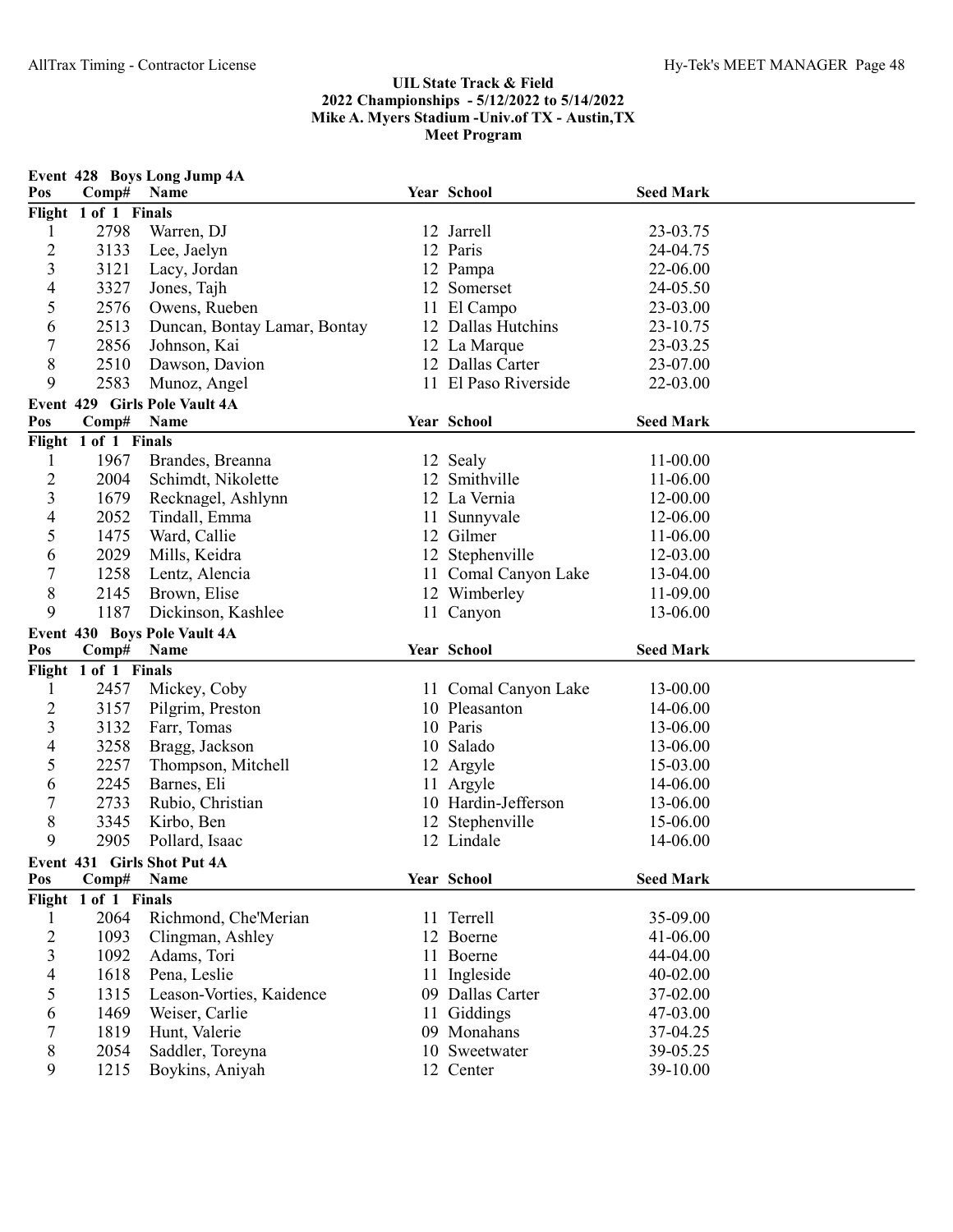## UIL State Track & Field
## 2022 Championships - 5/12/2022 to 5/14/2022
## Mike A. Myers Stadium -Univ.of TX - Austin,TX
## Meet Program

### Event 428 Boys Long Jump 4A

| Pos | Comp# | Name | Year | School | Seed Mark |
|---|---|---|---|---|---|
| **Flight 1 of 1 Finals** | | | | | |
| 1 | 2798 | Warren, DJ | 12 | Jarrell | 23-03.75 |
| 2 | 3133 | Lee, Jaelyn | 12 | Paris | 24-04.75 |
| 3 | 3121 | Lacy, Jordan | 12 | Pampa | 22-06.00 |
| 4 | 3327 | Jones, Tajh | 12 | Somerset | 24-05.50 |
| 5 | 2576 | Owens, Rueben | 11 | El Campo | 23-03.00 |
| 6 | 2513 | Duncan, Bontay Lamar, Bontay | 12 | Dallas Hutchins | 23-10.75 |
| 7 | 2856 | Johnson, Kai | 12 | La Marque | 23-03.25 |
| 8 | 2510 | Dawson, Davion | 12 | Dallas Carter | 23-07.00 |
| 9 | 2583 | Munoz, Angel | 11 | El Paso Riverside | 22-03.00 |

### Event 429 Girls Pole Vault 4A

| Pos | Comp# | Name | Year | School | Seed Mark |
|---|---|---|---|---|---|
| **Flight 1 of 1 Finals** | | | | | |
| 1 | 1967 | Brandes, Breanna | 12 | Sealy | 11-00.00 |
| 2 | 2004 | Schimdt, Nikolette | 12 | Smithville | 11-06.00 |
| 3 | 1679 | Recknagel, Ashlynn | 12 | La Vernia | 12-00.00 |
| 4 | 2052 | Tindall, Emma | 11 | Sunnyvale | 12-06.00 |
| 5 | 1475 | Ward, Callie | 12 | Gilmer | 11-06.00 |
| 6 | 2029 | Mills, Keidra | 12 | Stephenville | 12-03.00 |
| 7 | 1258 | Lentz, Alencia | 11 | Comal Canyon Lake | 13-04.00 |
| 8 | 2145 | Brown, Elise | 12 | Wimberley | 11-09.00 |
| 9 | 1187 | Dickinson, Kashlee | 11 | Canyon | 13-06.00 |

### Event 430 Boys Pole Vault 4A

| Pos | Comp# | Name | Year | School | Seed Mark |
|---|---|---|---|---|---|
| **Flight 1 of 1 Finals** | | | | | |
| 1 | 2457 | Mickey, Coby | 11 | Comal Canyon Lake | 13-00.00 |
| 2 | 3157 | Pilgrim, Preston | 10 | Pleasanton | 14-06.00 |
| 3 | 3132 | Farr, Tomas | 10 | Paris | 13-06.00 |
| 4 | 3258 | Bragg, Jackson | 10 | Salado | 13-06.00 |
| 5 | 2257 | Thompson, Mitchell | 12 | Argyle | 15-03.00 |
| 6 | 2245 | Barnes, Eli | 11 | Argyle | 14-06.00 |
| 7 | 2733 | Rubio, Christian | 10 | Hardin-Jefferson | 13-06.00 |
| 8 | 3345 | Kirbo, Ben | 12 | Stephenville | 15-06.00 |
| 9 | 2905 | Pollard, Isaac | 12 | Lindale | 14-06.00 |

### Event 431 Girls Shot Put 4A

| Pos | Comp# | Name | Year | School | Seed Mark |
|---|---|---|---|---|---|
| **Flight 1 of 1 Finals** | | | | | |
| 1 | 2064 | Richmond, Che'Merian | 11 | Terrell | 35-09.00 |
| 2 | 1093 | Clingman, Ashley | 12 | Boerne | 41-06.00 |
| 3 | 1092 | Adams, Tori | 11 | Boerne | 44-04.00 |
| 4 | 1618 | Pena, Leslie | 11 | Ingleside | 40-02.00 |
| 5 | 1315 | Leason-Vorties, Kaidence | 09 | Dallas Carter | 37-02.00 |
| 6 | 1469 | Weiser, Carlie | 11 | Giddings | 47-03.00 |
| 7 | 1819 | Hunt, Valerie | 09 | Monahans | 37-04.25 |
| 8 | 2054 | Saddler, Toreyna | 10 | Sweetwater | 39-05.25 |
| 9 | 1215 | Boykins, Aniyah | 12 | Center | 39-10.00 |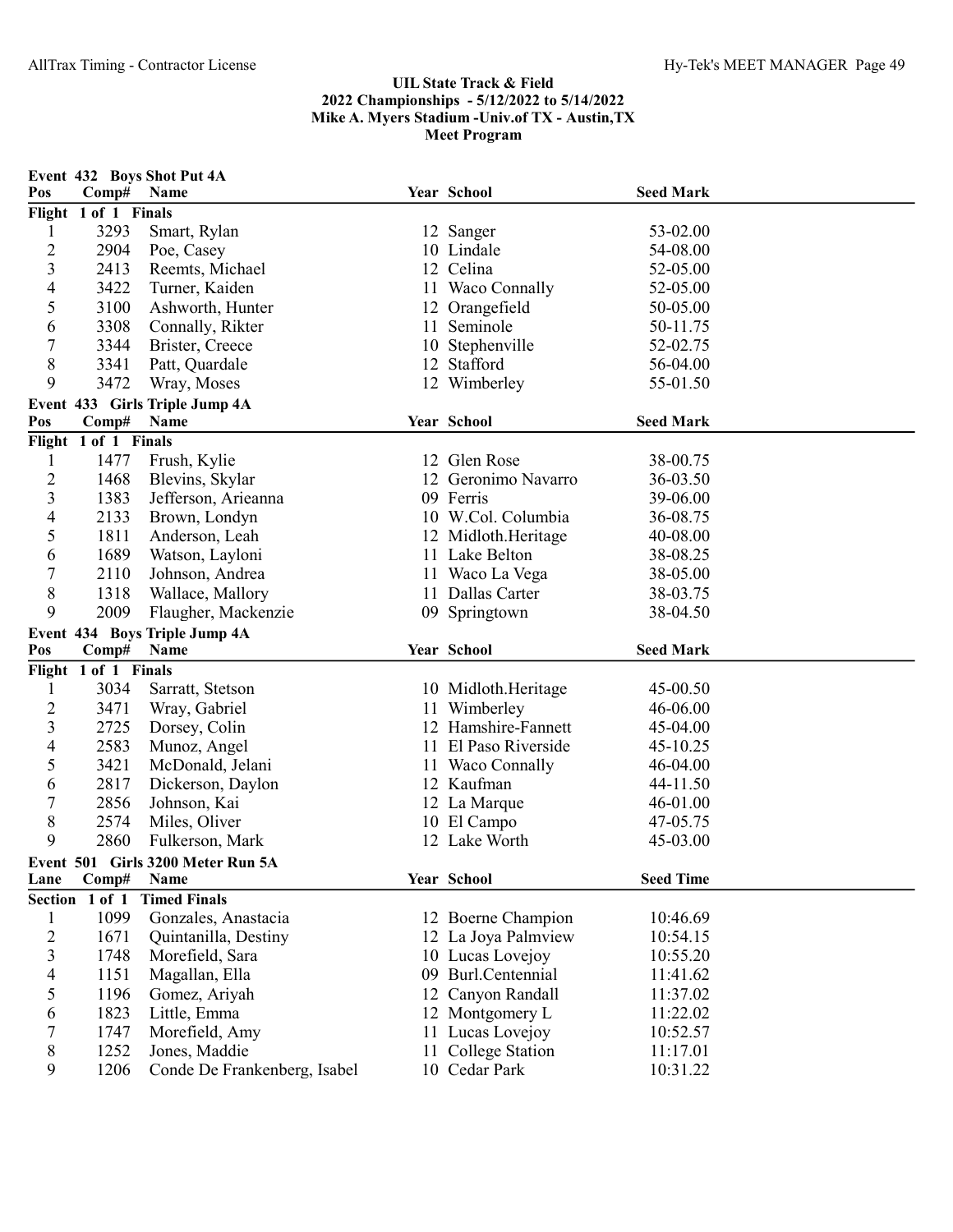## UIL State Track & Field
## 2022 Championships - 5/12/2022 to 5/14/2022
## Mike A. Myers Stadium -Univ.of TX - Austin,TX
## Meet Program

### Event 432 Boys Shot Put 4A

| Pos | Comp# | Name | Year | School | Seed Mark |
|---|---|---|---|---|---|
| **Flight 1 of 1 Finals** | | | | | |
| 1 | 3293 | Smart, Rylan | 12 | Sanger | 53-02.00 |
| 2 | 2904 | Poe, Casey | 10 | Lindale | 54-08.00 |
| 3 | 2413 | Reemts, Michael | 12 | Celina | 52-05.00 |
| 4 | 3422 | Turner, Kaiden | 11 | Waco Connally | 52-05.00 |
| 5 | 3100 | Ashworth, Hunter | 12 | Orangefield | 50-05.00 |
| 6 | 3308 | Connally, Rikter | 11 | Seminole | 50-11.75 |
| 7 | 3344 | Brister, Creece | 10 | Stephenville | 52-02.75 |
| 8 | 3341 | Patt, Quardale | 12 | Stafford | 56-04.00 |
| 9 | 3472 | Wray, Moses | 12 | Wimberley | 55-01.50 |

### Event 433 Girls Triple Jump 4A

| Pos | Comp# | Name | Year | School | Seed Mark |
|---|---|---|---|---|---|
| **Flight 1 of 1 Finals** | | | | | |
| 1 | 1477 | Frush, Kylie | 12 | Glen Rose | 38-00.75 |
| 2 | 1468 | Blevins, Skylar | 12 | Geronimo Navarro | 36-03.50 |
| 3 | 1383 | Jefferson, Arieanna | 09 | Ferris | 39-06.00 |
| 4 | 2133 | Brown, Londyn | 10 | W.Col. Columbia | 36-08.75 |
| 5 | 1811 | Anderson, Leah | 12 | Midloth.Heritage | 40-08.00 |
| 6 | 1689 | Watson, Layloni | 11 | Lake Belton | 38-08.25 |
| 7 | 2110 | Johnson, Andrea | 11 | Waco La Vega | 38-05.00 |
| 8 | 1318 | Wallace, Mallory | 11 | Dallas Carter | 38-03.75 |
| 9 | 2009 | Flaugher, Mackenzie | 09 | Springtown | 38-04.50 |

### Event 434 Boys Triple Jump 4A

| Pos | Comp# | Name | Year | School | Seed Mark |
|---|---|---|---|---|---|
| **Flight 1 of 1 Finals** | | | | | |
| 1 | 3034 | Sarratt, Stetson | 10 | Midloth.Heritage | 45-00.50 |
| 2 | 3471 | Wray, Gabriel | 11 | Wimberley | 46-06.00 |
| 3 | 2725 | Dorsey, Colin | 12 | Hamshire-Fannett | 45-04.00 |
| 4 | 2583 | Munoz, Angel | 11 | El Paso Riverside | 45-10.25 |
| 5 | 3421 | McDonald, Jelani | 11 | Waco Connally | 46-04.00 |
| 6 | 2817 | Dickerson, Daylon | 12 | Kaufman | 44-11.50 |
| 7 | 2856 | Johnson, Kai | 12 | La Marque | 46-01.00 |
| 8 | 2574 | Miles, Oliver | 10 | El Campo | 47-05.75 |
| 9 | 2860 | Fulkerson, Mark | 12 | Lake Worth | 45-03.00 |

### Event 501 Girls 3200 Meter Run 5A

| Lane | Comp# | Name | Year | School | Seed Time |
|---|---|---|---|---|---|
| **Section 1 of 1 Timed Finals** | | | | | |
| 1 | 1099 | Gonzales, Anastacia | 12 | Boerne Champion | 10:46.69 |
| 2 | 1671 | Quintanilla, Destiny | 12 | La Joya Palmview | 10:54.15 |
| 3 | 1748 | Morefield, Sara | 10 | Lucas Lovejoy | 10:55.20 |
| 4 | 1151 | Magallan, Ella | 09 | Burl.Centennial | 11:41.62 |
| 5 | 1196 | Gomez, Ariyah | 12 | Canyon Randall | 11:37.02 |
| 6 | 1823 | Little, Emma | 12 | Montgomery L | 11:22.02 |
| 7 | 1747 | Morefield, Amy | 11 | Lucas Lovejoy | 10:52.57 |
| 8 | 1252 | Jones, Maddie | 11 | College Station | 11:17.01 |
| 9 | 1206 | Conde De Frankenberg, Isabel | 10 | Cedar Park | 10:31.22 |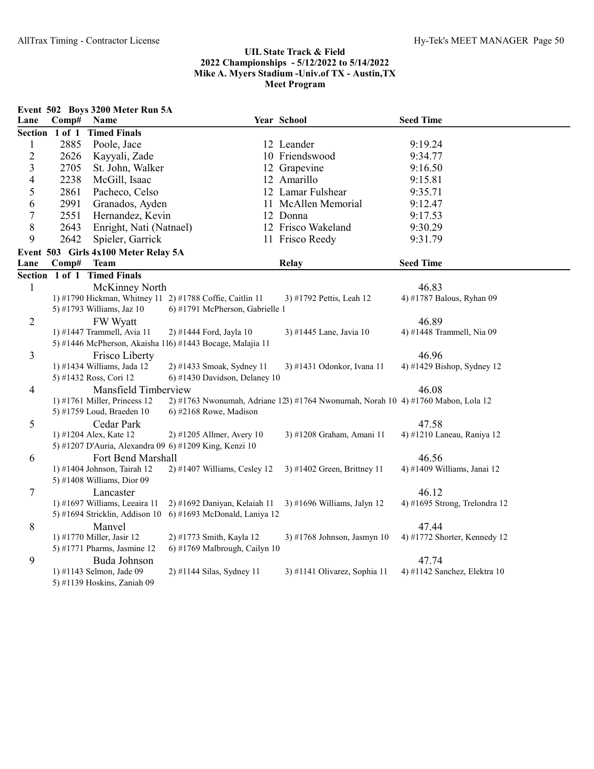## UIL State Track & Field
## 2022 Championships - 5/12/2022 to 5/14/2022
## Mike A. Myers Stadium -Univ.of TX - Austin,TX
## Meet Program

### Event 502 Boys 3200 Meter Run 5A

| Lane | Comp# | Name | Year | School | Seed Time |
|---|---|---|---|---|---|
| **Section 1 of 1 Timed Finals** | | | | | |
| 1 | 2885 | Poole, Jace | 12 | Leander | 9:19.24 |
| 2 | 2626 | Kayyali, Zade | 10 | Friendswood | 9:34.77 |
| 3 | 2705 | St. John, Walker | 12 | Grapevine | 9:16.50 |
| 4 | 2238 | McGill, Isaac | 12 | Amarillo | 9:15.81 |
| 5 | 2861 | Pacheco, Celso | 12 | Lamar Fulshear | 9:35.71 |
| 6 | 2991 | Granados, Ayden | 11 | McAllen Memorial | 9:12.47 |
| 7 | 2551 | Hernandez, Kevin | 12 | Donna | 9:17.53 |
| 8 | 2643 | Enright, Nati (Natnael) | 12 | Frisco Wakeland | 9:30.29 |
| 9 | 2642 | Spieler, Garrick | 11 | Frisco Reedy | 9:31.79 |

### Event 503 Girls 4x100 Meter Relay 5A

| Lane | Comp# | Team | Relay | Seed Time |
|---|---|---|---|---|
| **Section 1 of 1 Timed Finals** | | | | |
| 1 | | McKinney North | | 46.83 |
| | | 1) #1790 Hickman, Whitney 11; 2) #1788 Coffie, Caitlin 11; 3) #1792 Pettis, Leah 12; 4) #1787 Balous, Ryhan 09; 5) #1793 Williams, Jaz 10; 6) #1791 McPherson, Gabrielle 1 | | |
| 2 | | FW Wyatt | | 46.89 |
| | | 1) #1447 Trammell, Avia 11; 2) #1444 Ford, Jayla 10; 3) #1445 Lane, Javia 10; 4) #1448 Trammell, Nia 09; 5) #1446 McPherson, Akaisha 11; 6) #1443 Bocage, Malajia 11 | | |
| 3 | | Frisco Liberty | | 46.96 |
| | | 1) #1434 Williams, Jada 12; 2) #1433 Smoak, Sydney 11; 3) #1431 Odonkor, Ivana 11; 4) #1429 Bishop, Sydney 12; 5) #1432 Ross, Cori 12; 6) #1430 Davidson, Delaney 10 | | |
| 4 | | Mansfield Timberview | | 46.08 |
| | | 1) #1761 Miller, Princess 12; 2) #1763 Nwonumah, Adriane 12; 3) #1764 Nwonumah, Norah 10; 4) #1760 Mabon, Lola 12; 5) #1759 Loud, Braeden 10; 6) #2168 Rowe, Madison | | |
| 5 | | Cedar Park | | 47.58 |
| | | 1) #1204 Alex, Kate 12; 2) #1205 Allmer, Avery 10; 3) #1208 Graham, Amani 11; 4) #1210 Laneau, Raniya 12; 5) #1207 D'Auria, Alexandra 09; 6) #1209 King, Kenzi 10 | | |
| 6 | | Fort Bend Marshall | | 46.56 |
| | | 1) #1404 Johnson, Tairah 12; 2) #1407 Williams, Cesley 12; 3) #1402 Green, Brittney 11; 4) #1409 Williams, Janai 12; 5) #1408 Williams, Dior 09 | | |
| 7 | | Lancaster | | 46.12 |
| | | 1) #1697 Williams, Leeaira 11; 2) #1692 Daniyan, Kelaiah 11; 3) #1696 Williams, Jalyn 12; 4) #1695 Strong, Trelondra 12; 5) #1694 Stricklin, Addison 10; 6) #1693 McDonald, Laniya 12 | | |
| 8 | | Manvel | | 47.44 |
| | | 1) #1770 Miller, Jasir 12; 2) #1773 Smith, Kayla 12; 3) #1768 Johnson, Jasmyn 10; 4) #1772 Shorter, Kennedy 12; 5) #1771 Pharms, Jasmine 12; 6) #1769 Malbrough, Cailyn 10 | | |
| 9 | | Buda Johnson | | 47.74 |
| | | 1) #1143 Selmon, Jade 09; 2) #1144 Silas, Sydney 11; 3) #1141 Olivarez, Sophia 11; 4) #1142 Sanchez, Elektra 10; 5) #1139 Hoskins, Zaniah 09 | | |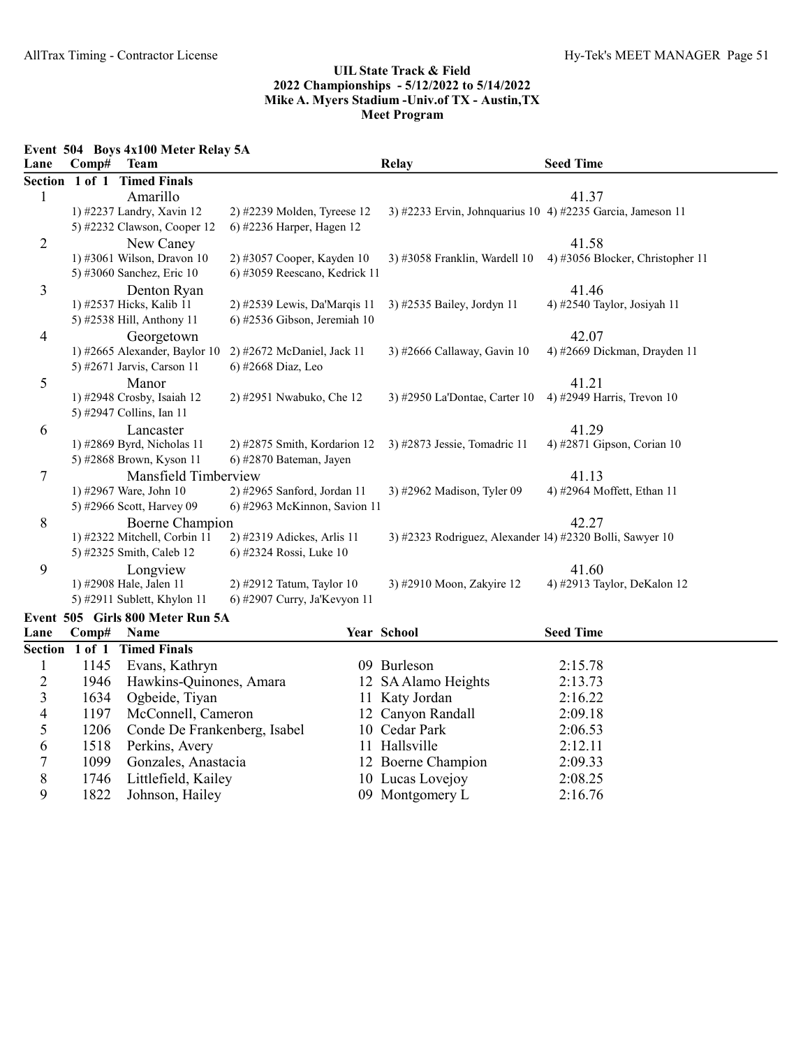## UIL State Track & Field
## 2022 Championships - 5/12/2022 to 5/14/2022
## Mike A. Myers Stadium -Univ.of TX - Austin,TX
## Meet Program

### Event 504 Boys 4x100 Meter Relay 5A

| Lane | Comp# | Team | | Relay | Seed Time |
|---|---|---|---|---|---|
| **Section 1 of 1 Timed Finals** | | | | | |
| 1 | | Amarillo | | | 41.37 |
| | | 1) #2237 Landry, Xavin 12 | 2) #2239 Molden, Tyreese 12 | 3) #2233 Ervin, Johnquarius 10 | 4) #2235 Garcia, Jameson 11 |
| | | 5) #2232 Clawson, Cooper 12 | 6) #2236 Harper, Hagen 12 | | |
| 2 | | New Caney | | | 41.58 |
| | | 1) #3061 Wilson, Dravon 10 | 2) #3057 Cooper, Kayden 10 | 3) #3058 Franklin, Wardell 10 | 4) #3056 Blocker, Christopher 11 |
| | | 5) #3060 Sanchez, Eric 10 | 6) #3059 Reescano, Kedrick 11 | | |
| 3 | | Denton Ryan | | | 41.46 |
| | | 1) #2537 Hicks, Kalib 11 | 2) #2539 Lewis, Da'Marqis 11 | 3) #2535 Bailey, Jordyn 11 | 4) #2540 Taylor, Josiyah 11 |
| | | 5) #2538 Hill, Anthony 11 | 6) #2536 Gibson, Jeremiah 10 | | |
| 4 | | Georgetown | | | 42.07 |
| | | 1) #2665 Alexander, Baylor 10 | 2) #2672 McDaniel, Jack 11 | 3) #2666 Callaway, Gavin 10 | 4) #2669 Dickman, Drayden 11 |
| | | 5) #2671 Jarvis, Carson 11 | 6) #2668 Diaz, Leo | | |
| 5 | | Manor | | | 41.21 |
| | | 1) #2948 Crosby, Isaiah 12 | 2) #2951 Nwabuko, Che 12 | 3) #2950 La'Dontae, Carter 10 | 4) #2949 Harris, Trevon 10 |
| | | 5) #2947 Collins, Ian 11 | | | |
| 6 | | Lancaster | | | 41.29 |
| | | 1) #2869 Byrd, Nicholas 11 | 2) #2875 Smith, Kordarion 12 | 3) #2873 Jessie, Tomadric 11 | 4) #2871 Gipson, Corian 10 |
| | | 5) #2868 Brown, Kyson 11 | 6) #2870 Bateman, Jayen | | |
| 7 | | Mansfield Timberview | | | 41.13 |
| | | 1) #2967 Ware, John 10 | 2) #2965 Sanford, Jordan 11 | 3) #2962 Madison, Tyler 09 | 4) #2964 Moffett, Ethan 11 |
| | | 5) #2966 Scott, Harvey 09 | 6) #2963 McKinnon, Savion 11 | | |
| 8 | | Boerne Champion | | | 42.27 |
| | | 1) #2322 Mitchell, Corbin 11 | 2) #2319 Adickes, Arlis 11 | 3) #2323 Rodriguez, Alexander 1 | 4) #2320 Bolli, Sawyer 10 |
| | | 5) #2325 Smith, Caleb 12 | 6) #2324 Rossi, Luke 10 | | |
| 9 | | Longview | | | 41.60 |
| | | 1) #2908 Hale, Jalen 11 | 2) #2912 Tatum, Taylor 10 | 3) #2910 Moon, Zakyire 12 | 4) #2913 Taylor, DeKalon 12 |
| | | 5) #2911 Sublett, Khylon 11 | 6) #2907 Curry, Ja'Kevyon 11 | | |

### Event 505 Girls 800 Meter Run 5A

| Lane | Comp# | Name | Year | School | Seed Time |
|---|---|---|---|---|---|
| **Section 1 of 1 Timed Finals** | | | | | |
| 1 | 1145 | Evans, Kathryn | 09 | Burleson | 2:15.78 |
| 2 | 1946 | Hawkins-Quinones, Amara | 12 | SA Alamo Heights | 2:13.73 |
| 3 | 1634 | Ogbeide, Tiyan | 11 | Katy Jordan | 2:16.22 |
| 4 | 1197 | McConnell, Cameron | 12 | Canyon Randall | 2:09.18 |
| 5 | 1206 | Conde De Frankenberg, Isabel | 10 | Cedar Park | 2:06.53 |
| 6 | 1518 | Perkins, Avery | 11 | Hallsville | 2:12.11 |
| 7 | 1099 | Gonzales, Anastacia | 12 | Boerne Champion | 2:09.33 |
| 8 | 1746 | Littlefield, Kailey | 10 | Lucas Lovejoy | 2:08.25 |
| 9 | 1822 | Johnson, Hailey | 09 | Montgomery L | 2:16.76 |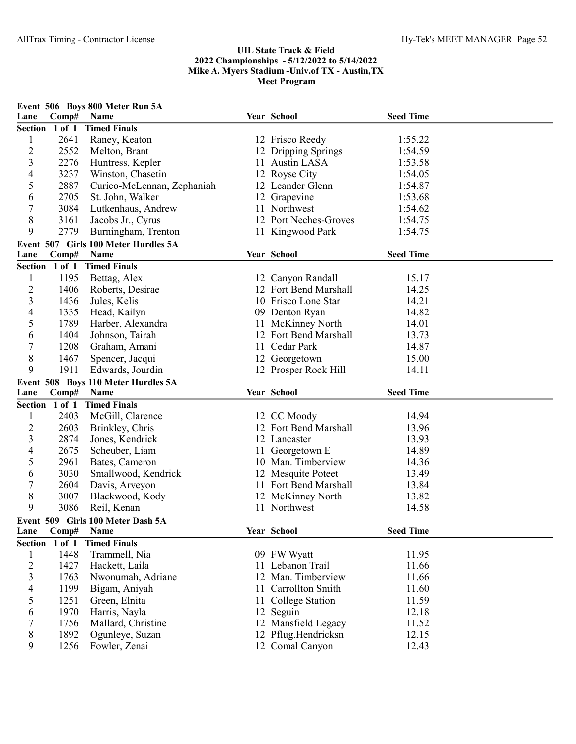## UIL State Track & Field
## 2022 Championships - 5/12/2022 to 5/14/2022
## Mike A. Myers Stadium -Univ.of TX - Austin,TX
## Meet Program

### Event 506 Boys 800 Meter Run 5A

**Section 1 of 1 Timed Finals**

| Lane | Comp# | Name | Year | School | Seed Time |
|---|---|---|---|---|---|
| 1 | 2641 | Raney, Keaton | 12 | Frisco Reedy | 1:55.22 |
| 2 | 2552 | Melton, Brant | 12 | Dripping Springs | 1:54.59 |
| 3 | 2276 | Huntress, Kepler | 11 | Austin LASA | 1:53.58 |
| 4 | 3237 | Winston, Chasetin | 12 | Royse City | 1:54.05 |
| 5 | 2887 | Curico-McLennan, Zephaniah | 12 | Leander Glenn | 1:54.87 |
| 6 | 2705 | St. John, Walker | 12 | Grapevine | 1:53.68 |
| 7 | 3084 | Lutkenhaus, Andrew | 11 | Northwest | 1:54.62 |
| 8 | 3161 | Jacobs Jr., Cyrus | 12 | Port Neches-Groves | 1:54.75 |
| 9 | 2779 | Burningham, Trenton | 11 | Kingwood Park | 1:54.75 |

### Event 507 Girls 100 Meter Hurdles 5A

**Section 1 of 1 Timed Finals**

| Lane | Comp# | Name | Year | School | Seed Time |
|---|---|---|---|---|---|
| 1 | 1195 | Bettag, Alex | 12 | Canyon Randall | 15.17 |
| 2 | 1406 | Roberts, Desirae | 12 | Fort Bend Marshall | 14.25 |
| 3 | 1436 | Jules, Kelis | 10 | Frisco Lone Star | 14.21 |
| 4 | 1335 | Head, Kailyn | 09 | Denton Ryan | 14.82 |
| 5 | 1789 | Harber, Alexandra | 11 | McKinney North | 14.01 |
| 6 | 1404 | Johnson, Tairah | 12 | Fort Bend Marshall | 13.73 |
| 7 | 1208 | Graham, Amani | 11 | Cedar Park | 14.87 |
| 8 | 1467 | Spencer, Jacqui | 12 | Georgetown | 15.00 |
| 9 | 1911 | Edwards, Jourdin | 12 | Prosper Rock Hill | 14.11 |

### Event 508 Boys 110 Meter Hurdles 5A

**Section 1 of 1 Timed Finals**

| Lane | Comp# | Name | Year | School | Seed Time |
|---|---|---|---|---|---|
| 1 | 2403 | McGill, Clarence | 12 | CC Moody | 14.94 |
| 2 | 2603 | Brinkley, Chris | 12 | Fort Bend Marshall | 13.96 |
| 3 | 2874 | Jones, Kendrick | 12 | Lancaster | 13.93 |
| 4 | 2675 | Scheuber, Liam | 11 | Georgetown E | 14.89 |
| 5 | 2961 | Bates, Cameron | 10 | Man. Timberview | 14.36 |
| 6 | 3030 | Smallwood, Kendrick | 12 | Mesquite Poteet | 13.49 |
| 7 | 2604 | Davis, Arveyon | 11 | Fort Bend Marshall | 13.84 |
| 8 | 3007 | Blackwood, Kody | 12 | McKinney North | 13.82 |
| 9 | 3086 | Reil, Kenan | 11 | Northwest | 14.58 |

### Event 509 Girls 100 Meter Dash 5A

**Section 1 of 1 Timed Finals**

| Lane | Comp# | Name | Year | School | Seed Time |
|---|---|---|---|---|---|
| 1 | 1448 | Trammell, Nia | 09 | FW Wyatt | 11.95 |
| 2 | 1427 | Hackett, Laila | 11 | Lebanon Trail | 11.66 |
| 3 | 1763 | Nwonumah, Adriane | 12 | Man. Timberview | 11.66 |
| 4 | 1199 | Bigam, Aniyah | 11 | Carrollton Smith | 11.60 |
| 5 | 1251 | Green, Elnita | 11 | College Station | 11.59 |
| 6 | 1970 | Harris, Nayla | 12 | Seguin | 12.18 |
| 7 | 1756 | Mallard, Christine | 12 | Mansfield Legacy | 11.52 |
| 8 | 1892 | Ogunleye, Suzan | 12 | Pflug.Hendricksn | 12.15 |
| 9 | 1256 | Fowler, Zenai | 12 | Comal Canyon | 12.43 |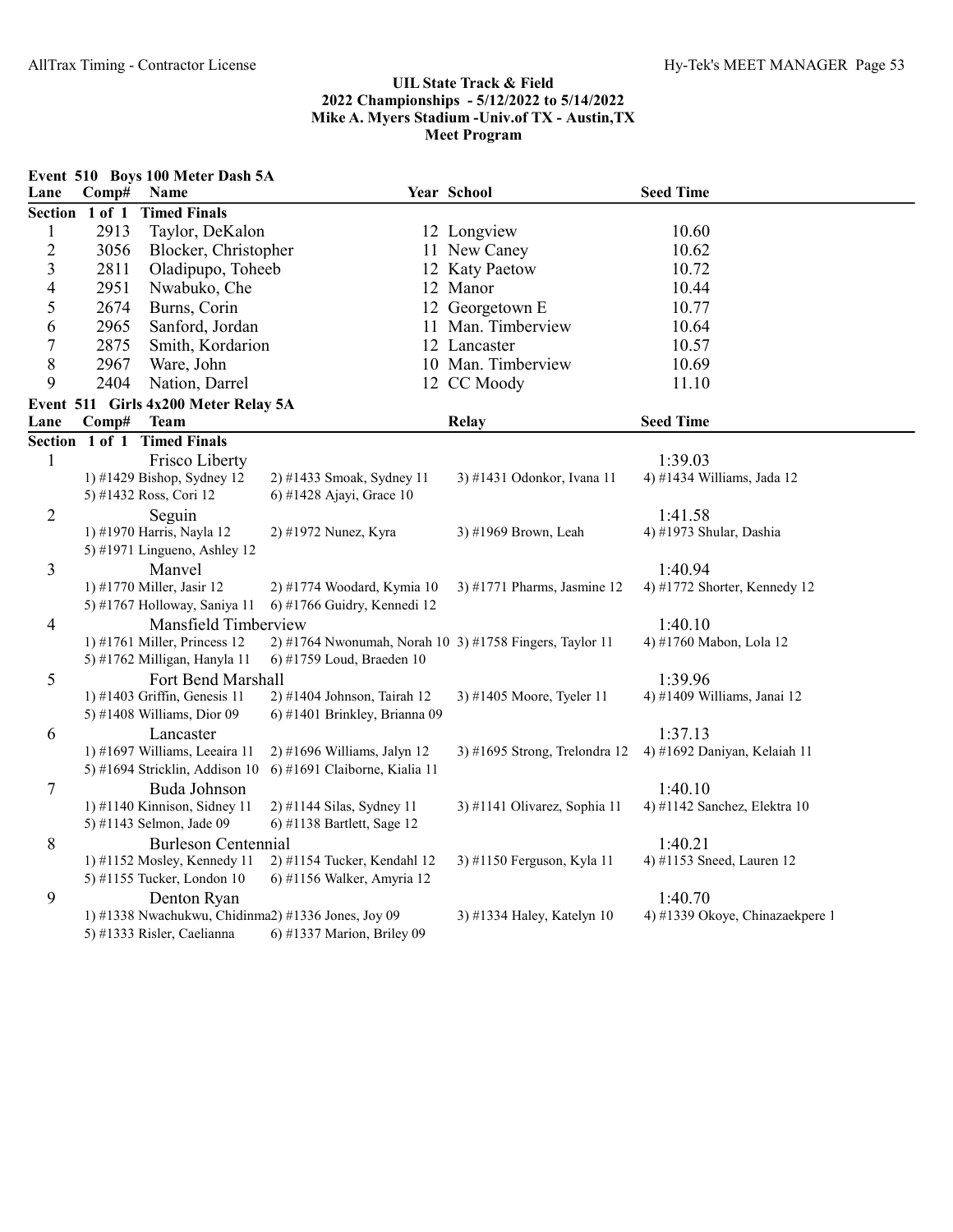## UIL State Track & Field
## 2022 Championships - 5/12/2022 to 5/14/2022
## Mike A. Myers Stadium -Univ.of TX - Austin,TX
## Meet Program

### Event 510 Boys 100 Meter Dash 5A

| Lane | Comp# | Name | Year | School | Seed Time |
|---|---|---|---|---|---|
| **Section 1 of 1 Timed Finals** | | | | | |
| 1 | 2913 | Taylor, DeKalon | 12 | Longview | 10.60 |
| 2 | 3056 | Blocker, Christopher | 11 | New Caney | 10.62 |
| 3 | 2811 | Oladipupo, Toheeb | 12 | Katy Paetow | 10.72 |
| 4 | 2951 | Nwabuko, Che | 12 | Manor | 10.44 |
| 5 | 2674 | Burns, Corin | 12 | Georgetown E | 10.77 |
| 6 | 2965 | Sanford, Jordan | 11 | Man. Timberview | 10.64 |
| 7 | 2875 | Smith, Kordarion | 12 | Lancaster | 10.57 |
| 8 | 2967 | Ware, John | 10 | Man. Timberview | 10.69 |
| 9 | 2404 | Nation, Darrel | 12 | CC Moody | 11.10 |

### Event 511 Girls 4x200 Meter Relay 5A

| Lane | Team | Relay | Seed Time |
|---|---|---|---|
| **Section 1 of 1 Timed Finals** | | | |
| 1 | Frisco Liberty | | 1:39.03 |
| 2 | Seguin | | 1:41.58 |
| 3 | Manvel | | 1:40.94 |
| 4 | Mansfield Timberview | | 1:40.10 |
| 5 | Fort Bend Marshall | | 1:39.96 |
| 6 | Lancaster | | 1:37.13 |
| 7 | Buda Johnson | | 1:40.10 |
| 8 | Burleson Centennial | | 1:40.21 |
| 9 | Denton Ryan | | 1:40.70 |

**Lane 1 – Frisco Liberty:** 1) #1429 Bishop, Sydney 12; 2) #1433 Smoak, Sydney 11; 3) #1431 Odonkor, Ivana 11; 4) #1434 Williams, Jada 12; 5) #1432 Ross, Cori 12; 6) #1428 Ajayi, Grace 10

**Lane 2 – Seguin:** 1) #1970 Harris, Nayla 12; 2) #1972 Nunez, Kyra; 3) #1969 Brown, Leah; 4) #1973 Shular, Dashia; 5) #1971 Lingueno, Ashley 12

**Lane 3 – Manvel:** 1) #1770 Miller, Jasir 12; 2) #1774 Woodard, Kymia 10; 3) #1771 Pharms, Jasmine 12; 4) #1772 Shorter, Kennedy 12; 5) #1767 Holloway, Saniya 11; 6) #1766 Guidry, Kennedi 12

**Lane 4 – Mansfield Timberview:** 1) #1761 Miller, Princess 12; 2) #1764 Nwonumah, Norah 10; 3) #1758 Fingers, Taylor 11; 4) #1760 Mabon, Lola 12; 5) #1762 Milligan, Hanyla 11; 6) #1759 Loud, Braeden 10

**Lane 5 – Fort Bend Marshall:** 1) #1403 Griffin, Genesis 11; 2) #1404 Johnson, Tairah 12; 3) #1405 Moore, Tyeler 11; 4) #1409 Williams, Janai 12; 5) #1408 Williams, Dior 09; 6) #1401 Brinkley, Brianna 09

**Lane 6 – Lancaster:** 1) #1697 Williams, Leeaira 11; 2) #1696 Williams, Jalyn 12; 3) #1695 Strong, Trelondra 12; 4) #1692 Daniyan, Kelaiah 11; 5) #1694 Stricklin, Addison 10; 6) #1691 Claiborne, Kialia 11

**Lane 7 – Buda Johnson:** 1) #1140 Kinnison, Sidney 11; 2) #1144 Silas, Sydney 11; 3) #1141 Olivarez, Sophia 11; 4) #1142 Sanchez, Elektra 10; 5) #1143 Selmon, Jade 09; 6) #1138 Bartlett, Sage 12

**Lane 8 – Burleson Centennial:** 1) #1152 Mosley, Kennedy 11; 2) #1154 Tucker, Kendahl 12; 3) #1150 Ferguson, Kyla 11; 4) #1153 Sneed, Lauren 12; 5) #1155 Tucker, London 10; 6) #1156 Walker, Amyria 12

**Lane 9 – Denton Ryan:** 1) #1338 Nwachukwu, Chidinma; 2) #1336 Jones, Joy 09; 3) #1334 Haley, Katelyn 10; 4) #1339 Okoye, Chinazaekpere 1; 5) #1333 Risler, Caelianna; 6) #1337 Marion, Briley 09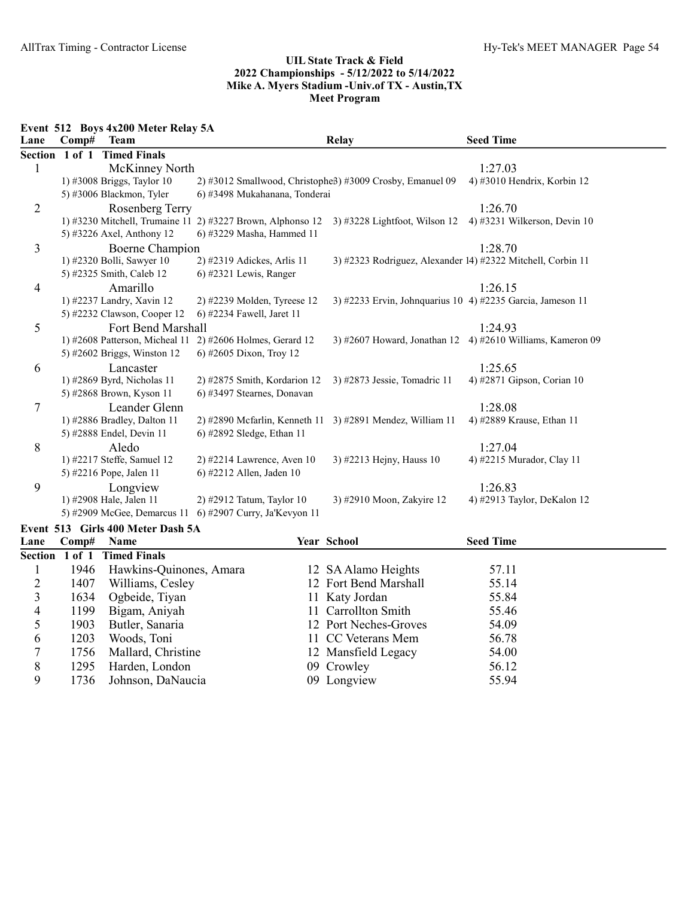## UIL State Track & Field
## 2022 Championships - 5/12/2022 to 5/14/2022
## Mike A. Myers Stadium -Univ.of TX - Austin,TX
## Meet Program

### Event 512 Boys 4x200 Meter Relay 5A

| Lane | Comp# | Team | Relay | Seed Time |
|---|---|---|---|---|
| **Section 1 of 1 Timed Finals** | | | | |
| 1 | | McKinney North | | 1:27.03 |
| | | 1) #3008 Briggs, Taylor 10; 2) #3012 Smallwood, Christopher; 3) #3009 Crosby, Emanuel 09; 4) #3010 Hendrix, Korbin 12; 5) #3006 Blackmon, Tyler; 6) #3498 Mukahanana, Tonderai | | |
| 2 | | Rosenberg Terry | | 1:26.70 |
| | | 1) #3230 Mitchell, Trumaine 11; 2) #3227 Brown, Alphonso 12; 3) #3228 Lightfoot, Wilson 12; 4) #3231 Wilkerson, Devin 10; 5) #3226 Axel, Anthony 12; 6) #3229 Masha, Hammed 11 | | |
| 3 | | Boerne Champion | | 1:28.70 |
| | | 1) #2320 Bolli, Sawyer 10; 2) #2319 Adickes, Arlis 11; 3) #2323 Rodriguez, Alexander 1; 4) #2322 Mitchell, Corbin 11; 5) #2325 Smith, Caleb 12; 6) #2321 Lewis, Ranger | | |
| 4 | | Amarillo | | 1:26.15 |
| | | 1) #2237 Landry, Xavin 12; 2) #2239 Molden, Tyreese 12; 3) #2233 Ervin, Johnquarius 10; 4) #2235 Garcia, Jameson 11; 5) #2232 Clawson, Cooper 12; 6) #2234 Fawell, Jaret 11 | | |
| 5 | | Fort Bend Marshall | | 1:24.93 |
| | | 1) #2608 Patterson, Micheal 11; 2) #2606 Holmes, Gerard 12; 3) #2607 Howard, Jonathan 12; 4) #2610 Williams, Kameron 09; 5) #2602 Briggs, Winston 12; 6) #2605 Dixon, Troy 12 | | |
| 6 | | Lancaster | | 1:25.65 |
| | | 1) #2869 Byrd, Nicholas 11; 2) #2875 Smith, Kordarion 12; 3) #2873 Jessie, Tomadric 11; 4) #2871 Gipson, Corian 10; 5) #2868 Brown, Kyson 11; 6) #3497 Stearnes, Donavan | | |
| 7 | | Leander Glenn | | 1:28.08 |
| | | 1) #2886 Bradley, Dalton 11; 2) #2890 Mcfarlin, Kenneth 11; 3) #2891 Mendez, William 11; 4) #2889 Krause, Ethan 11; 5) #2888 Endel, Devin 11; 6) #2892 Sledge, Ethan 11 | | |
| 8 | | Aledo | | 1:27.04 |
| | | 1) #2217 Steffe, Samuel 12; 2) #2214 Lawrence, Aven 10; 3) #2213 Hejny, Hauss 10; 4) #2215 Murador, Clay 11; 5) #2216 Pope, Jalen 11; 6) #2212 Allen, Jaden 10 | | |
| 9 | | Longview | | 1:26.83 |
| | | 1) #2908 Hale, Jalen 11; 2) #2912 Tatum, Taylor 10; 3) #2910 Moon, Zakyire 12; 4) #2913 Taylor, DeKalon 12; 5) #2909 McGee, Demarcus 11; 6) #2907 Curry, Ja'Kevyon 11 | | |

### Event 513 Girls 400 Meter Dash 5A

| Lane | Comp# | Name | Year | School | Seed Time |
|---|---|---|---|---|---|
| **Section 1 of 1 Timed Finals** | | | | | |
| 1 | 1946 | Hawkins-Quinones, Amara | 12 | SA Alamo Heights | 57.11 |
| 2 | 1407 | Williams, Cesley | 12 | Fort Bend Marshall | 55.14 |
| 3 | 1634 | Ogbeide, Tiyan | 11 | Katy Jordan | 55.84 |
| 4 | 1199 | Bigam, Aniyah | 11 | Carrollton Smith | 55.46 |
| 5 | 1903 | Butler, Sanaria | 12 | Port Neches-Groves | 54.09 |
| 6 | 1203 | Woods, Toni | 11 | CC Veterans Mem | 56.78 |
| 7 | 1756 | Mallard, Christine | 12 | Mansfield Legacy | 54.00 |
| 8 | 1295 | Harden, London | 09 | Crowley | 56.12 |
| 9 | 1736 | Johnson, DaNaucia | 09 | Longview | 55.94 |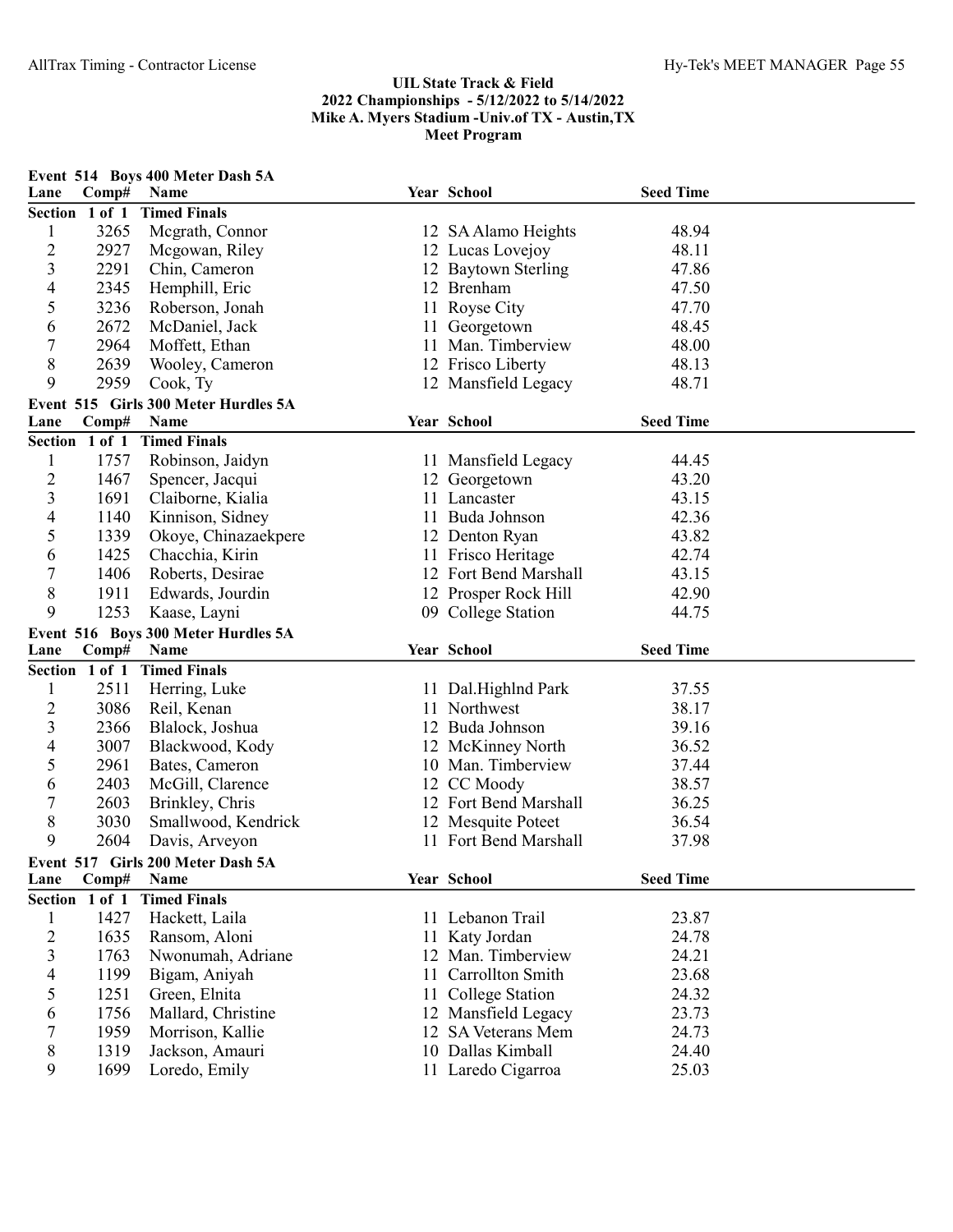UIL State Track & Field
2022 Championships - 5/12/2022 to 5/14/2022
Mike A. Myers Stadium -Univ.of TX - Austin,TX
Meet Program

### Event 514 Boys 400 Meter Dash 5A

| Lane | Comp# | Name | Year | School | Seed Time |
|---|---|---|---|---|---|
| **Section 1 of 1 Timed Finals** | | | | | |
| 1 | 3265 | Mcgrath, Connor | 12 | SA Alamo Heights | 48.94 |
| 2 | 2927 | Mcgowan, Riley | 12 | Lucas Lovejoy | 48.11 |
| 3 | 2291 | Chin, Cameron | 12 | Baytown Sterling | 47.86 |
| 4 | 2345 | Hemphill, Eric | 12 | Brenham | 47.50 |
| 5 | 3236 | Roberson, Jonah | 11 | Royse City | 47.70 |
| 6 | 2672 | McDaniel, Jack | 11 | Georgetown | 48.45 |
| 7 | 2964 | Moffett, Ethan | 11 | Man. Timberview | 48.00 |
| 8 | 2639 | Wooley, Cameron | 12 | Frisco Liberty | 48.13 |
| 9 | 2959 | Cook, Ty | 12 | Mansfield Legacy | 48.71 |

### Event 515 Girls 300 Meter Hurdles 5A

| Lane | Comp# | Name | Year | School | Seed Time |
|---|---|---|---|---|---|
| **Section 1 of 1 Timed Finals** | | | | | |
| 1 | 1757 | Robinson, Jaidyn | 11 | Mansfield Legacy | 44.45 |
| 2 | 1467 | Spencer, Jacqui | 12 | Georgetown | 43.20 |
| 3 | 1691 | Claiborne, Kialia | 11 | Lancaster | 43.15 |
| 4 | 1140 | Kinnison, Sidney | 11 | Buda Johnson | 42.36 |
| 5 | 1339 | Okoye, Chinazaekpere | 12 | Denton Ryan | 43.82 |
| 6 | 1425 | Chacchia, Kirin | 11 | Frisco Heritage | 42.74 |
| 7 | 1406 | Roberts, Desirae | 12 | Fort Bend Marshall | 43.15 |
| 8 | 1911 | Edwards, Jourdin | 12 | Prosper Rock Hill | 42.90 |
| 9 | 1253 | Kaase, Layni | 09 | College Station | 44.75 |

### Event 516 Boys 300 Meter Hurdles 5A

| Lane | Comp# | Name | Year | School | Seed Time |
|---|---|---|---|---|---|
| **Section 1 of 1 Timed Finals** | | | | | |
| 1 | 2511 | Herring, Luke | 11 | Dal.Highlnd Park | 37.55 |
| 2 | 3086 | Reil, Kenan | 11 | Northwest | 38.17 |
| 3 | 2366 | Blalock, Joshua | 12 | Buda Johnson | 39.16 |
| 4 | 3007 | Blackwood, Kody | 12 | McKinney North | 36.52 |
| 5 | 2961 | Bates, Cameron | 10 | Man. Timberview | 37.44 |
| 6 | 2403 | McGill, Clarence | 12 | CC Moody | 38.57 |
| 7 | 2603 | Brinkley, Chris | 12 | Fort Bend Marshall | 36.25 |
| 8 | 3030 | Smallwood, Kendrick | 12 | Mesquite Poteet | 36.54 |
| 9 | 2604 | Davis, Arveyon | 11 | Fort Bend Marshall | 37.98 |

### Event 517 Girls 200 Meter Dash 5A

| Lane | Comp# | Name | Year | School | Seed Time |
|---|---|---|---|---|---|
| **Section 1 of 1 Timed Finals** | | | | | |
| 1 | 1427 | Hackett, Laila | 11 | Lebanon Trail | 23.87 |
| 2 | 1635 | Ransom, Aloni | 11 | Katy Jordan | 24.78 |
| 3 | 1763 | Nwonumah, Adriane | 12 | Man. Timberview | 24.21 |
| 4 | 1199 | Bigam, Aniyah | 11 | Carrollton Smith | 23.68 |
| 5 | 1251 | Green, Elnita | 11 | College Station | 24.32 |
| 6 | 1756 | Mallard, Christine | 12 | Mansfield Legacy | 23.73 |
| 7 | 1959 | Morrison, Kallie | 12 | SA Veterans Mem | 24.73 |
| 8 | 1319 | Jackson, Amauri | 10 | Dallas Kimball | 24.40 |
| 9 | 1699 | Loredo, Emily | 11 | Laredo Cigarroa | 25.03 |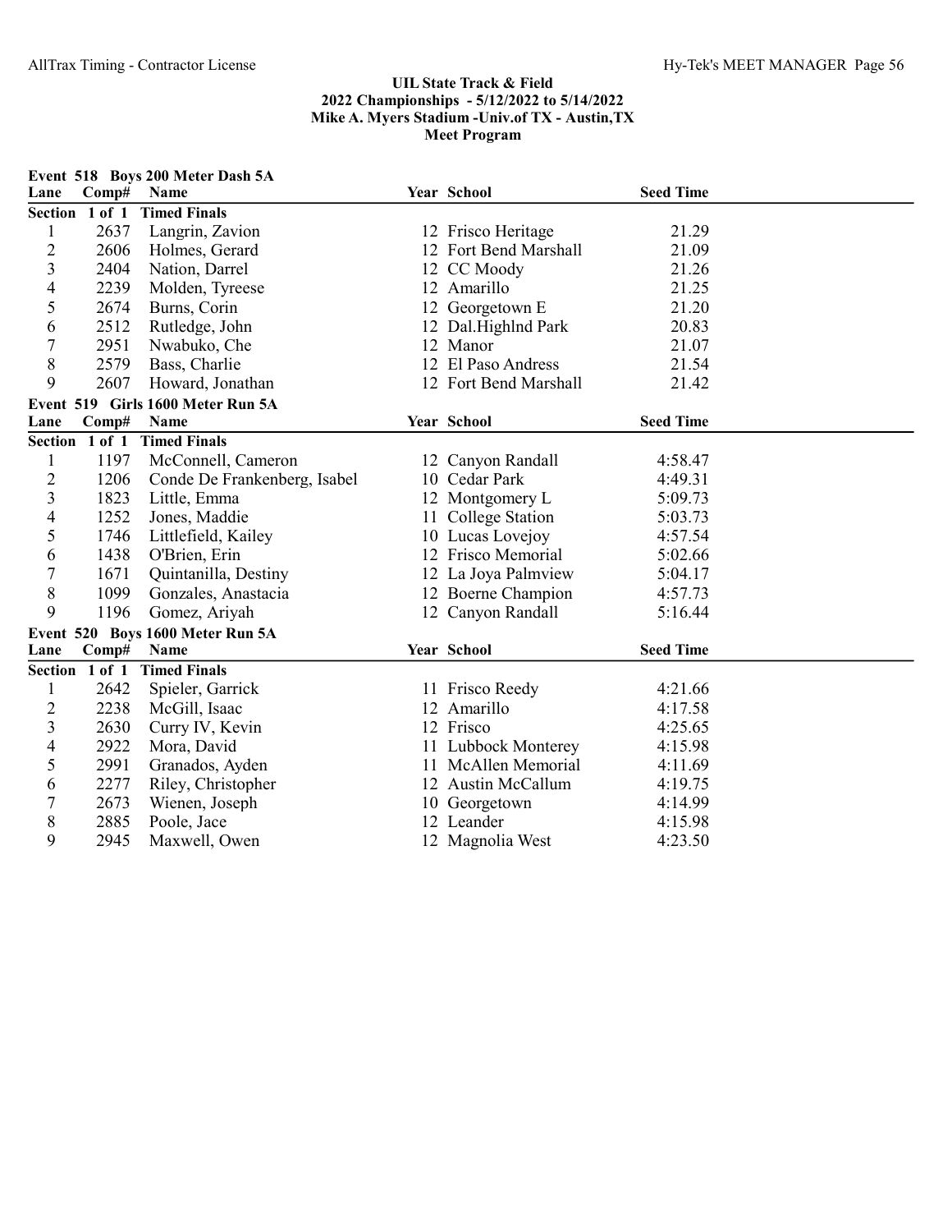# UIL State Track & Field
## 2022 Championships - 5/12/2022 to 5/14/2022
## Mike A. Myers Stadium -Univ.of TX - Austin,TX
## Meet Program

### Event 518 Boys 200 Meter Dash 5A

| Lane | Comp# | Name | Year | School | Seed Time |
|---|---|---|---|---|---|
| **Section 1 of 1** | | **Timed Finals** | | | |
| 1 | 2637 | Langrin, Zavion | 12 | Frisco Heritage | 21.29 |
| 2 | 2606 | Holmes, Gerard | 12 | Fort Bend Marshall | 21.09 |
| 3 | 2404 | Nation, Darrel | 12 | CC Moody | 21.26 |
| 4 | 2239 | Molden, Tyreese | 12 | Amarillo | 21.25 |
| 5 | 2674 | Burns, Corin | 12 | Georgetown E | 21.20 |
| 6 | 2512 | Rutledge, John | 12 | Dal.Highlnd Park | 20.83 |
| 7 | 2951 | Nwabuko, Che | 12 | Manor | 21.07 |
| 8 | 2579 | Bass, Charlie | 12 | El Paso Andress | 21.54 |
| 9 | 2607 | Howard, Jonathan | 12 | Fort Bend Marshall | 21.42 |

### Event 519 Girls 1600 Meter Run 5A

| Lane | Comp# | Name | Year | School | Seed Time |
|---|---|---|---|---|---|
| **Section 1 of 1** | | **Timed Finals** | | | |
| 1 | 1197 | McConnell, Cameron | 12 | Canyon Randall | 4:58.47 |
| 2 | 1206 | Conde De Frankenberg, Isabel | 10 | Cedar Park | 4:49.31 |
| 3 | 1823 | Little, Emma | 12 | Montgomery L | 5:09.73 |
| 4 | 1252 | Jones, Maddie | 11 | College Station | 5:03.73 |
| 5 | 1746 | Littlefield, Kailey | 10 | Lucas Lovejoy | 4:57.54 |
| 6 | 1438 | O'Brien, Erin | 12 | Frisco Memorial | 5:02.66 |
| 7 | 1671 | Quintanilla, Destiny | 12 | La Joya Palmview | 5:04.17 |
| 8 | 1099 | Gonzales, Anastacia | 12 | Boerne Champion | 4:57.73 |
| 9 | 1196 | Gomez, Ariyah | 12 | Canyon Randall | 5:16.44 |

### Event 520 Boys 1600 Meter Run 5A

| Lane | Comp# | Name | Year | School | Seed Time |
|---|---|---|---|---|---|
| **Section 1 of 1** | | **Timed Finals** | | | |
| 1 | 2642 | Spieler, Garrick | 11 | Frisco Reedy | 4:21.66 |
| 2 | 2238 | McGill, Isaac | 12 | Amarillo | 4:17.58 |
| 3 | 2630 | Curry IV, Kevin | 12 | Frisco | 4:25.65 |
| 4 | 2922 | Mora, David | 11 | Lubbock Monterey | 4:15.98 |
| 5 | 2991 | Granados, Ayden | 11 | McAllen Memorial | 4:11.69 |
| 6 | 2277 | Riley, Christopher | 12 | Austin McCallum | 4:19.75 |
| 7 | 2673 | Wienen, Joseph | 10 | Georgetown | 4:14.99 |
| 8 | 2885 | Poole, Jace | 12 | Leander | 4:15.98 |
| 9 | 2945 | Maxwell, Owen | 12 | Magnolia West | 4:23.50 |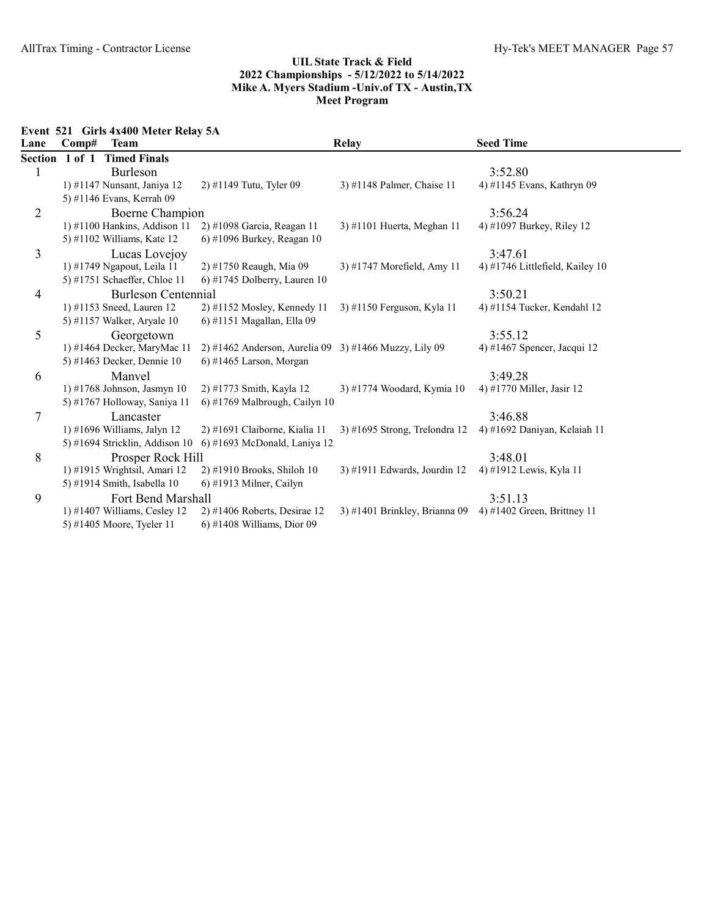## UIL State Track & Field
## 2022 Championships - 5/12/2022 to 5/14/2022
## Mike A. Myers Stadium -Univ.of TX - Austin,TX
## Meet Program

### Event 521 Girls 4x400 Meter Relay 5A

| Lane | Comp# | Team | Relay | Seed Time |
|---|---|---|---|---|
| **Section 1 of 1 Timed Finals** | | | | |
| 1 | | Burleson | | 3:52.80 |
| | 1) #1147 Nunsant, Janiya 12 | 2) #1149 Tutu, Tyler 09 | 3) #1148 Palmer, Chaise 11 | 4) #1145 Evans, Kathryn 09 |
| | 5) #1146 Evans, Kerrah 09 | | | |
| 2 | | Boerne Champion | | 3:56.24 |
| | 1) #1100 Hankins, Addison 11 | 2) #1098 Garcia, Reagan 11 | 3) #1101 Huerta, Meghan 11 | 4) #1097 Burkey, Riley 12 |
| | 5) #1102 Williams, Kate 12 | 6) #1096 Burkey, Reagan 10 | | |
| 3 | | Lucas Lovejoy | | 3:47.61 |
| | 1) #1749 Ngapout, Leila 11 | 2) #1750 Reaugh, Mia 09 | 3) #1747 Morefield, Amy 11 | 4) #1746 Littlefield, Kailey 10 |
| | 5) #1751 Schaeffer, Chloe 11 | 6) #1745 Dolberry, Lauren 10 | | |
| 4 | | Burleson Centennial | | 3:50.21 |
| | 1) #1153 Sneed, Lauren 12 | 2) #1152 Mosley, Kennedy 11 | 3) #1150 Ferguson, Kyla 11 | 4) #1154 Tucker, Kendahl 12 |
| | 5) #1157 Walker, Aryale 10 | 6) #1151 Magallan, Ella 09 | | |
| 5 | | Georgetown | | 3:55.12 |
| | 1) #1464 Decker, MaryMac 11 | 2) #1462 Anderson, Aurelia 09 | 3) #1466 Muzzy, Lily 09 | 4) #1467 Spencer, Jacqui 12 |
| | 5) #1463 Decker, Dennie 10 | 6) #1465 Larson, Morgan | | |
| 6 | | Manvel | | 3:49.28 |
| | 1) #1768 Johnson, Jasmyn 10 | 2) #1773 Smith, Kayla 12 | 3) #1774 Woodard, Kymia 10 | 4) #1770 Miller, Jasir 12 |
| | 5) #1767 Holloway, Saniya 11 | 6) #1769 Malbrough, Cailyn 10 | | |
| 7 | | Lancaster | | 3:46.88 |
| | 1) #1696 Williams, Jalyn 12 | 2) #1691 Claiborne, Kialia 11 | 3) #1695 Strong, Trelondra 12 | 4) #1692 Daniyan, Kelaiah 11 |
| | 5) #1694 Stricklin, Addison 10 | 6) #1693 McDonald, Laniya 12 | | |
| 8 | | Prosper Rock Hill | | 3:48.01 |
| | 1) #1915 Wrightsil, Amari 12 | 2) #1910 Brooks, Shiloh 10 | 3) #1911 Edwards, Jourdin 12 | 4) #1912 Lewis, Kyla 11 |
| | 5) #1914 Smith, Isabella 10 | 6) #1913 Milner, Cailyn | | |
| 9 | | Fort Bend Marshall | | 3:51.13 |
| | 1) #1407 Williams, Cesley 12 | 2) #1406 Roberts, Desirae 12 | 3) #1401 Brinkley, Brianna 09 | 4) #1402 Green, Brittney 11 |
| | 5) #1405 Moore, Tyeler 11 | 6) #1408 Williams, Dior 09 | | |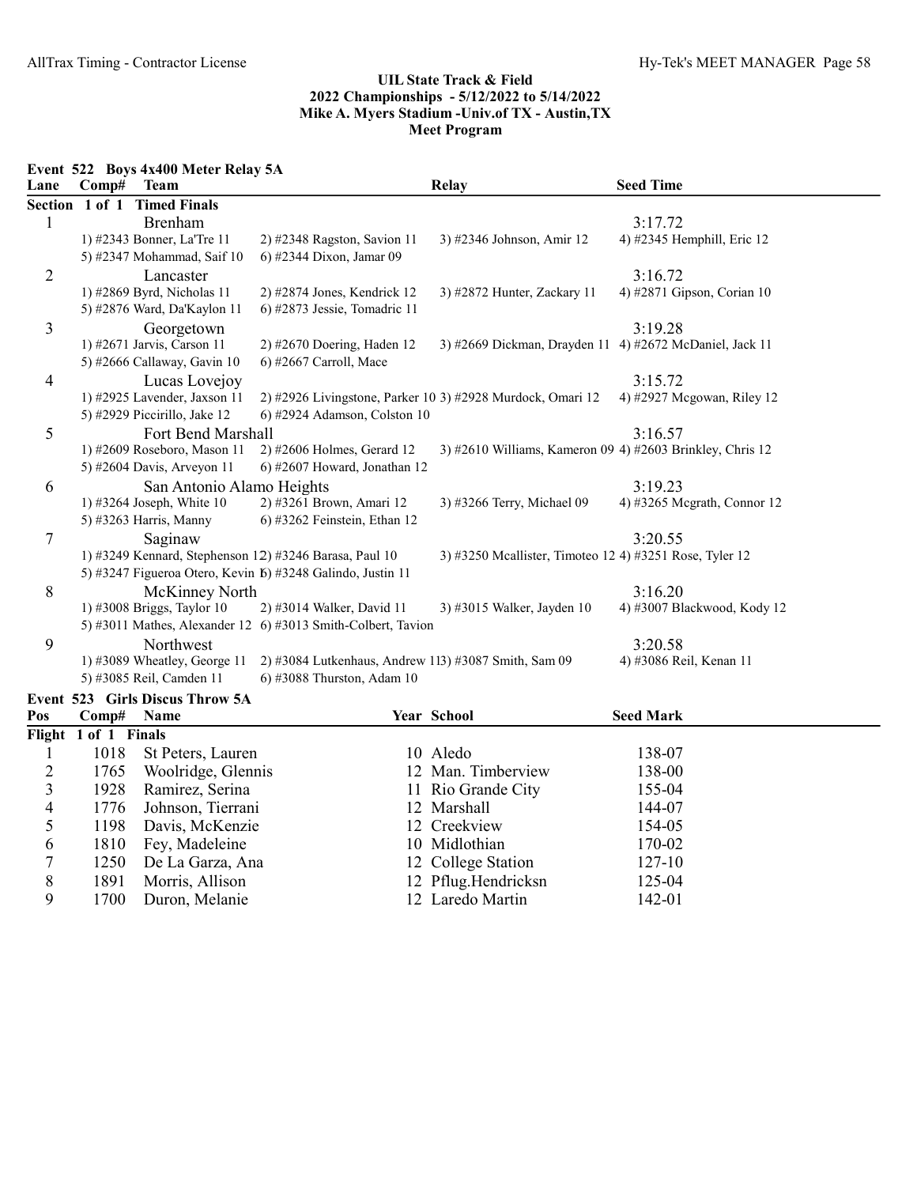## UIL State Track & Field
## 2022 Championships - 5/12/2022 to 5/14/2022
## Mike A. Myers Stadium -Univ.of TX - Austin,TX
## Meet Program

### Event 522 Boys 4x400 Meter Relay 5A

| Lane | Comp# | Team | | Relay | Seed Time |
|---|---|---|---|---|---|
| **Section 1 of 1 Timed Finals** | | | | | |
| 1 | | Brenham | | | 3:17.72 |
| | 1) #2343 Bonner, La'Tre 11 | 2) #2348 Ragston, Savion 11 | | 3) #2346 Johnson, Amir 12 | 4) #2345 Hemphill, Eric 12 |
| | 5) #2347 Mohammad, Saif 10 | 6) #2344 Dixon, Jamar 09 | | | |
| 2 | | Lancaster | | | 3:16.72 |
| | 1) #2869 Byrd, Nicholas 11 | 2) #2874 Jones, Kendrick 12 | | 3) #2872 Hunter, Zackary 11 | 4) #2871 Gipson, Corian 10 |
| | 5) #2876 Ward, Da'Kaylon 11 | 6) #2873 Jessie, Tomadric 11 | | | |
| 3 | | Georgetown | | | 3:19.28 |
| | 1) #2671 Jarvis, Carson 11 | 2) #2670 Doering, Haden 12 | | 3) #2669 Dickman, Drayden 11 | 4) #2672 McDaniel, Jack 11 |
| | 5) #2666 Callaway, Gavin 10 | 6) #2667 Carroll, Mace | | | |
| 4 | | Lucas Lovejoy | | | 3:15.72 |
| | 1) #2925 Lavender, Jaxson 11 | 2) #2926 Livingstone, Parker 10 | | 3) #2928 Murdock, Omari 12 | 4) #2927 Mcgowan, Riley 12 |
| | 5) #2929 Piccirillo, Jake 12 | 6) #2924 Adamson, Colston 10 | | | |
| 5 | | Fort Bend Marshall | | | 3:16.57 |
| | 1) #2609 Roseboro, Mason 11 | 2) #2606 Holmes, Gerard 12 | | 3) #2610 Williams, Kameron 09 | 4) #2603 Brinkley, Chris 12 |
| | 5) #2604 Davis, Arveyon 11 | 6) #2607 Howard, Jonathan 12 | | | |
| 6 | | San Antonio Alamo Heights | | | 3:19.23 |
| | 1) #3264 Joseph, White 10 | 2) #3261 Brown, Amari 12 | | 3) #3266 Terry, Michael 09 | 4) #3265 Mcgrath, Connor 12 |
| | 5) #3263 Harris, Manny | 6) #3262 Feinstein, Ethan 12 | | | |
| 7 | | Saginaw | | | 3:20.55 |
| | 1) #3249 Kennard, Stephenson 12 | 2) #3246 Barasa, Paul 10 | | 3) #3250 Mcallister, Timoteo 12 | 4) #3251 Rose, Tyler 12 |
| | 5) #3247 Figueroa Otero, Kevin 1 | 6) #3248 Galindo, Justin 11 | | | |
| 8 | | McKinney North | | | 3:16.20 |
| | 1) #3008 Briggs, Taylor 10 | 2) #3014 Walker, David 11 | | 3) #3015 Walker, Jayden 10 | 4) #3007 Blackwood, Kody 12 |
| | 5) #3011 Mathes, Alexander 12 | 6) #3013 Smith-Colbert, Tavion | | | |
| 9 | | Northwest | | | 3:20.58 |
| | 1) #3089 Wheatley, George 11 | 2) #3084 Lutkenhaus, Andrew 11 | | 3) #3087 Smith, Sam 09 | 4) #3086 Reil, Kenan 11 |
| | 5) #3085 Reil, Camden 11 | 6) #3088 Thurston, Adam 10 | | | |

### Event 523 Girls Discus Throw 5A

| Pos | Comp# | Name | Year | School | Seed Mark |
|---|---|---|---|---|---|
| **Flight 1 of 1 Finals** | | | | | |
| 1 | 1018 | St Peters, Lauren | 10 | Aledo | 138-07 |
| 2 | 1765 | Woolridge, Glennis | 12 | Man. Timberview | 138-00 |
| 3 | 1928 | Ramirez, Serina | 11 | Rio Grande City | 155-04 |
| 4 | 1776 | Johnson, Tierrani | 12 | Marshall | 144-07 |
| 5 | 1198 | Davis, McKenzie | 12 | Creekview | 154-05 |
| 6 | 1810 | Fey, Madeleine | 10 | Midlothian | 170-02 |
| 7 | 1250 | De La Garza, Ana | 12 | College Station | 127-10 |
| 8 | 1891 | Morris, Allison | 12 | Pflug.Hendricksn | 125-04 |
| 9 | 1700 | Duron, Melanie | 12 | Laredo Martin | 142-01 |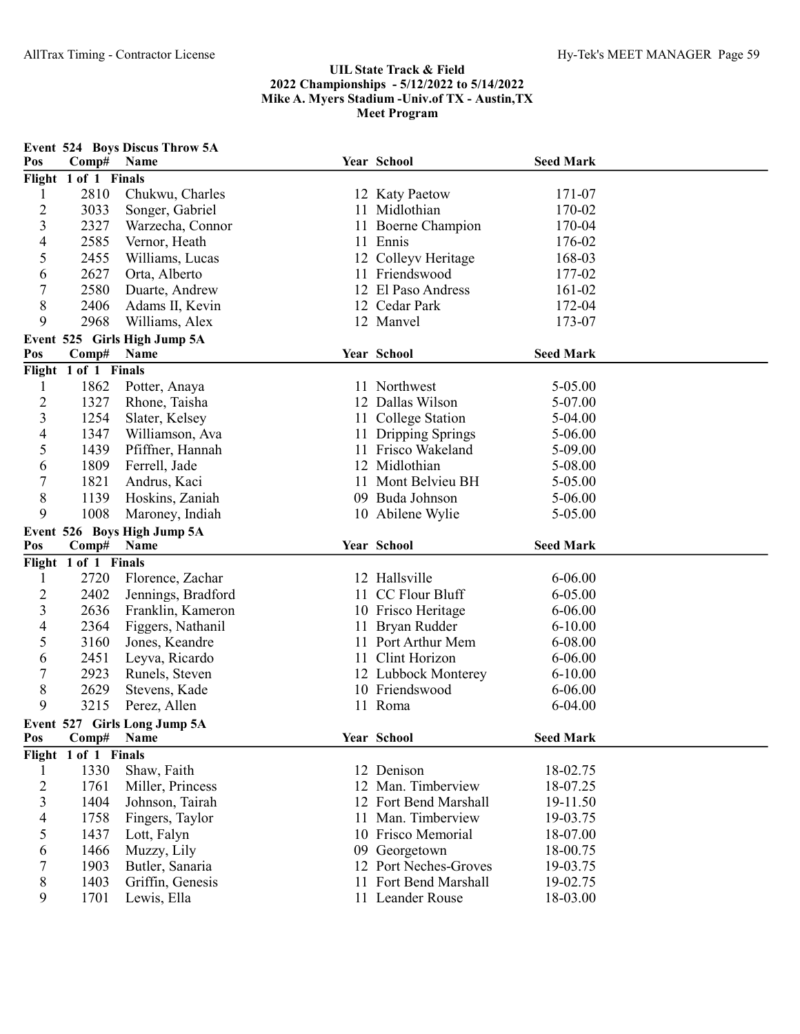## UIL State Track & Field
## 2022 Championships - 5/12/2022 to 5/14/2022
## Mike A. Myers Stadium -Univ.of TX - Austin,TX
## Meet Program

### Event 524 Boys Discus Throw 5A

| Pos | Comp# | Name | Year | School | Seed Mark |
|---|---|---|---|---|---|
| **Flight 1 of 1 Finals** | | | | | |
| 1 | 2810 | Chukwu, Charles | 12 | Katy Paetow | 171-07 |
| 2 | 3033 | Songer, Gabriel | 11 | Midlothian | 170-02 |
| 3 | 2327 | Warzecha, Connor | 11 | Boerne Champion | 170-04 |
| 4 | 2585 | Vernor, Heath | 11 | Ennis | 176-02 |
| 5 | 2455 | Williams, Lucas | 12 | Colleyv Heritage | 168-03 |
| 6 | 2627 | Orta, Alberto | 11 | Friendswood | 177-02 |
| 7 | 2580 | Duarte, Andrew | 12 | El Paso Andress | 161-02 |
| 8 | 2406 | Adams II, Kevin | 12 | Cedar Park | 172-04 |
| 9 | 2968 | Williams, Alex | 12 | Manvel | 173-07 |

### Event 525 Girls High Jump 5A

| Pos | Comp# | Name | Year | School | Seed Mark |
|---|---|---|---|---|---|
| **Flight 1 of 1 Finals** | | | | | |
| 1 | 1862 | Potter, Anaya | 11 | Northwest | 5-05.00 |
| 2 | 1327 | Rhone, Taisha | 12 | Dallas Wilson | 5-07.00 |
| 3 | 1254 | Slater, Kelsey | 11 | College Station | 5-04.00 |
| 4 | 1347 | Williamson, Ava | 11 | Dripping Springs | 5-06.00 |
| 5 | 1439 | Pfiffner, Hannah | 11 | Frisco Wakeland | 5-09.00 |
| 6 | 1809 | Ferrell, Jade | 12 | Midlothian | 5-08.00 |
| 7 | 1821 | Andrus, Kaci | 11 | Mont Belvieu BH | 5-05.00 |
| 8 | 1139 | Hoskins, Zaniah | 09 | Buda Johnson | 5-06.00 |
| 9 | 1008 | Maroney, Indiah | 10 | Abilene Wylie | 5-05.00 |

### Event 526 Boys High Jump 5A

| Pos | Comp# | Name | Year | School | Seed Mark |
|---|---|---|---|---|---|
| **Flight 1 of 1 Finals** | | | | | |
| 1 | 2720 | Florence, Zachar | 12 | Hallsville | 6-06.00 |
| 2 | 2402 | Jennings, Bradford | 11 | CC Flour Bluff | 6-05.00 |
| 3 | 2636 | Franklin, Kameron | 10 | Frisco Heritage | 6-06.00 |
| 4 | 2364 | Figgers, Nathanil | 11 | Bryan Rudder | 6-10.00 |
| 5 | 3160 | Jones, Keandre | 11 | Port Arthur Mem | 6-08.00 |
| 6 | 2451 | Leyva, Ricardo | 11 | Clint Horizon | 6-06.00 |
| 7 | 2923 | Runels, Steven | 12 | Lubbock Monterey | 6-10.00 |
| 8 | 2629 | Stevens, Kade | 10 | Friendswood | 6-06.00 |
| 9 | 3215 | Perez, Allen | 11 | Roma | 6-04.00 |

### Event 527 Girls Long Jump 5A

| Pos | Comp# | Name | Year | School | Seed Mark |
|---|---|---|---|---|---|
| **Flight 1 of 1 Finals** | | | | | |
| 1 | 1330 | Shaw, Faith | 12 | Denison | 18-02.75 |
| 2 | 1761 | Miller, Princess | 12 | Man. Timberview | 18-07.25 |
| 3 | 1404 | Johnson, Tairah | 12 | Fort Bend Marshall | 19-11.50 |
| 4 | 1758 | Fingers, Taylor | 11 | Man. Timberview | 19-03.75 |
| 5 | 1437 | Lott, Falyn | 10 | Frisco Memorial | 18-07.00 |
| 6 | 1466 | Muzzy, Lily | 09 | Georgetown | 18-00.75 |
| 7 | 1903 | Butler, Sanaria | 12 | Port Neches-Groves | 19-03.75 |
| 8 | 1403 | Griffin, Genesis | 11 | Fort Bend Marshall | 19-02.75 |
| 9 | 1701 | Lewis, Ella | 11 | Leander Rouse | 18-03.00 |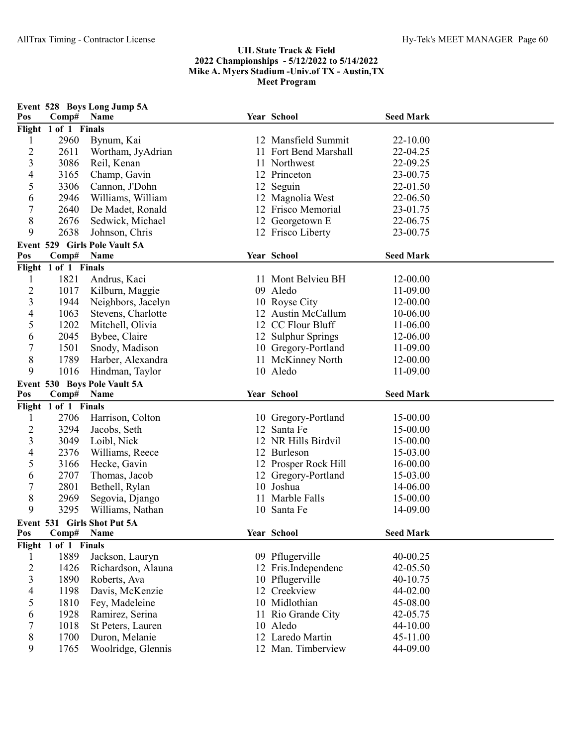## UIL State Track & Field
## 2022 Championships - 5/12/2022 to 5/14/2022
## Mike A. Myers Stadium -Univ.of TX - Austin,TX
## Meet Program

### Event 528 Boys Long Jump 5A

| Pos | Comp# | Name | Year | School | Seed Mark |
|---|---|---|---|---|---|
| **Flight 1 of 1 Finals** | | | | | |
| 1 | 2960 | Bynum, Kai | 12 | Mansfield Summit | 22-10.00 |
| 2 | 2611 | Wortham, JyAdrian | 11 | Fort Bend Marshall | 22-04.25 |
| 3 | 3086 | Reil, Kenan | 11 | Northwest | 22-09.25 |
| 4 | 3165 | Champ, Gavin | 12 | Princeton | 23-00.75 |
| 5 | 3306 | Cannon, J'Dohn | 12 | Seguin | 22-01.50 |
| 6 | 2946 | Williams, William | 12 | Magnolia West | 22-06.50 |
| 7 | 2640 | De Madet, Ronald | 12 | Frisco Memorial | 23-01.75 |
| 8 | 2676 | Sedwick, Michael | 12 | Georgetown E | 22-06.75 |
| 9 | 2638 | Johnson, Chris | 12 | Frisco Liberty | 23-00.75 |

### Event 529 Girls Pole Vault 5A

| Pos | Comp# | Name | Year | School | Seed Mark |
|---|---|---|---|---|---|
| **Flight 1 of 1 Finals** | | | | | |
| 1 | 1821 | Andrus, Kaci | 11 | Mont Belvieu BH | 12-00.00 |
| 2 | 1017 | Kilburn, Maggie | 09 | Aledo | 11-09.00 |
| 3 | 1944 | Neighbors, Jacelyn | 10 | Royse City | 12-00.00 |
| 4 | 1063 | Stevens, Charlotte | 12 | Austin McCallum | 10-06.00 |
| 5 | 1202 | Mitchell, Olivia | 12 | CC Flour Bluff | 11-06.00 |
| 6 | 2045 | Bybee, Claire | 12 | Sulphur Springs | 12-06.00 |
| 7 | 1501 | Snody, Madison | 10 | Gregory-Portland | 11-09.00 |
| 8 | 1789 | Harber, Alexandra | 11 | McKinney North | 12-00.00 |
| 9 | 1016 | Hindman, Taylor | 10 | Aledo | 11-09.00 |

### Event 530 Boys Pole Vault 5A

| Pos | Comp# | Name | Year | School | Seed Mark |
|---|---|---|---|---|---|
| **Flight 1 of 1 Finals** | | | | | |
| 1 | 2706 | Harrison, Colton | 10 | Gregory-Portland | 15-00.00 |
| 2 | 3294 | Jacobs, Seth | 12 | Santa Fe | 15-00.00 |
| 3 | 3049 | Loibl, Nick | 12 | NR Hills Birdvil | 15-00.00 |
| 4 | 2376 | Williams, Reece | 12 | Burleson | 15-03.00 |
| 5 | 3166 | Hecke, Gavin | 12 | Prosper Rock Hill | 16-00.00 |
| 6 | 2707 | Thomas, Jacob | 12 | Gregory-Portland | 15-03.00 |
| 7 | 2801 | Bethell, Rylan | 10 | Joshua | 14-06.00 |
| 8 | 2969 | Segovia, Django | 11 | Marble Falls | 15-00.00 |
| 9 | 3295 | Williams, Nathan | 10 | Santa Fe | 14-09.00 |

### Event 531 Girls Shot Put 5A

| Pos | Comp# | Name | Year | School | Seed Mark |
|---|---|---|---|---|---|
| **Flight 1 of 1 Finals** | | | | | |
| 1 | 1889 | Jackson, Lauryn | 09 | Pflugerville | 40-00.25 |
| 2 | 1426 | Richardson, Alauna | 12 | Fris.Independenc | 42-05.50 |
| 3 | 1890 | Roberts, Ava | 10 | Pflugerville | 40-10.75 |
| 4 | 1198 | Davis, McKenzie | 12 | Creekview | 44-02.00 |
| 5 | 1810 | Fey, Madeleine | 10 | Midlothian | 45-08.00 |
| 6 | 1928 | Ramirez, Serina | 11 | Rio Grande City | 42-05.75 |
| 7 | 1018 | St Peters, Lauren | 10 | Aledo | 44-10.00 |
| 8 | 1700 | Duron, Melanie | 12 | Laredo Martin | 45-11.00 |
| 9 | 1765 | Woolridge, Glennis | 12 | Man. Timberview | 44-09.00 |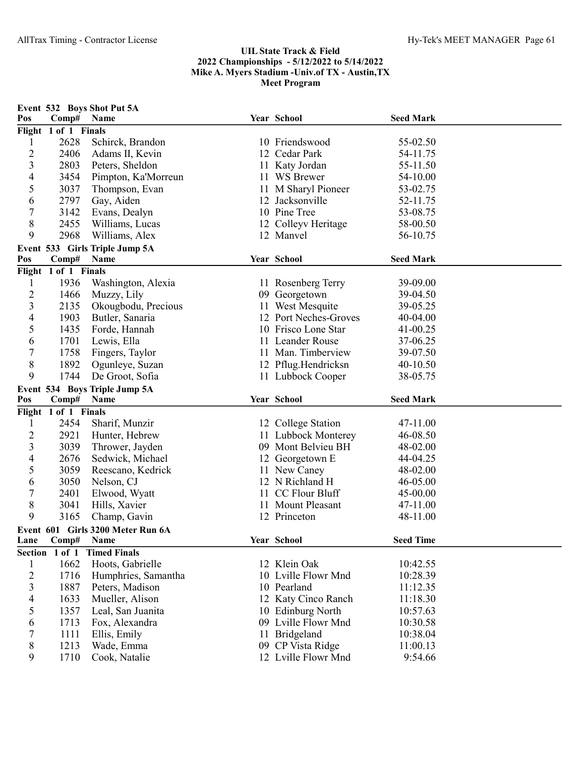## UIL State Track & Field
## 2022 Championships - 5/12/2022 to 5/14/2022
## Mike A. Myers Stadium -Univ.of TX - Austin,TX
## Meet Program

### Event 532 Boys Shot Put 5A

| Pos | Comp# | Name | Year | School | Seed Mark |
|---|---|---|---|---|---|
| **Flight 1 of 1 Finals** | | | | | |
| 1 | 2628 | Schirck, Brandon | 10 | Friendswood | 55-02.50 |
| 2 | 2406 | Adams II, Kevin | 12 | Cedar Park | 54-11.75 |
| 3 | 2803 | Peters, Sheldon | 11 | Katy Jordan | 55-11.50 |
| 4 | 3454 | Pimpton, Ka'Morreun | 11 | WS Brewer | 54-10.00 |
| 5 | 3037 | Thompson, Evan | 11 | M Sharyl Pioneer | 53-02.75 |
| 6 | 2797 | Gay, Aiden | 12 | Jacksonville | 52-11.75 |
| 7 | 3142 | Evans, Dealyn | 10 | Pine Tree | 53-08.75 |
| 8 | 2455 | Williams, Lucas | 12 | Colleyv Heritage | 58-00.50 |
| 9 | 2968 | Williams, Alex | 12 | Manvel | 56-10.75 |

### Event 533 Girls Triple Jump 5A

| Pos | Comp# | Name | Year | School | Seed Mark |
|---|---|---|---|---|---|
| **Flight 1 of 1 Finals** | | | | | |
| 1 | 1936 | Washington, Alexia | 11 | Rosenberg Terry | 39-09.00 |
| 2 | 1466 | Muzzy, Lily | 09 | Georgetown | 39-04.50 |
| 3 | 2135 | Okougbodu, Precious | 11 | West Mesquite | 39-05.25 |
| 4 | 1903 | Butler, Sanaria | 12 | Port Neches-Groves | 40-04.00 |
| 5 | 1435 | Forde, Hannah | 10 | Frisco Lone Star | 41-00.25 |
| 6 | 1701 | Lewis, Ella | 11 | Leander Rouse | 37-06.25 |
| 7 | 1758 | Fingers, Taylor | 11 | Man. Timberview | 39-07.50 |
| 8 | 1892 | Ogunleye, Suzan | 12 | Pflug.Hendricksn | 40-10.50 |
| 9 | 1744 | De Groot, Sofia | 11 | Lubbock Cooper | 38-05.75 |

### Event 534 Boys Triple Jump 5A

| Pos | Comp# | Name | Year | School | Seed Mark |
|---|---|---|---|---|---|
| **Flight 1 of 1 Finals** | | | | | |
| 1 | 2454 | Sharif, Munzir | 12 | College Station | 47-11.00 |
| 2 | 2921 | Hunter, Hebrew | 11 | Lubbock Monterey | 46-08.50 |
| 3 | 3039 | Thrower, Jayden | 09 | Mont Belvieu BH | 48-02.00 |
| 4 | 2676 | Sedwick, Michael | 12 | Georgetown E | 44-04.25 |
| 5 | 3059 | Reescano, Kedrick | 11 | New Caney | 48-02.00 |
| 6 | 3050 | Nelson, CJ | 12 | N Richland H | 46-05.00 |
| 7 | 2401 | Elwood, Wyatt | 11 | CC Flour Bluff | 45-00.00 |
| 8 | 3041 | Hills, Xavier | 11 | Mount Pleasant | 47-11.00 |
| 9 | 3165 | Champ, Gavin | 12 | Princeton | 48-11.00 |

### Event 601 Girls 3200 Meter Run 6A

| Lane | Comp# | Name | Year | School | Seed Time |
|---|---|---|---|---|---|
| **Section 1 of 1 Timed Finals** | | | | | |
| 1 | 1662 | Hoots, Gabrielle | 12 | Klein Oak | 10:42.55 |
| 2 | 1716 | Humphries, Samantha | 10 | Lville Flowr Mnd | 10:28.39 |
| 3 | 1887 | Peters, Madison | 10 | Pearland | 11:12.35 |
| 4 | 1633 | Mueller, Alison | 12 | Katy Cinco Ranch | 11:18.30 |
| 5 | 1357 | Leal, San Juanita | 10 | Edinburg North | 10:57.63 |
| 6 | 1713 | Fox, Alexandra | 09 | Lville Flowr Mnd | 10:30.58 |
| 7 | 1111 | Ellis, Emily | 11 | Bridgeland | 10:38.04 |
| 8 | 1213 | Wade, Emma | 09 | CP Vista Ridge | 11:00.13 |
| 9 | 1710 | Cook, Natalie | 12 | Lville Flowr Mnd | 9:54.66 |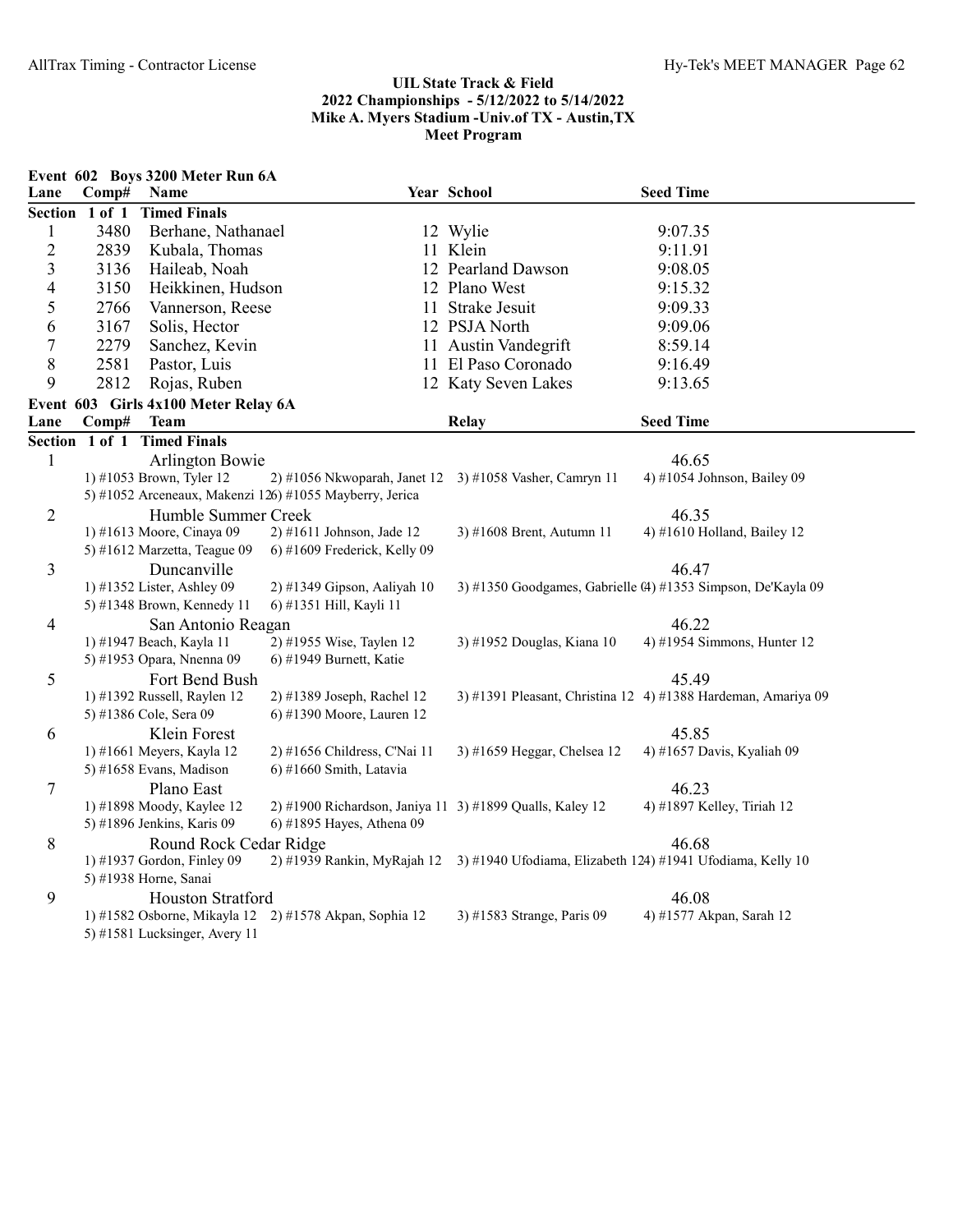## UIL State Track & Field
## 2022 Championships - 5/12/2022 to 5/14/2022
## Mike A. Myers Stadium -Univ.of TX - Austin,TX
## Meet Program

### Event 602 Boys 3200 Meter Run 6A

| Lane | Comp# | Name | Year | School | Seed Time |
|---|---|---|---|---|---|
| **Section 1 of 1 Timed Finals** | | | | | |
| 1 | 3480 | Berhane, Nathanael | 12 | Wylie | 9:07.35 |
| 2 | 2839 | Kubala, Thomas | 11 | Klein | 9:11.91 |
| 3 | 3136 | Haileab, Noah | 12 | Pearland Dawson | 9:08.05 |
| 4 | 3150 | Heikkinen, Hudson | 12 | Plano West | 9:15.32 |
| 5 | 2766 | Vannerson, Reese | 11 | Strake Jesuit | 9:09.33 |
| 6 | 3167 | Solis, Hector | 12 | PSJA North | 9:09.06 |
| 7 | 2279 | Sanchez, Kevin | 11 | Austin Vandegrift | 8:59.14 |
| 8 | 2581 | Pastor, Luis | 11 | El Paso Coronado | 9:16.49 |
| 9 | 2812 | Rojas, Ruben | 12 | Katy Seven Lakes | 9:13.65 |

### Event 603 Girls 4x100 Meter Relay 6A

| Lane | Comp# | Team | Relay | Seed Time |
|---|---|---|---|---|
| **Section 1 of 1 Timed Finals** | | | | |
| 1 | | Arlington Bowie | | 46.65 |
| 2 | | Humble Summer Creek | | 46.35 |
| 3 | | Duncanville | | 46.47 |
| 4 | | San Antonio Reagan | | 46.22 |
| 5 | | Fort Bend Bush | | 45.49 |
| 6 | | Klein Forest | | 45.85 |
| 7 | | Plano East | | 46.23 |
| 8 | | Round Rock Cedar Ridge | | 46.68 |
| 9 | | Houston Stratford | | 46.08 |

**Lane 1 – Arlington Bowie** (46.65)
1) #1053 Brown, Tyler 12 2) #1056 Nkwoparah, Janet 12 3) #1058 Vasher, Camryn 11 4) #1054 Johnson, Bailey 09
5) #1052 Arceneaux, Makenzi 12 6) #1055 Mayberry, Jerica

**Lane 2 – Humble Summer Creek** (46.35)
1) #1613 Moore, Cinaya 09 2) #1611 Johnson, Jade 12 3) #1608 Brent, Autumn 11 4) #1610 Holland, Bailey 12
5) #1612 Marzetta, Teague 09 6) #1609 Frederick, Kelly 09

**Lane 3 – Duncanville** (46.47)
1) #1352 Lister, Ashley 09 2) #1349 Gipson, Aaliyah 10 3) #1350 Goodgames, Gabrielle 4) #1353 Simpson, De'Kayla 09
5) #1348 Brown, Kennedy 11 6) #1351 Hill, Kayli 11

**Lane 4 – San Antonio Reagan** (46.22)
1) #1947 Beach, Kayla 11 2) #1955 Wise, Taylen 12 3) #1952 Douglas, Kiana 10 4) #1954 Simmons, Hunter 12
5) #1953 Opara, Nnenna 09 6) #1949 Burnett, Katie

**Lane 5 – Fort Bend Bush** (45.49)
1) #1392 Russell, Raylen 12 2) #1389 Joseph, Rachel 12 3) #1391 Pleasant, Christina 12 4) #1388 Hardeman, Amariya 09
5) #1386 Cole, Sera 09 6) #1390 Moore, Lauren 12

**Lane 6 – Klein Forest** (45.85)
1) #1661 Meyers, Kayla 12 2) #1656 Childress, C'Nai 11 3) #1659 Heggar, Chelsea 12 4) #1657 Davis, Kyaliah 09
5) #1658 Evans, Madison 6) #1660 Smith, Latavia

**Lane 7 – Plano East** (46.23)
1) #1898 Moody, Kaylee 12 2) #1900 Richardson, Janiya 11 3) #1899 Qualls, Kaley 12 4) #1897 Kelley, Tiriah 12
5) #1896 Jenkins, Karis 09 6) #1895 Hayes, Athena 09

**Lane 8 – Round Rock Cedar Ridge** (46.68)
1) #1937 Gordon, Finley 09 2) #1939 Rankin, MyRajah 12 3) #1940 Ufodiama, Elizabeth 12 4) #1941 Ufodiama, Kelly 10
5) #1938 Horne, Sanai

**Lane 9 – Houston Stratford** (46.08)
1) #1582 Osborne, Mikayla 12 2) #1578 Akpan, Sophia 12 3) #1583 Strange, Paris 09 4) #1577 Akpan, Sarah 12
5) #1581 Lucksinger, Avery 11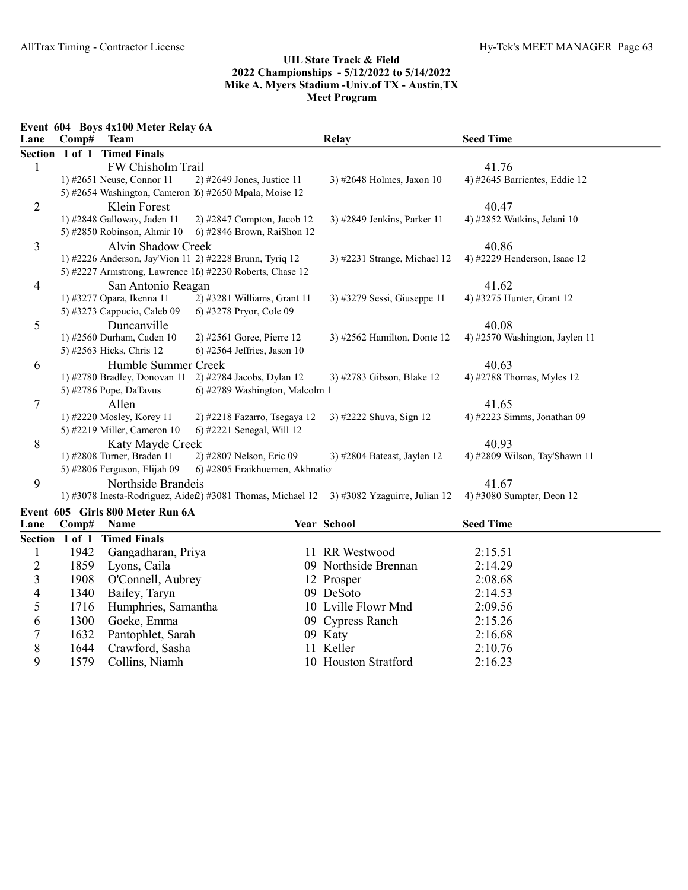## UIL State Track & Field
## 2022 Championships - 5/12/2022 to 5/14/2022
## Mike A. Myers Stadium -Univ.of TX - Austin,TX
## Meet Program

### Event 604 Boys 4x100 Meter Relay 6A

| Lane | Comp# | Team | Relay | Seed Time |
|---|---|---|---|---|
| **Section 1 of 1 Timed Finals** | | | | |
| 1 | | FW Chisholm Trail | | 41.76 |
| | | 1) #2651 Neuse, Connor 11; 2) #2649 Jones, Justice 11; 3) #2648 Holmes, Jaxon 10; 4) #2645 Barrientes, Eddie 12; 5) #2654 Washington, Cameron 16) #2650 Mpala, Moise 12 | | |
| 2 | | Klein Forest | | 40.47 |
| | | 1) #2848 Galloway, Jaden 11; 2) #2847 Compton, Jacob 12; 3) #2849 Jenkins, Parker 11; 4) #2852 Watkins, Jelani 10; 5) #2850 Robinson, Ahmir 10; 6) #2846 Brown, RaiShon 12 | | |
| 3 | | Alvin Shadow Creek | | 40.86 |
| | | 1) #2226 Anderson, Jay'Vion 11 2) #2228 Brunn, Tyriq 12; 3) #2231 Strange, Michael 12; 4) #2229 Henderson, Isaac 12; 5) #2227 Armstrong, Lawrence 16) #2230 Roberts, Chase 12 | | |
| 4 | | San Antonio Reagan | | 41.62 |
| | | 1) #3277 Opara, Ikenna 11; 2) #3281 Williams, Grant 11; 3) #3279 Sessi, Giuseppe 11; 4) #3275 Hunter, Grant 12; 5) #3273 Cappucio, Caleb 09; 6) #3278 Pryor, Cole 09 | | |
| 5 | | Duncanville | | 40.08 |
| | | 1) #2560 Durham, Caden 10; 2) #2561 Goree, Pierre 12; 3) #2562 Hamilton, Donte 12; 4) #2570 Washington, Jaylen 11; 5) #2563 Hicks, Chris 12; 6) #2564 Jeffries, Jason 10 | | |
| 6 | | Humble Summer Creek | | 40.63 |
| | | 1) #2780 Bradley, Donovan 11; 2) #2784 Jacobs, Dylan 12; 3) #2783 Gibson, Blake 12; 4) #2788 Thomas, Myles 12; 5) #2786 Pope, DaTavus; 6) #2789 Washington, Malcolm 1 | | |
| 7 | | Allen | | 41.65 |
| | | 1) #2220 Mosley, Korey 11; 2) #2218 Fazarro, Tsegaya 12; 3) #2222 Shuva, Sign 12; 4) #2223 Simms, Jonathan 09; 5) #2219 Miller, Cameron 10; 6) #2221 Senegal, Will 12 | | |
| 8 | | Katy Mayde Creek | | 40.93 |
| | | 1) #2808 Turner, Braden 11; 2) #2807 Nelson, Eric 09; 3) #2804 Bateast, Jaylen 12; 4) #2809 Wilson, Tay'Shawn 11; 5) #2806 Ferguson, Elijah 09; 6) #2805 Eraikhuemen, Akhnatio | | |
| 9 | | Northside Brandeis | | 41.67 |
| | | 1) #3078 Inesta-Rodriguez, Aide2) #3081 Thomas, Michael 12; 3) #3082 Yzaguirre, Julian 12; 4) #3080 Sumpter, Deon 12 | | |

### Event 605 Girls 800 Meter Run 6A

| Lane | Comp# | Name | Year | School | Seed Time |
|---|---|---|---|---|---|
| **Section 1 of 1 Timed Finals** | | | | | |
| 1 | 1942 | Gangadharan, Priya | 11 | RR Westwood | 2:15.51 |
| 2 | 1859 | Lyons, Caila | 09 | Northside Brennan | 2:14.29 |
| 3 | 1908 | O'Connell, Aubrey | 12 | Prosper | 2:08.68 |
| 4 | 1340 | Bailey, Taryn | 09 | DeSoto | 2:14.53 |
| 5 | 1716 | Humphries, Samantha | 10 | Lville Flowr Mnd | 2:09.56 |
| 6 | 1300 | Goeke, Emma | 09 | Cypress Ranch | 2:15.26 |
| 7 | 1632 | Pantophlet, Sarah | 09 | Katy | 2:16.68 |
| 8 | 1644 | Crawford, Sasha | 11 | Keller | 2:10.76 |
| 9 | 1579 | Collins, Niamh | 10 | Houston Stratford | 2:16.23 |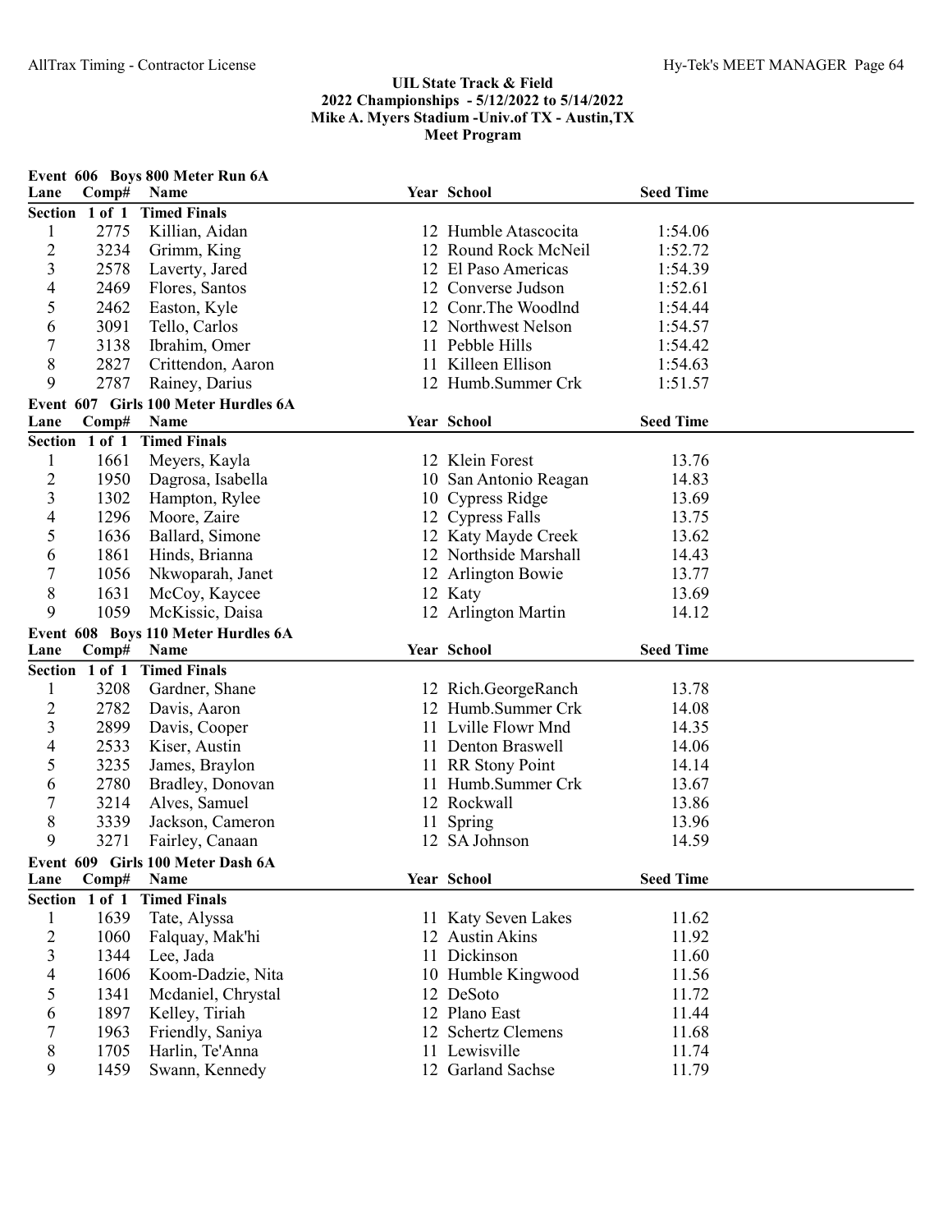# UIL State Track & Field
## 2022 Championships - 5/12/2022 to 5/14/2022
## Mike A. Myers Stadium -Univ.of TX - Austin,TX
## Meet Program

### Event 606 Boys 800 Meter Run 6A

**Section 1 of 1 Timed Finals**

| Lane | Comp# | Name | Year | School | Seed Time |
|---|---|---|---|---|---|
| 1 | 2775 | Killian, Aidan | 12 | Humble Atascocita | 1:54.06 |
| 2 | 3234 | Grimm, King | 12 | Round Rock McNeil | 1:52.72 |
| 3 | 2578 | Laverty, Jared | 12 | El Paso Americas | 1:54.39 |
| 4 | 2469 | Flores, Santos | 12 | Converse Judson | 1:52.61 |
| 5 | 2462 | Easton, Kyle | 12 | Conr.The Woodlnd | 1:54.44 |
| 6 | 3091 | Tello, Carlos | 12 | Northwest Nelson | 1:54.57 |
| 7 | 3138 | Ibrahim, Omer | 11 | Pebble Hills | 1:54.42 |
| 8 | 2827 | Crittendon, Aaron | 11 | Killeen Ellison | 1:54.63 |
| 9 | 2787 | Rainey, Darius | 12 | Humb.Summer Crk | 1:51.57 |

### Event 607 Girls 100 Meter Hurdles 6A

**Section 1 of 1 Timed Finals**

| Lane | Comp# | Name | Year | School | Seed Time |
|---|---|---|---|---|---|
| 1 | 1661 | Meyers, Kayla | 12 | Klein Forest | 13.76 |
| 2 | 1950 | Dagrosa, Isabella | 10 | San Antonio Reagan | 14.83 |
| 3 | 1302 | Hampton, Rylee | 10 | Cypress Ridge | 13.69 |
| 4 | 1296 | Moore, Zaire | 12 | Cypress Falls | 13.75 |
| 5 | 1636 | Ballard, Simone | 12 | Katy Mayde Creek | 13.62 |
| 6 | 1861 | Hinds, Brianna | 12 | Northside Marshall | 14.43 |
| 7 | 1056 | Nkwoparah, Janet | 12 | Arlington Bowie | 13.77 |
| 8 | 1631 | McCoy, Kaycee | 12 | Katy | 13.69 |
| 9 | 1059 | McKissic, Daisa | 12 | Arlington Martin | 14.12 |

### Event 608 Boys 110 Meter Hurdles 6A

**Section 1 of 1 Timed Finals**

| Lane | Comp# | Name | Year | School | Seed Time |
|---|---|---|---|---|---|
| 1 | 3208 | Gardner, Shane | 12 | Rich.GeorgeRanch | 13.78 |
| 2 | 2782 | Davis, Aaron | 12 | Humb.Summer Crk | 14.08 |
| 3 | 2899 | Davis, Cooper | 11 | Lville Flowr Mnd | 14.35 |
| 4 | 2533 | Kiser, Austin | 11 | Denton Braswell | 14.06 |
| 5 | 3235 | James, Braylon | 11 | RR Stony Point | 14.14 |
| 6 | 2780 | Bradley, Donovan | 11 | Humb.Summer Crk | 13.67 |
| 7 | 3214 | Alves, Samuel | 12 | Rockwall | 13.86 |
| 8 | 3339 | Jackson, Cameron | 11 | Spring | 13.96 |
| 9 | 3271 | Fairley, Canaan | 12 | SA Johnson | 14.59 |

### Event 609 Girls 100 Meter Dash 6A

**Section 1 of 1 Timed Finals**

| Lane | Comp# | Name | Year | School | Seed Time |
|---|---|---|---|---|---|
| 1 | 1639 | Tate, Alyssa | 11 | Katy Seven Lakes | 11.62 |
| 2 | 1060 | Falquay, Mak'hi | 12 | Austin Akins | 11.92 |
| 3 | 1344 | Lee, Jada | 11 | Dickinson | 11.60 |
| 4 | 1606 | Koom-Dadzie, Nita | 10 | Humble Kingwood | 11.56 |
| 5 | 1341 | Mcdaniel, Chrystal | 12 | DeSoto | 11.72 |
| 6 | 1897 | Kelley, Tiriah | 12 | Plano East | 11.44 |
| 7 | 1963 | Friendly, Saniya | 12 | Schertz Clemens | 11.68 |
| 8 | 1705 | Harlin, Te'Anna | 11 | Lewisville | 11.74 |
| 9 | 1459 | Swann, Kennedy | 12 | Garland Sachse | 11.79 |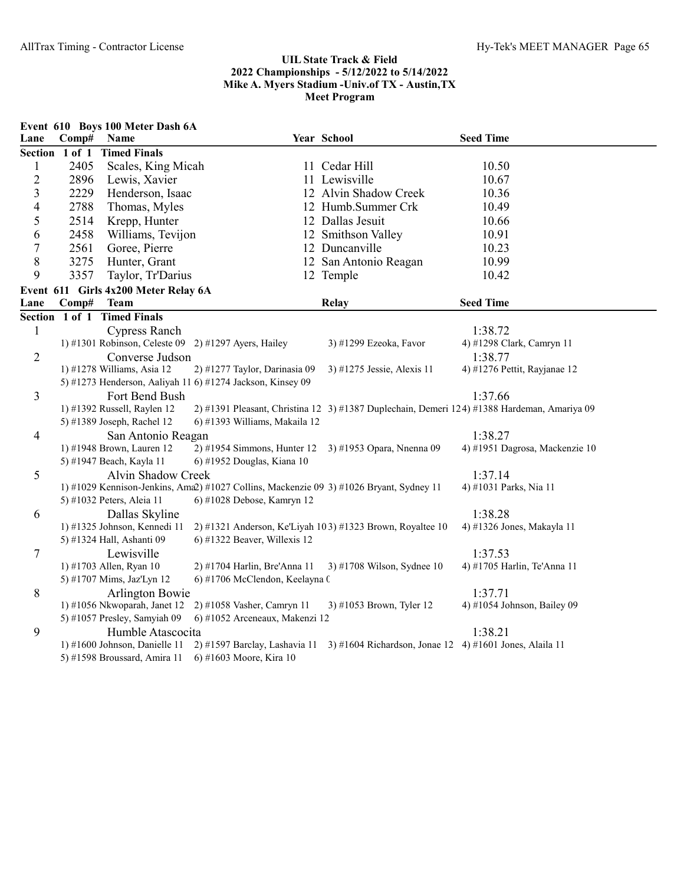## UIL State Track & Field
## 2022 Championships - 5/12/2022 to 5/14/2022
## Mike A. Myers Stadium -Univ.of TX - Austin,TX
## Meet Program

### Event 610 Boys 100 Meter Dash 6A

| Lane | Comp# | Name | Year | School | Seed Time |
|---|---|---|---|---|---|
| **Section 1 of 1 Timed Finals** | | | | | |
| 1 | 2405 | Scales, King Micah | 11 | Cedar Hill | 10.50 |
| 2 | 2896 | Lewis, Xavier | 11 | Lewisville | 10.67 |
| 3 | 2229 | Henderson, Isaac | 12 | Alvin Shadow Creek | 10.36 |
| 4 | 2788 | Thomas, Myles | 12 | Humb.Summer Crk | 10.49 |
| 5 | 2514 | Krepp, Hunter | 12 | Dallas Jesuit | 10.66 |
| 6 | 2458 | Williams, Tevijon | 12 | Smithson Valley | 10.91 |
| 7 | 2561 | Goree, Pierre | 12 | Duncanville | 10.23 |
| 8 | 3275 | Hunter, Grant | 12 | San Antonio Reagan | 10.99 |
| 9 | 3357 | Taylor, Tr'Darius | 12 | Temple | 10.42 |

### Event 611 Girls 4x200 Meter Relay 6A

| Lane | Comp# | Team | Relay | Seed Time |
|---|---|---|---|---|
| **Section 1 of 1 Timed Finals** | | | | |
| 1 | | Cypress Ranch | | 1:38.72 |

1) #1301 Robinson, Celeste 09 2) #1297 Ayers, Hailey 3) #1299 Ezeoka, Favor 4) #1298 Clark, Camryn 11

| Lane | Comp# | Team | Relay | Seed Time |
|---|---|---|---|---|
| 2 | | Converse Judson | | 1:38.77 |

1) #1278 Williams, Asia 12 2) #1277 Taylor, Darinasia 09 3) #1275 Jessie, Alexis 11 4) #1276 Pettit, Rayjanae 12
5) #1273 Henderson, Aaliyah 11 6) #1274 Jackson, Kinsey 09

| Lane | Comp# | Team | Relay | Seed Time |
|---|---|---|---|---|
| 3 | | Fort Bend Bush | | 1:37.66 |

1) #1392 Russell, Raylen 12 2) #1391 Pleasant, Christina 12 3) #1387 Duplechain, Demeri 12 4) #1388 Hardeman, Amariya 09
5) #1389 Joseph, Rachel 12 6) #1393 Williams, Makaila 12

| Lane | Comp# | Team | Relay | Seed Time |
|---|---|---|---|---|
| 4 | | San Antonio Reagan | | 1:38.27 |

1) #1948 Brown, Lauren 12 2) #1954 Simmons, Hunter 12 3) #1953 Opara, Nnenna 09 4) #1951 Dagrosa, Mackenzie 10
5) #1947 Beach, Kayla 11 6) #1952 Douglas, Kiana 10

| Lane | Comp# | Team | Relay | Seed Time |
|---|---|---|---|---|
| 5 | | Alvin Shadow Creek | | 1:37.14 |

1) #1029 Kennison-Jenkins, Ama 2) #1027 Collins, Mackenzie 09 3) #1026 Bryant, Sydney 11 4) #1031 Parks, Nia 11
5) #1032 Peters, Aleia 11 6) #1028 Debose, Kamryn 12

| Lane | Comp# | Team | Relay | Seed Time |
|---|---|---|---|---|
| 6 | | Dallas Skyline | | 1:38.28 |

1) #1325 Johnson, Kennedi 11 2) #1321 Anderson, Ke'Liyah 10 3) #1323 Brown, Royaltee 10 4) #1326 Jones, Makayla 11
5) #1324 Hall, Ashanti 09 6) #1322 Beaver, Willexis 12

| Lane | Comp# | Team | Relay | Seed Time |
|---|---|---|---|---|
| 7 | | Lewisville | | 1:37.53 |

1) #1703 Allen, Ryan 10 2) #1704 Harlin, Bre'Anna 11 3) #1708 Wilson, Sydnee 10 4) #1705 Harlin, Te'Anna 11
5) #1707 Mims, Jaz'Lyn 12 6) #1706 McClendon, Keelayna (

| Lane | Comp# | Team | Relay | Seed Time |
|---|---|---|---|---|
| 8 | | Arlington Bowie | | 1:37.71 |

1) #1056 Nkwoparah, Janet 12 2) #1058 Vasher, Camryn 11 3) #1053 Brown, Tyler 12 4) #1054 Johnson, Bailey 09
5) #1057 Presley, Samyiah 09 6) #1052 Arceneaux, Makenzi 12

| Lane | Comp# | Team | Relay | Seed Time |
|---|---|---|---|---|
| 9 | | Humble Atascocita | | 1:38.21 |

1) #1600 Johnson, Danielle 11 2) #1597 Barclay, Lashavia 11 3) #1604 Richardson, Jonae 12 4) #1601 Jones, Alaila 11
5) #1598 Broussard, Amira 11 6) #1603 Moore, Kira 10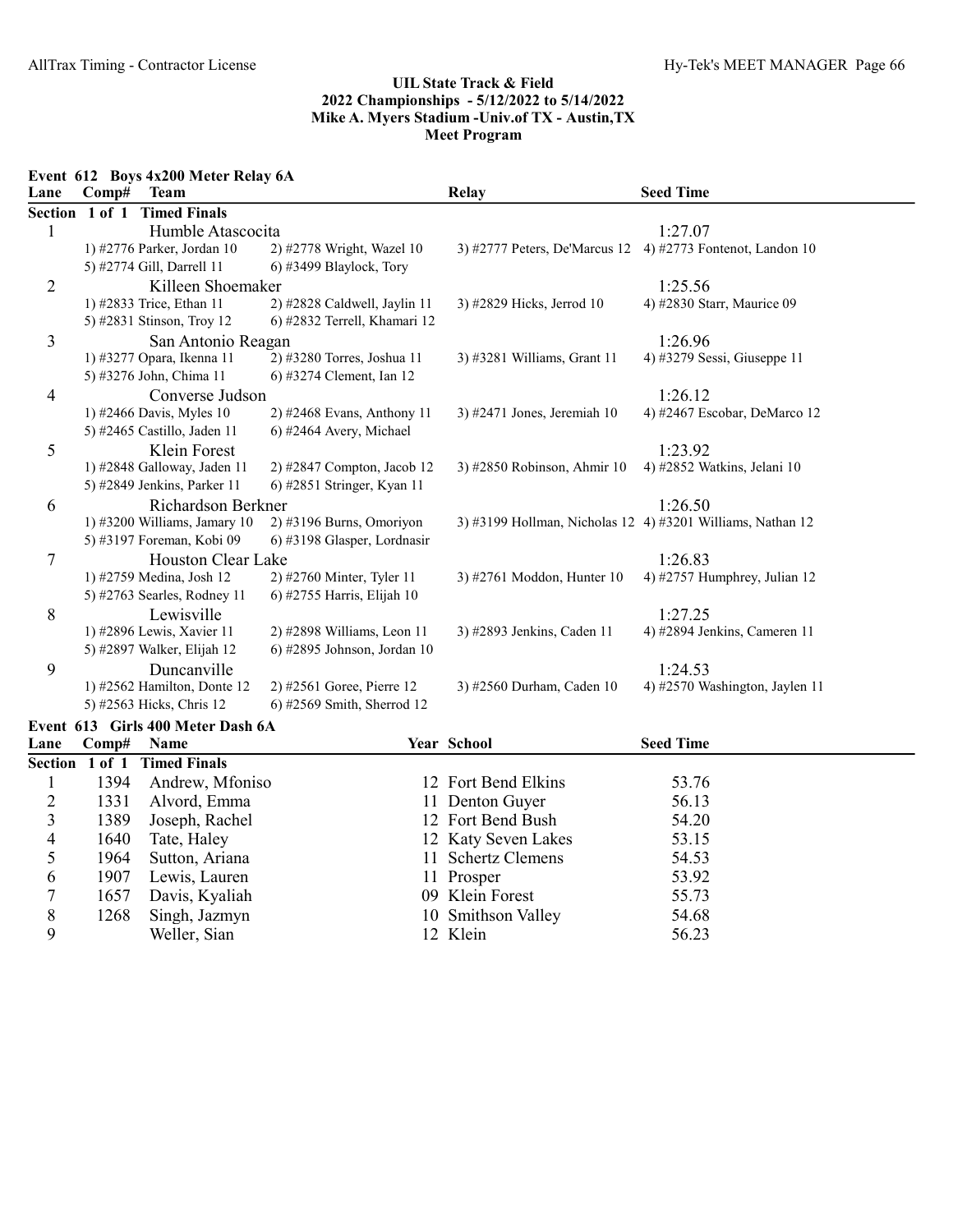## UIL State Track & Field
## 2022 Championships - 5/12/2022 to 5/14/2022
## Mike A. Myers Stadium -Univ.of TX - Austin,TX
## Meet Program

### Event 612 Boys 4x200 Meter Relay 6A

| Lane | Comp# | Team | Relay | Seed Time |
|---|---|---|---|---|
| **Section 1 of 1 Timed Finals** | | | | |
| 1 | | Humble Atascocita | | 1:27.07 |
| | | 1) #2776 Parker, Jordan 10; 2) #2778 Wright, Wazel 10; 3) #2777 Peters, De'Marcus 12; 4) #2773 Fontenot, Landon 10; 5) #2774 Gill, Darrell 11; 6) #3499 Blaylock, Tory | | |
| 2 | | Killeen Shoemaker | | 1:25.56 |
| | | 1) #2833 Trice, Ethan 11; 2) #2828 Caldwell, Jaylin 11; 3) #2829 Hicks, Jerrod 10; 4) #2830 Starr, Maurice 09; 5) #2831 Stinson, Troy 12; 6) #2832 Terrell, Khamari 12 | | |
| 3 | | San Antonio Reagan | | 1:26.96 |
| | | 1) #3277 Opara, Ikenna 11; 2) #3280 Torres, Joshua 11; 3) #3281 Williams, Grant 11; 4) #3279 Sessi, Giuseppe 11; 5) #3276 John, Chima 11; 6) #3274 Clement, Ian 12 | | |
| 4 | | Converse Judson | | 1:26.12 |
| | | 1) #2466 Davis, Myles 10; 2) #2468 Evans, Anthony 11; 3) #2471 Jones, Jeremiah 10; 4) #2467 Escobar, DeMarco 12; 5) #2465 Castillo, Jaden 11; 6) #2464 Avery, Michael | | |
| 5 | | Klein Forest | | 1:23.92 |
| | | 1) #2848 Galloway, Jaden 11; 2) #2847 Compton, Jacob 12; 3) #2850 Robinson, Ahmir 10; 4) #2852 Watkins, Jelani 10; 5) #2849 Jenkins, Parker 11; 6) #2851 Stringer, Kyan 11 | | |
| 6 | | Richardson Berkner | | 1:26.50 |
| | | 1) #3200 Williams, Jamary 10; 2) #3196 Burns, Omoriyon; 3) #3199 Hollman, Nicholas 12; 4) #3201 Williams, Nathan 12; 5) #3197 Foreman, Kobi 09; 6) #3198 Glasper, Lordnasir | | |
| 7 | | Houston Clear Lake | | 1:26.83 |
| | | 1) #2759 Medina, Josh 12; 2) #2760 Minter, Tyler 11; 3) #2761 Moddon, Hunter 10; 4) #2757 Humphrey, Julian 12; 5) #2763 Searles, Rodney 11; 6) #2755 Harris, Elijah 10 | | |
| 8 | | Lewisville | | 1:27.25 |
| | | 1) #2896 Lewis, Xavier 11; 2) #2898 Williams, Leon 11; 3) #2893 Jenkins, Caden 11; 4) #2894 Jenkins, Cameren 11; 5) #2897 Walker, Elijah 12; 6) #2895 Johnson, Jordan 10 | | |
| 9 | | Duncanville | | 1:24.53 |
| | | 1) #2562 Hamilton, Donte 12; 2) #2561 Goree, Pierre 12; 3) #2560 Durham, Caden 10; 4) #2570 Washington, Jaylen 11; 5) #2563 Hicks, Chris 12; 6) #2569 Smith, Sherrod 12 | | |

### Event 613 Girls 400 Meter Dash 6A

| Lane | Comp# | Name | Year | School | Seed Time |
|---|---|---|---|---|---|
| **Section 1 of 1 Timed Finals** | | | | | |
| 1 | 1394 | Andrew, Mfoniso | 12 | Fort Bend Elkins | 53.76 |
| 2 | 1331 | Alvord, Emma | 11 | Denton Guyer | 56.13 |
| 3 | 1389 | Joseph, Rachel | 12 | Fort Bend Bush | 54.20 |
| 4 | 1640 | Tate, Haley | 12 | Katy Seven Lakes | 53.15 |
| 5 | 1964 | Sutton, Ariana | 11 | Schertz Clemens | 54.53 |
| 6 | 1907 | Lewis, Lauren | 11 | Prosper | 53.92 |
| 7 | 1657 | Davis, Kyaliah | 09 | Klein Forest | 55.73 |
| 8 | 1268 | Singh, Jazmyn | 10 | Smithson Valley | 54.68 |
| 9 | | Weller, Sian | 12 | Klein | 56.23 |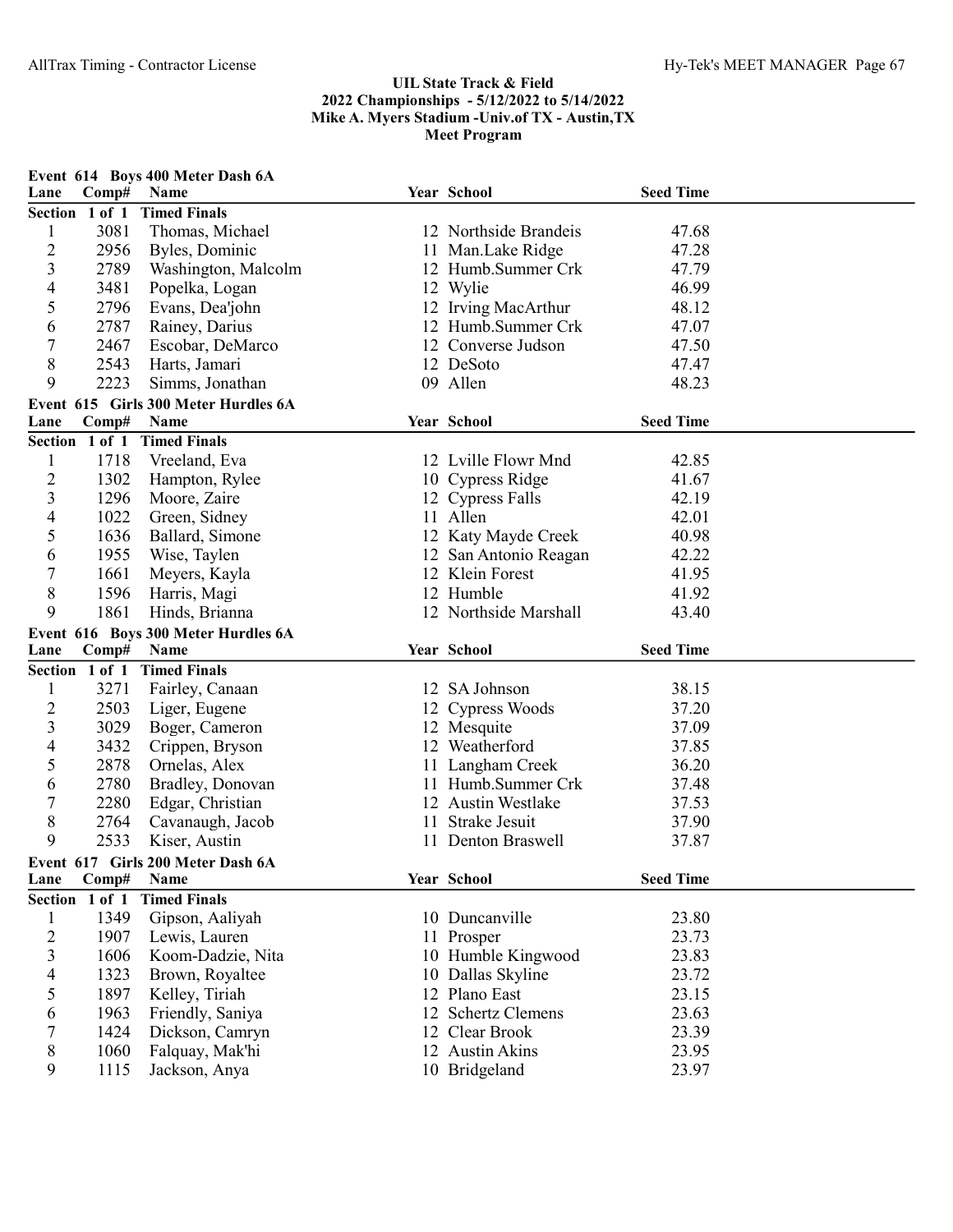**UIL State Track & Field**
**2022 Championships - 5/12/2022 to 5/14/2022**
**Mike A. Myers Stadium -Univ.of TX - Austin,TX**
**Meet Program**

### Event 614 Boys 400 Meter Dash 6A

| Lane | Comp# | Name | Year | School | Seed Time |
|---|---|---|---|---|---|
| **Section 1 of 1 Timed Finals** | | | | | |
| 1 | 3081 | Thomas, Michael | 12 | Northside Brandeis | 47.68 |
| 2 | 2956 | Byles, Dominic | 11 | Man.Lake Ridge | 47.28 |
| 3 | 2789 | Washington, Malcolm | 12 | Humb.Summer Crk | 47.79 |
| 4 | 3481 | Popelka, Logan | 12 | Wylie | 46.99 |
| 5 | 2796 | Evans, Dea'john | 12 | Irving MacArthur | 48.12 |
| 6 | 2787 | Rainey, Darius | 12 | Humb.Summer Crk | 47.07 |
| 7 | 2467 | Escobar, DeMarco | 12 | Converse Judson | 47.50 |
| 8 | 2543 | Harts, Jamari | 12 | DeSoto | 47.47 |
| 9 | 2223 | Simms, Jonathan | 09 | Allen | 48.23 |

### Event 615 Girls 300 Meter Hurdles 6A

| Lane | Comp# | Name | Year | School | Seed Time |
|---|---|---|---|---|---|
| **Section 1 of 1 Timed Finals** | | | | | |
| 1 | 1718 | Vreeland, Eva | 12 | Lville Flowr Mnd | 42.85 |
| 2 | 1302 | Hampton, Rylee | 10 | Cypress Ridge | 41.67 |
| 3 | 1296 | Moore, Zaire | 12 | Cypress Falls | 42.19 |
| 4 | 1022 | Green, Sidney | 11 | Allen | 42.01 |
| 5 | 1636 | Ballard, Simone | 12 | Katy Mayde Creek | 40.98 |
| 6 | 1955 | Wise, Taylen | 12 | San Antonio Reagan | 42.22 |
| 7 | 1661 | Meyers, Kayla | 12 | Klein Forest | 41.95 |
| 8 | 1596 | Harris, Magi | 12 | Humble | 41.92 |
| 9 | 1861 | Hinds, Brianna | 12 | Northside Marshall | 43.40 |

### Event 616 Boys 300 Meter Hurdles 6A

| Lane | Comp# | Name | Year | School | Seed Time |
|---|---|---|---|---|---|
| **Section 1 of 1 Timed Finals** | | | | | |
| 1 | 3271 | Fairley, Canaan | 12 | SA Johnson | 38.15 |
| 2 | 2503 | Liger, Eugene | 12 | Cypress Woods | 37.20 |
| 3 | 3029 | Boger, Cameron | 12 | Mesquite | 37.09 |
| 4 | 3432 | Crippen, Bryson | 12 | Weatherford | 37.85 |
| 5 | 2878 | Ornelas, Alex | 11 | Langham Creek | 36.20 |
| 6 | 2780 | Bradley, Donovan | 11 | Humb.Summer Crk | 37.48 |
| 7 | 2280 | Edgar, Christian | 12 | Austin Westlake | 37.53 |
| 8 | 2764 | Cavanaugh, Jacob | 11 | Strake Jesuit | 37.90 |
| 9 | 2533 | Kiser, Austin | 11 | Denton Braswell | 37.87 |

### Event 617 Girls 200 Meter Dash 6A

| Lane | Comp# | Name | Year | School | Seed Time |
|---|---|---|---|---|---|
| **Section 1 of 1 Timed Finals** | | | | | |
| 1 | 1349 | Gipson, Aaliyah | 10 | Duncanville | 23.80 |
| 2 | 1907 | Lewis, Lauren | 11 | Prosper | 23.73 |
| 3 | 1606 | Koom-Dadzie, Nita | 10 | Humble Kingwood | 23.83 |
| 4 | 1323 | Brown, Royaltee | 10 | Dallas Skyline | 23.72 |
| 5 | 1897 | Kelley, Tiriah | 12 | Plano East | 23.15 |
| 6 | 1963 | Friendly, Saniya | 12 | Schertz Clemens | 23.63 |
| 7 | 1424 | Dickson, Camryn | 12 | Clear Brook | 23.39 |
| 8 | 1060 | Falquay, Mak'hi | 12 | Austin Akins | 23.95 |
| 9 | 1115 | Jackson, Anya | 10 | Bridgeland | 23.97 |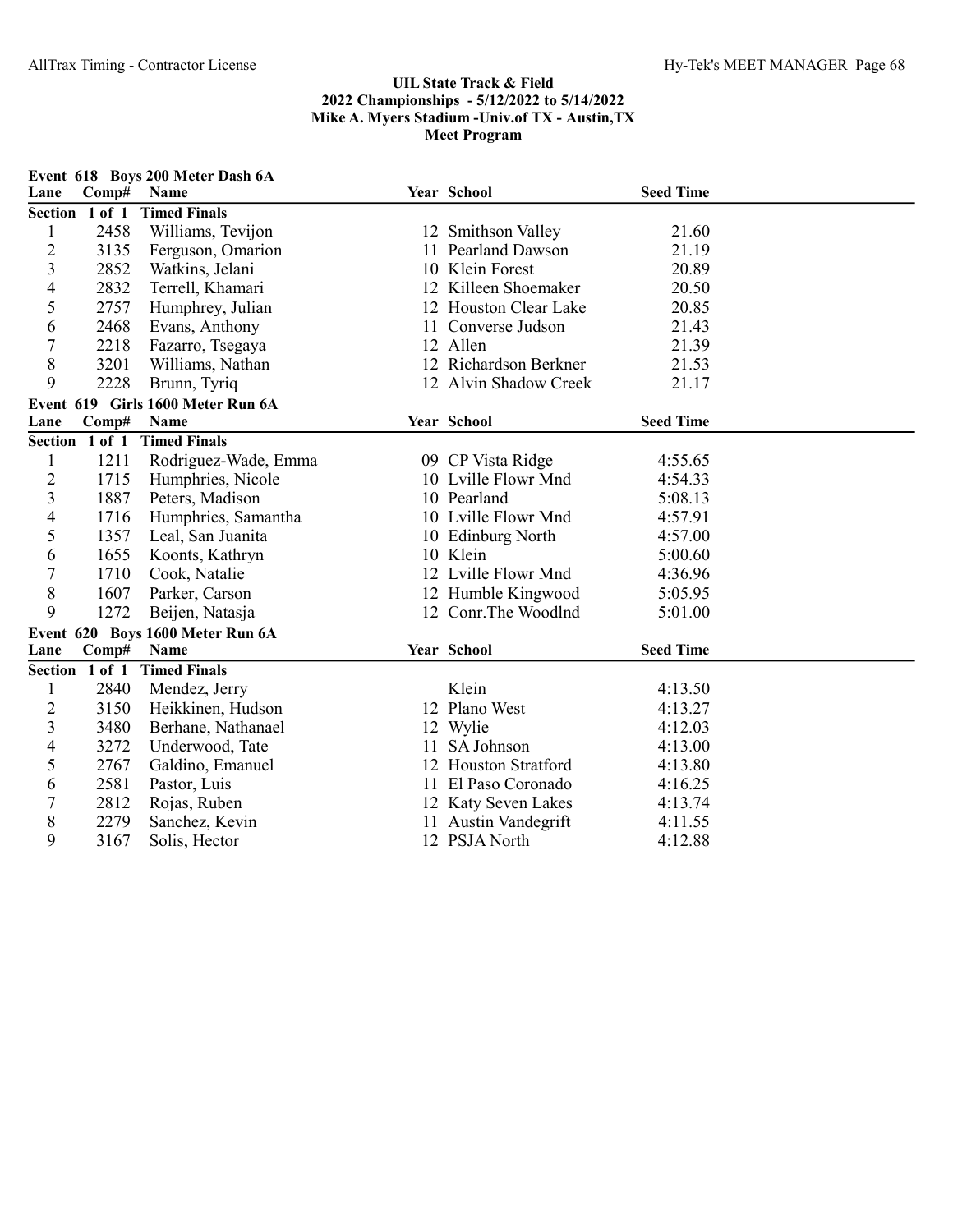## UIL State Track & Field
## 2022 Championships - 5/12/2022 to 5/14/2022
## Mike A. Myers Stadium -Univ.of TX - Austin,TX
## Meet Program

### Event 618 Boys 200 Meter Dash 6A

| Lane | Comp# | Name | Year | School | Seed Time |
|---|---|---|---|---|---|
| **Section 1 of 1 Timed Finals** | | | | | |
| 1 | 2458 | Williams, Tevijon | 12 | Smithson Valley | 21.60 |
| 2 | 3135 | Ferguson, Omarion | 11 | Pearland Dawson | 21.19 |
| 3 | 2852 | Watkins, Jelani | 10 | Klein Forest | 20.89 |
| 4 | 2832 | Terrell, Khamari | 12 | Killeen Shoemaker | 20.50 |
| 5 | 2757 | Humphrey, Julian | 12 | Houston Clear Lake | 20.85 |
| 6 | 2468 | Evans, Anthony | 11 | Converse Judson | 21.43 |
| 7 | 2218 | Fazarro, Tsegaya | 12 | Allen | 21.39 |
| 8 | 3201 | Williams, Nathan | 12 | Richardson Berkner | 21.53 |
| 9 | 2228 | Brunn, Tyriq | 12 | Alvin Shadow Creek | 21.17 |

### Event 619 Girls 1600 Meter Run 6A

| Lane | Comp# | Name | Year | School | Seed Time |
|---|---|---|---|---|---|
| **Section 1 of 1 Timed Finals** | | | | | |
| 1 | 1211 | Rodriguez-Wade, Emma | 09 | CP Vista Ridge | 4:55.65 |
| 2 | 1715 | Humphries, Nicole | 10 | Lville Flowr Mnd | 4:54.33 |
| 3 | 1887 | Peters, Madison | 10 | Pearland | 5:08.13 |
| 4 | 1716 | Humphries, Samantha | 10 | Lville Flowr Mnd | 4:57.91 |
| 5 | 1357 | Leal, San Juanita | 10 | Edinburg North | 4:57.00 |
| 6 | 1655 | Koonts, Kathryn | 10 | Klein | 5:00.60 |
| 7 | 1710 | Cook, Natalie | 12 | Lville Flowr Mnd | 4:36.96 |
| 8 | 1607 | Parker, Carson | 12 | Humble Kingwood | 5:05.95 |
| 9 | 1272 | Beijen, Natasja | 12 | Conr.The Woodlnd | 5:01.00 |

### Event 620 Boys 1600 Meter Run 6A

| Lane | Comp# | Name | Year | School | Seed Time |
|---|---|---|---|---|---|
| **Section 1 of 1 Timed Finals** | | | | | |
| 1 | 2840 | Mendez, Jerry | | Klein | 4:13.50 |
| 2 | 3150 | Heikkinen, Hudson | 12 | Plano West | 4:13.27 |
| 3 | 3480 | Berhane, Nathanael | 12 | Wylie | 4:12.03 |
| 4 | 3272 | Underwood, Tate | 11 | SA Johnson | 4:13.00 |
| 5 | 2767 | Galdino, Emanuel | 12 | Houston Stratford | 4:13.80 |
| 6 | 2581 | Pastor, Luis | 11 | El Paso Coronado | 4:16.25 |
| 7 | 2812 | Rojas, Ruben | 12 | Katy Seven Lakes | 4:13.74 |
| 8 | 2279 | Sanchez, Kevin | 11 | Austin Vandegrift | 4:11.55 |
| 9 | 3167 | Solis, Hector | 12 | PSJA North | 4:12.88 |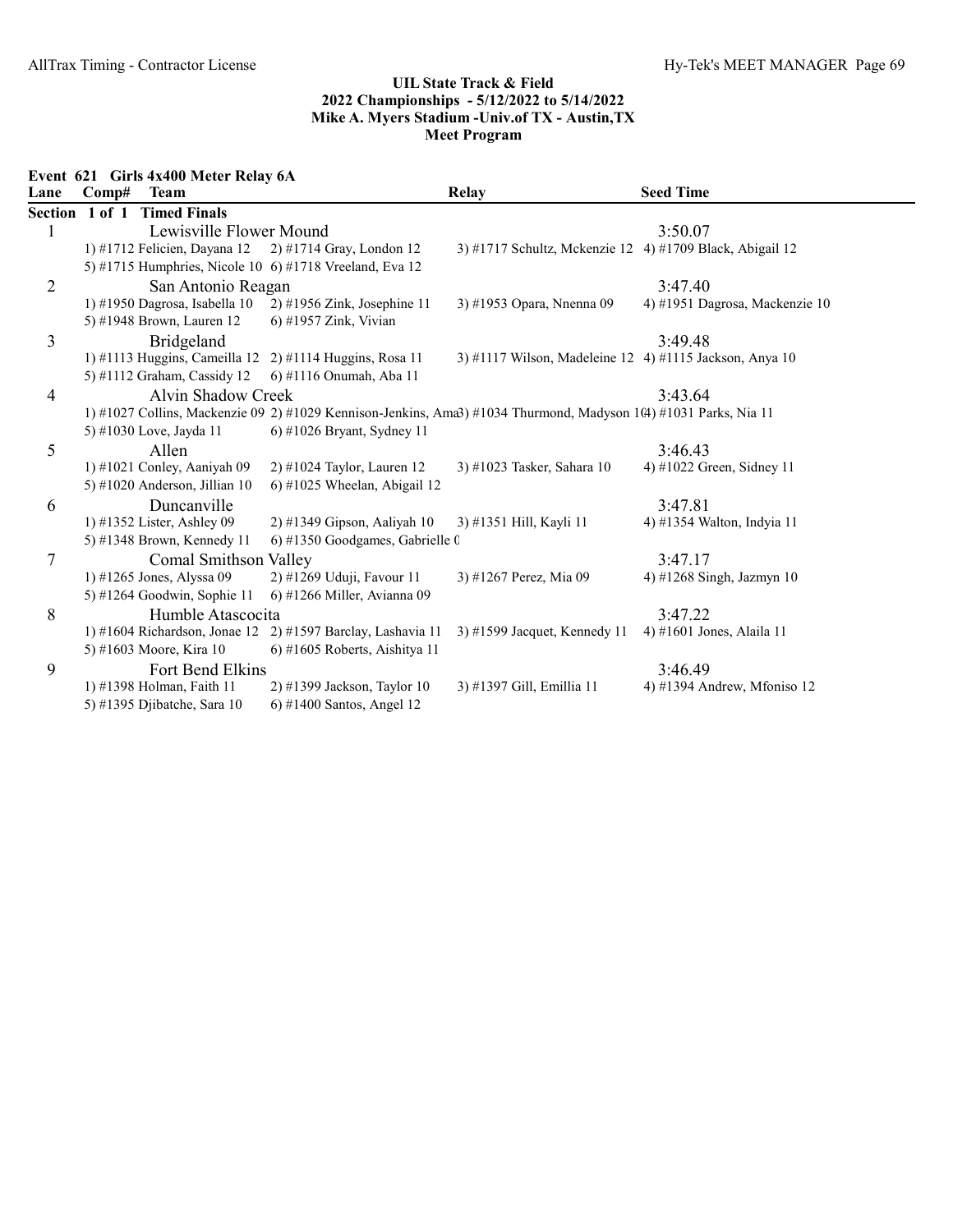**UIL State Track & Field**
**2022 Championships - 5/12/2022 to 5/14/2022**
**Mike A. Myers Stadium -Univ.of TX - Austin,TX**
**Meet Program**

**Event 621 Girls 4x400 Meter Relay 6A**

| Lane | Comp# | Team | Relay | Seed Time |
|---|---|---|---|---|
| **Section 1 of 1 Timed Finals** | | | | |
| 1 | | Lewisville Flower Mound | | 3:50.07 |
| | | 1) #1712 Felicien, Dayana 12 | 2) #1714 Gray, London 12 | 3) #1717 Schultz, Mckenzie 12 4) #1709 Black, Abigail 12 |
| | | 5) #1715 Humphries, Nicole 10 | 6) #1718 Vreeland, Eva 12 | |
| 2 | | San Antonio Reagan | | 3:47.40 |
| | | 1) #1950 Dagrosa, Isabella 10 | 2) #1956 Zink, Josephine 11 | 3) #1953 Opara, Nnenna 09 4) #1951 Dagrosa, Mackenzie 10 |
| | | 5) #1948 Brown, Lauren 12 | 6) #1957 Zink, Vivian | |
| 3 | | Bridgeland | | 3:49.48 |
| | | 1) #1113 Huggins, Cameilla 12 | 2) #1114 Huggins, Rosa 11 | 3) #1117 Wilson, Madeleine 12 4) #1115 Jackson, Anya 10 |
| | | 5) #1112 Graham, Cassidy 12 | 6) #1116 Onumah, Aba 11 | |
| 4 | | Alvin Shadow Creek | | 3:43.64 |
| | | 1) #1027 Collins, Mackenzie 09 | 2) #1029 Kennison-Jenkins, Ama | 3) #1034 Thurmond, Madyson 1( 4) #1031 Parks, Nia 11 |
| | | 5) #1030 Love, Jayda 11 | 6) #1026 Bryant, Sydney 11 | |
| 5 | | Allen | | 3:46.43 |
| | | 1) #1021 Conley, Aaniyah 09 | 2) #1024 Taylor, Lauren 12 | 3) #1023 Tasker, Sahara 10 4) #1022 Green, Sidney 11 |
| | | 5) #1020 Anderson, Jillian 10 | 6) #1025 Wheelan, Abigail 12 | |
| 6 | | Duncanville | | 3:47.81 |
| | | 1) #1352 Lister, Ashley 09 | 2) #1349 Gipson, Aaliyah 10 | 3) #1351 Hill, Kayli 11 4) #1354 Walton, Indyia 11 |
| | | 5) #1348 Brown, Kennedy 11 | 6) #1350 Goodgames, Gabrielle ( | |
| 7 | | Comal Smithson Valley | | 3:47.17 |
| | | 1) #1265 Jones, Alyssa 09 | 2) #1269 Uduji, Favour 11 | 3) #1267 Perez, Mia 09 4) #1268 Singh, Jazmyn 10 |
| | | 5) #1264 Goodwin, Sophie 11 | 6) #1266 Miller, Avianna 09 | |
| 8 | | Humble Atascocita | | 3:47.22 |
| | | 1) #1604 Richardson, Jonae 12 | 2) #1597 Barclay, Lashavia 11 | 3) #1599 Jacquet, Kennedy 11 4) #1601 Jones, Alaila 11 |
| | | 5) #1603 Moore, Kira 10 | 6) #1605 Roberts, Aishitya 11 | |
| 9 | | Fort Bend Elkins | | 3:46.49 |
| | | 1) #1398 Holman, Faith 11 | 2) #1399 Jackson, Taylor 10 | 3) #1397 Gill, Emillia 11 4) #1394 Andrew, Mfoniso 12 |
| | | 5) #1395 Djibatche, Sara 10 | 6) #1400 Santos, Angel 12 | |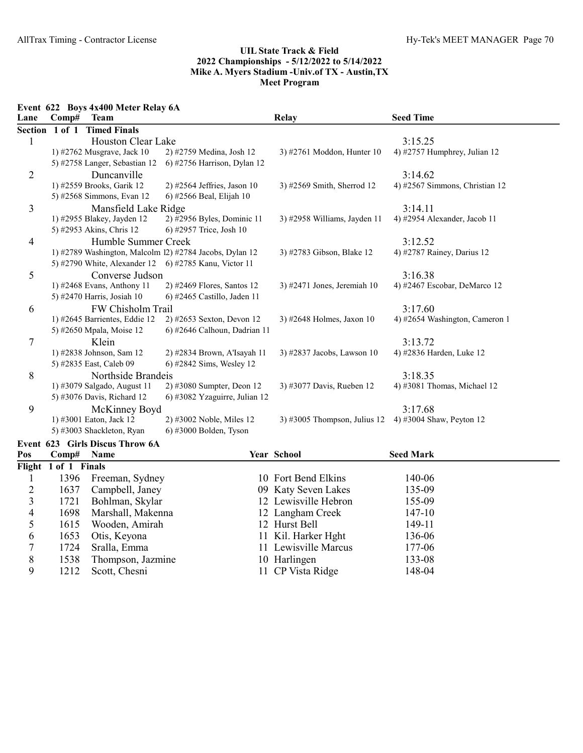## UIL State Track & Field
## 2022 Championships - 5/12/2022 to 5/14/2022
## Mike A. Myers Stadium -Univ.of TX - Austin,TX
## Meet Program

### Event 622 Boys 4x400 Meter Relay 6A

| Lane | Comp# | Team | Relay | Seed Time |
|---|---|---|---|---|
| **Section 1 of 1 Timed Finals** | | | | |
| 1 | | Houston Clear Lake | | 3:15.25 |
| | | 1) #2762 Musgrave, Jack 10; 2) #2759 Medina, Josh 12; 3) #2761 Moddon, Hunter 10; 4) #2757 Humphrey, Julian 12; 5) #2758 Langer, Sebastian 12; 6) #2756 Harrison, Dylan 12 | | |
| 2 | | Duncanville | | 3:14.62 |
| | | 1) #2559 Brooks, Garik 12; 2) #2564 Jeffries, Jason 10; 3) #2569 Smith, Sherrod 12; 4) #2567 Simmons, Christian 12; 5) #2568 Simmons, Evan 12; 6) #2566 Beal, Elijah 10 | | |
| 3 | | Mansfield Lake Ridge | | 3:14.11 |
| | | 1) #2955 Blakey, Jayden 12; 2) #2956 Byles, Dominic 11; 3) #2958 Williams, Jayden 11; 4) #2954 Alexander, Jacob 11; 5) #2953 Akins, Chris 12; 6) #2957 Trice, Josh 10 | | |
| 4 | | Humble Summer Creek | | 3:12.52 |
| | | 1) #2789 Washington, Malcolm 12; 2) #2784 Jacobs, Dylan 12; 3) #2783 Gibson, Blake 12; 4) #2787 Rainey, Darius 12; 5) #2790 White, Alexander 12; 6) #2785 Kanu, Victor 11 | | |
| 5 | | Converse Judson | | 3:16.38 |
| | | 1) #2468 Evans, Anthony 11; 2) #2469 Flores, Santos 12; 3) #2471 Jones, Jeremiah 10; 4) #2467 Escobar, DeMarco 12; 5) #2470 Harris, Josiah 10; 6) #2465 Castillo, Jaden 11 | | |
| 6 | | FW Chisholm Trail | | 3:17.60 |
| | | 1) #2645 Barrientes, Eddie 12; 2) #2653 Sexton, Devon 12; 3) #2648 Holmes, Jaxon 10; 4) #2654 Washington, Cameron 1; 5) #2650 Mpala, Moise 12; 6) #2646 Calhoun, Dadrian 11 | | |
| 7 | | Klein | | 3:13.72 |
| | | 1) #2838 Johnson, Sam 12; 2) #2834 Brown, A'Isayah 11; 3) #2837 Jacobs, Lawson 10; 4) #2836 Harden, Luke 12; 5) #2835 East, Caleb 09; 6) #2842 Sims, Wesley 12 | | |
| 8 | | Northside Brandeis | | 3:18.35 |
| | | 1) #3079 Salgado, August 11; 2) #3080 Sumpter, Deon 12; 3) #3077 Davis, Rueben 12; 4) #3081 Thomas, Michael 12; 5) #3076 Davis, Richard 12; 6) #3082 Yzaguirre, Julian 12 | | |
| 9 | | McKinney Boyd | | 3:17.68 |
| | | 1) #3001 Eaton, Jack 12; 2) #3002 Noble, Miles 12; 3) #3005 Thompson, Julius 12; 4) #3004 Shaw, Peyton 12; 5) #3003 Shackleton, Ryan; 6) #3000 Bolden, Tyson | | |

### Event 623 Girls Discus Throw 6A

| Pos | Comp# | Name | Year | School | Seed Mark |
|---|---|---|---|---|---|
| **Flight 1 of 1 Finals** | | | | | |
| 1 | 1396 | Freeman, Sydney | 10 | Fort Bend Elkins | 140-06 |
| 2 | 1637 | Campbell, Janey | 09 | Katy Seven Lakes | 135-09 |
| 3 | 1721 | Bohlman, Skylar | 12 | Lewisville Hebron | 155-09 |
| 4 | 1698 | Marshall, Makenna | 12 | Langham Creek | 147-10 |
| 5 | 1615 | Wooden, Amirah | 12 | Hurst Bell | 149-11 |
| 6 | 1653 | Otis, Keyona | 11 | Kil. Harker Hght | 136-06 |
| 7 | 1724 | Sralla, Emma | 11 | Lewisville Marcus | 177-06 |
| 8 | 1538 | Thompson, Jazmine | 10 | Harlingen | 133-08 |
| 9 | 1212 | Scott, Chesni | 11 | CP Vista Ridge | 148-04 |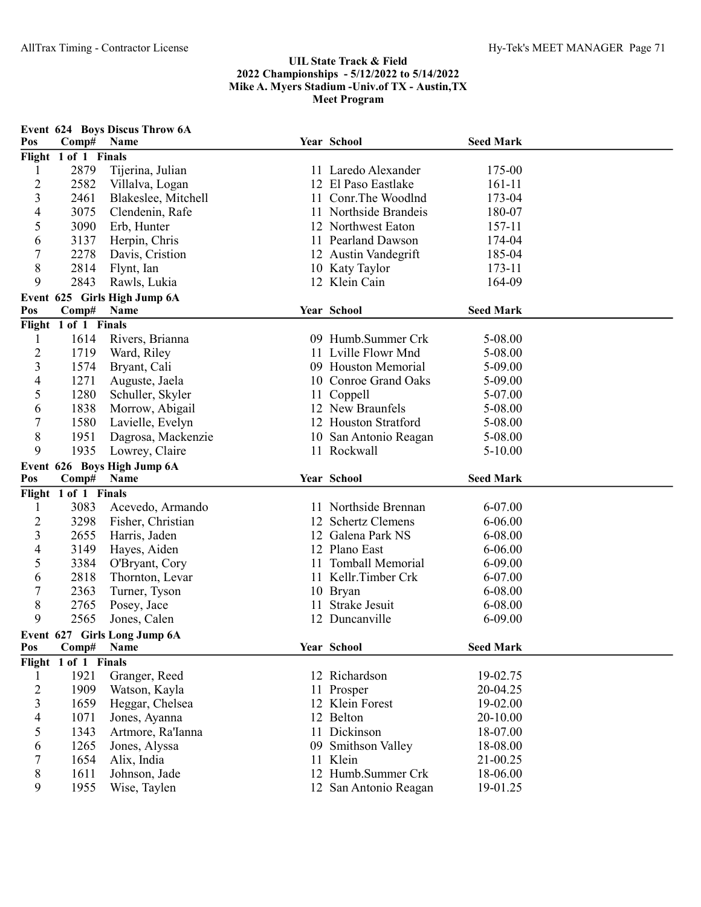## UIL State Track & Field
## 2022 Championships - 5/12/2022 to 5/14/2022
## Mike A. Myers Stadium -Univ.of TX - Austin,TX
## Meet Program

### Event 624 Boys Discus Throw 6A

| Pos | Comp# | Name | Year | School | Seed Mark |
|---|---|---|---|---|---|
| **Flight 1 of 1 Finals** | | | | | |
| 1 | 2879 | Tijerina, Julian | 11 | Laredo Alexander | 175-00 |
| 2 | 2582 | Villalva, Logan | 12 | El Paso Eastlake | 161-11 |
| 3 | 2461 | Blakeslee, Mitchell | 11 | Conr.The Woodlnd | 173-04 |
| 4 | 3075 | Clendenin, Rafe | 11 | Northside Brandeis | 180-07 |
| 5 | 3090 | Erb, Hunter | 12 | Northwest Eaton | 157-11 |
| 6 | 3137 | Herpin, Chris | 11 | Pearland Dawson | 174-04 |
| 7 | 2278 | Davis, Cristion | 12 | Austin Vandegrift | 185-04 |
| 8 | 2814 | Flynt, Ian | 10 | Katy Taylor | 173-11 |
| 9 | 2843 | Rawls, Lukia | 12 | Klein Cain | 164-09 |

### Event 625 Girls High Jump 6A

| Pos | Comp# | Name | Year | School | Seed Mark |
|---|---|---|---|---|---|
| **Flight 1 of 1 Finals** | | | | | |
| 1 | 1614 | Rivers, Brianna | 09 | Humb.Summer Crk | 5-08.00 |
| 2 | 1719 | Ward, Riley | 11 | Lville Flowr Mnd | 5-08.00 |
| 3 | 1574 | Bryant, Cali | 09 | Houston Memorial | 5-09.00 |
| 4 | 1271 | Auguste, Jaela | 10 | Conroe Grand Oaks | 5-09.00 |
| 5 | 1280 | Schuller, Skyler | 11 | Coppell | 5-07.00 |
| 6 | 1838 | Morrow, Abigail | 12 | New Braunfels | 5-08.00 |
| 7 | 1580 | Lavielle, Evelyn | 12 | Houston Stratford | 5-08.00 |
| 8 | 1951 | Dagrosa, Mackenzie | 10 | San Antonio Reagan | 5-08.00 |
| 9 | 1935 | Lowrey, Claire | 11 | Rockwall | 5-10.00 |

### Event 626 Boys High Jump 6A

| Pos | Comp# | Name | Year | School | Seed Mark |
|---|---|---|---|---|---|
| **Flight 1 of 1 Finals** | | | | | |
| 1 | 3083 | Acevedo, Armando | 11 | Northside Brennan | 6-07.00 |
| 2 | 3298 | Fisher, Christian | 12 | Schertz Clemens | 6-06.00 |
| 3 | 2655 | Harris, Jaden | 12 | Galena Park NS | 6-08.00 |
| 4 | 3149 | Hayes, Aiden | 12 | Plano East | 6-06.00 |
| 5 | 3384 | O'Bryant, Cory | 11 | Tomball Memorial | 6-09.00 |
| 6 | 2818 | Thornton, Levar | 11 | Kellr.Timber Crk | 6-07.00 |
| 7 | 2363 | Turner, Tyson | 10 | Bryan | 6-08.00 |
| 8 | 2765 | Posey, Jace | 11 | Strake Jesuit | 6-08.00 |
| 9 | 2565 | Jones, Calen | 12 | Duncanville | 6-09.00 |

### Event 627 Girls Long Jump 6A

| Pos | Comp# | Name | Year | School | Seed Mark |
|---|---|---|---|---|---|
| **Flight 1 of 1 Finals** | | | | | |
| 1 | 1921 | Granger, Reed | 12 | Richardson | 19-02.75 |
| 2 | 1909 | Watson, Kayla | 11 | Prosper | 20-04.25 |
| 3 | 1659 | Heggar, Chelsea | 12 | Klein Forest | 19-02.00 |
| 4 | 1071 | Jones, Ayanna | 12 | Belton | 20-10.00 |
| 5 | 1343 | Artmore, Ra'Ianna | 11 | Dickinson | 18-07.00 |
| 6 | 1265 | Jones, Alyssa | 09 | Smithson Valley | 18-08.00 |
| 7 | 1654 | Alix, India | 11 | Klein | 21-00.25 |
| 8 | 1611 | Johnson, Jade | 12 | Humb.Summer Crk | 18-06.00 |
| 9 | 1955 | Wise, Taylen | 12 | San Antonio Reagan | 19-01.25 |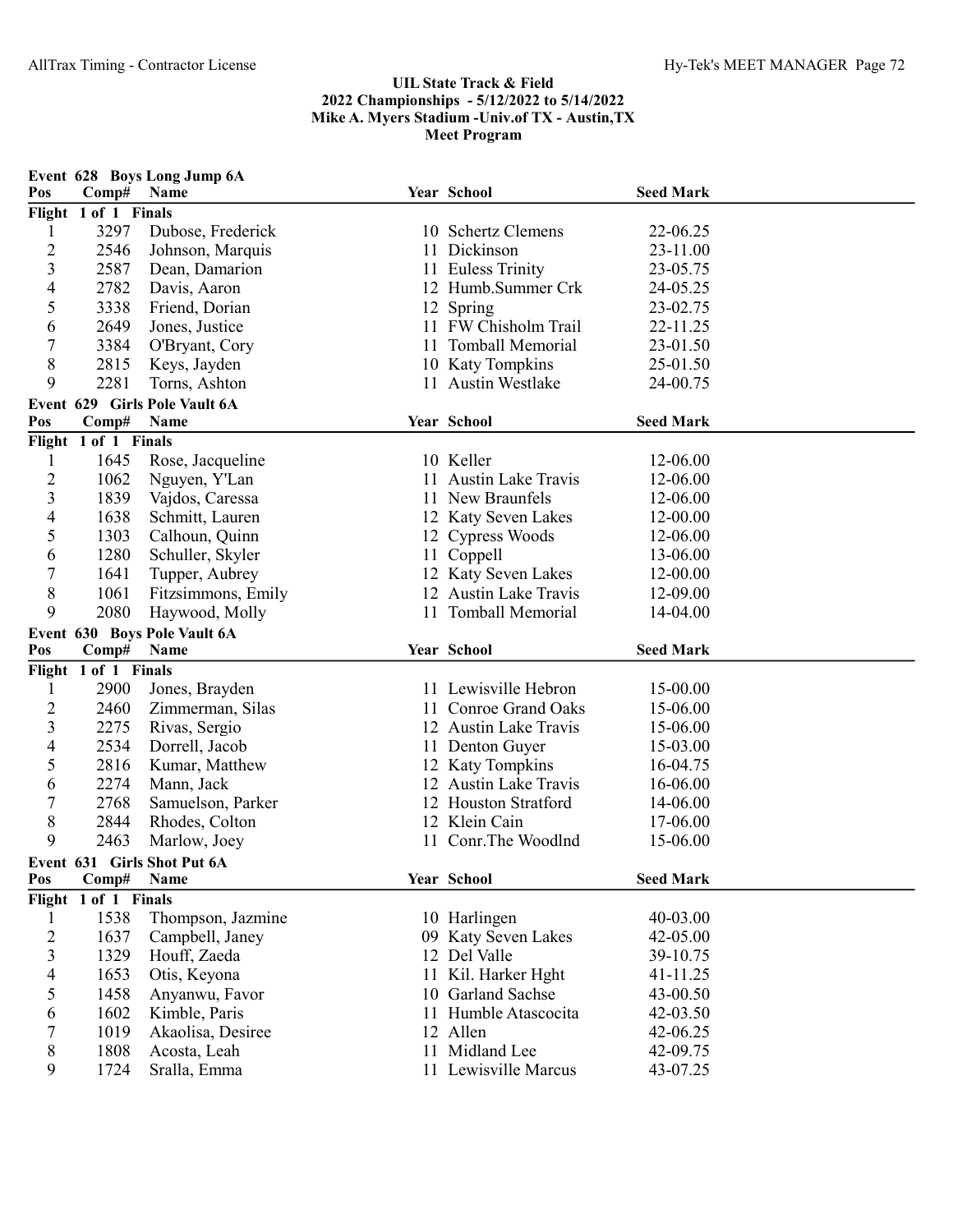## UIL State Track & Field
## 2022 Championships - 5/12/2022 to 5/14/2022
## Mike A. Myers Stadium -Univ.of TX - Austin,TX
## Meet Program

### Event 628 Boys Long Jump 6A

| Pos | Comp# | Name | Year | School | Seed Mark |
|---|---|---|---|---|---|
| **Flight 1 of 1 Finals** | | | | | |
| 1 | 3297 | Dubose, Frederick | 10 | Schertz Clemens | 22-06.25 |
| 2 | 2546 | Johnson, Marquis | 11 | Dickinson | 23-11.00 |
| 3 | 2587 | Dean, Damarion | 11 | Euless Trinity | 23-05.75 |
| 4 | 2782 | Davis, Aaron | 12 | Humb.Summer Crk | 24-05.25 |
| 5 | 3338 | Friend, Dorian | 12 | Spring | 23-02.75 |
| 6 | 2649 | Jones, Justice | 11 | FW Chisholm Trail | 22-11.25 |
| 7 | 3384 | O'Bryant, Cory | 11 | Tomball Memorial | 23-01.50 |
| 8 | 2815 | Keys, Jayden | 10 | Katy Tompkins | 25-01.50 |
| 9 | 2281 | Torns, Ashton | 11 | Austin Westlake | 24-00.75 |

### Event 629 Girls Pole Vault 6A

| Pos | Comp# | Name | Year | School | Seed Mark |
|---|---|---|---|---|---|
| **Flight 1 of 1 Finals** | | | | | |
| 1 | 1645 | Rose, Jacqueline | 10 | Keller | 12-06.00 |
| 2 | 1062 | Nguyen, Y'Lan | 11 | Austin Lake Travis | 12-06.00 |
| 3 | 1839 | Vajdos, Caressa | 11 | New Braunfels | 12-06.00 |
| 4 | 1638 | Schmitt, Lauren | 12 | Katy Seven Lakes | 12-00.00 |
| 5 | 1303 | Calhoun, Quinn | 12 | Cypress Woods | 12-06.00 |
| 6 | 1280 | Schuller, Skyler | 11 | Coppell | 13-06.00 |
| 7 | 1641 | Tupper, Aubrey | 12 | Katy Seven Lakes | 12-00.00 |
| 8 | 1061 | Fitzsimmons, Emily | 12 | Austin Lake Travis | 12-09.00 |
| 9 | 2080 | Haywood, Molly | 11 | Tomball Memorial | 14-04.00 |

### Event 630 Boys Pole Vault 6A

| Pos | Comp# | Name | Year | School | Seed Mark |
|---|---|---|---|---|---|
| **Flight 1 of 1 Finals** | | | | | |
| 1 | 2900 | Jones, Brayden | 11 | Lewisville Hebron | 15-00.00 |
| 2 | 2460 | Zimmerman, Silas | 11 | Conroe Grand Oaks | 15-06.00 |
| 3 | 2275 | Rivas, Sergio | 12 | Austin Lake Travis | 15-06.00 |
| 4 | 2534 | Dorrell, Jacob | 11 | Denton Guyer | 15-03.00 |
| 5 | 2816 | Kumar, Matthew | 12 | Katy Tompkins | 16-04.75 |
| 6 | 2274 | Mann, Jack | 12 | Austin Lake Travis | 16-06.00 |
| 7 | 2768 | Samuelson, Parker | 12 | Houston Stratford | 14-06.00 |
| 8 | 2844 | Rhodes, Colton | 12 | Klein Cain | 17-06.00 |
| 9 | 2463 | Marlow, Joey | 11 | Conr.The Woodlnd | 15-06.00 |

### Event 631 Girls Shot Put 6A

| Pos | Comp# | Name | Year | School | Seed Mark |
|---|---|---|---|---|---|
| **Flight 1 of 1 Finals** | | | | | |
| 1 | 1538 | Thompson, Jazmine | 10 | Harlingen | 40-03.00 |
| 2 | 1637 | Campbell, Janey | 09 | Katy Seven Lakes | 42-05.00 |
| 3 | 1329 | Houff, Zaeda | 12 | Del Valle | 39-10.75 |
| 4 | 1653 | Otis, Keyona | 11 | Kil. Harker Hght | 41-11.25 |
| 5 | 1458 | Anyanwu, Favor | 10 | Garland Sachse | 43-00.50 |
| 6 | 1602 | Kimble, Paris | 11 | Humble Atascocita | 42-03.50 |
| 7 | 1019 | Akaolisa, Desiree | 12 | Allen | 42-06.25 |
| 8 | 1808 | Acosta, Leah | 11 | Midland Lee | 42-09.75 |
| 9 | 1724 | Sralla, Emma | 11 | Lewisville Marcus | 43-07.25 |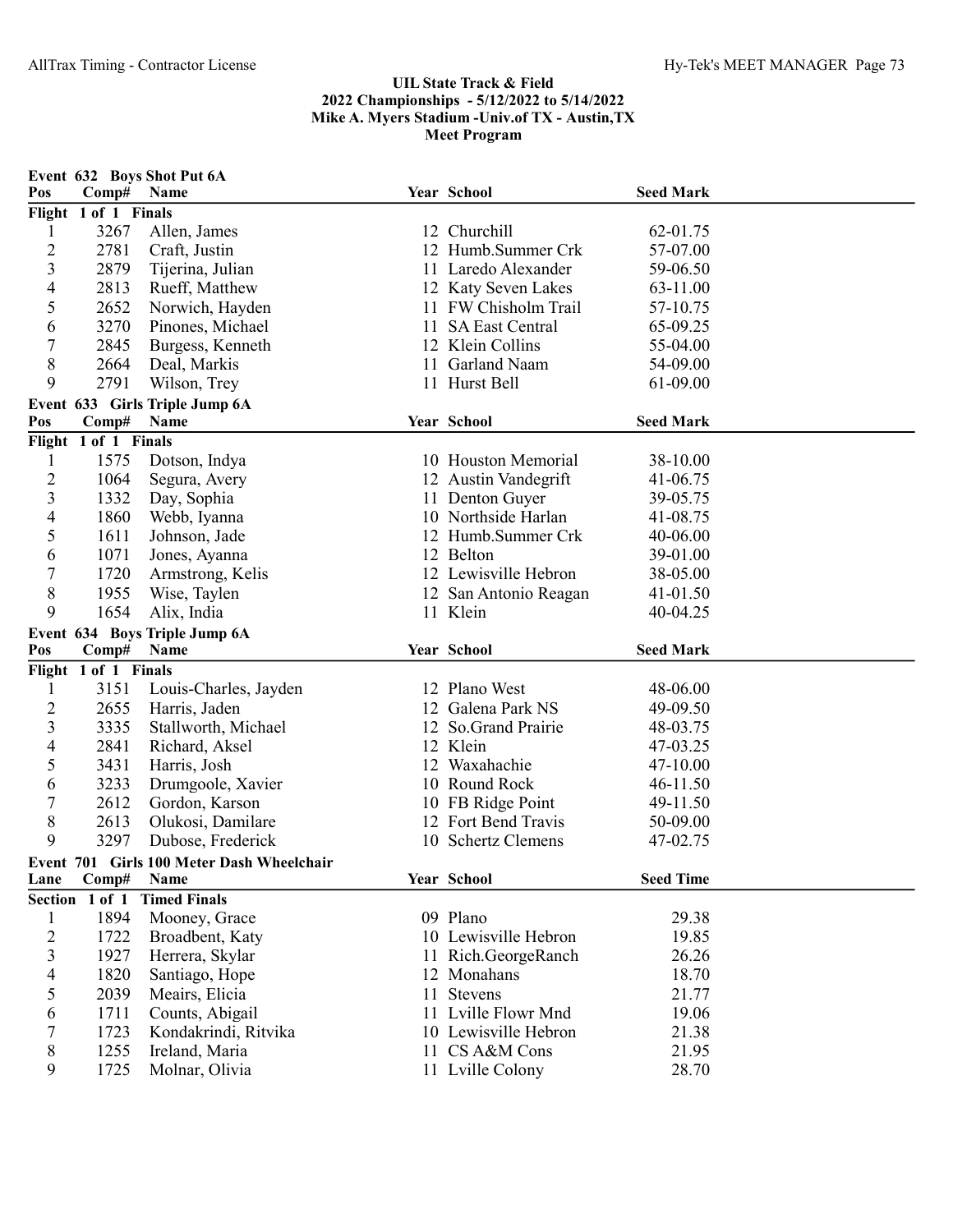## UIL State Track & Field
## 2022 Championships - 5/12/2022 to 5/14/2022
## Mike A. Myers Stadium -Univ.of TX - Austin,TX
## Meet Program

### Event 632 Boys Shot Put 6A

| Pos | Comp# | Name | Year | School | Seed Mark |
|---|---|---|---|---|---|
| **Flight 1 of 1 Finals** | | | | | |
| 1 | 3267 | Allen, James | 12 | Churchill | 62-01.75 |
| 2 | 2781 | Craft, Justin | 12 | Humb.Summer Crk | 57-07.00 |
| 3 | 2879 | Tijerina, Julian | 11 | Laredo Alexander | 59-06.50 |
| 4 | 2813 | Rueff, Matthew | 12 | Katy Seven Lakes | 63-11.00 |
| 5 | 2652 | Norwich, Hayden | 11 | FW Chisholm Trail | 57-10.75 |
| 6 | 3270 | Pinones, Michael | 11 | SA East Central | 65-09.25 |
| 7 | 2845 | Burgess, Kenneth | 12 | Klein Collins | 55-04.00 |
| 8 | 2664 | Deal, Markis | 11 | Garland Naam | 54-09.00 |
| 9 | 2791 | Wilson, Trey | 11 | Hurst Bell | 61-09.00 |

### Event 633 Girls Triple Jump 6A

| Pos | Comp# | Name | Year | School | Seed Mark |
|---|---|---|---|---|---|
| **Flight 1 of 1 Finals** | | | | | |
| 1 | 1575 | Dotson, Indya | 10 | Houston Memorial | 38-10.00 |
| 2 | 1064 | Segura, Avery | 12 | Austin Vandegrift | 41-06.75 |
| 3 | 1332 | Day, Sophia | 11 | Denton Guyer | 39-05.75 |
| 4 | 1860 | Webb, Iyanna | 10 | Northside Harlan | 41-08.75 |
| 5 | 1611 | Johnson, Jade | 12 | Humb.Summer Crk | 40-06.00 |
| 6 | 1071 | Jones, Ayanna | 12 | Belton | 39-01.00 |
| 7 | 1720 | Armstrong, Kelis | 12 | Lewisville Hebron | 38-05.00 |
| 8 | 1955 | Wise, Taylen | 12 | San Antonio Reagan | 41-01.50 |
| 9 | 1654 | Alix, India | 11 | Klein | 40-04.25 |

### Event 634 Boys Triple Jump 6A

| Pos | Comp# | Name | Year | School | Seed Mark |
|---|---|---|---|---|---|
| **Flight 1 of 1 Finals** | | | | | |
| 1 | 3151 | Louis-Charles, Jayden | 12 | Plano West | 48-06.00 |
| 2 | 2655 | Harris, Jaden | 12 | Galena Park NS | 49-09.50 |
| 3 | 3335 | Stallworth, Michael | 12 | So.Grand Prairie | 48-03.75 |
| 4 | 2841 | Richard, Aksel | 12 | Klein | 47-03.25 |
| 5 | 3431 | Harris, Josh | 12 | Waxahachie | 47-10.00 |
| 6 | 3233 | Drumgoole, Xavier | 10 | Round Rock | 46-11.50 |
| 7 | 2612 | Gordon, Karson | 10 | FB Ridge Point | 49-11.50 |
| 8 | 2613 | Olukosi, Damilare | 12 | Fort Bend Travis | 50-09.00 |
| 9 | 3297 | Dubose, Frederick | 10 | Schertz Clemens | 47-02.75 |

### Event 701 Girls 100 Meter Dash Wheelchair

| Lane | Comp# | Name | Year | School | Seed Time |
|---|---|---|---|---|---|
| **Section 1 of 1 Timed Finals** | | | | | |
| 1 | 1894 | Mooney, Grace | 09 | Plano | 29.38 |
| 2 | 1722 | Broadbent, Katy | 10 | Lewisville Hebron | 19.85 |
| 3 | 1927 | Herrera, Skylar | 11 | Rich.GeorgeRanch | 26.26 |
| 4 | 1820 | Santiago, Hope | 12 | Monahans | 18.70 |
| 5 | 2039 | Meairs, Elicia | 11 | Stevens | 21.77 |
| 6 | 1711 | Counts, Abigail | 11 | Lville Flowr Mnd | 19.06 |
| 7 | 1723 | Kondakrindi, Ritvika | 10 | Lewisville Hebron | 21.38 |
| 8 | 1255 | Ireland, Maria | 11 | CS A&M Cons | 21.95 |
| 9 | 1725 | Molnar, Olivia | 11 | Lville Colony | 28.70 |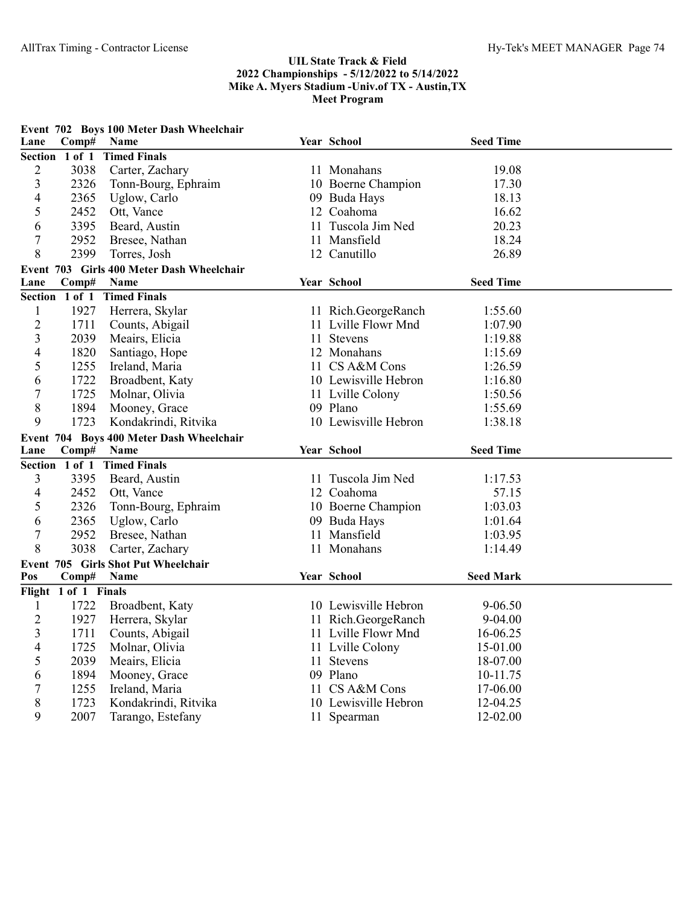## UIL State Track & Field
## 2022 Championships - 5/12/2022 to 5/14/2022
## Mike A. Myers Stadium -Univ.of TX - Austin,TX
## Meet Program

### Event 702 Boys 100 Meter Dash Wheelchair

| Lane | Comp# | Name | Year | School | Seed Time |
|---|---|---|---|---|---|
| **Section 1 of 1 Timed Finals** | | | | | |
| 2 | 3038 | Carter, Zachary | 11 | Monahans | 19.08 |
| 3 | 2326 | Tonn-Bourg, Ephraim | 10 | Boerne Champion | 17.30 |
| 4 | 2365 | Uglow, Carlo | 09 | Buda Hays | 18.13 |
| 5 | 2452 | Ott, Vance | 12 | Coahoma | 16.62 |
| 6 | 3395 | Beard, Austin | 11 | Tuscola Jim Ned | 20.23 |
| 7 | 2952 | Bresee, Nathan | 11 | Mansfield | 18.24 |
| 8 | 2399 | Torres, Josh | 12 | Canutillo | 26.89 |

### Event 703 Girls 400 Meter Dash Wheelchair

| Lane | Comp# | Name | Year | School | Seed Time |
|---|---|---|---|---|---|
| **Section 1 of 1 Timed Finals** | | | | | |
| 1 | 1927 | Herrera, Skylar | 11 | Rich.GeorgeRanch | 1:55.60 |
| 2 | 1711 | Counts, Abigail | 11 | Lville Flowr Mnd | 1:07.90 |
| 3 | 2039 | Meairs, Elicia | 11 | Stevens | 1:19.88 |
| 4 | 1820 | Santiago, Hope | 12 | Monahans | 1:15.69 |
| 5 | 1255 | Ireland, Maria | 11 | CS A&M Cons | 1:26.59 |
| 6 | 1722 | Broadbent, Katy | 10 | Lewisville Hebron | 1:16.80 |
| 7 | 1725 | Molnar, Olivia | 11 | Lville Colony | 1:50.56 |
| 8 | 1894 | Mooney, Grace | 09 | Plano | 1:55.69 |
| 9 | 1723 | Kondakrindi, Ritvika | 10 | Lewisville Hebron | 1:38.18 |

### Event 704 Boys 400 Meter Dash Wheelchair

| Lane | Comp# | Name | Year | School | Seed Time |
|---|---|---|---|---|---|
| **Section 1 of 1 Timed Finals** | | | | | |
| 3 | 3395 | Beard, Austin | 11 | Tuscola Jim Ned | 1:17.53 |
| 4 | 2452 | Ott, Vance | 12 | Coahoma | 57.15 |
| 5 | 2326 | Tonn-Bourg, Ephraim | 10 | Boerne Champion | 1:03.03 |
| 6 | 2365 | Uglow, Carlo | 09 | Buda Hays | 1:01.64 |
| 7 | 2952 | Bresee, Nathan | 11 | Mansfield | 1:03.95 |
| 8 | 3038 | Carter, Zachary | 11 | Monahans | 1:14.49 |

### Event 705 Girls Shot Put Wheelchair

| Pos | Comp# | Name | Year | School | Seed Mark |
|---|---|---|---|---|---|
| **Flight 1 of 1 Finals** | | | | | |
| 1 | 1722 | Broadbent, Katy | 10 | Lewisville Hebron | 9-06.50 |
| 2 | 1927 | Herrera, Skylar | 11 | Rich.GeorgeRanch | 9-04.00 |
| 3 | 1711 | Counts, Abigail | 11 | Lville Flowr Mnd | 16-06.25 |
| 4 | 1725 | Molnar, Olivia | 11 | Lville Colony | 15-01.00 |
| 5 | 2039 | Meairs, Elicia | 11 | Stevens | 18-07.00 |
| 6 | 1894 | Mooney, Grace | 09 | Plano | 10-11.75 |
| 7 | 1255 | Ireland, Maria | 11 | CS A&M Cons | 17-06.00 |
| 8 | 1723 | Kondakrindi, Ritvika | 10 | Lewisville Hebron | 12-04.25 |
| 9 | 2007 | Tarango, Estefany | 11 | Spearman | 12-02.00 |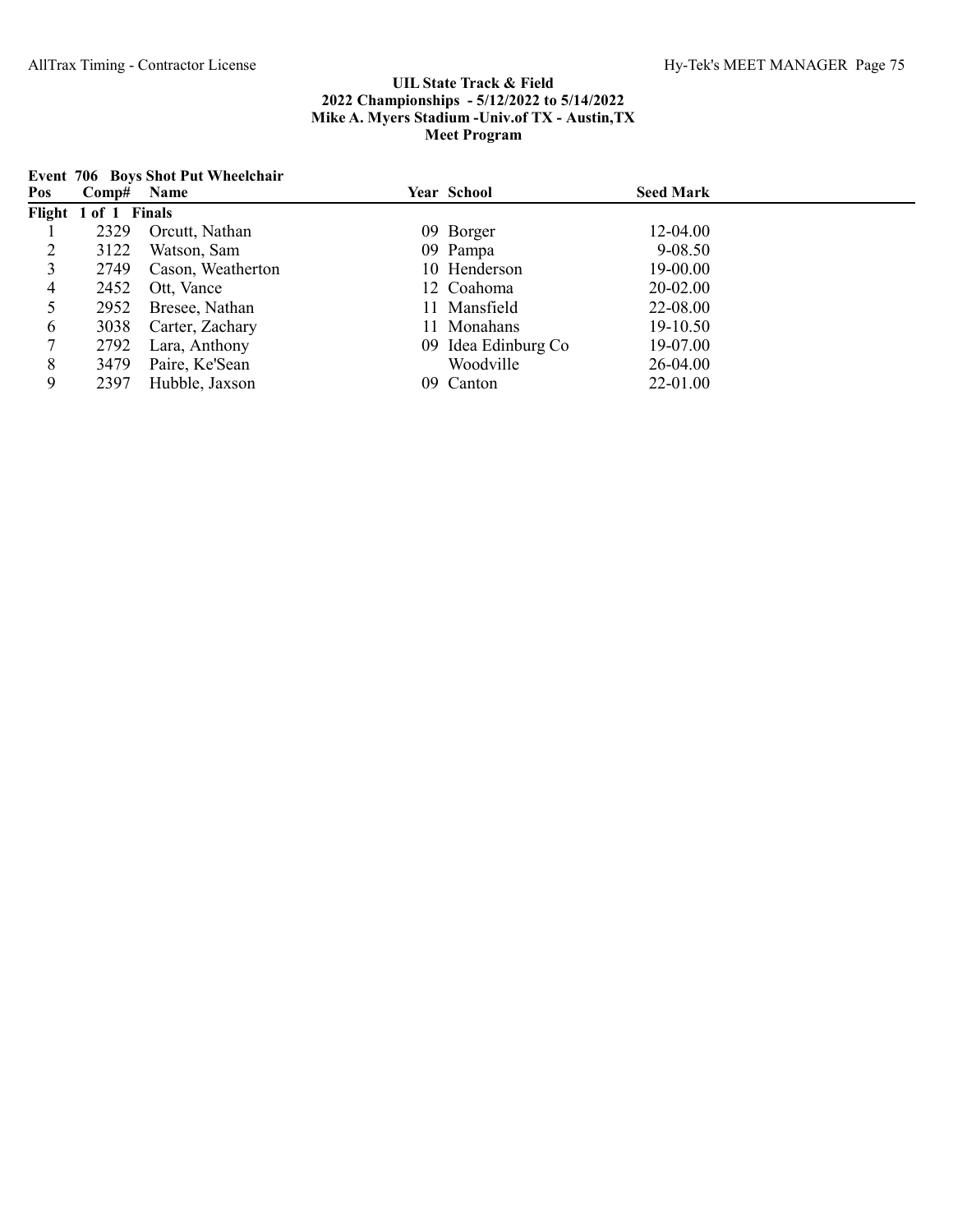**UIL State Track & Field**
**2022 Championships - 5/12/2022 to 5/14/2022**
**Mike A. Myers Stadium -Univ.of TX - Austin,TX**
**Meet Program**

**Event 706 Boys Shot Put Wheelchair**

| Pos | Comp# | Name | Year | School | Seed Mark |
|---|---|---|---|---|---|
| **Flight 1 of 1 Finals** | | | | | |
| 1 | 2329 | Orcutt, Nathan | 09 | Borger | 12-04.00 |
| 2 | 3122 | Watson, Sam | 09 | Pampa | 9-08.50 |
| 3 | 2749 | Cason, Weatherton | 10 | Henderson | 19-00.00 |
| 4 | 2452 | Ott, Vance | 12 | Coahoma | 20-02.00 |
| 5 | 2952 | Bresee, Nathan | 11 | Mansfield | 22-08.00 |
| 6 | 3038 | Carter, Zachary | 11 | Monahans | 19-10.50 |
| 7 | 2792 | Lara, Anthony | 09 | Idea Edinburg Co | 19-07.00 |
| 8 | 3479 | Paire, Ke'Sean | | Woodville | 26-04.00 |
| 9 | 2397 | Hubble, Jaxson | 09 | Canton | 22-01.00 |